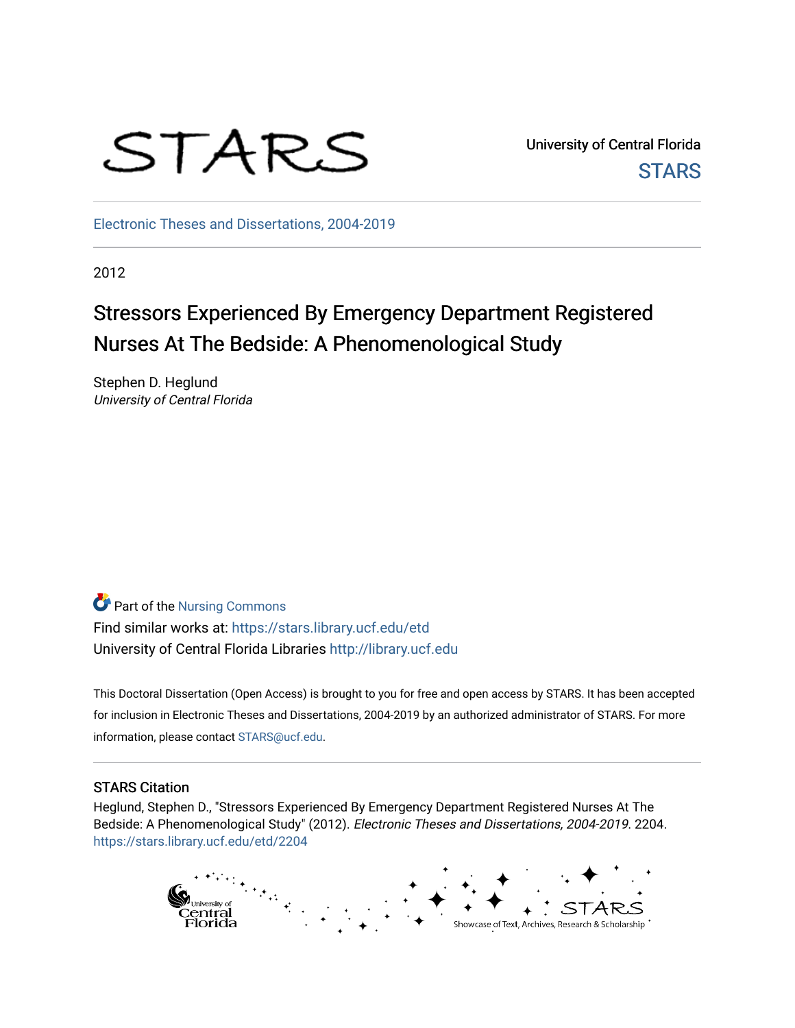STARS

University of Central Florida
STARS

Electronic Theses and Dissertations, 2004-2019

2012

# Stressors Experienced By Emergency Department Registered Nurses At The Bedside: A Phenomenological Study

Stephen D. Heglund
*University of Central Florida*

Part of the Nursing Commons
Find similar works at: https://stars.library.ucf.edu/etd
University of Central Florida Libraries http://library.ucf.edu

This Doctoral Dissertation (Open Access) is brought to you for free and open access by STARS. It has been accepted for inclusion in Electronic Theses and Dissertations, 2004-2019 by an authorized administrator of STARS. For more information, please contact STARS@ucf.edu.

## STARS Citation

Heglund, Stephen D., "Stressors Experienced By Emergency Department Registered Nurses At The Bedside: A Phenomenological Study" (2012). *Electronic Theses and Dissertations, 2004-2019*. 2204.
https://stars.library.ucf.edu/etd/2204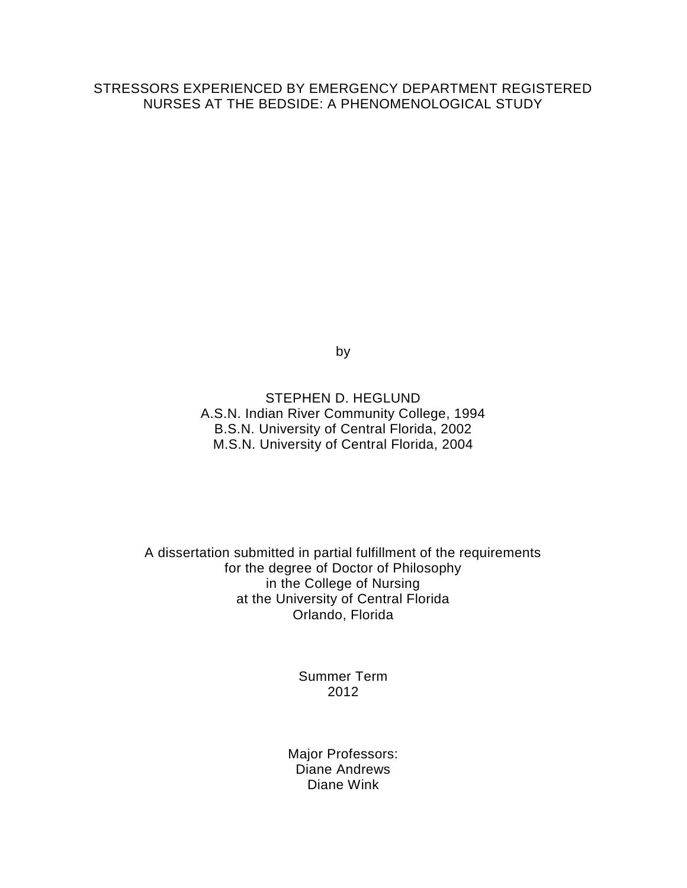# STRESSORS EXPERIENCED BY EMERGENCY DEPARTMENT REGISTERED NURSES AT THE BEDSIDE: A PHENOMENOLOGICAL STUDY

by

STEPHEN D. HEGLUND
A.S.N. Indian River Community College, 1994
B.S.N. University of Central Florida, 2002
M.S.N. University of Central Florida, 2004

A dissertation submitted in partial fulfillment of the requirements
for the degree of Doctor of Philosophy
in the College of Nursing
at the University of Central Florida
Orlando, Florida

Summer Term
2012

Major Professors:
Diane Andrews
Diane Wink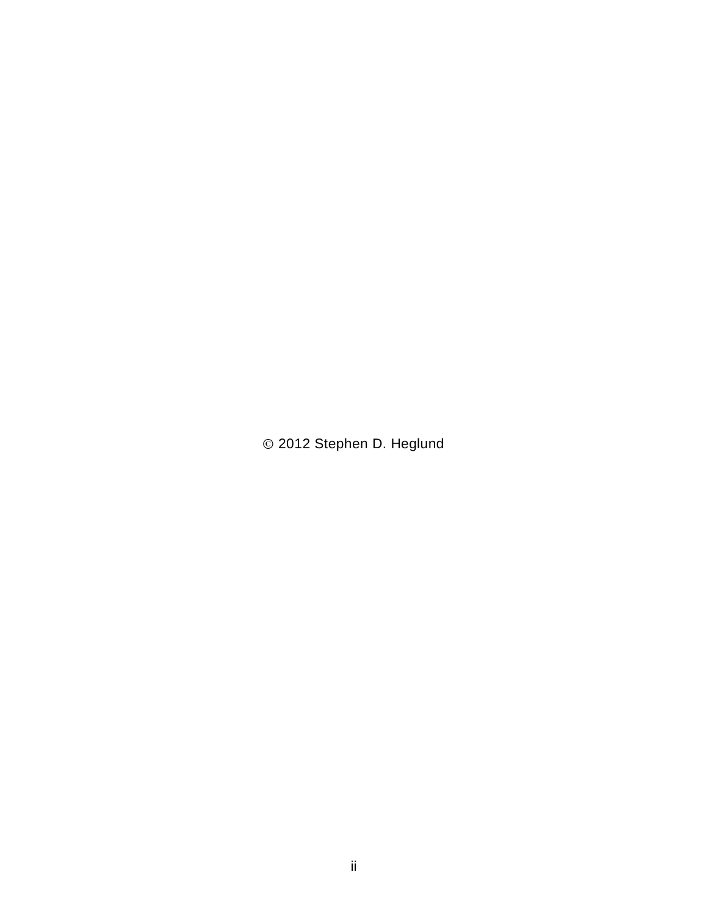© 2012 Stephen D. Heglund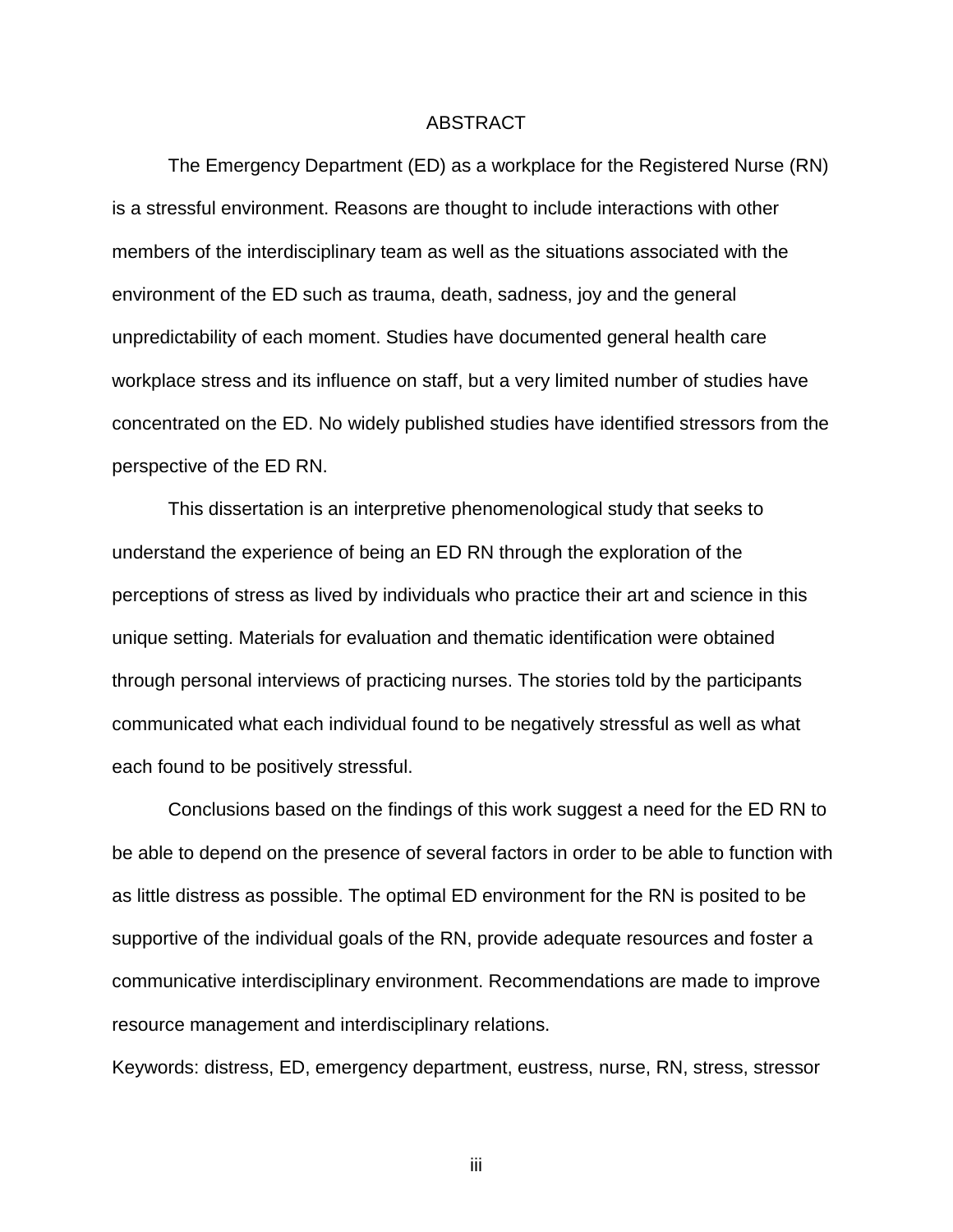# ABSTRACT

The Emergency Department (ED) as a workplace for the Registered Nurse (RN) is a stressful environment. Reasons are thought to include interactions with other members of the interdisciplinary team as well as the situations associated with the environment of the ED such as trauma, death, sadness, joy and the general unpredictability of each moment. Studies have documented general health care workplace stress and its influence on staff, but a very limited number of studies have concentrated on the ED. No widely published studies have identified stressors from the perspective of the ED RN.

This dissertation is an interpretive phenomenological study that seeks to understand the experience of being an ED RN through the exploration of the perceptions of stress as lived by individuals who practice their art and science in this unique setting. Materials for evaluation and thematic identification were obtained through personal interviews of practicing nurses. The stories told by the participants communicated what each individual found to be negatively stressful as well as what each found to be positively stressful.

Conclusions based on the findings of this work suggest a need for the ED RN to be able to depend on the presence of several factors in order to be able to function with as little distress as possible. The optimal ED environment for the RN is posited to be supportive of the individual goals of the RN, provide adequate resources and foster a communicative interdisciplinary environment. Recommendations are made to improve resource management and interdisciplinary relations.

Keywords: distress, ED, emergency department, eustress, nurse, RN, stress, stressor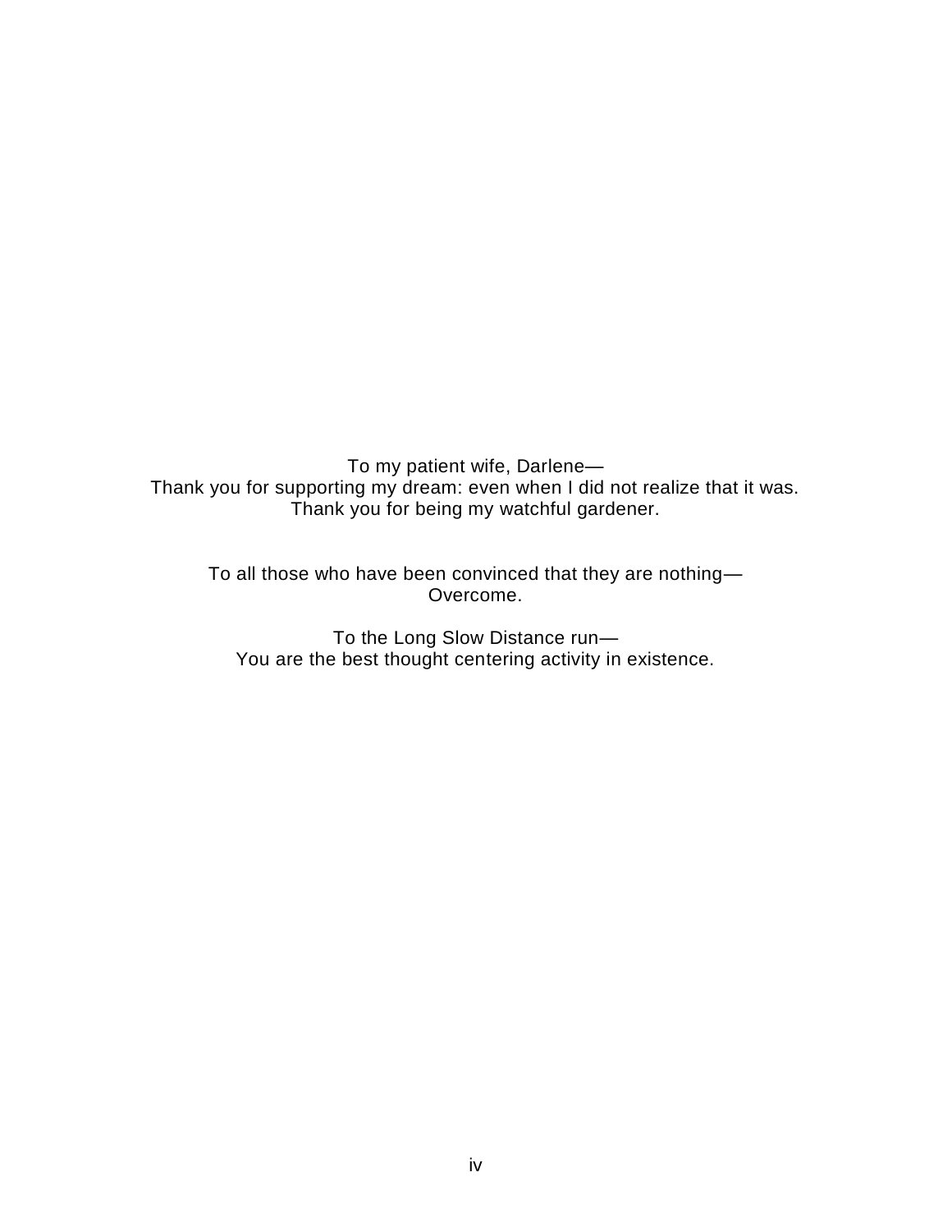To my patient wife, Darlene—
Thank you for supporting my dream: even when I did not realize that it was.
Thank you for being my watchful gardener.

To all those who have been convinced that they are nothing—
Overcome.

To the Long Slow Distance run—
You are the best thought centering activity in existence.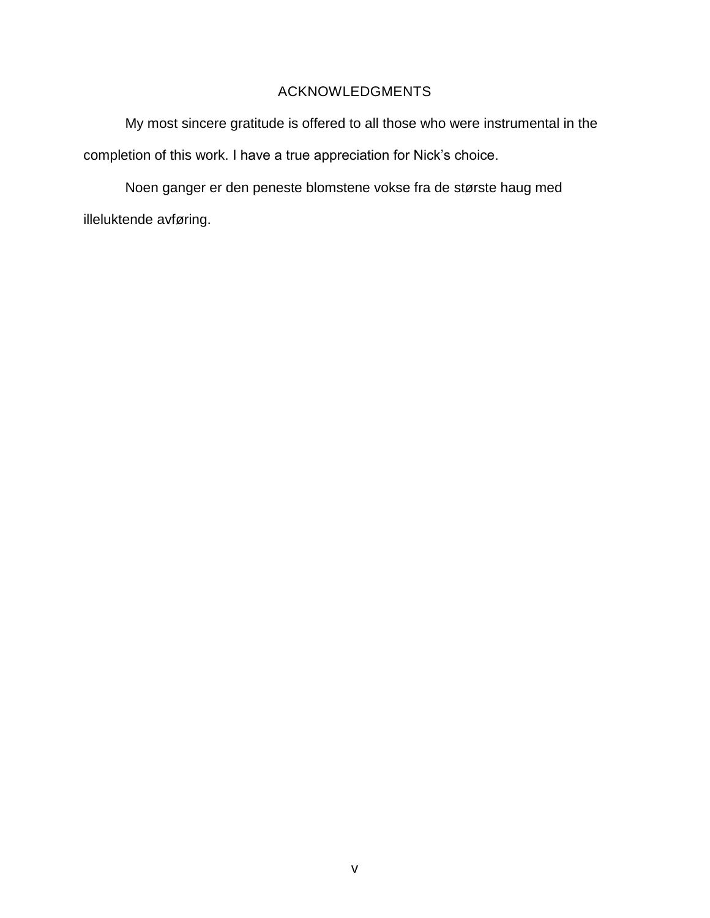# ACKNOWLEDGMENTS

My most sincere gratitude is offered to all those who were instrumental in the completion of this work. I have a true appreciation for Nick's choice.

Noen ganger er den peneste blomstene vokse fra de største haug med illeluktende avføring.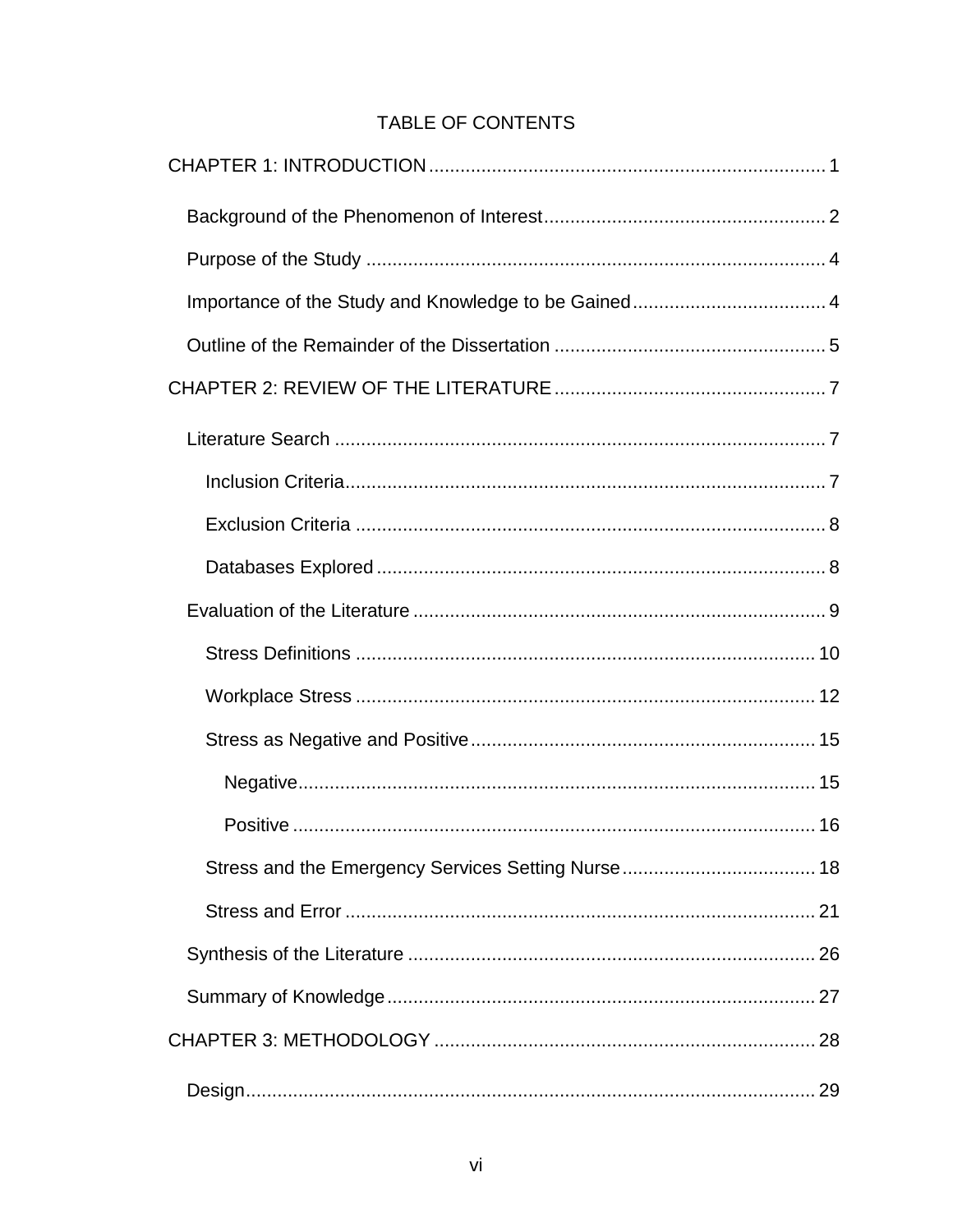# TABLE OF CONTENTS

CHAPTER 1: INTRODUCTION ........................................................................ 1

- Background of the Phenomenon of Interest ..................................................... 2
- Purpose of the Study ........................................................................................ 4
- Importance of the Study and Knowledge to be Gained ..................................... 4
- Outline of the Remainder of the Dissertation .................................................... 5

CHAPTER 2: REVIEW OF THE LITERATURE ................................................... 7

- Literature Search ............................................................................................. 7
  - Inclusion Criteria ........................................................................................... 7
  - Exclusion Criteria .......................................................................................... 8
  - Databases Explored ...................................................................................... 8
- Evaluation of the Literature .............................................................................. 9
  - Stress Definitions ........................................................................................ 10
  - Workplace Stress ........................................................................................ 12
  - Stress as Negative and Positive .................................................................. 15
    - Negative .................................................................................................. 15
    - Positive ................................................................................................... 16
  - Stress and the Emergency Services Setting Nurse ..................................... 18
  - Stress and Error .......................................................................................... 21
- Synthesis of the Literature ............................................................................. 26
- Summary of Knowledge ................................................................................. 27

CHAPTER 3: METHODOLOGY ......................................................................... 28

- Design ............................................................................................................ 29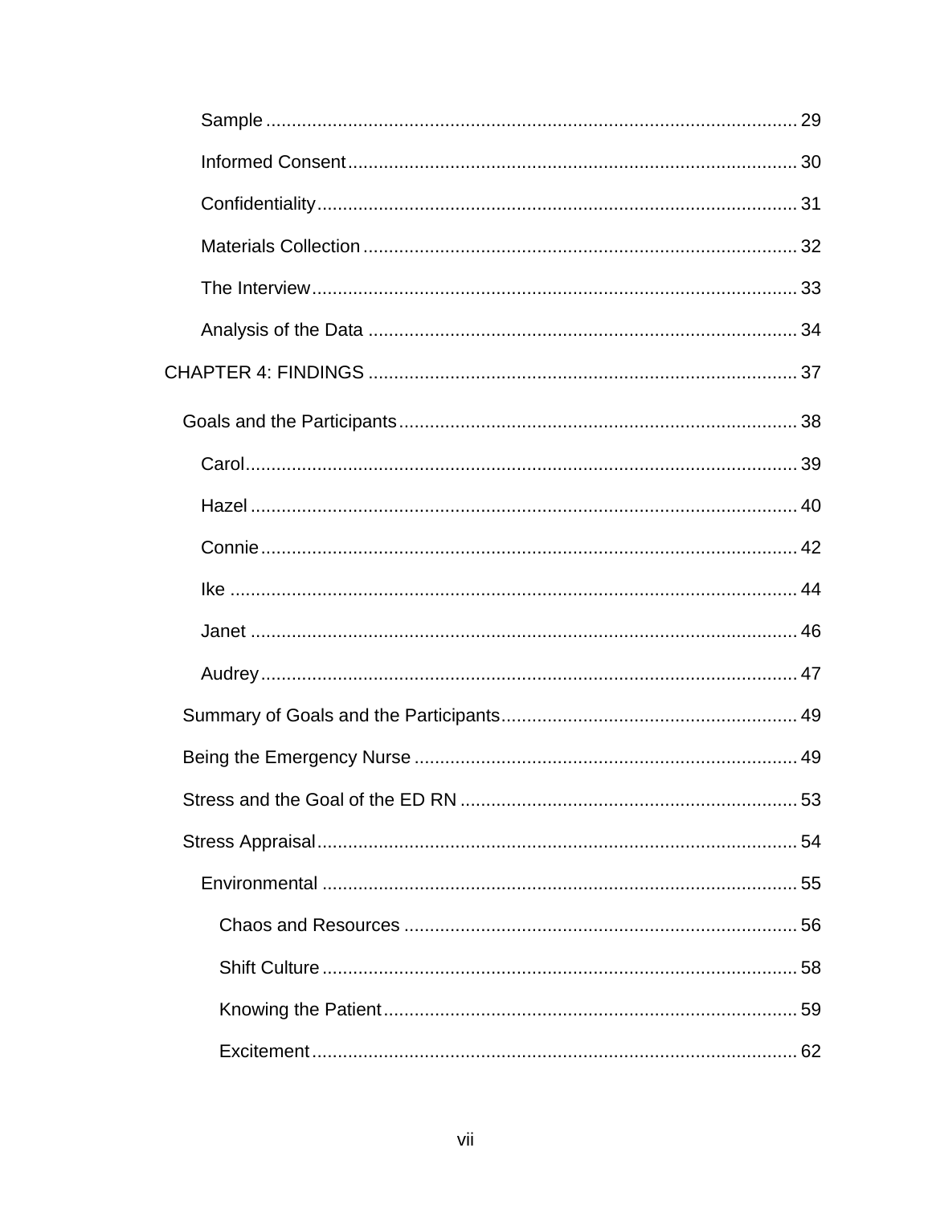Sample ........................................................................................................ 29

Informed Consent ........................................................................................ 30

Confidentiality .............................................................................................. 31

Materials Collection ..................................................................................... 32

The Interview ............................................................................................... 33

Analysis of the Data .................................................................................... 34

CHAPTER 4: FINDINGS ................................................................................... 37

Goals and the Participants ............................................................................. 38

Carol ............................................................................................................ 39

Hazel ........................................................................................................... 40

Connie ......................................................................................................... 42

Ike ............................................................................................................... 44

Janet ........................................................................................................... 46

Audrey ......................................................................................................... 47

Summary of Goals and the Participants .......................................................... 49

Being the Emergency Nurse ........................................................................... 49

Stress and the Goal of the ED RN .................................................................. 53

Stress Appraisal .............................................................................................. 54

Environmental ............................................................................................. 55

Chaos and Resources ............................................................................. 56

Shift Culture ............................................................................................. 58

Knowing the Patient ................................................................................. 59

Excitement ............................................................................................... 62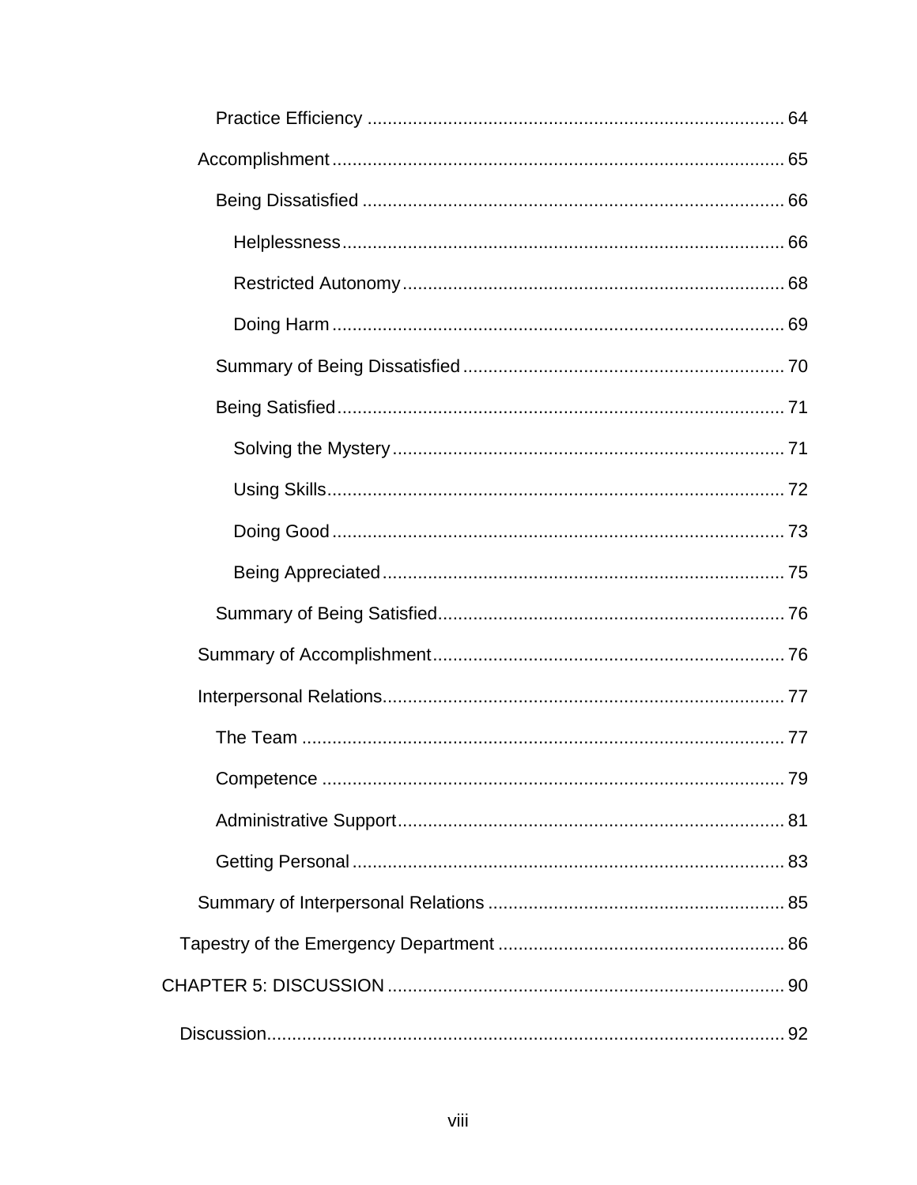Practice Efficiency ..................................................................................... 64

Accomplishment ........................................................................................... 65

Being Dissatisfied ..................................................................................... 66

Helplessness ......................................................................................... 66

Restricted Autonomy ............................................................................ 68

Doing Harm .......................................................................................... 69

Summary of Being Dissatisfied ................................................................ 70

Being Satisfied .......................................................................................... 71

Solving the Mystery .............................................................................. 71

Using Skills ........................................................................................... 72

Doing Good .......................................................................................... 73

Being Appreciated ................................................................................ 75

Summary of Being Satisfied ..................................................................... 76

Summary of Accomplishment ...................................................................... 76

Interpersonal Relations ................................................................................ 77

The Team ................................................................................................. 77

Competence ............................................................................................. 79

Administrative Support ............................................................................. 81

Getting Personal ...................................................................................... 83

Summary of Interpersonal Relations ............................................................ 85

Tapestry of the Emergency Department .......................................................... 86

CHAPTER 5: DISCUSSION ................................................................................ 90

Discussion ....................................................................................................... 92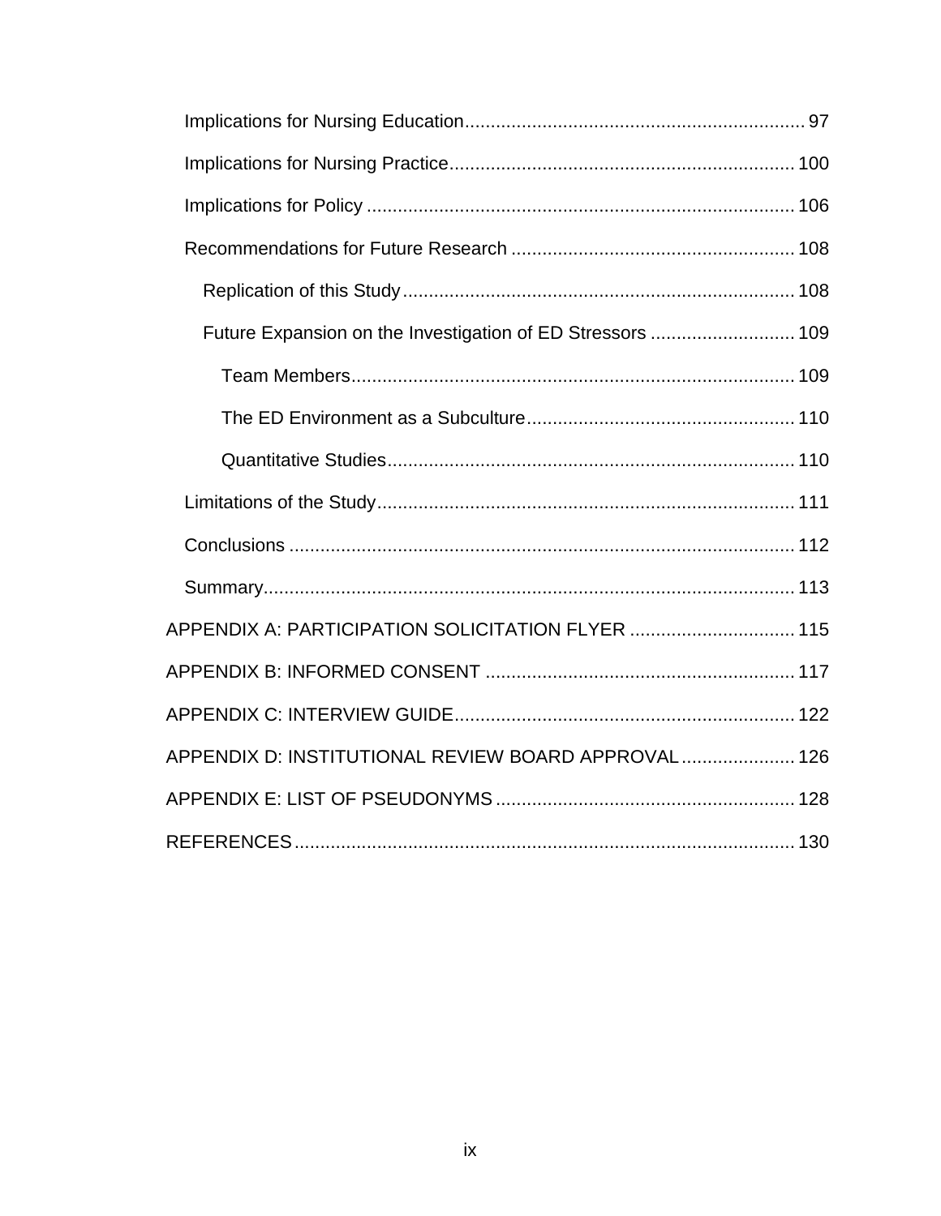Implications for Nursing Education ..... 97

Implications for Nursing Practice ..... 100

Implications for Policy ..... 106

Recommendations for Future Research ..... 108

Replication of this Study ..... 108

Future Expansion on the Investigation of ED Stressors ..... 109

Team Members ..... 109

The ED Environment as a Subculture ..... 110

Quantitative Studies ..... 110

Limitations of the Study ..... 111

Conclusions ..... 112

Summary ..... 113

APPENDIX A: PARTICIPATION SOLICITATION FLYER ..... 115

APPENDIX B: INFORMED CONSENT ..... 117

APPENDIX C: INTERVIEW GUIDE ..... 122

APPENDIX D: INSTITUTIONAL REVIEW BOARD APPROVAL ..... 126

APPENDIX E: LIST OF PSEUDONYMS ..... 128

REFERENCES ..... 130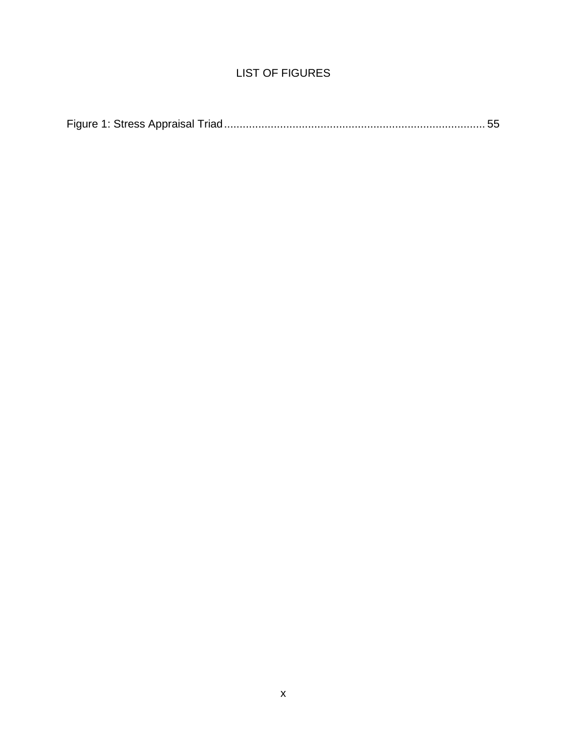# LIST OF FIGURES

Figure 1: Stress Appraisal Triad .................................................................................... 55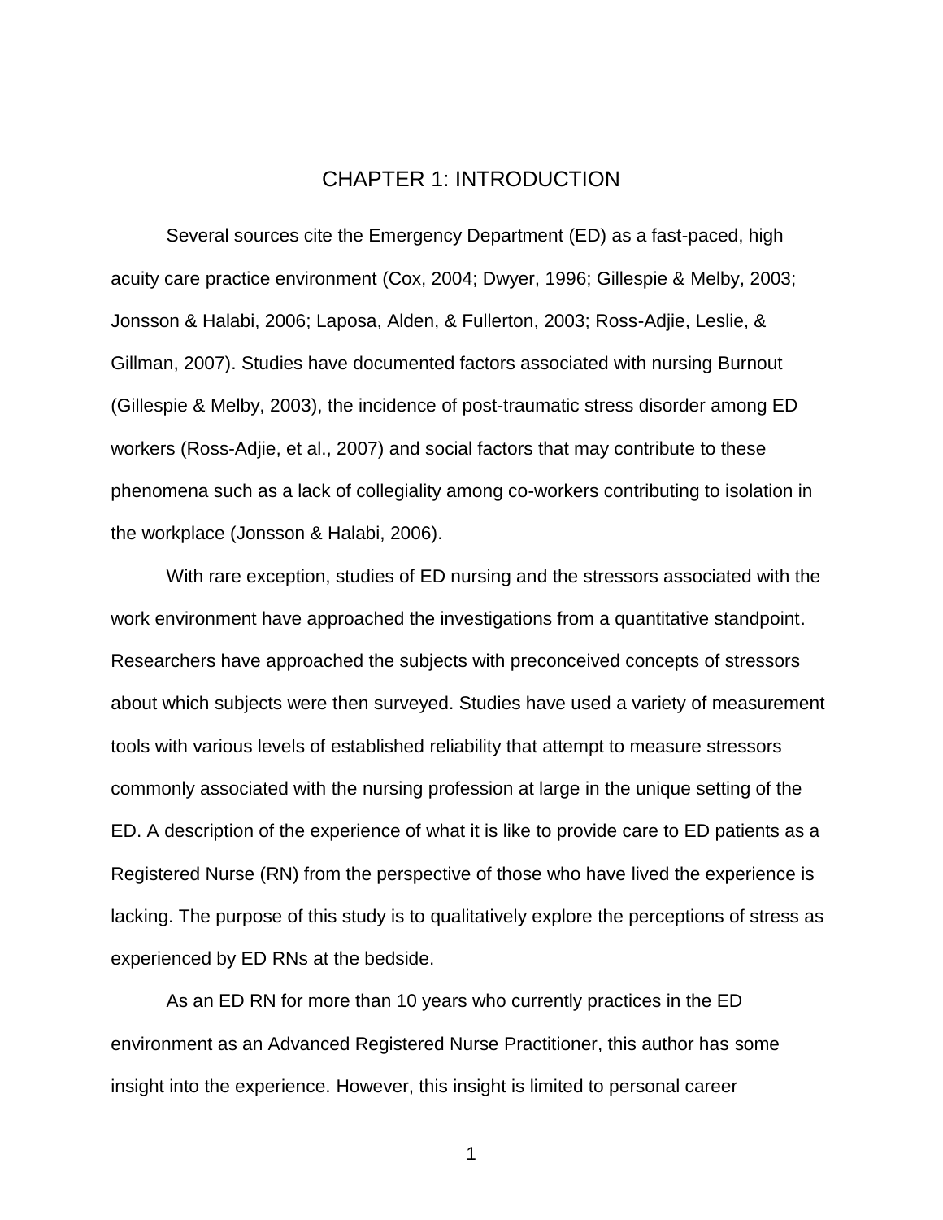# CHAPTER 1: INTRODUCTION

Several sources cite the Emergency Department (ED) as a fast-paced, high acuity care practice environment (Cox, 2004; Dwyer, 1996; Gillespie & Melby, 2003; Jonsson & Halabi, 2006; Laposa, Alden, & Fullerton, 2003; Ross-Adjie, Leslie, & Gillman, 2007). Studies have documented factors associated with nursing Burnout (Gillespie & Melby, 2003), the incidence of post-traumatic stress disorder among ED workers (Ross-Adjie, et al., 2007) and social factors that may contribute to these phenomena such as a lack of collegiality among co-workers contributing to isolation in the workplace (Jonsson & Halabi, 2006).

With rare exception, studies of ED nursing and the stressors associated with the work environment have approached the investigations from a quantitative standpoint. Researchers have approached the subjects with preconceived concepts of stressors about which subjects were then surveyed. Studies have used a variety of measurement tools with various levels of established reliability that attempt to measure stressors commonly associated with the nursing profession at large in the unique setting of the ED. A description of the experience of what it is like to provide care to ED patients as a Registered Nurse (RN) from the perspective of those who have lived the experience is lacking. The purpose of this study is to qualitatively explore the perceptions of stress as experienced by ED RNs at the bedside.

As an ED RN for more than 10 years who currently practices in the ED environment as an Advanced Registered Nurse Practitioner, this author has some insight into the experience. However, this insight is limited to personal career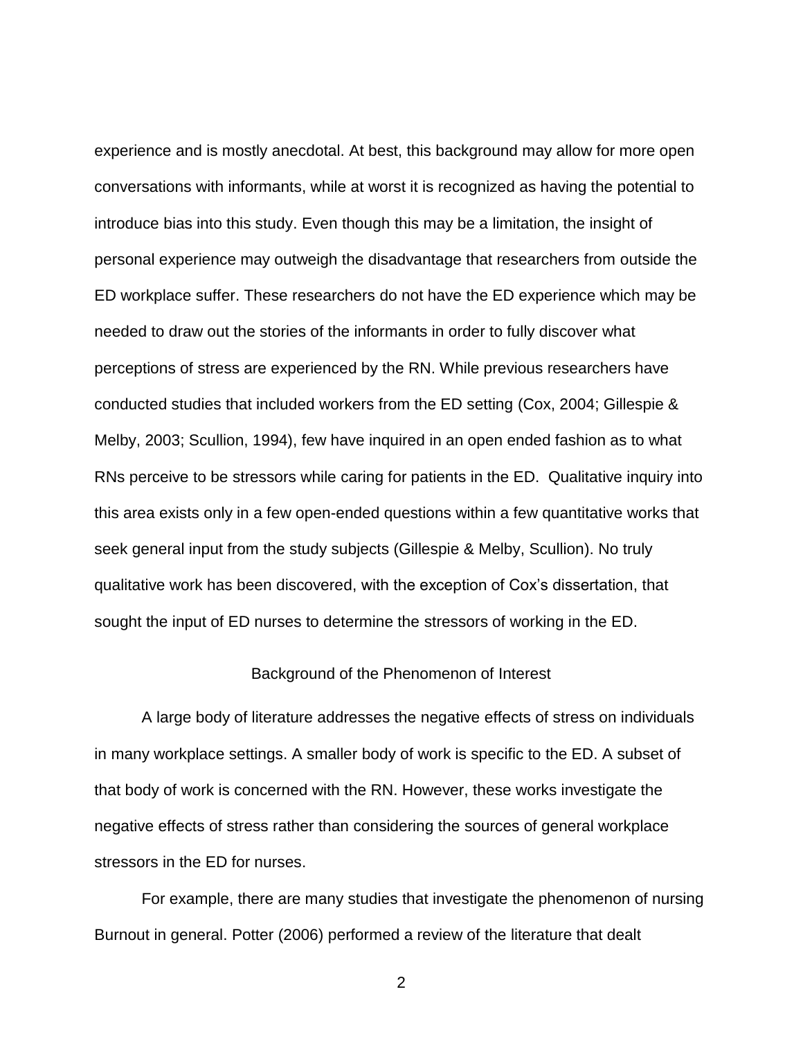experience and is mostly anecdotal. At best, this background may allow for more open conversations with informants, while at worst it is recognized as having the potential to introduce bias into this study. Even though this may be a limitation, the insight of personal experience may outweigh the disadvantage that researchers from outside the ED workplace suffer. These researchers do not have the ED experience which may be needed to draw out the stories of the informants in order to fully discover what perceptions of stress are experienced by the RN. While previous researchers have conducted studies that included workers from the ED setting (Cox, 2004; Gillespie & Melby, 2003; Scullion, 1994), few have inquired in an open ended fashion as to what RNs perceive to be stressors while caring for patients in the ED. Qualitative inquiry into this area exists only in a few open-ended questions within a few quantitative works that seek general input from the study subjects (Gillespie & Melby, Scullion). No truly qualitative work has been discovered, with the exception of Cox's dissertation, that sought the input of ED nurses to determine the stressors of working in the ED.

## Background of the Phenomenon of Interest

A large body of literature addresses the negative effects of stress on individuals in many workplace settings. A smaller body of work is specific to the ED. A subset of that body of work is concerned with the RN. However, these works investigate the negative effects of stress rather than considering the sources of general workplace stressors in the ED for nurses.

For example, there are many studies that investigate the phenomenon of nursing Burnout in general. Potter (2006) performed a review of the literature that dealt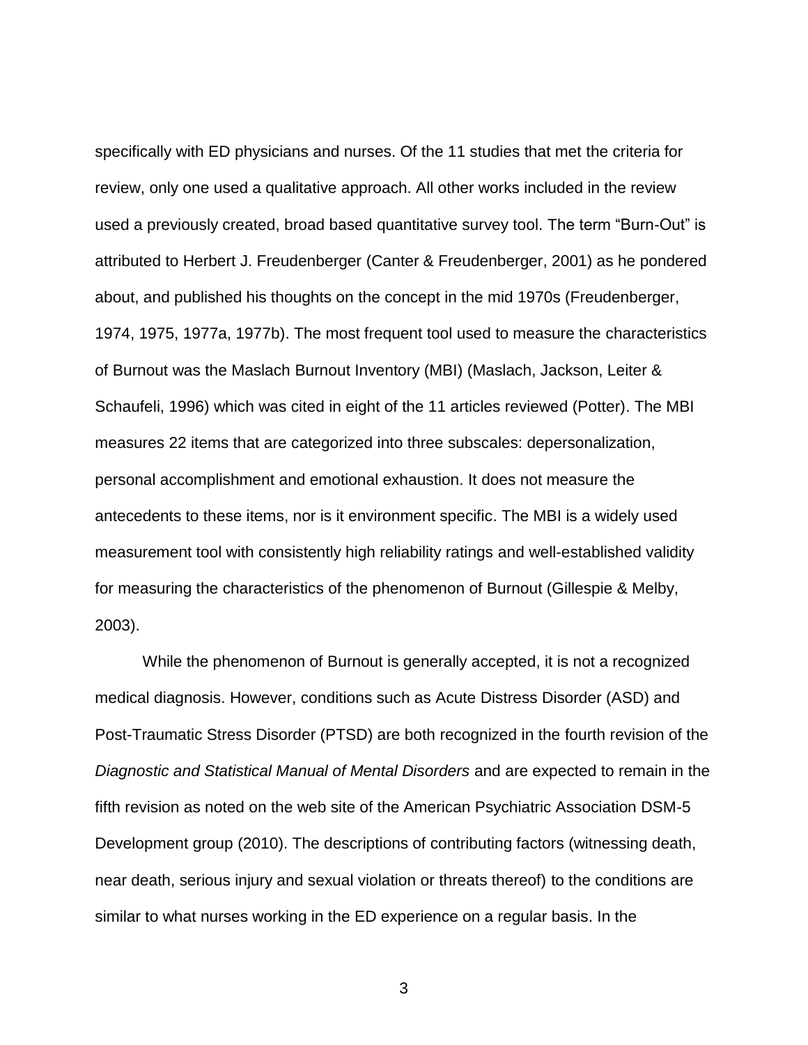specifically with ED physicians and nurses. Of the 11 studies that met the criteria for review, only one used a qualitative approach. All other works included in the review used a previously created, broad based quantitative survey tool. The term “Burn-Out” is attributed to Herbert J. Freudenberger (Canter & Freudenberger, 2001) as he pondered about, and published his thoughts on the concept in the mid 1970s (Freudenberger, 1974, 1975, 1977a, 1977b). The most frequent tool used to measure the characteristics of Burnout was the Maslach Burnout Inventory (MBI) (Maslach, Jackson, Leiter & Schaufeli, 1996) which was cited in eight of the 11 articles reviewed (Potter). The MBI measures 22 items that are categorized into three subscales: depersonalization, personal accomplishment and emotional exhaustion. It does not measure the antecedents to these items, nor is it environment specific. The MBI is a widely used measurement tool with consistently high reliability ratings and well-established validity for measuring the characteristics of the phenomenon of Burnout (Gillespie & Melby, 2003).

While the phenomenon of Burnout is generally accepted, it is not a recognized medical diagnosis. However, conditions such as Acute Distress Disorder (ASD) and Post-Traumatic Stress Disorder (PTSD) are both recognized in the fourth revision of the *Diagnostic and Statistical Manual of Mental Disorders* and are expected to remain in the fifth revision as noted on the web site of the American Psychiatric Association DSM-5 Development group (2010). The descriptions of contributing factors (witnessing death, near death, serious injury and sexual violation or threats thereof) to the conditions are similar to what nurses working in the ED experience on a regular basis. In the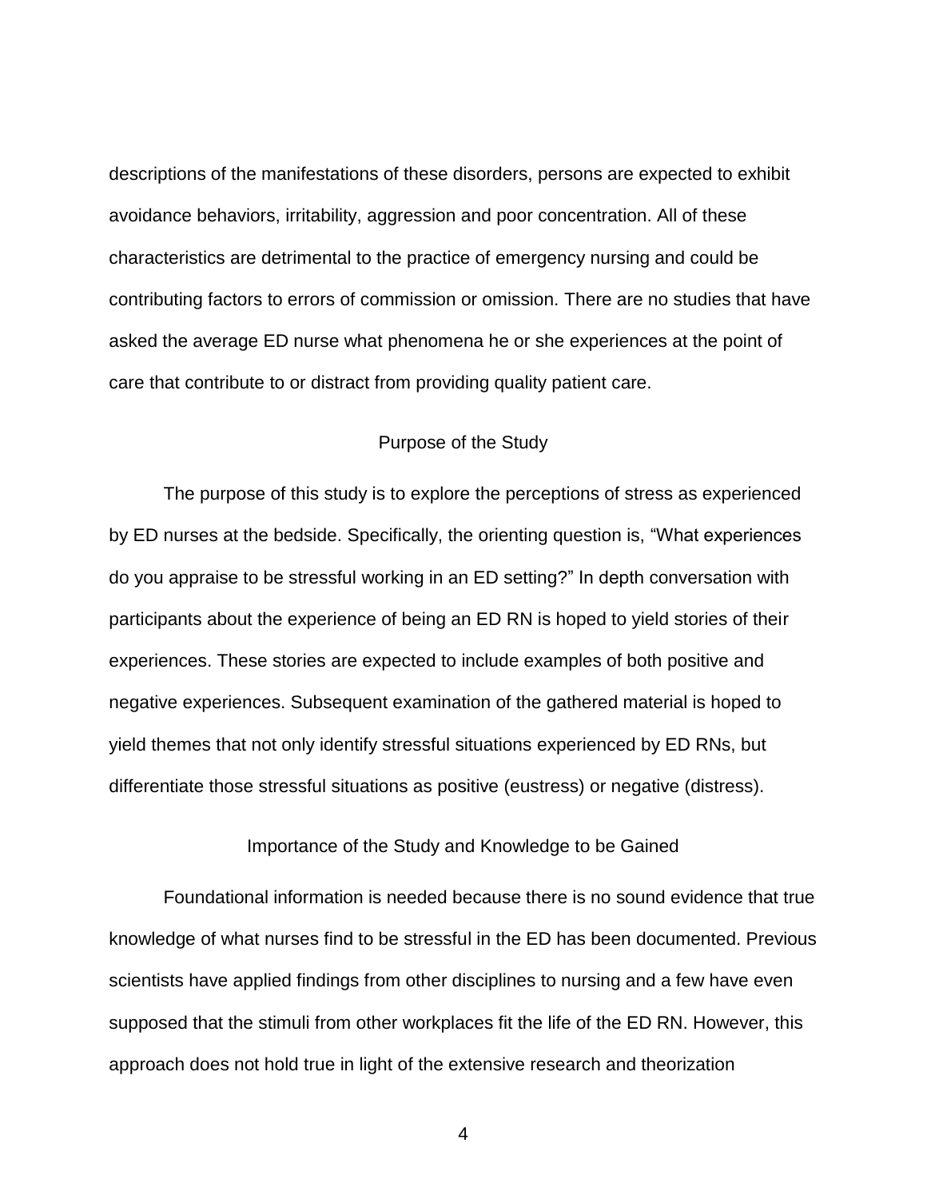descriptions of the manifestations of these disorders, persons are expected to exhibit avoidance behaviors, irritability, aggression and poor concentration. All of these characteristics are detrimental to the practice of emergency nursing and could be contributing factors to errors of commission or omission. There are no studies that have asked the average ED nurse what phenomena he or she experiences at the point of care that contribute to or distract from providing quality patient care.

## Purpose of the Study

The purpose of this study is to explore the perceptions of stress as experienced by ED nurses at the bedside. Specifically, the orienting question is, “What experiences do you appraise to be stressful working in an ED setting?” In depth conversation with participants about the experience of being an ED RN is hoped to yield stories of their experiences. These stories are expected to include examples of both positive and negative experiences. Subsequent examination of the gathered material is hoped to yield themes that not only identify stressful situations experienced by ED RNs, but differentiate those stressful situations as positive (eustress) or negative (distress).

## Importance of the Study and Knowledge to be Gained

Foundational information is needed because there is no sound evidence that true knowledge of what nurses find to be stressful in the ED has been documented. Previous scientists have applied findings from other disciplines to nursing and a few have even supposed that the stimuli from other workplaces fit the life of the ED RN. However, this approach does not hold true in light of the extensive research and theorization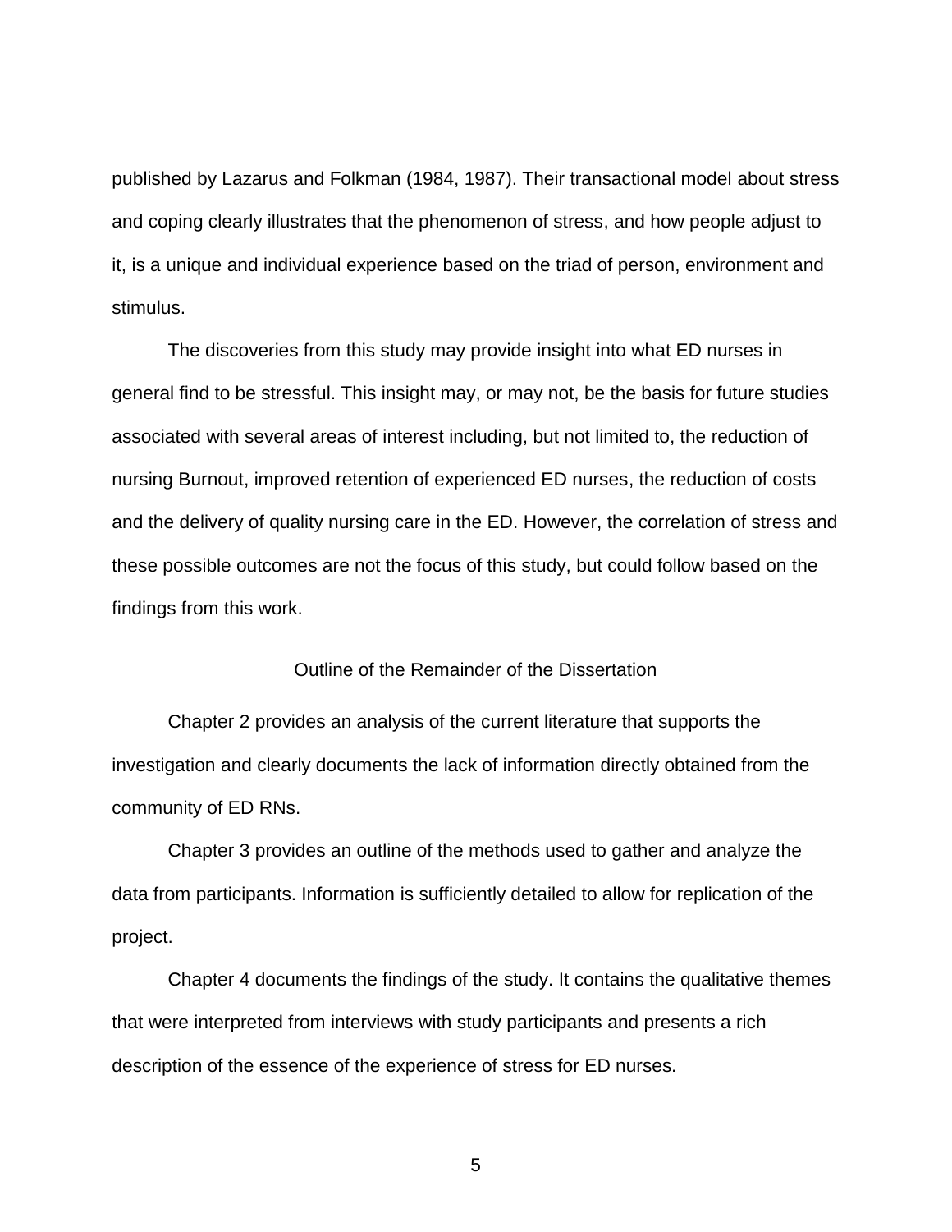published by Lazarus and Folkman (1984, 1987). Their transactional model about stress and coping clearly illustrates that the phenomenon of stress, and how people adjust to it, is a unique and individual experience based on the triad of person, environment and stimulus.

The discoveries from this study may provide insight into what ED nurses in general find to be stressful. This insight may, or may not, be the basis for future studies associated with several areas of interest including, but not limited to, the reduction of nursing Burnout, improved retention of experienced ED nurses, the reduction of costs and the delivery of quality nursing care in the ED. However, the correlation of stress and these possible outcomes are not the focus of this study, but could follow based on the findings from this work.

## Outline of the Remainder of the Dissertation

Chapter 2 provides an analysis of the current literature that supports the investigation and clearly documents the lack of information directly obtained from the community of ED RNs.

Chapter 3 provides an outline of the methods used to gather and analyze the data from participants. Information is sufficiently detailed to allow for replication of the project.

Chapter 4 documents the findings of the study. It contains the qualitative themes that were interpreted from interviews with study participants and presents a rich description of the essence of the experience of stress for ED nurses.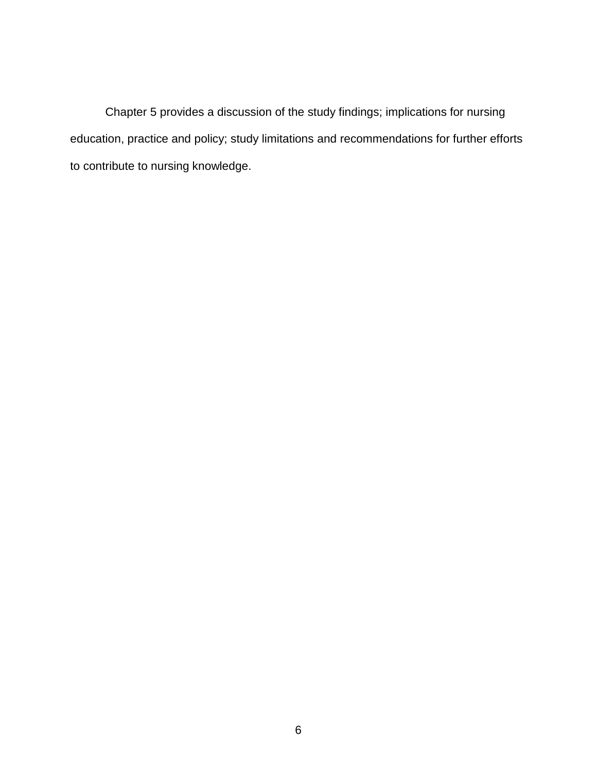Chapter 5 provides a discussion of the study findings; implications for nursing education, practice and policy; study limitations and recommendations for further efforts to contribute to nursing knowledge.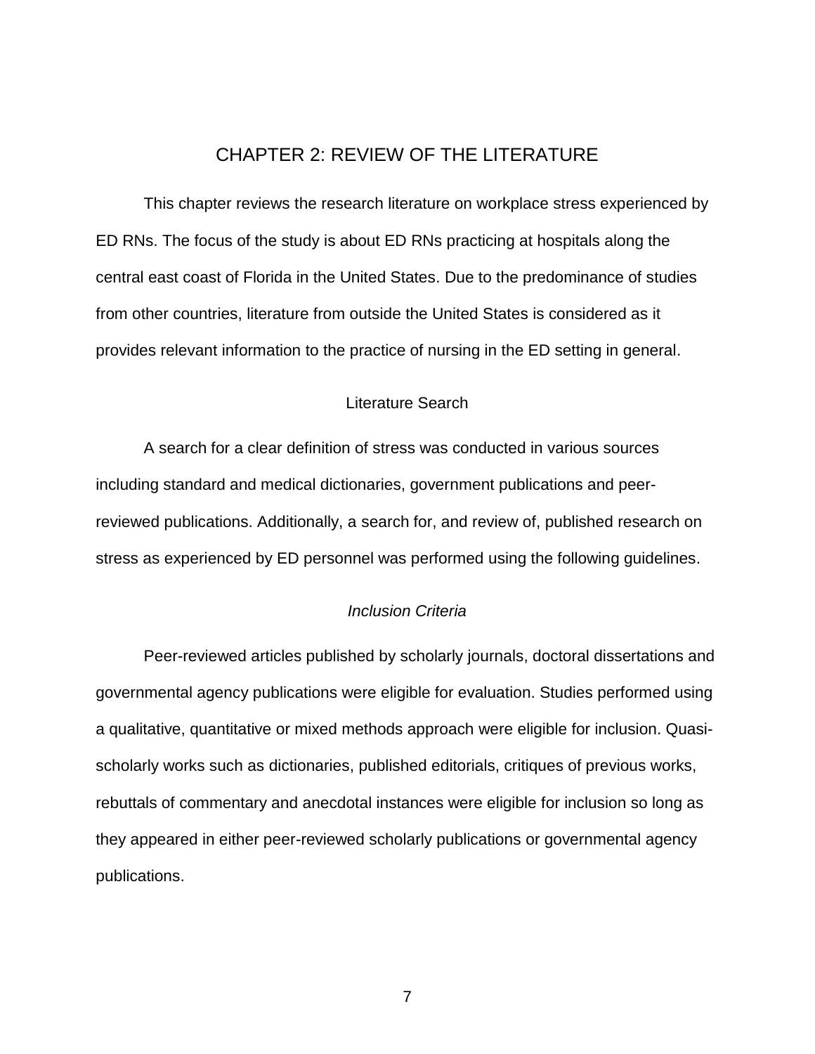# CHAPTER 2: REVIEW OF THE LITERATURE

This chapter reviews the research literature on workplace stress experienced by ED RNs. The focus of the study is about ED RNs practicing at hospitals along the central east coast of Florida in the United States. Due to the predominance of studies from other countries, literature from outside the United States is considered as it provides relevant information to the practice of nursing in the ED setting in general.

## Literature Search

A search for a clear definition of stress was conducted in various sources including standard and medical dictionaries, government publications and peer-reviewed publications. Additionally, a search for, and review of, published research on stress as experienced by ED personnel was performed using the following guidelines.

### *Inclusion Criteria*

Peer-reviewed articles published by scholarly journals, doctoral dissertations and governmental agency publications were eligible for evaluation. Studies performed using a qualitative, quantitative or mixed methods approach were eligible for inclusion. Quasi-scholarly works such as dictionaries, published editorials, critiques of previous works, rebuttals of commentary and anecdotal instances were eligible for inclusion so long as they appeared in either peer-reviewed scholarly publications or governmental agency publications.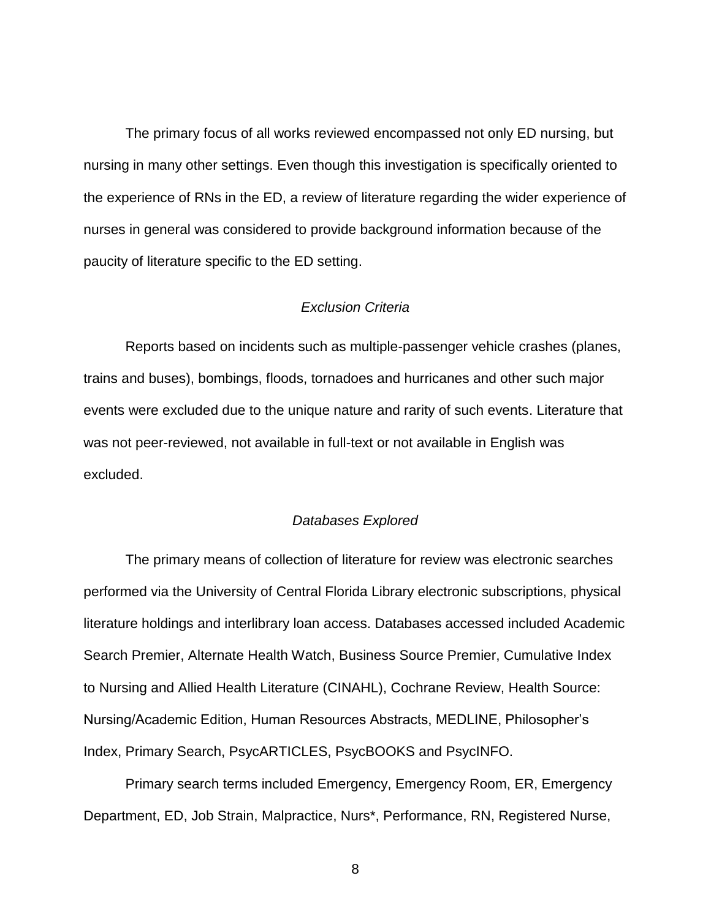The primary focus of all works reviewed encompassed not only ED nursing, but nursing in many other settings. Even though this investigation is specifically oriented to the experience of RNs in the ED, a review of literature regarding the wider experience of nurses in general was considered to provide background information because of the paucity of literature specific to the ED setting.

### *Exclusion Criteria*

Reports based on incidents such as multiple-passenger vehicle crashes (planes, trains and buses), bombings, floods, tornadoes and hurricanes and other such major events were excluded due to the unique nature and rarity of such events. Literature that was not peer-reviewed, not available in full-text or not available in English was excluded.

### *Databases Explored*

The primary means of collection of literature for review was electronic searches performed via the University of Central Florida Library electronic subscriptions, physical literature holdings and interlibrary loan access. Databases accessed included Academic Search Premier, Alternate Health Watch, Business Source Premier, Cumulative Index to Nursing and Allied Health Literature (CINAHL), Cochrane Review, Health Source: Nursing/Academic Edition, Human Resources Abstracts, MEDLINE, Philosopher's Index, Primary Search, PsycARTICLES, PsycBOOKS and PsycINFO.

Primary search terms included Emergency, Emergency Room, ER, Emergency Department, ED, Job Strain, Malpractice, Nurs*, Performance, RN, Registered Nurse,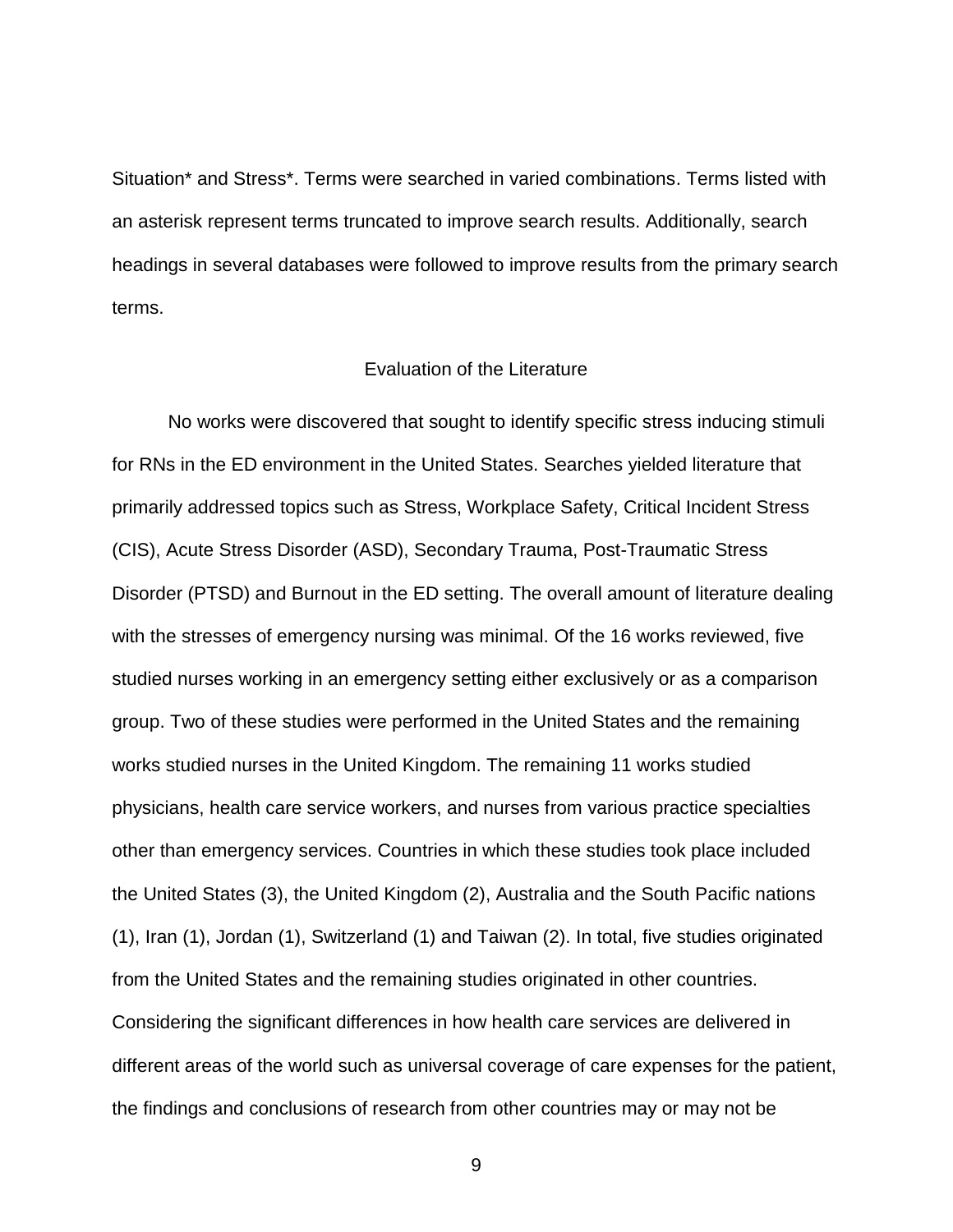Situation* and Stress*. Terms were searched in varied combinations. Terms listed with an asterisk represent terms truncated to improve search results. Additionally, search headings in several databases were followed to improve results from the primary search terms.

## Evaluation of the Literature

No works were discovered that sought to identify specific stress inducing stimuli for RNs in the ED environment in the United States. Searches yielded literature that primarily addressed topics such as Stress, Workplace Safety, Critical Incident Stress (CIS), Acute Stress Disorder (ASD), Secondary Trauma, Post-Traumatic Stress Disorder (PTSD) and Burnout in the ED setting. The overall amount of literature dealing with the stresses of emergency nursing was minimal. Of the 16 works reviewed, five studied nurses working in an emergency setting either exclusively or as a comparison group. Two of these studies were performed in the United States and the remaining works studied nurses in the United Kingdom. The remaining 11 works studied physicians, health care service workers, and nurses from various practice specialties other than emergency services. Countries in which these studies took place included the United States (3), the United Kingdom (2), Australia and the South Pacific nations (1), Iran (1), Jordan (1), Switzerland (1) and Taiwan (2). In total, five studies originated from the United States and the remaining studies originated in other countries. Considering the significant differences in how health care services are delivered in different areas of the world such as universal coverage of care expenses for the patient, the findings and conclusions of research from other countries may or may not be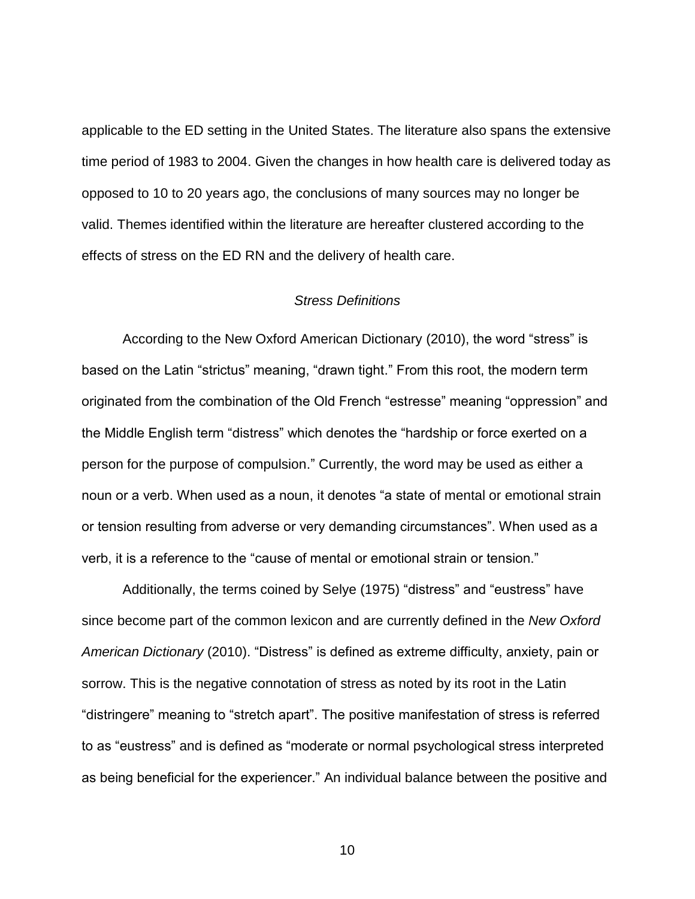applicable to the ED setting in the United States. The literature also spans the extensive time period of 1983 to 2004. Given the changes in how health care is delivered today as opposed to 10 to 20 years ago, the conclusions of many sources may no longer be valid. Themes identified within the literature are hereafter clustered according to the effects of stress on the ED RN and the delivery of health care.

### *Stress Definitions*

According to the New Oxford American Dictionary (2010), the word “stress” is based on the Latin “strictus” meaning, “drawn tight.” From this root, the modern term originated from the combination of the Old French “estresse” meaning “oppression” and the Middle English term “distress” which denotes the “hardship or force exerted on a person for the purpose of compulsion.” Currently, the word may be used as either a noun or a verb. When used as a noun, it denotes “a state of mental or emotional strain or tension resulting from adverse or very demanding circumstances”. When used as a verb, it is a reference to the “cause of mental or emotional strain or tension.”

Additionally, the terms coined by Selye (1975) “distress” and “eustress” have since become part of the common lexicon and are currently defined in the *New Oxford American Dictionary* (2010). “Distress” is defined as extreme difficulty, anxiety, pain or sorrow. This is the negative connotation of stress as noted by its root in the Latin “distringere” meaning to “stretch apart”. The positive manifestation of stress is referred to as “eustress” and is defined as “moderate or normal psychological stress interpreted as being beneficial for the experiencer.” An individual balance between the positive and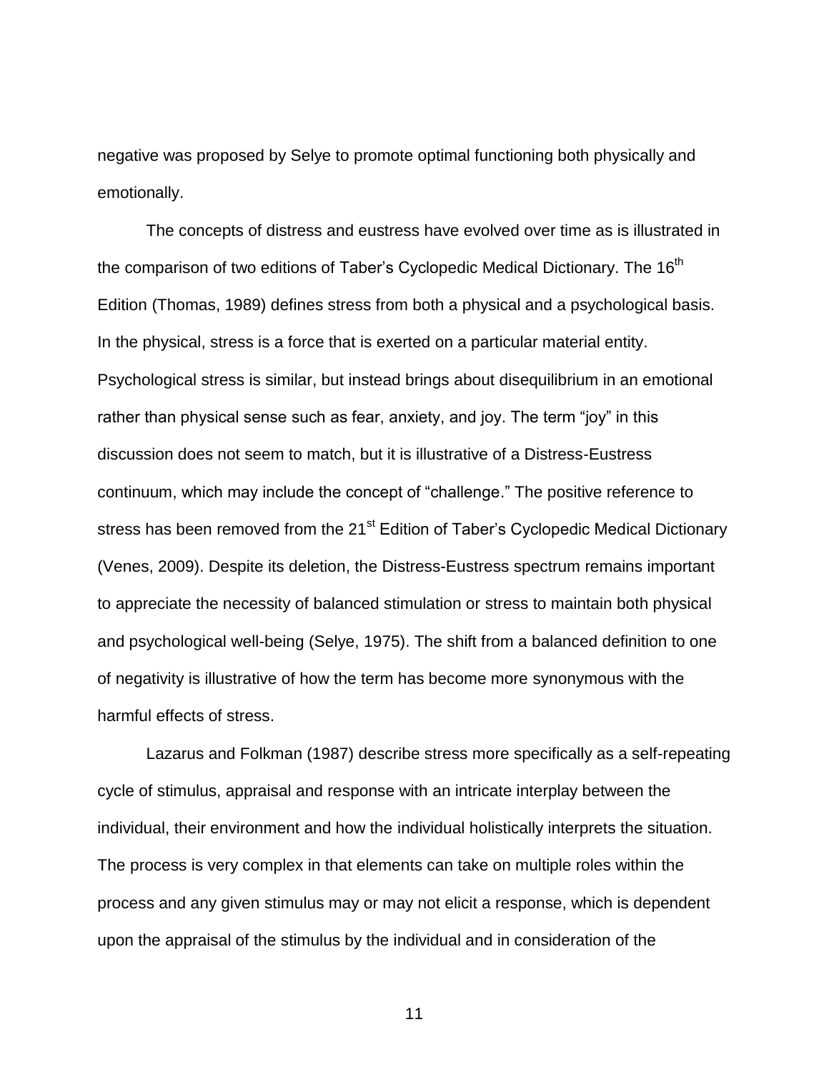negative was proposed by Selye to promote optimal functioning both physically and emotionally.

The concepts of distress and eustress have evolved over time as is illustrated in the comparison of two editions of Taber's Cyclopedic Medical Dictionary. The 16th Edition (Thomas, 1989) defines stress from both a physical and a psychological basis. In the physical, stress is a force that is exerted on a particular material entity. Psychological stress is similar, but instead brings about disequilibrium in an emotional rather than physical sense such as fear, anxiety, and joy. The term "joy" in this discussion does not seem to match, but it is illustrative of a Distress-Eustress continuum, which may include the concept of "challenge." The positive reference to stress has been removed from the 21st Edition of Taber's Cyclopedic Medical Dictionary (Venes, 2009). Despite its deletion, the Distress-Eustress spectrum remains important to appreciate the necessity of balanced stimulation or stress to maintain both physical and psychological well-being (Selye, 1975). The shift from a balanced definition to one of negativity is illustrative of how the term has become more synonymous with the harmful effects of stress.

Lazarus and Folkman (1987) describe stress more specifically as a self-repeating cycle of stimulus, appraisal and response with an intricate interplay between the individual, their environment and how the individual holistically interprets the situation. The process is very complex in that elements can take on multiple roles within the process and any given stimulus may or may not elicit a response, which is dependent upon the appraisal of the stimulus by the individual and in consideration of the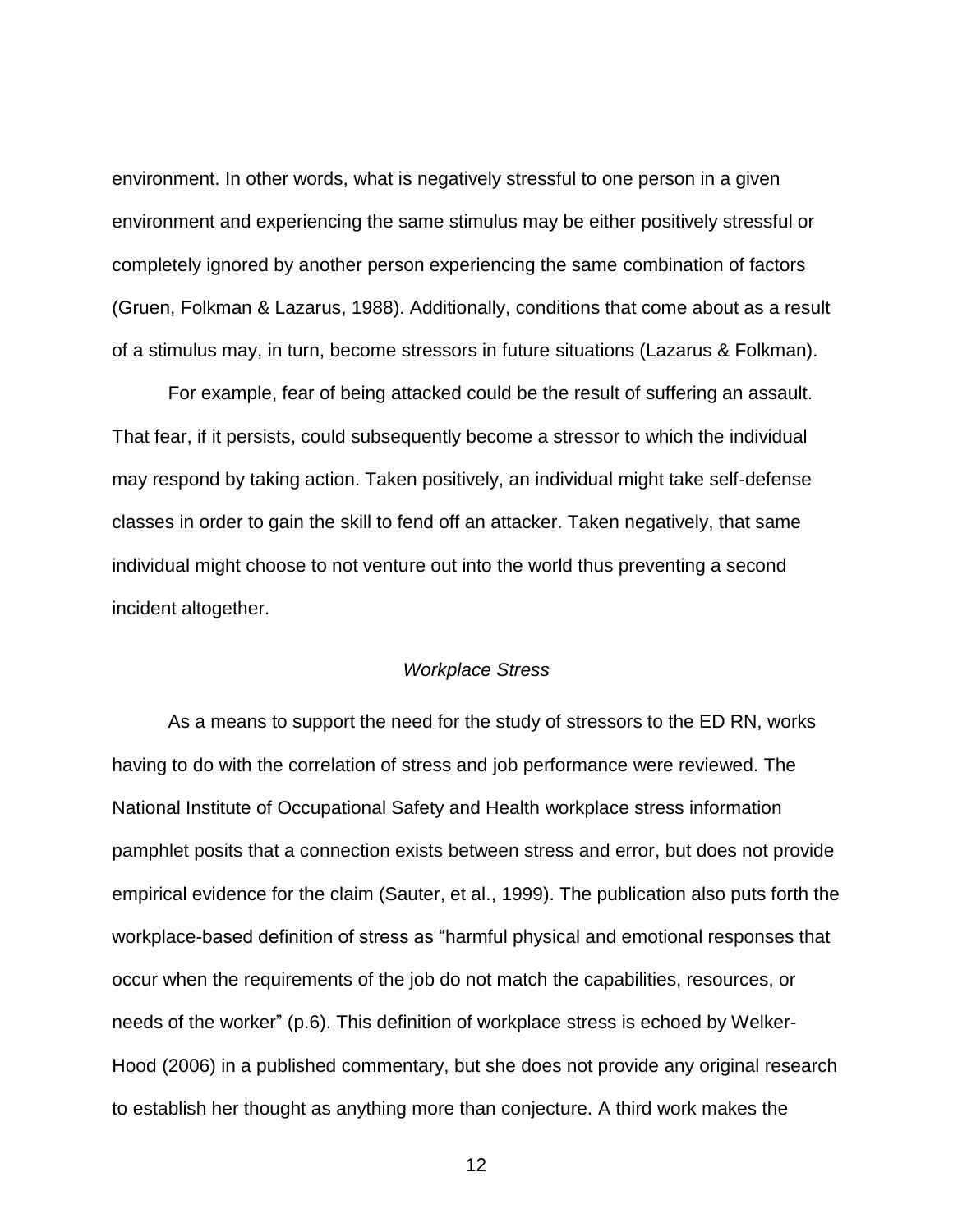environment. In other words, what is negatively stressful to one person in a given environment and experiencing the same stimulus may be either positively stressful or completely ignored by another person experiencing the same combination of factors (Gruen, Folkman & Lazarus, 1988). Additionally, conditions that come about as a result of a stimulus may, in turn, become stressors in future situations (Lazarus & Folkman).

For example, fear of being attacked could be the result of suffering an assault. That fear, if it persists, could subsequently become a stressor to which the individual may respond by taking action. Taken positively, an individual might take self-defense classes in order to gain the skill to fend off an attacker. Taken negatively, that same individual might choose to not venture out into the world thus preventing a second incident altogether.

### *Workplace Stress*

As a means to support the need for the study of stressors to the ED RN, works having to do with the correlation of stress and job performance were reviewed. The National Institute of Occupational Safety and Health workplace stress information pamphlet posits that a connection exists between stress and error, but does not provide empirical evidence for the claim (Sauter, et al., 1999). The publication also puts forth the workplace-based definition of stress as "harmful physical and emotional responses that occur when the requirements of the job do not match the capabilities, resources, or needs of the worker" (p.6). This definition of workplace stress is echoed by Welker-Hood (2006) in a published commentary, but she does not provide any original research to establish her thought as anything more than conjecture. A third work makes the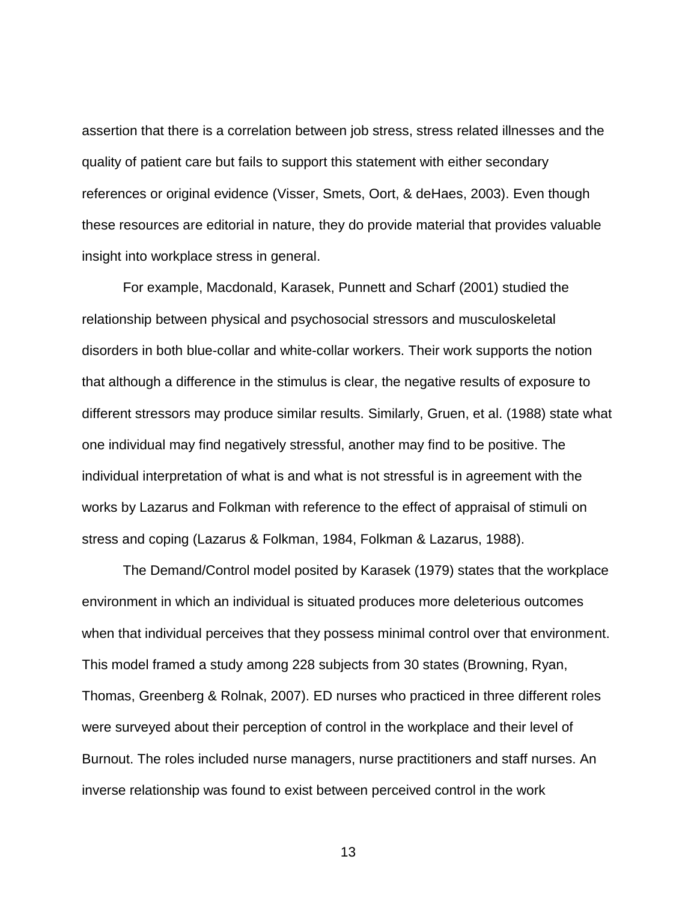assertion that there is a correlation between job stress, stress related illnesses and the quality of patient care but fails to support this statement with either secondary references or original evidence (Visser, Smets, Oort, & deHaes, 2003). Even though these resources are editorial in nature, they do provide material that provides valuable insight into workplace stress in general.

For example, Macdonald, Karasek, Punnett and Scharf (2001) studied the relationship between physical and psychosocial stressors and musculoskeletal disorders in both blue-collar and white-collar workers. Their work supports the notion that although a difference in the stimulus is clear, the negative results of exposure to different stressors may produce similar results. Similarly, Gruen, et al. (1988) state what one individual may find negatively stressful, another may find to be positive. The individual interpretation of what is and what is not stressful is in agreement with the works by Lazarus and Folkman with reference to the effect of appraisal of stimuli on stress and coping (Lazarus & Folkman, 1984, Folkman & Lazarus, 1988).

The Demand/Control model posited by Karasek (1979) states that the workplace environment in which an individual is situated produces more deleterious outcomes when that individual perceives that they possess minimal control over that environment. This model framed a study among 228 subjects from 30 states (Browning, Ryan, Thomas, Greenberg & Rolnak, 2007). ED nurses who practiced in three different roles were surveyed about their perception of control in the workplace and their level of Burnout. The roles included nurse managers, nurse practitioners and staff nurses. An inverse relationship was found to exist between perceived control in the work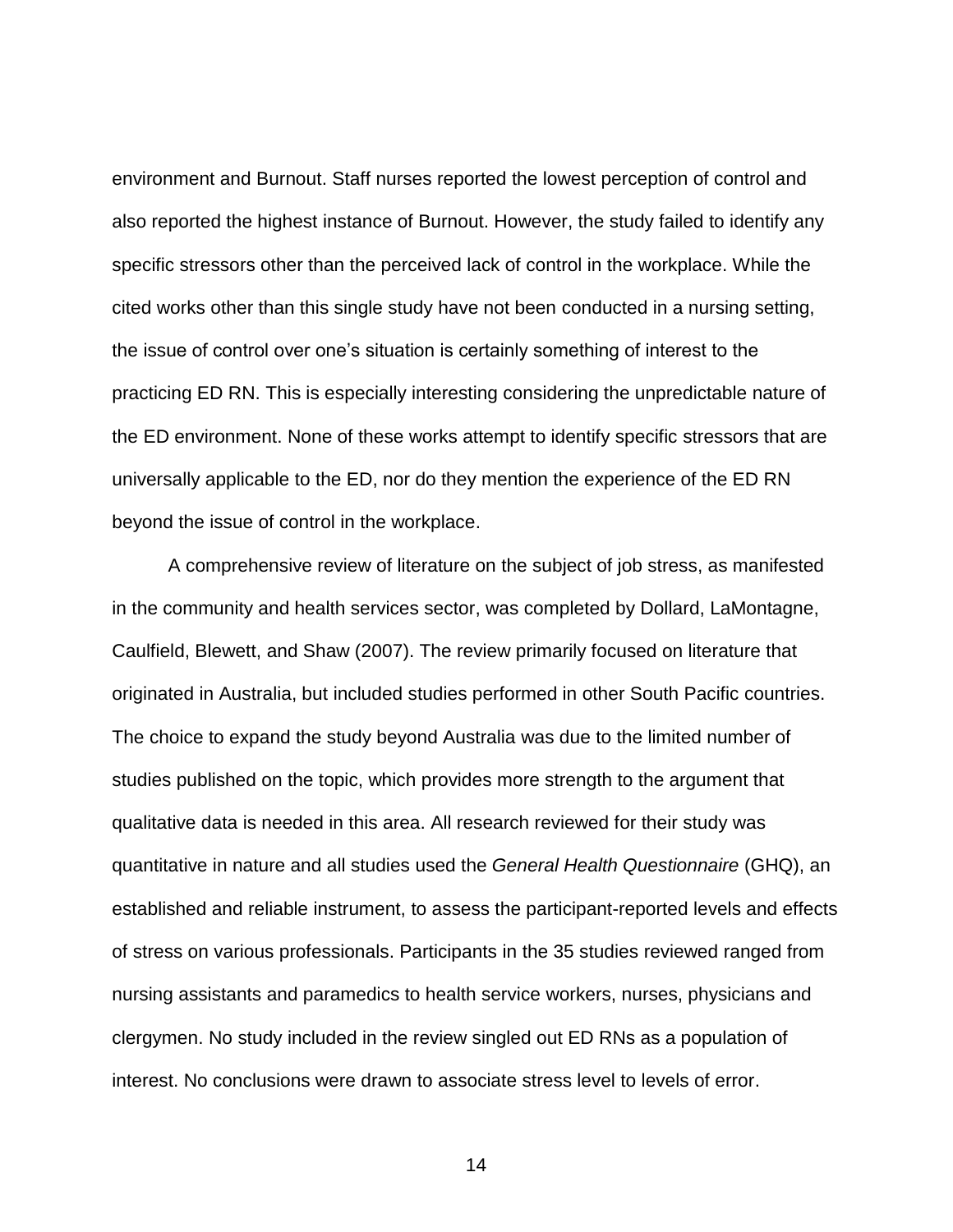environment and Burnout. Staff nurses reported the lowest perception of control and also reported the highest instance of Burnout. However, the study failed to identify any specific stressors other than the perceived lack of control in the workplace. While the cited works other than this single study have not been conducted in a nursing setting, the issue of control over one's situation is certainly something of interest to the practicing ED RN. This is especially interesting considering the unpredictable nature of the ED environment. None of these works attempt to identify specific stressors that are universally applicable to the ED, nor do they mention the experience of the ED RN beyond the issue of control in the workplace.

A comprehensive review of literature on the subject of job stress, as manifested in the community and health services sector, was completed by Dollard, LaMontagne, Caulfield, Blewett, and Shaw (2007). The review primarily focused on literature that originated in Australia, but included studies performed in other South Pacific countries. The choice to expand the study beyond Australia was due to the limited number of studies published on the topic, which provides more strength to the argument that qualitative data is needed in this area. All research reviewed for their study was quantitative in nature and all studies used the *General Health Questionnaire* (GHQ), an established and reliable instrument, to assess the participant-reported levels and effects of stress on various professionals. Participants in the 35 studies reviewed ranged from nursing assistants and paramedics to health service workers, nurses, physicians and clergymen. No study included in the review singled out ED RNs as a population of interest. No conclusions were drawn to associate stress level to levels of error.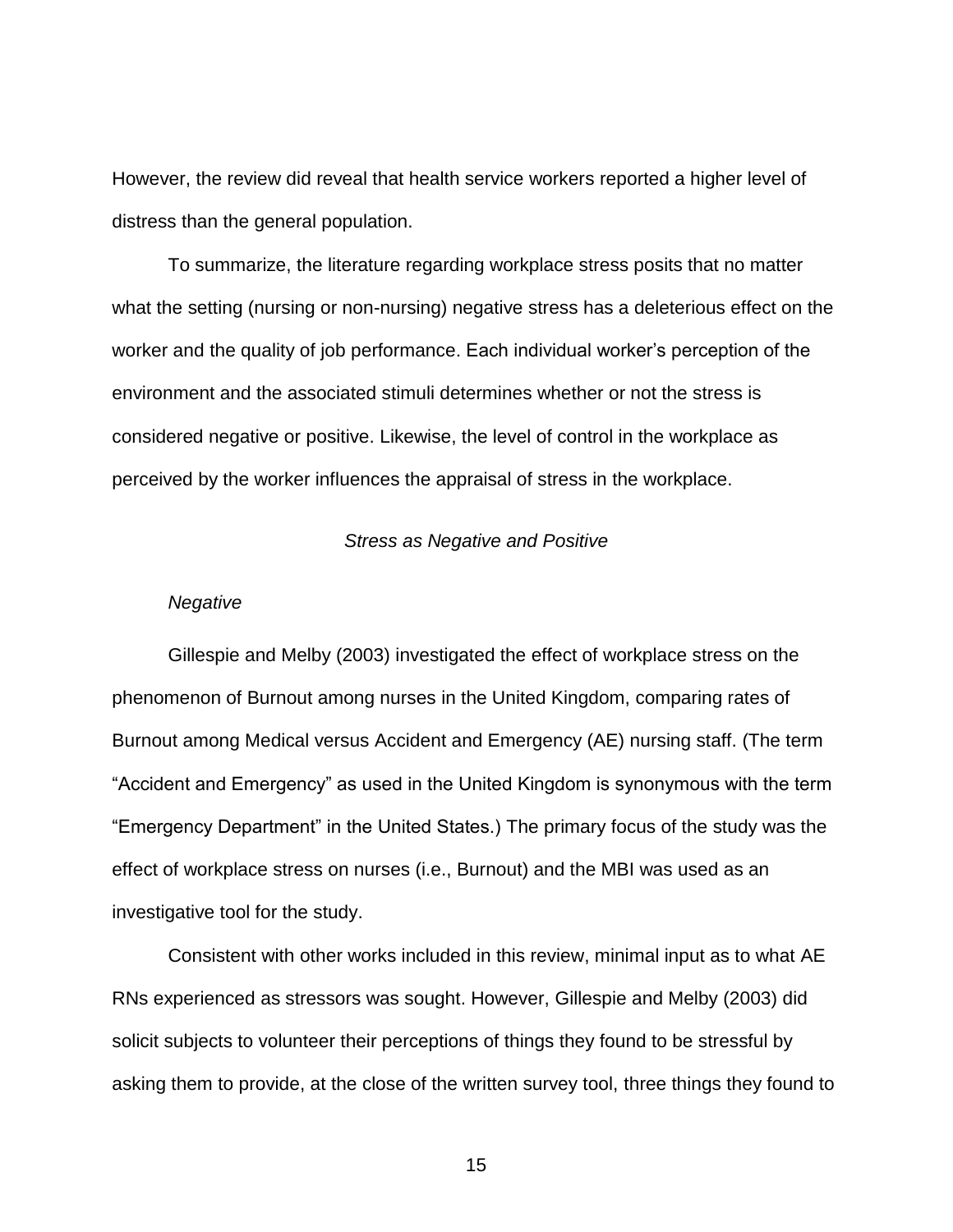However, the review did reveal that health service workers reported a higher level of distress than the general population.

To summarize, the literature regarding workplace stress posits that no matter what the setting (nursing or non-nursing) negative stress has a deleterious effect on the worker and the quality of job performance. Each individual worker's perception of the environment and the associated stimuli determines whether or not the stress is considered negative or positive. Likewise, the level of control in the workplace as perceived by the worker influences the appraisal of stress in the workplace.

### *Stress as Negative and Positive*

#### *Negative*

Gillespie and Melby (2003) investigated the effect of workplace stress on the phenomenon of Burnout among nurses in the United Kingdom, comparing rates of Burnout among Medical versus Accident and Emergency (AE) nursing staff. (The term "Accident and Emergency" as used in the United Kingdom is synonymous with the term "Emergency Department" in the United States.) The primary focus of the study was the effect of workplace stress on nurses (i.e., Burnout) and the MBI was used as an investigative tool for the study.

Consistent with other works included in this review, minimal input as to what AE RNs experienced as stressors was sought. However, Gillespie and Melby (2003) did solicit subjects to volunteer their perceptions of things they found to be stressful by asking them to provide, at the close of the written survey tool, three things they found to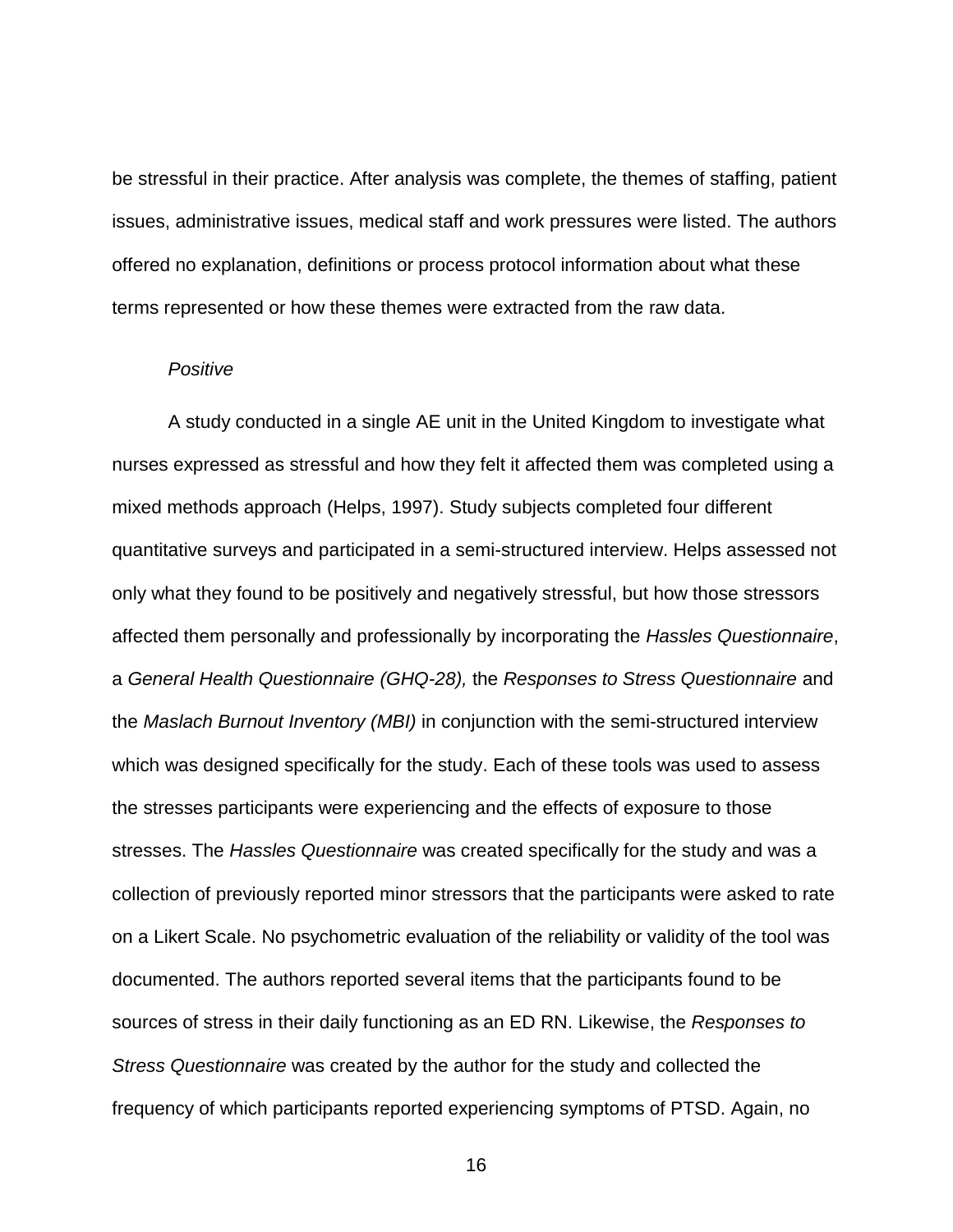be stressful in their practice. After analysis was complete, the themes of staffing, patient issues, administrative issues, medical staff and work pressures were listed. The authors offered no explanation, definitions or process protocol information about what these terms represented or how these themes were extracted from the raw data.

### *Positive*

A study conducted in a single AE unit in the United Kingdom to investigate what nurses expressed as stressful and how they felt it affected them was completed using a mixed methods approach (Helps, 1997). Study subjects completed four different quantitative surveys and participated in a semi-structured interview. Helps assessed not only what they found to be positively and negatively stressful, but how those stressors affected them personally and professionally by incorporating the *Hassles Questionnaire*, a *General Health Questionnaire (GHQ-28),* the *Responses to Stress Questionnaire* and the *Maslach Burnout Inventory (MBI)* in conjunction with the semi-structured interview which was designed specifically for the study. Each of these tools was used to assess the stresses participants were experiencing and the effects of exposure to those stresses. The *Hassles Questionnaire* was created specifically for the study and was a collection of previously reported minor stressors that the participants were asked to rate on a Likert Scale. No psychometric evaluation of the reliability or validity of the tool was documented. The authors reported several items that the participants found to be sources of stress in their daily functioning as an ED RN. Likewise, the *Responses to Stress Questionnaire* was created by the author for the study and collected the frequency of which participants reported experiencing symptoms of PTSD. Again, no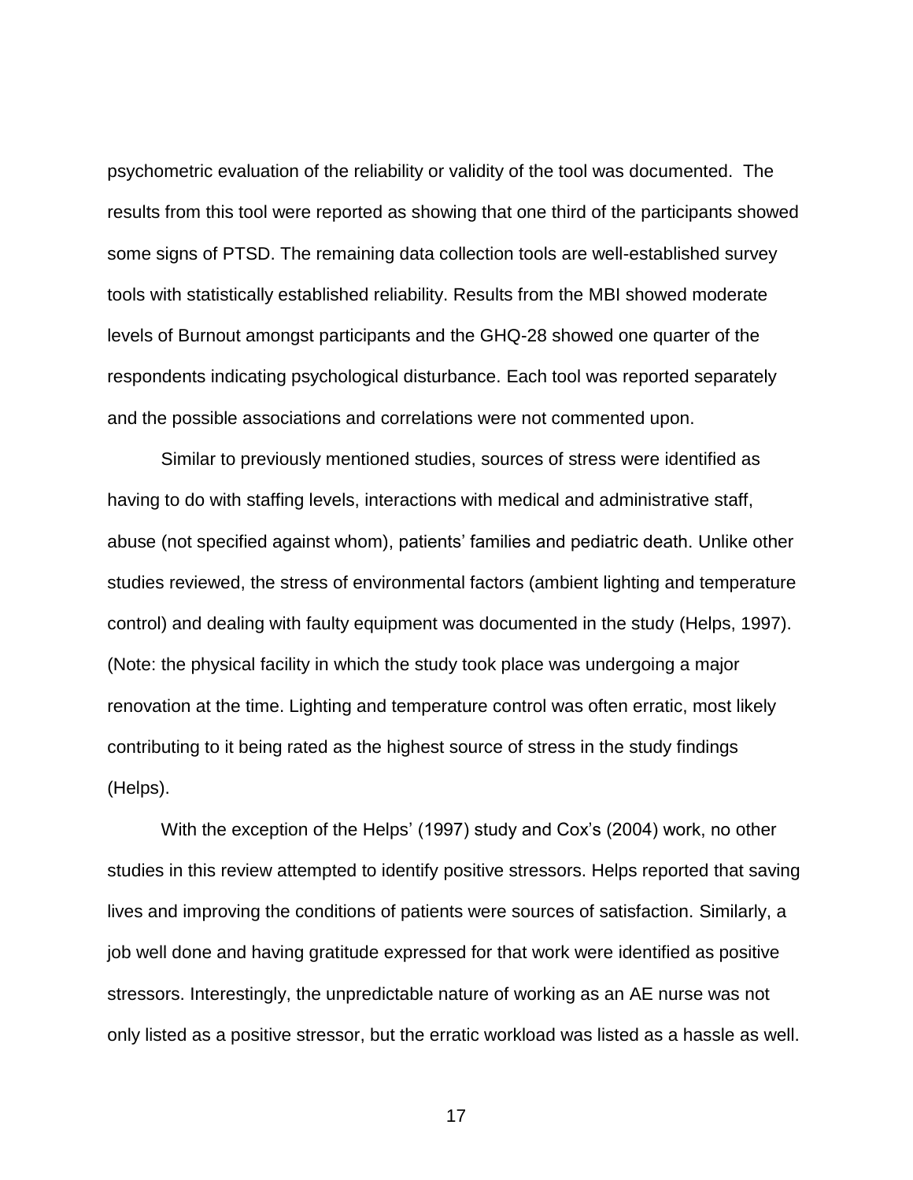psychometric evaluation of the reliability or validity of the tool was documented. The results from this tool were reported as showing that one third of the participants showed some signs of PTSD. The remaining data collection tools are well-established survey tools with statistically established reliability. Results from the MBI showed moderate levels of Burnout amongst participants and the GHQ-28 showed one quarter of the respondents indicating psychological disturbance. Each tool was reported separately and the possible associations and correlations were not commented upon.

Similar to previously mentioned studies, sources of stress were identified as having to do with staffing levels, interactions with medical and administrative staff, abuse (not specified against whom), patients' families and pediatric death. Unlike other studies reviewed, the stress of environmental factors (ambient lighting and temperature control) and dealing with faulty equipment was documented in the study (Helps, 1997). (Note: the physical facility in which the study took place was undergoing a major renovation at the time. Lighting and temperature control was often erratic, most likely contributing to it being rated as the highest source of stress in the study findings (Helps).

With the exception of the Helps' (1997) study and Cox's (2004) work, no other studies in this review attempted to identify positive stressors. Helps reported that saving lives and improving the conditions of patients were sources of satisfaction. Similarly, a job well done and having gratitude expressed for that work were identified as positive stressors. Interestingly, the unpredictable nature of working as an AE nurse was not only listed as a positive stressor, but the erratic workload was listed as a hassle as well.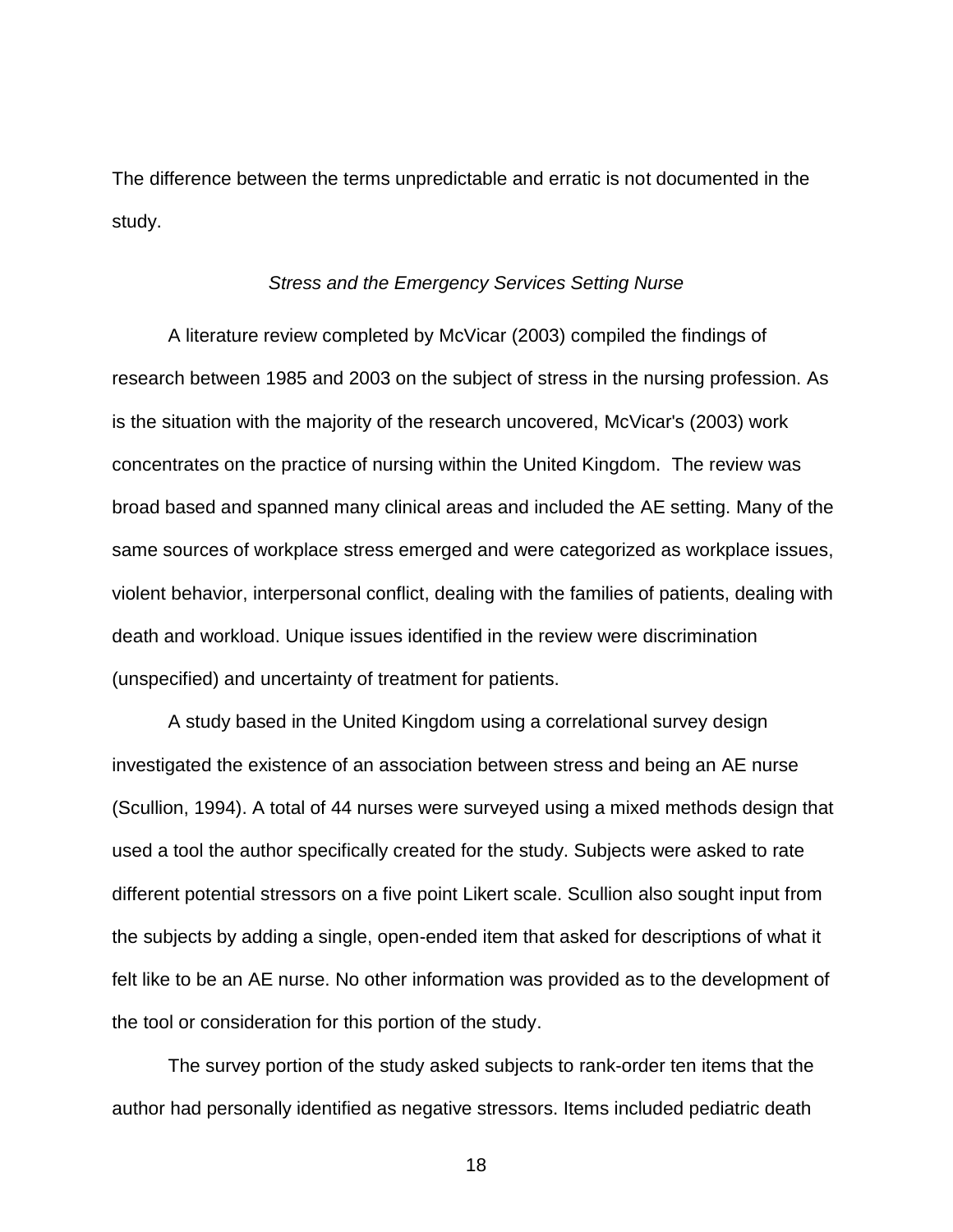The difference between the terms unpredictable and erratic is not documented in the study.

*Stress and the Emergency Services Setting Nurse*

A literature review completed by McVicar (2003) compiled the findings of research between 1985 and 2003 on the subject of stress in the nursing profession. As is the situation with the majority of the research uncovered, McVicar's (2003) work concentrates on the practice of nursing within the United Kingdom. The review was broad based and spanned many clinical areas and included the AE setting. Many of the same sources of workplace stress emerged and were categorized as workplace issues, violent behavior, interpersonal conflict, dealing with the families of patients, dealing with death and workload. Unique issues identified in the review were discrimination (unspecified) and uncertainty of treatment for patients.

A study based in the United Kingdom using a correlational survey design investigated the existence of an association between stress and being an AE nurse (Scullion, 1994). A total of 44 nurses were surveyed using a mixed methods design that used a tool the author specifically created for the study. Subjects were asked to rate different potential stressors on a five point Likert scale. Scullion also sought input from the subjects by adding a single, open-ended item that asked for descriptions of what it felt like to be an AE nurse. No other information was provided as to the development of the tool or consideration for this portion of the study.

The survey portion of the study asked subjects to rank-order ten items that the author had personally identified as negative stressors. Items included pediatric death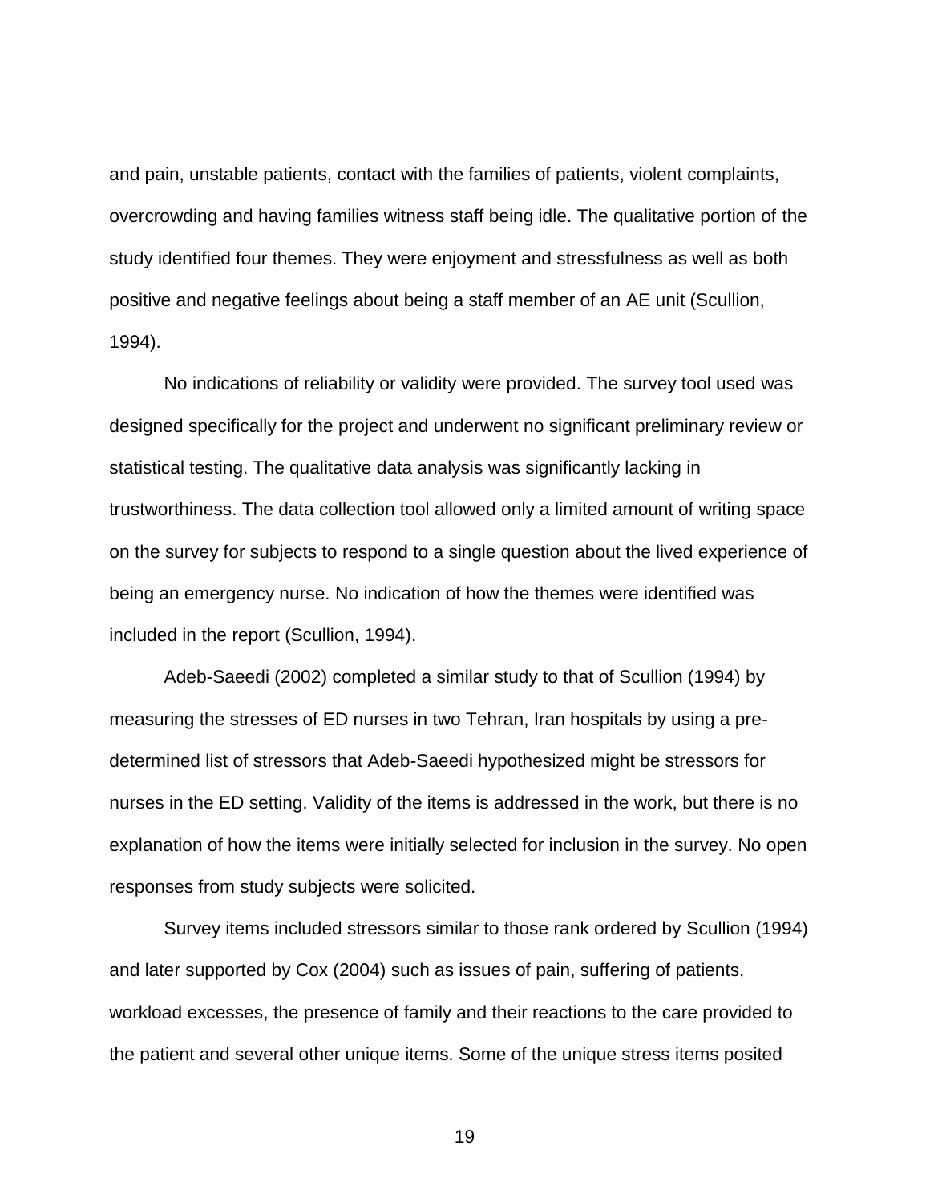and pain, unstable patients, contact with the families of patients, violent complaints, overcrowding and having families witness staff being idle. The qualitative portion of the study identified four themes. They were enjoyment and stressfulness as well as both positive and negative feelings about being a staff member of an AE unit (Scullion, 1994).

No indications of reliability or validity were provided. The survey tool used was designed specifically for the project and underwent no significant preliminary review or statistical testing. The qualitative data analysis was significantly lacking in trustworthiness. The data collection tool allowed only a limited amount of writing space on the survey for subjects to respond to a single question about the lived experience of being an emergency nurse. No indication of how the themes were identified was included in the report (Scullion, 1994).

Adeb-Saeedi (2002) completed a similar study to that of Scullion (1994) by measuring the stresses of ED nurses in two Tehran, Iran hospitals by using a pre-determined list of stressors that Adeb-Saeedi hypothesized might be stressors for nurses in the ED setting. Validity of the items is addressed in the work, but there is no explanation of how the items were initially selected for inclusion in the survey. No open responses from study subjects were solicited.

Survey items included stressors similar to those rank ordered by Scullion (1994) and later supported by Cox (2004) such as issues of pain, suffering of patients, workload excesses, the presence of family and their reactions to the care provided to the patient and several other unique items. Some of the unique stress items posited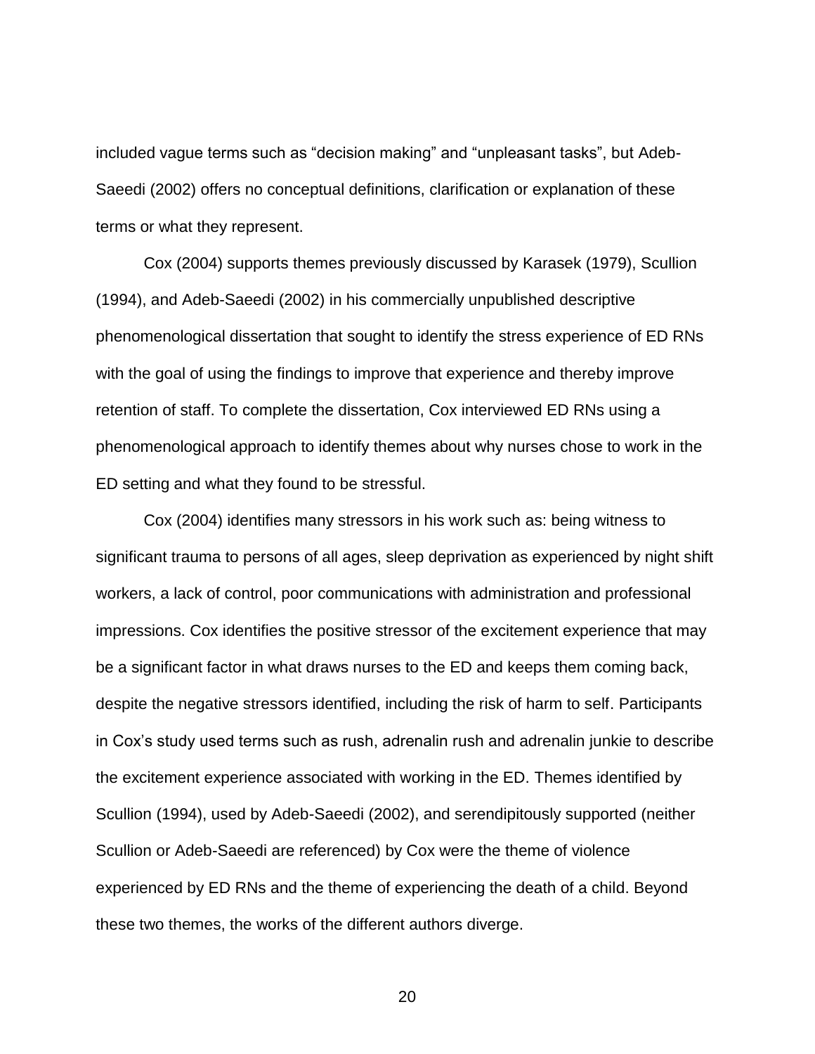included vague terms such as "decision making" and "unpleasant tasks", but Adeb-Saeedi (2002) offers no conceptual definitions, clarification or explanation of these terms or what they represent.

Cox (2004) supports themes previously discussed by Karasek (1979), Scullion (1994), and Adeb-Saeedi (2002) in his commercially unpublished descriptive phenomenological dissertation that sought to identify the stress experience of ED RNs with the goal of using the findings to improve that experience and thereby improve retention of staff. To complete the dissertation, Cox interviewed ED RNs using a phenomenological approach to identify themes about why nurses chose to work in the ED setting and what they found to be stressful.

Cox (2004) identifies many stressors in his work such as: being witness to significant trauma to persons of all ages, sleep deprivation as experienced by night shift workers, a lack of control, poor communications with administration and professional impressions. Cox identifies the positive stressor of the excitement experience that may be a significant factor in what draws nurses to the ED and keeps them coming back, despite the negative stressors identified, including the risk of harm to self. Participants in Cox's study used terms such as rush, adrenalin rush and adrenalin junkie to describe the excitement experience associated with working in the ED. Themes identified by Scullion (1994), used by Adeb-Saeedi (2002), and serendipitously supported (neither Scullion or Adeb-Saeedi are referenced) by Cox were the theme of violence experienced by ED RNs and the theme of experiencing the death of a child. Beyond these two themes, the works of the different authors diverge.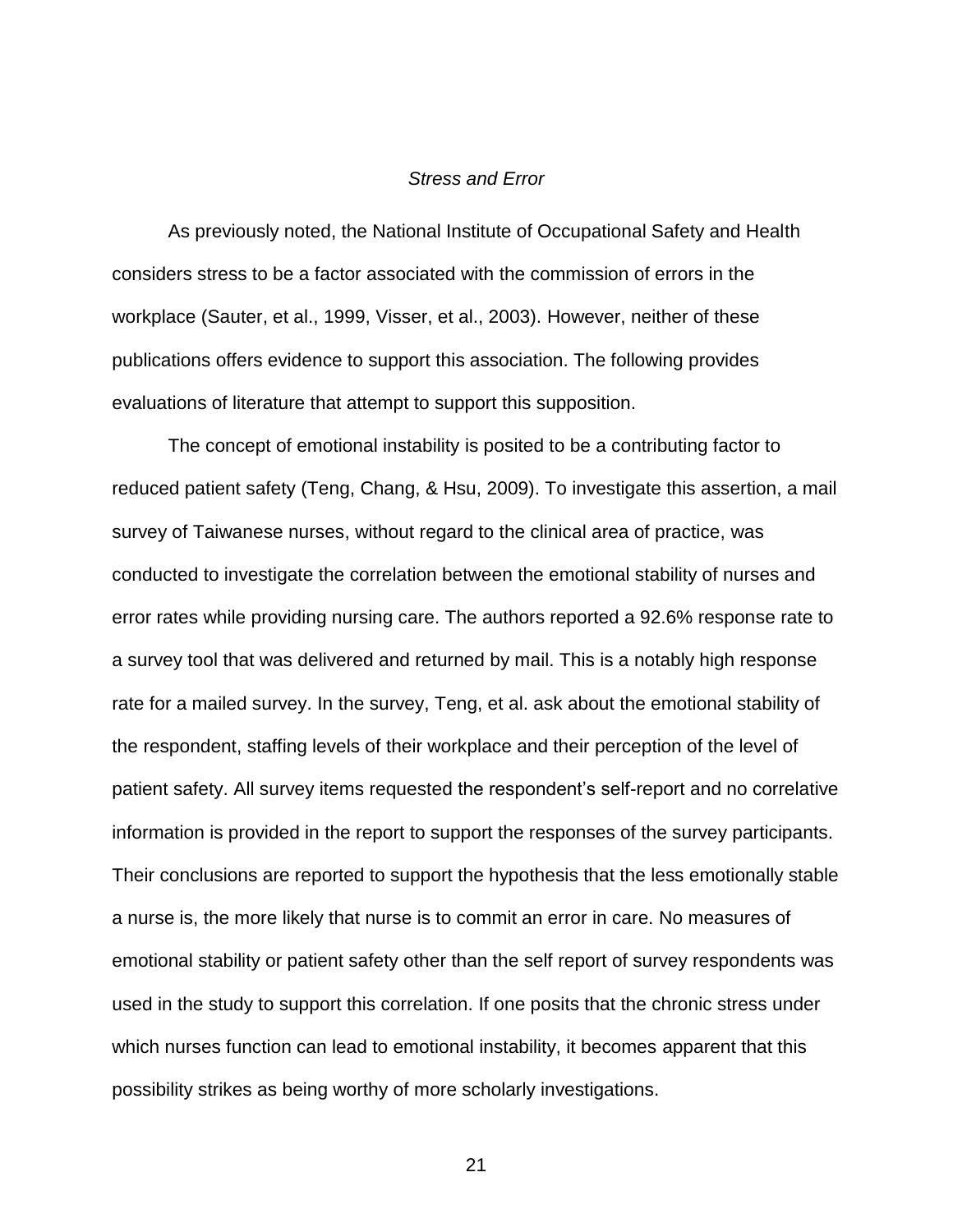### *Stress and Error*

As previously noted, the National Institute of Occupational Safety and Health considers stress to be a factor associated with the commission of errors in the workplace (Sauter, et al., 1999, Visser, et al., 2003). However, neither of these publications offers evidence to support this association. The following provides evaluations of literature that attempt to support this supposition.

The concept of emotional instability is posited to be a contributing factor to reduced patient safety (Teng, Chang, & Hsu, 2009). To investigate this assertion, a mail survey of Taiwanese nurses, without regard to the clinical area of practice, was conducted to investigate the correlation between the emotional stability of nurses and error rates while providing nursing care. The authors reported a 92.6% response rate to a survey tool that was delivered and returned by mail. This is a notably high response rate for a mailed survey. In the survey, Teng, et al. ask about the emotional stability of the respondent, staffing levels of their workplace and their perception of the level of patient safety. All survey items requested the respondent's self-report and no correlative information is provided in the report to support the responses of the survey participants. Their conclusions are reported to support the hypothesis that the less emotionally stable a nurse is, the more likely that nurse is to commit an error in care. No measures of emotional stability or patient safety other than the self report of survey respondents was used in the study to support this correlation. If one posits that the chronic stress under which nurses function can lead to emotional instability, it becomes apparent that this possibility strikes as being worthy of more scholarly investigations.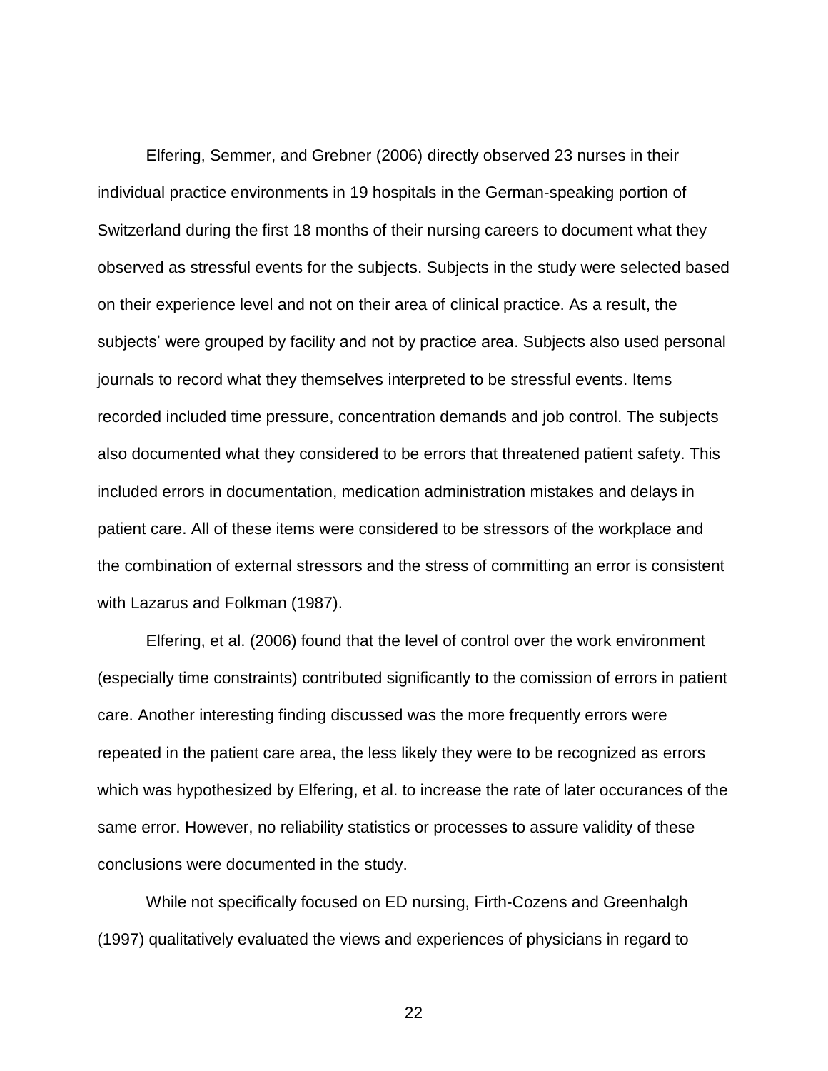Elfering, Semmer, and Grebner (2006) directly observed 23 nurses in their individual practice environments in 19 hospitals in the German-speaking portion of Switzerland during the first 18 months of their nursing careers to document what they observed as stressful events for the subjects. Subjects in the study were selected based on their experience level and not on their area of clinical practice. As a result, the subjects' were grouped by facility and not by practice area. Subjects also used personal journals to record what they themselves interpreted to be stressful events. Items recorded included time pressure, concentration demands and job control. The subjects also documented what they considered to be errors that threatened patient safety. This included errors in documentation, medication administration mistakes and delays in patient care. All of these items were considered to be stressors of the workplace and the combination of external stressors and the stress of committing an error is consistent with Lazarus and Folkman (1987).

Elfering, et al. (2006) found that the level of control over the work environment (especially time constraints) contributed significantly to the comission of errors in patient care. Another interesting finding discussed was the more frequently errors were repeated in the patient care area, the less likely they were to be recognized as errors which was hypothesized by Elfering, et al. to increase the rate of later occurances of the same error. However, no reliability statistics or processes to assure validity of these conclusions were documented in the study.

While not specifically focused on ED nursing, Firth-Cozens and Greenhalgh (1997) qualitatively evaluated the views and experiences of physicians in regard to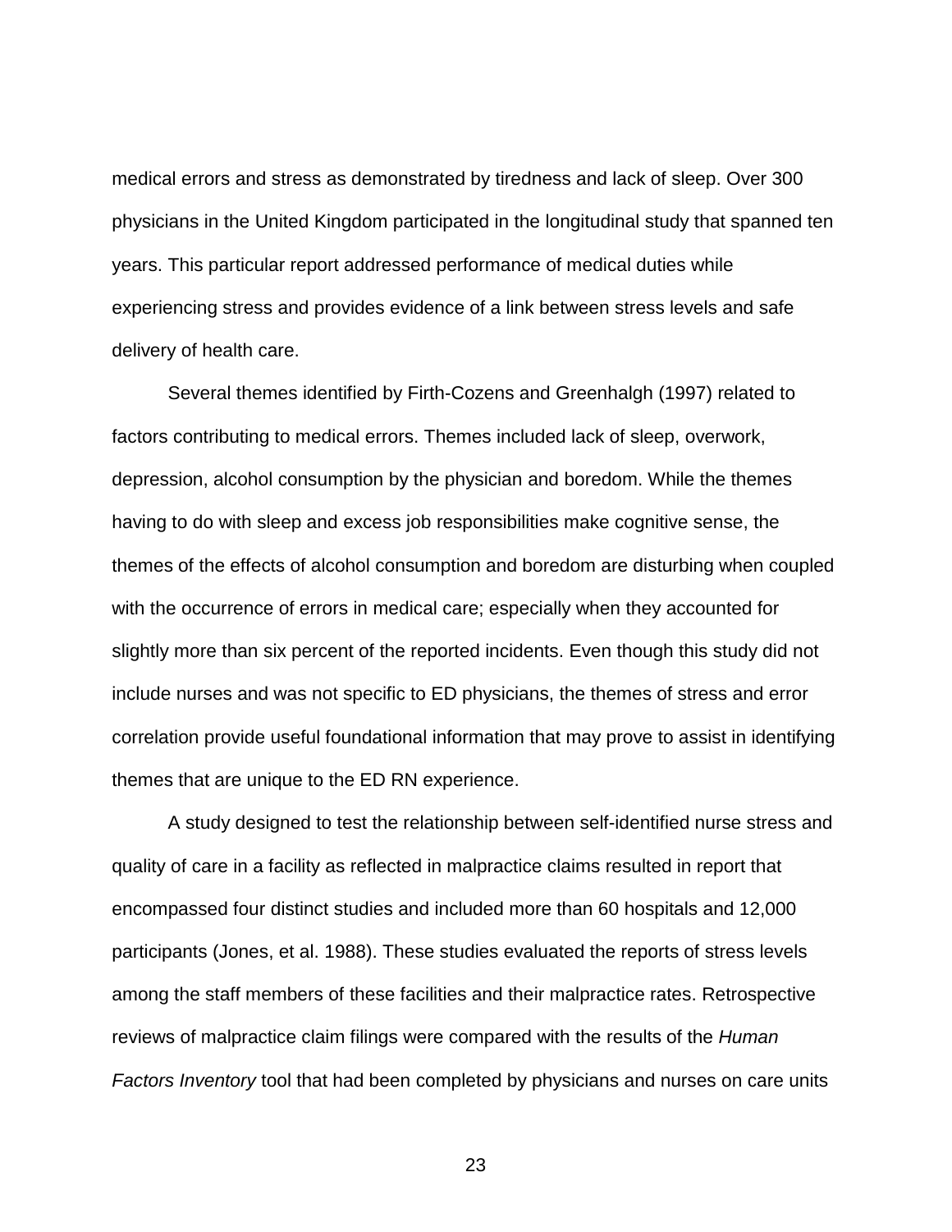medical errors and stress as demonstrated by tiredness and lack of sleep. Over 300 physicians in the United Kingdom participated in the longitudinal study that spanned ten years. This particular report addressed performance of medical duties while experiencing stress and provides evidence of a link between stress levels and safe delivery of health care.

Several themes identified by Firth-Cozens and Greenhalgh (1997) related to factors contributing to medical errors. Themes included lack of sleep, overwork, depression, alcohol consumption by the physician and boredom. While the themes having to do with sleep and excess job responsibilities make cognitive sense, the themes of the effects of alcohol consumption and boredom are disturbing when coupled with the occurrence of errors in medical care; especially when they accounted for slightly more than six percent of the reported incidents. Even though this study did not include nurses and was not specific to ED physicians, the themes of stress and error correlation provide useful foundational information that may prove to assist in identifying themes that are unique to the ED RN experience.

A study designed to test the relationship between self-identified nurse stress and quality of care in a facility as reflected in malpractice claims resulted in report that encompassed four distinct studies and included more than 60 hospitals and 12,000 participants (Jones, et al. 1988). These studies evaluated the reports of stress levels among the staff members of these facilities and their malpractice rates. Retrospective reviews of malpractice claim filings were compared with the results of the *Human Factors Inventory* tool that had been completed by physicians and nurses on care units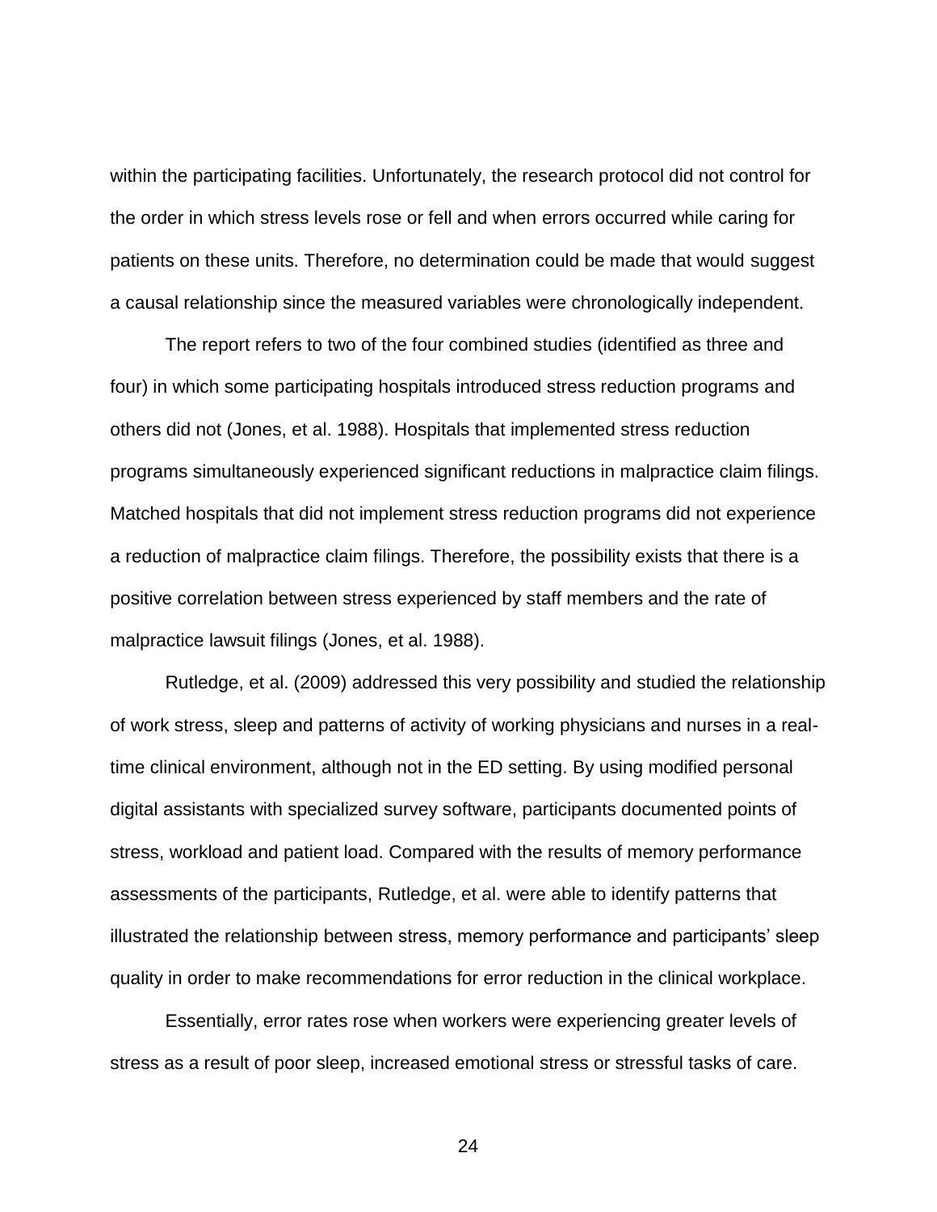within the participating facilities. Unfortunately, the research protocol did not control for the order in which stress levels rose or fell and when errors occurred while caring for patients on these units. Therefore, no determination could be made that would suggest a causal relationship since the measured variables were chronologically independent.

The report refers to two of the four combined studies (identified as three and four) in which some participating hospitals introduced stress reduction programs and others did not (Jones, et al. 1988). Hospitals that implemented stress reduction programs simultaneously experienced significant reductions in malpractice claim filings. Matched hospitals that did not implement stress reduction programs did not experience a reduction of malpractice claim filings. Therefore, the possibility exists that there is a positive correlation between stress experienced by staff members and the rate of malpractice lawsuit filings (Jones, et al. 1988).

Rutledge, et al. (2009) addressed this very possibility and studied the relationship of work stress, sleep and patterns of activity of working physicians and nurses in a real-time clinical environment, although not in the ED setting. By using modified personal digital assistants with specialized survey software, participants documented points of stress, workload and patient load. Compared with the results of memory performance assessments of the participants, Rutledge, et al. were able to identify patterns that illustrated the relationship between stress, memory performance and participants' sleep quality in order to make recommendations for error reduction in the clinical workplace.

Essentially, error rates rose when workers were experiencing greater levels of stress as a result of poor sleep, increased emotional stress or stressful tasks of care.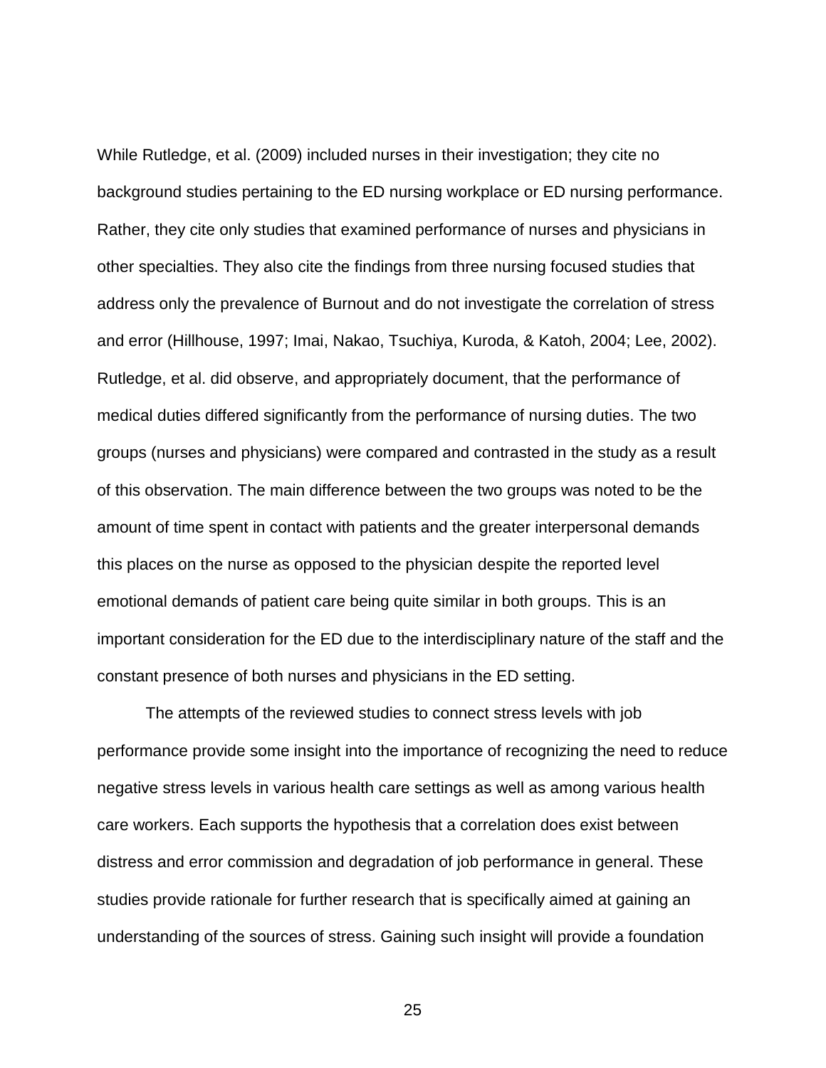While Rutledge, et al. (2009) included nurses in their investigation; they cite no background studies pertaining to the ED nursing workplace or ED nursing performance. Rather, they cite only studies that examined performance of nurses and physicians in other specialties. They also cite the findings from three nursing focused studies that address only the prevalence of Burnout and do not investigate the correlation of stress and error (Hillhouse, 1997; Imai, Nakao, Tsuchiya, Kuroda, & Katoh, 2004; Lee, 2002). Rutledge, et al. did observe, and appropriately document, that the performance of medical duties differed significantly from the performance of nursing duties. The two groups (nurses and physicians) were compared and contrasted in the study as a result of this observation. The main difference between the two groups was noted to be the amount of time spent in contact with patients and the greater interpersonal demands this places on the nurse as opposed to the physician despite the reported level emotional demands of patient care being quite similar in both groups. This is an important consideration for the ED due to the interdisciplinary nature of the staff and the constant presence of both nurses and physicians in the ED setting.

The attempts of the reviewed studies to connect stress levels with job performance provide some insight into the importance of recognizing the need to reduce negative stress levels in various health care settings as well as among various health care workers. Each supports the hypothesis that a correlation does exist between distress and error commission and degradation of job performance in general. These studies provide rationale for further research that is specifically aimed at gaining an understanding of the sources of stress. Gaining such insight will provide a foundation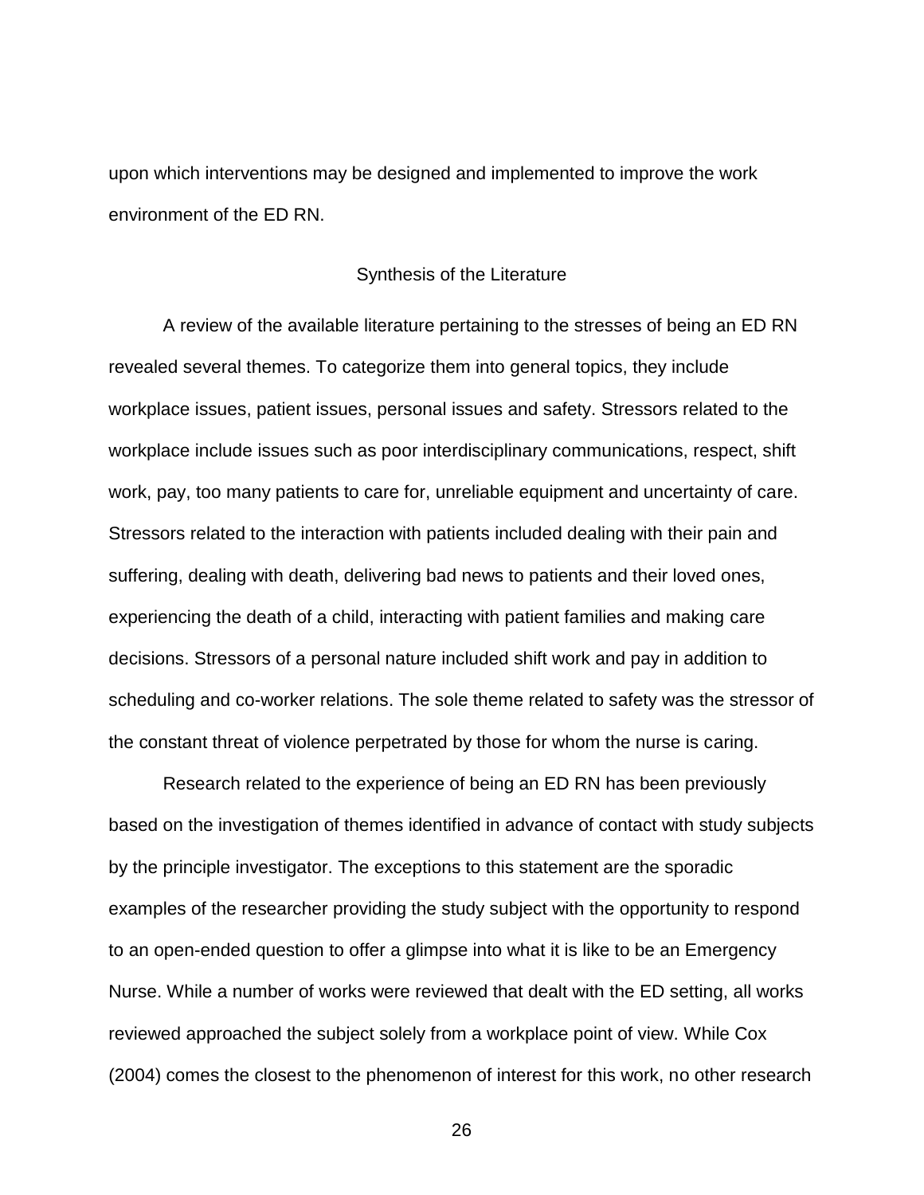upon which interventions may be designed and implemented to improve the work environment of the ED RN.

## Synthesis of the Literature

A review of the available literature pertaining to the stresses of being an ED RN revealed several themes. To categorize them into general topics, they include workplace issues, patient issues, personal issues and safety. Stressors related to the workplace include issues such as poor interdisciplinary communications, respect, shift work, pay, too many patients to care for, unreliable equipment and uncertainty of care. Stressors related to the interaction with patients included dealing with their pain and suffering, dealing with death, delivering bad news to patients and their loved ones, experiencing the death of a child, interacting with patient families and making care decisions. Stressors of a personal nature included shift work and pay in addition to scheduling and co-worker relations. The sole theme related to safety was the stressor of the constant threat of violence perpetrated by those for whom the nurse is caring.

Research related to the experience of being an ED RN has been previously based on the investigation of themes identified in advance of contact with study subjects by the principle investigator. The exceptions to this statement are the sporadic examples of the researcher providing the study subject with the opportunity to respond to an open-ended question to offer a glimpse into what it is like to be an Emergency Nurse. While a number of works were reviewed that dealt with the ED setting, all works reviewed approached the subject solely from a workplace point of view. While Cox (2004) comes the closest to the phenomenon of interest for this work, no other research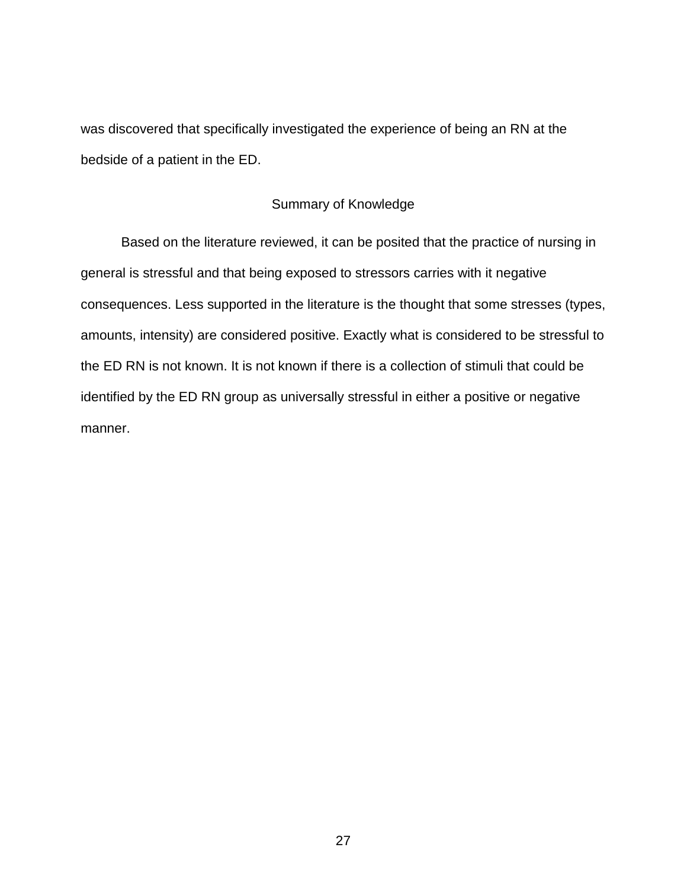was discovered that specifically investigated the experience of being an RN at the bedside of a patient in the ED.

## Summary of Knowledge

Based on the literature reviewed, it can be posited that the practice of nursing in general is stressful and that being exposed to stressors carries with it negative consequences. Less supported in the literature is the thought that some stresses (types, amounts, intensity) are considered positive. Exactly what is considered to be stressful to the ED RN is not known. It is not known if there is a collection of stimuli that could be identified by the ED RN group as universally stressful in either a positive or negative manner.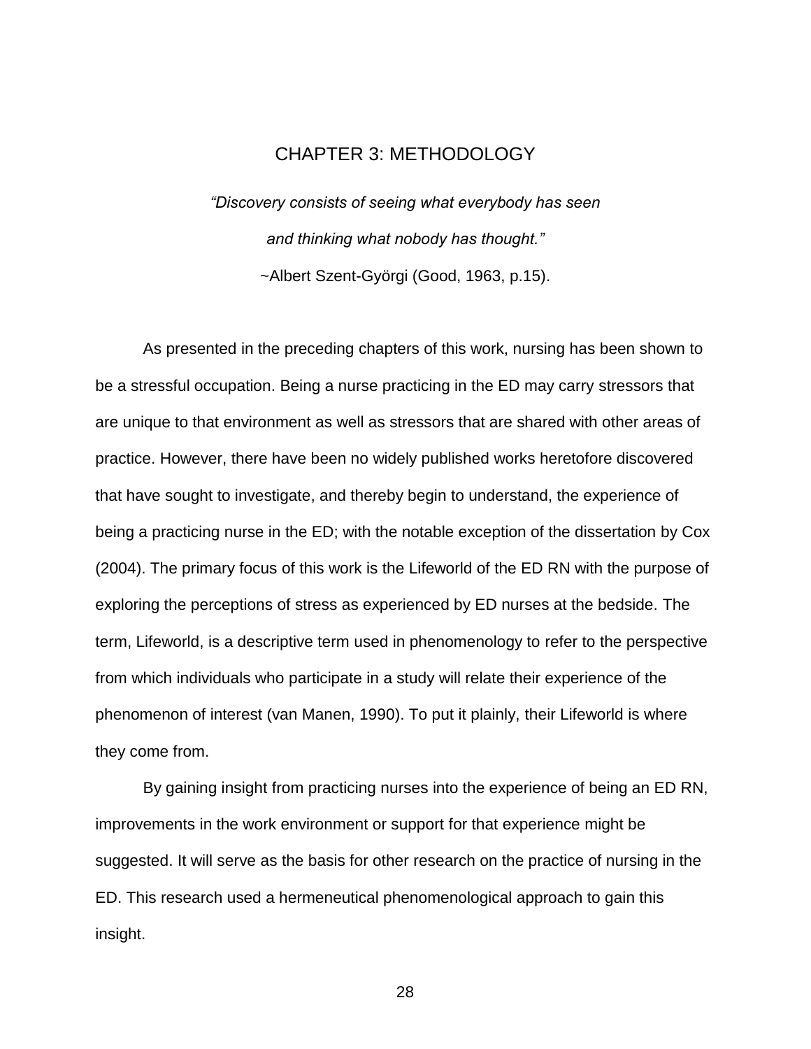# CHAPTER 3: METHODOLOGY

*"Discovery consists of seeing what everybody has seen*

*and thinking what nobody has thought."*

~Albert Szent-Györgi (Good, 1963, p.15).

As presented in the preceding chapters of this work, nursing has been shown to be a stressful occupation. Being a nurse practicing in the ED may carry stressors that are unique to that environment as well as stressors that are shared with other areas of practice. However, there have been no widely published works heretofore discovered that have sought to investigate, and thereby begin to understand, the experience of being a practicing nurse in the ED; with the notable exception of the dissertation by Cox (2004). The primary focus of this work is the Lifeworld of the ED RN with the purpose of exploring the perceptions of stress as experienced by ED nurses at the bedside. The term, Lifeworld, is a descriptive term used in phenomenology to refer to the perspective from which individuals who participate in a study will relate their experience of the phenomenon of interest (van Manen, 1990). To put it plainly, their Lifeworld is where they come from.

By gaining insight from practicing nurses into the experience of being an ED RN, improvements in the work environment or support for that experience might be suggested. It will serve as the basis for other research on the practice of nursing in the ED. This research used a hermeneutical phenomenological approach to gain this insight.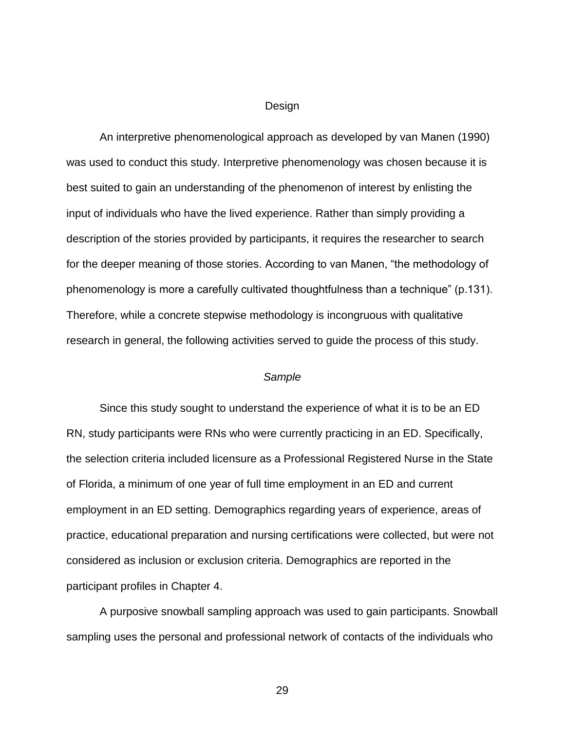## Design

An interpretive phenomenological approach as developed by van Manen (1990) was used to conduct this study. Interpretive phenomenology was chosen because it is best suited to gain an understanding of the phenomenon of interest by enlisting the input of individuals who have the lived experience. Rather than simply providing a description of the stories provided by participants, it requires the researcher to search for the deeper meaning of those stories. According to van Manen, "the methodology of phenomenology is more a carefully cultivated thoughtfulness than a technique" (p.131). Therefore, while a concrete stepwise methodology is incongruous with qualitative research in general, the following activities served to guide the process of this study.

### *Sample*

Since this study sought to understand the experience of what it is to be an ED RN, study participants were RNs who were currently practicing in an ED. Specifically, the selection criteria included licensure as a Professional Registered Nurse in the State of Florida, a minimum of one year of full time employment in an ED and current employment in an ED setting. Demographics regarding years of experience, areas of practice, educational preparation and nursing certifications were collected, but were not considered as inclusion or exclusion criteria. Demographics are reported in the participant profiles in Chapter 4.

A purposive snowball sampling approach was used to gain participants. Snowball sampling uses the personal and professional network of contacts of the individuals who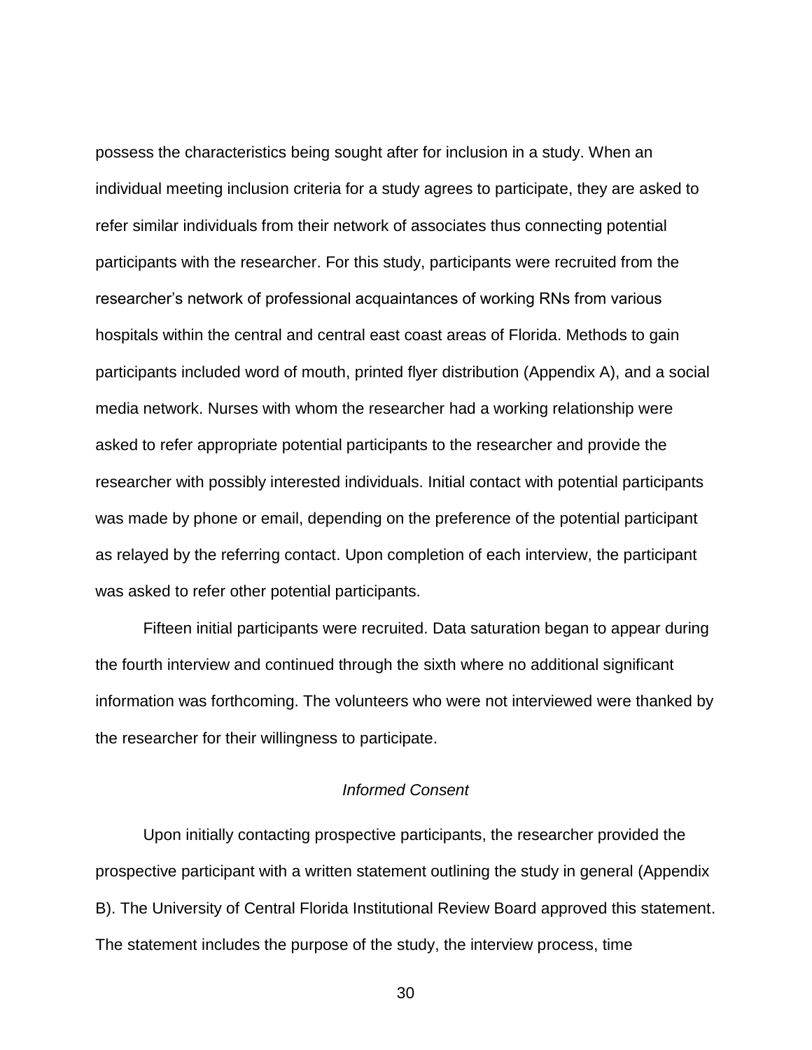possess the characteristics being sought after for inclusion in a study. When an individual meeting inclusion criteria for a study agrees to participate, they are asked to refer similar individuals from their network of associates thus connecting potential participants with the researcher. For this study, participants were recruited from the researcher's network of professional acquaintances of working RNs from various hospitals within the central and central east coast areas of Florida. Methods to gain participants included word of mouth, printed flyer distribution (Appendix A), and a social media network. Nurses with whom the researcher had a working relationship were asked to refer appropriate potential participants to the researcher and provide the researcher with possibly interested individuals. Initial contact with potential participants was made by phone or email, depending on the preference of the potential participant as relayed by the referring contact. Upon completion of each interview, the participant was asked to refer other potential participants.

Fifteen initial participants were recruited. Data saturation began to appear during the fourth interview and continued through the sixth where no additional significant information was forthcoming. The volunteers who were not interviewed were thanked by the researcher for their willingness to participate.

### *Informed Consent*

Upon initially contacting prospective participants, the researcher provided the prospective participant with a written statement outlining the study in general (Appendix B). The University of Central Florida Institutional Review Board approved this statement. The statement includes the purpose of the study, the interview process, time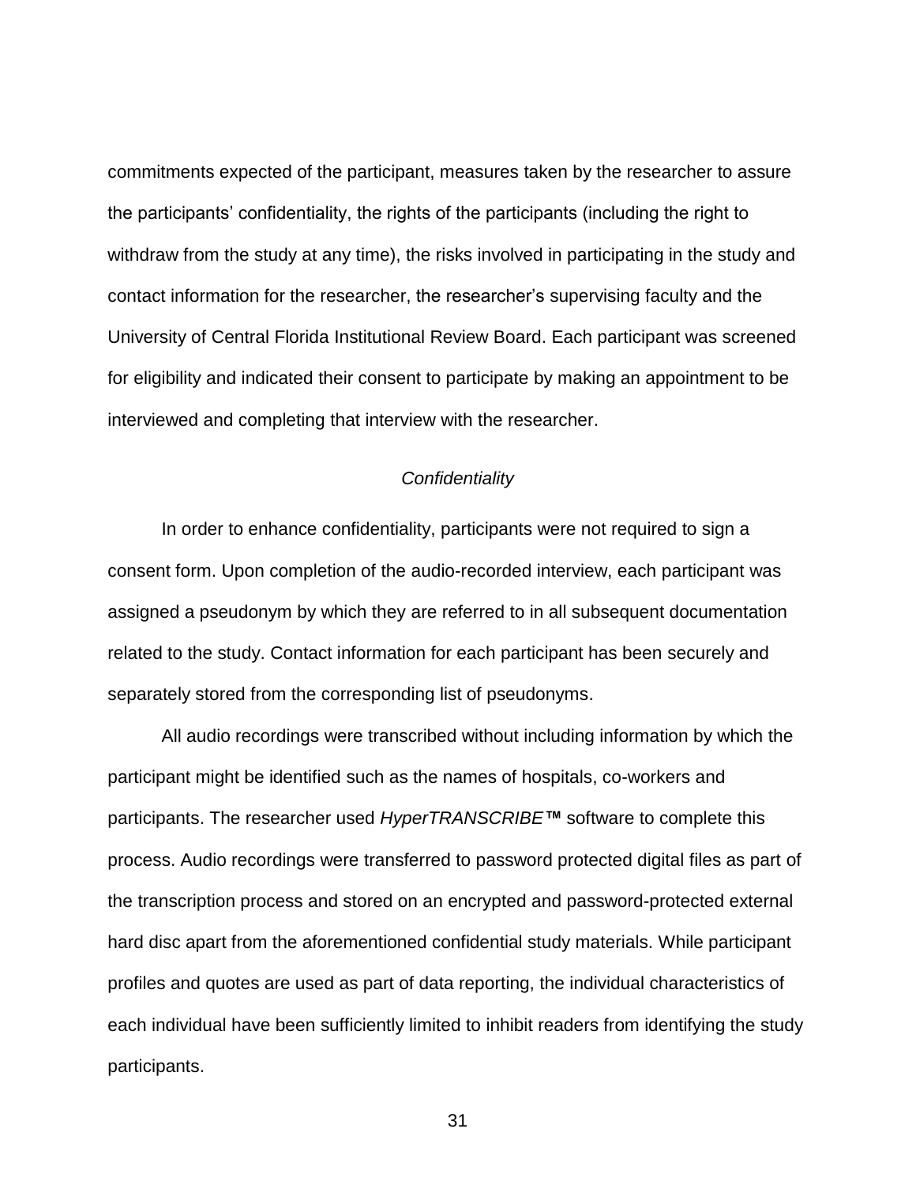commitments expected of the participant, measures taken by the researcher to assure the participants' confidentiality, the rights of the participants (including the right to withdraw from the study at any time), the risks involved in participating in the study and contact information for the researcher, the researcher's supervising faculty and the University of Central Florida Institutional Review Board. Each participant was screened for eligibility and indicated their consent to participate by making an appointment to be interviewed and completing that interview with the researcher.

### *Confidentiality*

In order to enhance confidentiality, participants were not required to sign a consent form. Upon completion of the audio-recorded interview, each participant was assigned a pseudonym by which they are referred to in all subsequent documentation related to the study. Contact information for each participant has been securely and separately stored from the corresponding list of pseudonyms.

All audio recordings were transcribed without including information by which the participant might be identified such as the names of hospitals, co-workers and participants. The researcher used *HyperTRANSCRIBE*™ software to complete this process. Audio recordings were transferred to password protected digital files as part of the transcription process and stored on an encrypted and password-protected external hard disc apart from the aforementioned confidential study materials. While participant profiles and quotes are used as part of data reporting, the individual characteristics of each individual have been sufficiently limited to inhibit readers from identifying the study participants.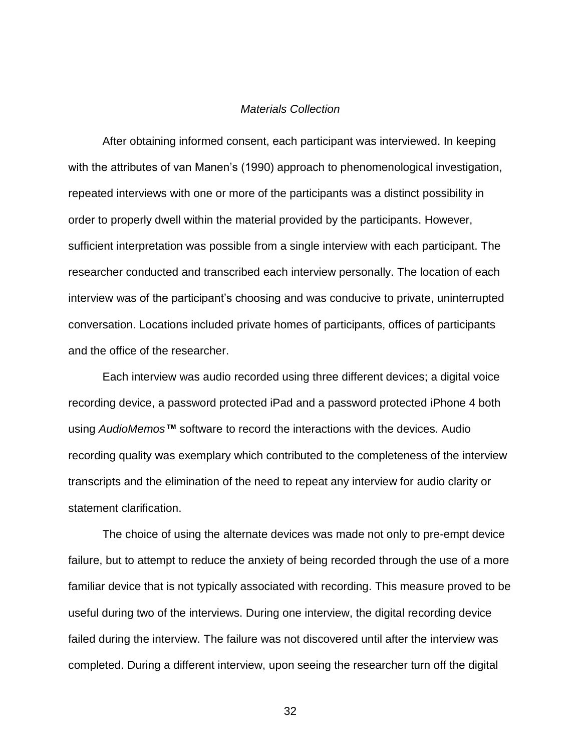### *Materials Collection*

After obtaining informed consent, each participant was interviewed. In keeping with the attributes of van Manen's (1990) approach to phenomenological investigation, repeated interviews with one or more of the participants was a distinct possibility in order to properly dwell within the material provided by the participants. However, sufficient interpretation was possible from a single interview with each participant. The researcher conducted and transcribed each interview personally. The location of each interview was of the participant's choosing and was conducive to private, uninterrupted conversation. Locations included private homes of participants, offices of participants and the office of the researcher.

Each interview was audio recorded using three different devices; a digital voice recording device, a password protected iPad and a password protected iPhone 4 both using *AudioMemos*™ software to record the interactions with the devices. Audio recording quality was exemplary which contributed to the completeness of the interview transcripts and the elimination of the need to repeat any interview for audio clarity or statement clarification.

The choice of using the alternate devices was made not only to pre-empt device failure, but to attempt to reduce the anxiety of being recorded through the use of a more familiar device that is not typically associated with recording. This measure proved to be useful during two of the interviews. During one interview, the digital recording device failed during the interview. The failure was not discovered until after the interview was completed. During a different interview, upon seeing the researcher turn off the digital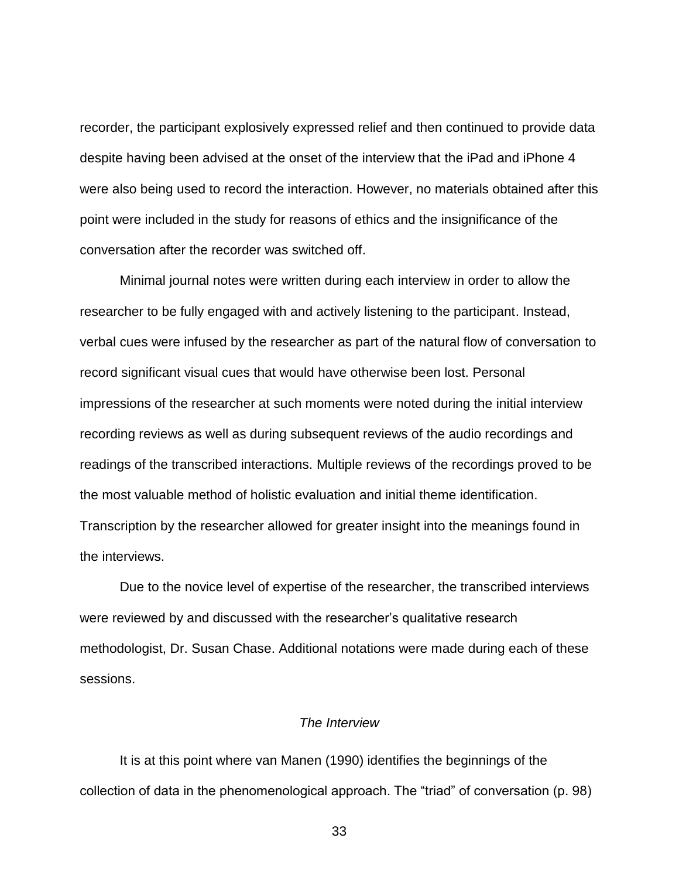recorder, the participant explosively expressed relief and then continued to provide data despite having been advised at the onset of the interview that the iPad and iPhone 4 were also being used to record the interaction. However, no materials obtained after this point were included in the study for reasons of ethics and the insignificance of the conversation after the recorder was switched off.

Minimal journal notes were written during each interview in order to allow the researcher to be fully engaged with and actively listening to the participant. Instead, verbal cues were infused by the researcher as part of the natural flow of conversation to record significant visual cues that would have otherwise been lost. Personal impressions of the researcher at such moments were noted during the initial interview recording reviews as well as during subsequent reviews of the audio recordings and readings of the transcribed interactions. Multiple reviews of the recordings proved to be the most valuable method of holistic evaluation and initial theme identification. Transcription by the researcher allowed for greater insight into the meanings found in the interviews.

Due to the novice level of expertise of the researcher, the transcribed interviews were reviewed by and discussed with the researcher's qualitative research methodologist, Dr. Susan Chase. Additional notations were made during each of these sessions.

### *The Interview*

It is at this point where van Manen (1990) identifies the beginnings of the collection of data in the phenomenological approach. The "triad" of conversation (p. 98)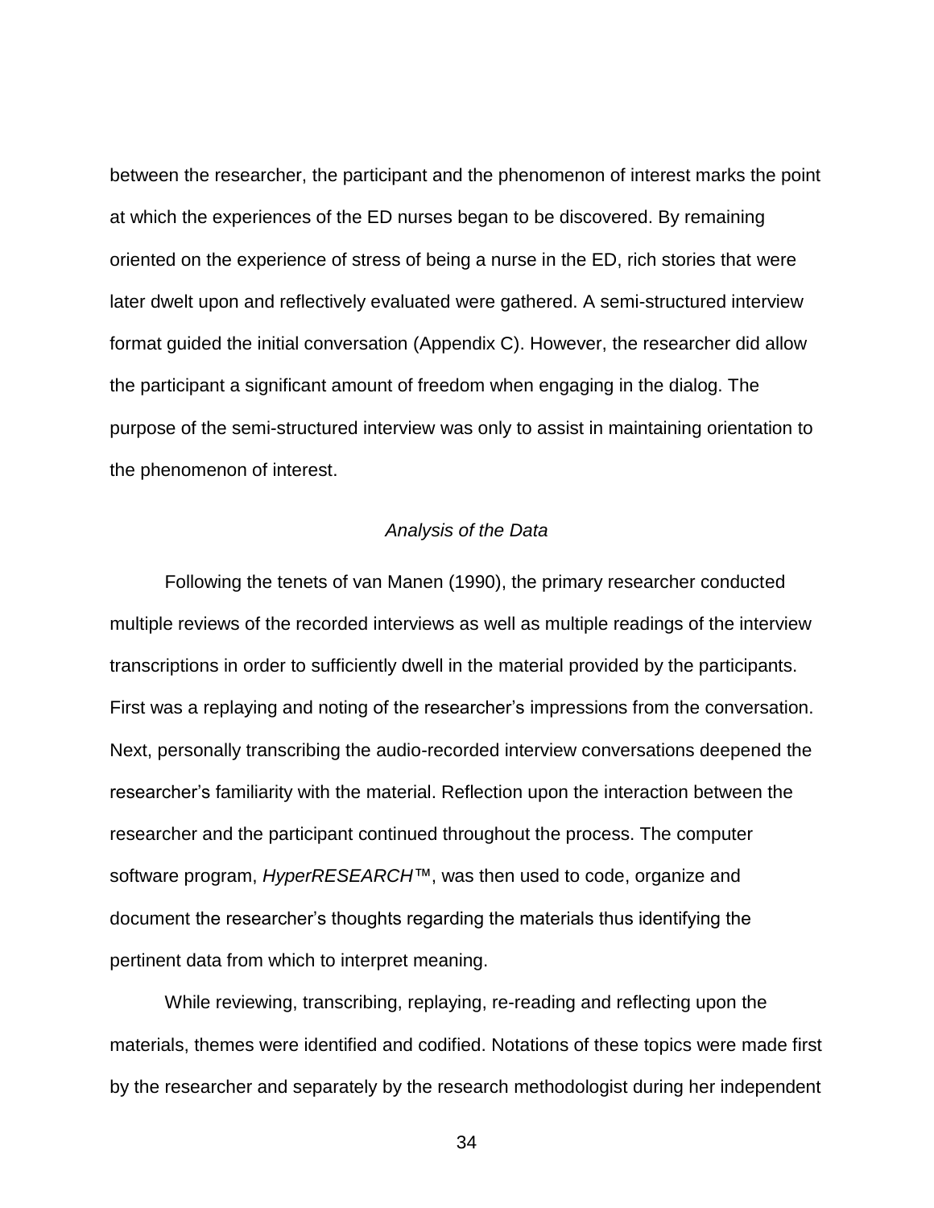between the researcher, the participant and the phenomenon of interest marks the point at which the experiences of the ED nurses began to be discovered. By remaining oriented on the experience of stress of being a nurse in the ED, rich stories that were later dwelt upon and reflectively evaluated were gathered. A semi-structured interview format guided the initial conversation (Appendix C). However, the researcher did allow the participant a significant amount of freedom when engaging in the dialog. The purpose of the semi-structured interview was only to assist in maintaining orientation to the phenomenon of interest.

### *Analysis of the Data*

Following the tenets of van Manen (1990), the primary researcher conducted multiple reviews of the recorded interviews as well as multiple readings of the interview transcriptions in order to sufficiently dwell in the material provided by the participants. First was a replaying and noting of the researcher's impressions from the conversation. Next, personally transcribing the audio-recorded interview conversations deepened the researcher's familiarity with the material. Reflection upon the interaction between the researcher and the participant continued throughout the process. The computer software program, *HyperRESEARCH™*, was then used to code, organize and document the researcher's thoughts regarding the materials thus identifying the pertinent data from which to interpret meaning.

While reviewing, transcribing, replaying, re-reading and reflecting upon the materials, themes were identified and codified. Notations of these topics were made first by the researcher and separately by the research methodologist during her independent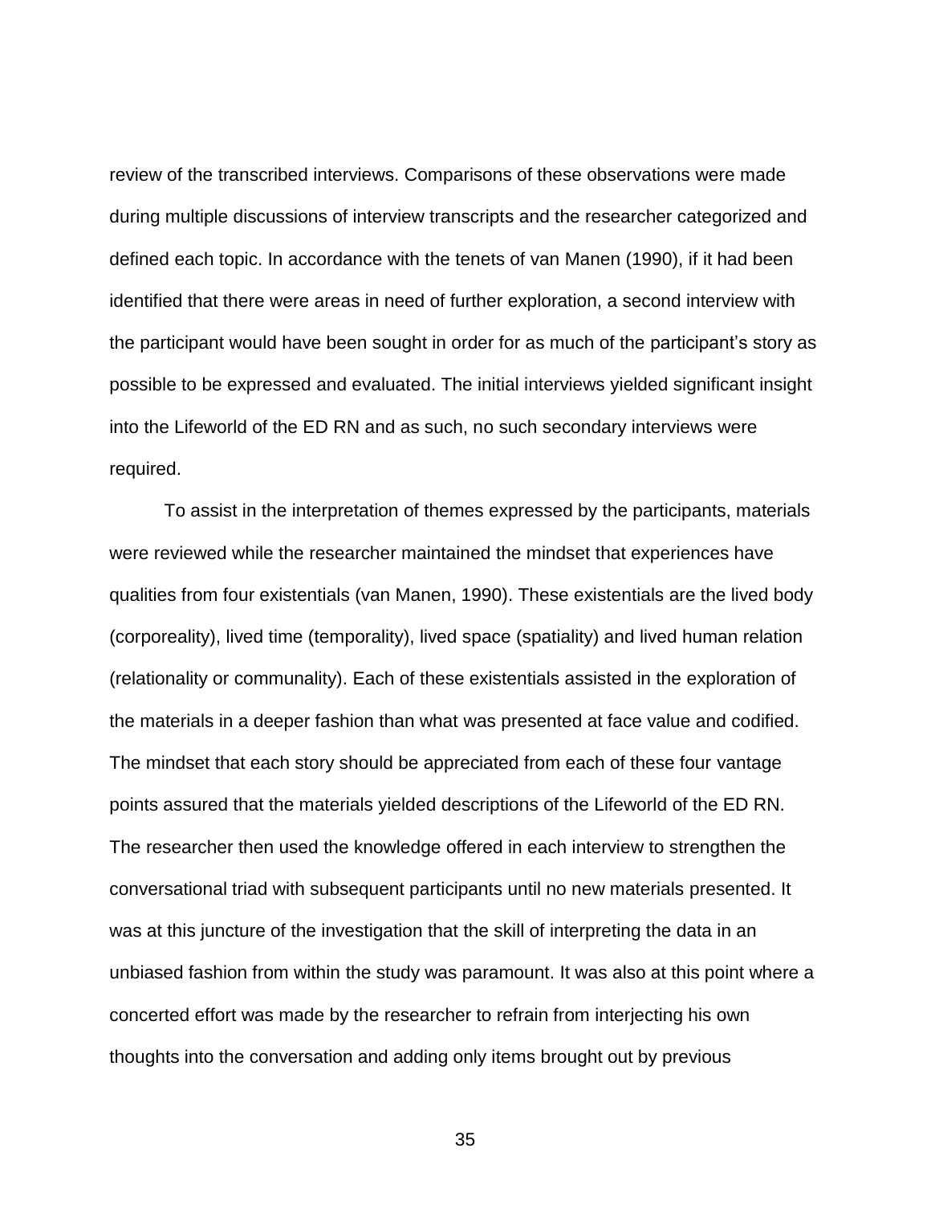review of the transcribed interviews. Comparisons of these observations were made during multiple discussions of interview transcripts and the researcher categorized and defined each topic. In accordance with the tenets of van Manen (1990), if it had been identified that there were areas in need of further exploration, a second interview with the participant would have been sought in order for as much of the participant's story as possible to be expressed and evaluated. The initial interviews yielded significant insight into the Lifeworld of the ED RN and as such, no such secondary interviews were required.

To assist in the interpretation of themes expressed by the participants, materials were reviewed while the researcher maintained the mindset that experiences have qualities from four existentials (van Manen, 1990). These existentials are the lived body (corporeality), lived time (temporality), lived space (spatiality) and lived human relation (relationality or communality). Each of these existentials assisted in the exploration of the materials in a deeper fashion than what was presented at face value and codified. The mindset that each story should be appreciated from each of these four vantage points assured that the materials yielded descriptions of the Lifeworld of the ED RN. The researcher then used the knowledge offered in each interview to strengthen the conversational triad with subsequent participants until no new materials presented. It was at this juncture of the investigation that the skill of interpreting the data in an unbiased fashion from within the study was paramount. It was also at this point where a concerted effort was made by the researcher to refrain from interjecting his own thoughts into the conversation and adding only items brought out by previous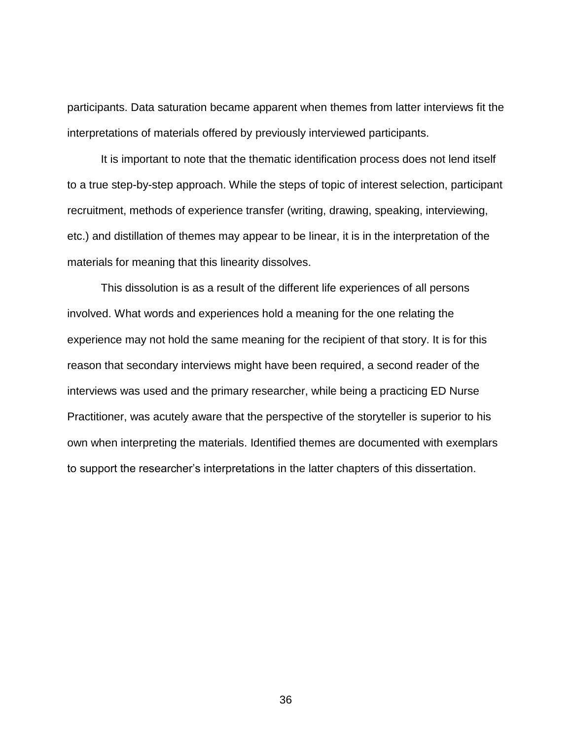participants. Data saturation became apparent when themes from latter interviews fit the interpretations of materials offered by previously interviewed participants.

It is important to note that the thematic identification process does not lend itself to a true step-by-step approach. While the steps of topic of interest selection, participant recruitment, methods of experience transfer (writing, drawing, speaking, interviewing, etc.) and distillation of themes may appear to be linear, it is in the interpretation of the materials for meaning that this linearity dissolves.

This dissolution is as a result of the different life experiences of all persons involved. What words and experiences hold a meaning for the one relating the experience may not hold the same meaning for the recipient of that story. It is for this reason that secondary interviews might have been required, a second reader of the interviews was used and the primary researcher, while being a practicing ED Nurse Practitioner, was acutely aware that the perspective of the storyteller is superior to his own when interpreting the materials. Identified themes are documented with exemplars to support the researcher's interpretations in the latter chapters of this dissertation.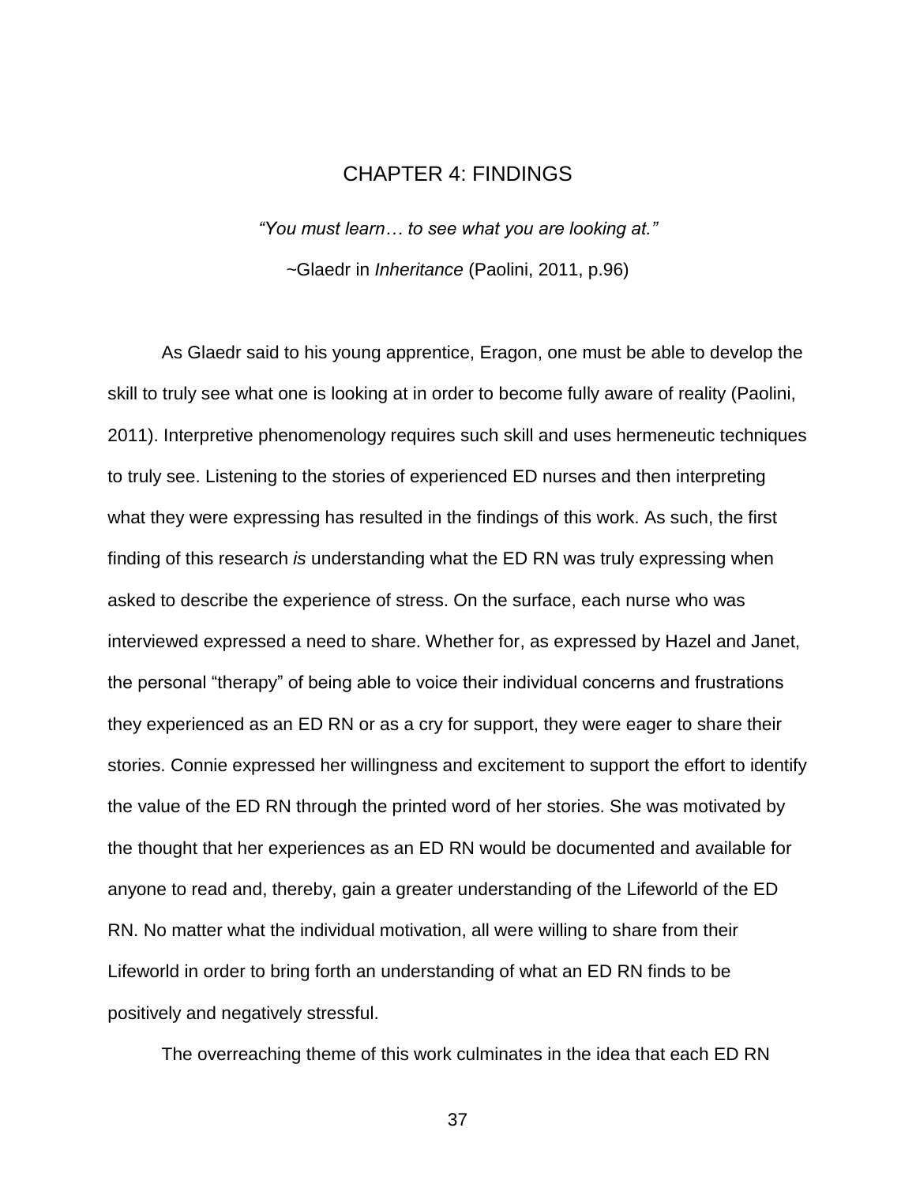# CHAPTER 4: FINDINGS

*"You must learn… to see what you are looking at."*

~Glaedr in *Inheritance* (Paolini, 2011, p.96)

As Glaedr said to his young apprentice, Eragon, one must be able to develop the skill to truly see what one is looking at in order to become fully aware of reality (Paolini, 2011). Interpretive phenomenology requires such skill and uses hermeneutic techniques to truly see. Listening to the stories of experienced ED nurses and then interpreting what they were expressing has resulted in the findings of this work. As such, the first finding of this research *is* understanding what the ED RN was truly expressing when asked to describe the experience of stress. On the surface, each nurse who was interviewed expressed a need to share. Whether for, as expressed by Hazel and Janet, the personal "therapy" of being able to voice their individual concerns and frustrations they experienced as an ED RN or as a cry for support, they were eager to share their stories. Connie expressed her willingness and excitement to support the effort to identify the value of the ED RN through the printed word of her stories. She was motivated by the thought that her experiences as an ED RN would be documented and available for anyone to read and, thereby, gain a greater understanding of the Lifeworld of the ED RN. No matter what the individual motivation, all were willing to share from their Lifeworld in order to bring forth an understanding of what an ED RN finds to be positively and negatively stressful.

The overreaching theme of this work culminates in the idea that each ED RN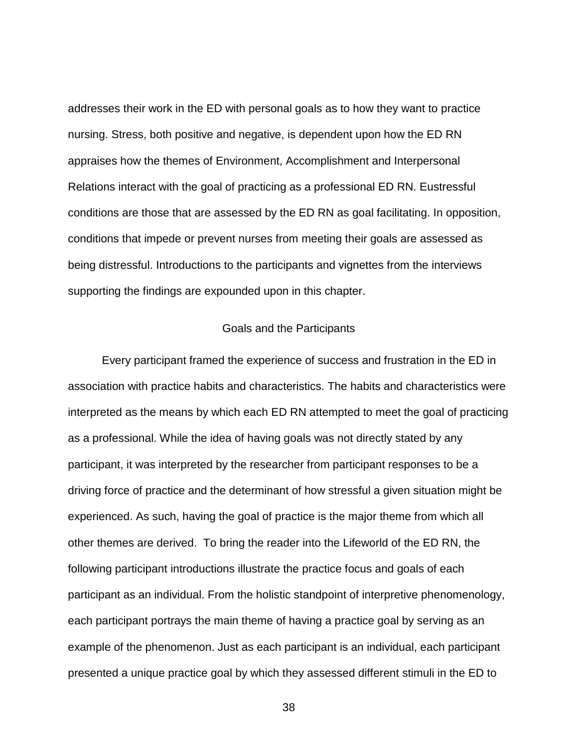addresses their work in the ED with personal goals as to how they want to practice nursing. Stress, both positive and negative, is dependent upon how the ED RN appraises how the themes of Environment, Accomplishment and Interpersonal Relations interact with the goal of practicing as a professional ED RN. Eustressful conditions are those that are assessed by the ED RN as goal facilitating. In opposition, conditions that impede or prevent nurses from meeting their goals are assessed as being distressful. Introductions to the participants and vignettes from the interviews supporting the findings are expounded upon in this chapter.

## Goals and the Participants

Every participant framed the experience of success and frustration in the ED in association with practice habits and characteristics. The habits and characteristics were interpreted as the means by which each ED RN attempted to meet the goal of practicing as a professional. While the idea of having goals was not directly stated by any participant, it was interpreted by the researcher from participant responses to be a driving force of practice and the determinant of how stressful a given situation might be experienced. As such, having the goal of practice is the major theme from which all other themes are derived. To bring the reader into the Lifeworld of the ED RN, the following participant introductions illustrate the practice focus and goals of each participant as an individual. From the holistic standpoint of interpretive phenomenology, each participant portrays the main theme of having a practice goal by serving as an example of the phenomenon. Just as each participant is an individual, each participant presented a unique practice goal by which they assessed different stimuli in the ED to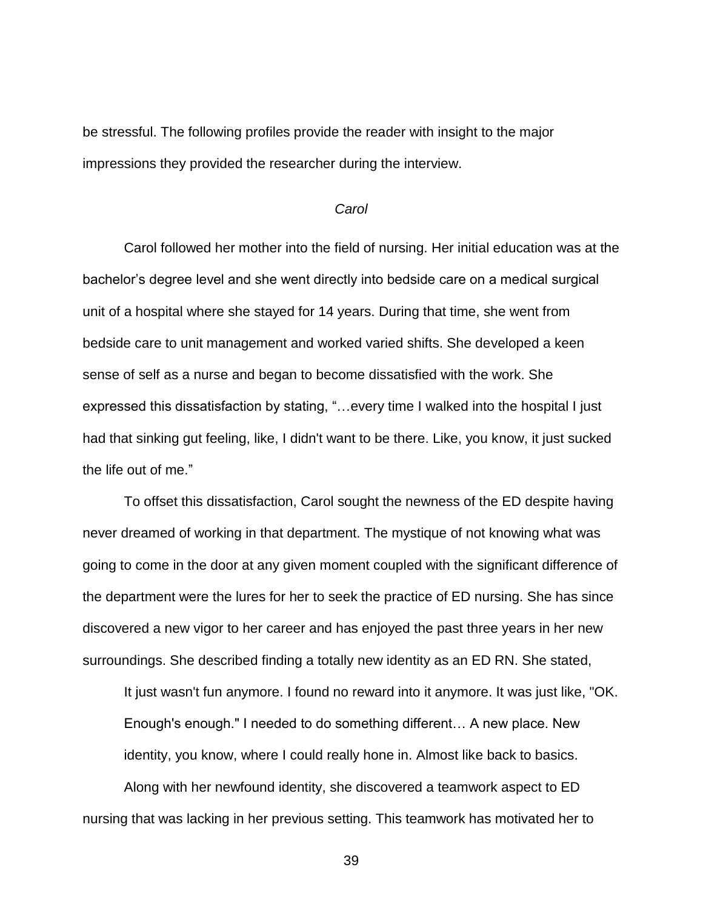be stressful. The following profiles provide the reader with insight to the major impressions they provided the researcher during the interview.

### *Carol*

Carol followed her mother into the field of nursing. Her initial education was at the bachelor's degree level and she went directly into bedside care on a medical surgical unit of a hospital where she stayed for 14 years. During that time, she went from bedside care to unit management and worked varied shifts. She developed a keen sense of self as a nurse and began to become dissatisfied with the work. She expressed this dissatisfaction by stating, "…every time I walked into the hospital I just had that sinking gut feeling, like, I didn't want to be there. Like, you know, it just sucked the life out of me."

To offset this dissatisfaction, Carol sought the newness of the ED despite having never dreamed of working in that department. The mystique of not knowing what was going to come in the door at any given moment coupled with the significant difference of the department were the lures for her to seek the practice of ED nursing. She has since discovered a new vigor to her career and has enjoyed the past three years in her new surroundings. She described finding a totally new identity as an ED RN. She stated,

> It just wasn't fun anymore. I found no reward into it anymore. It was just like, "OK. Enough's enough." I needed to do something different… A new place. New identity, you know, where I could really hone in. Almost like back to basics.

Along with her newfound identity, she discovered a teamwork aspect to ED nursing that was lacking in her previous setting. This teamwork has motivated her to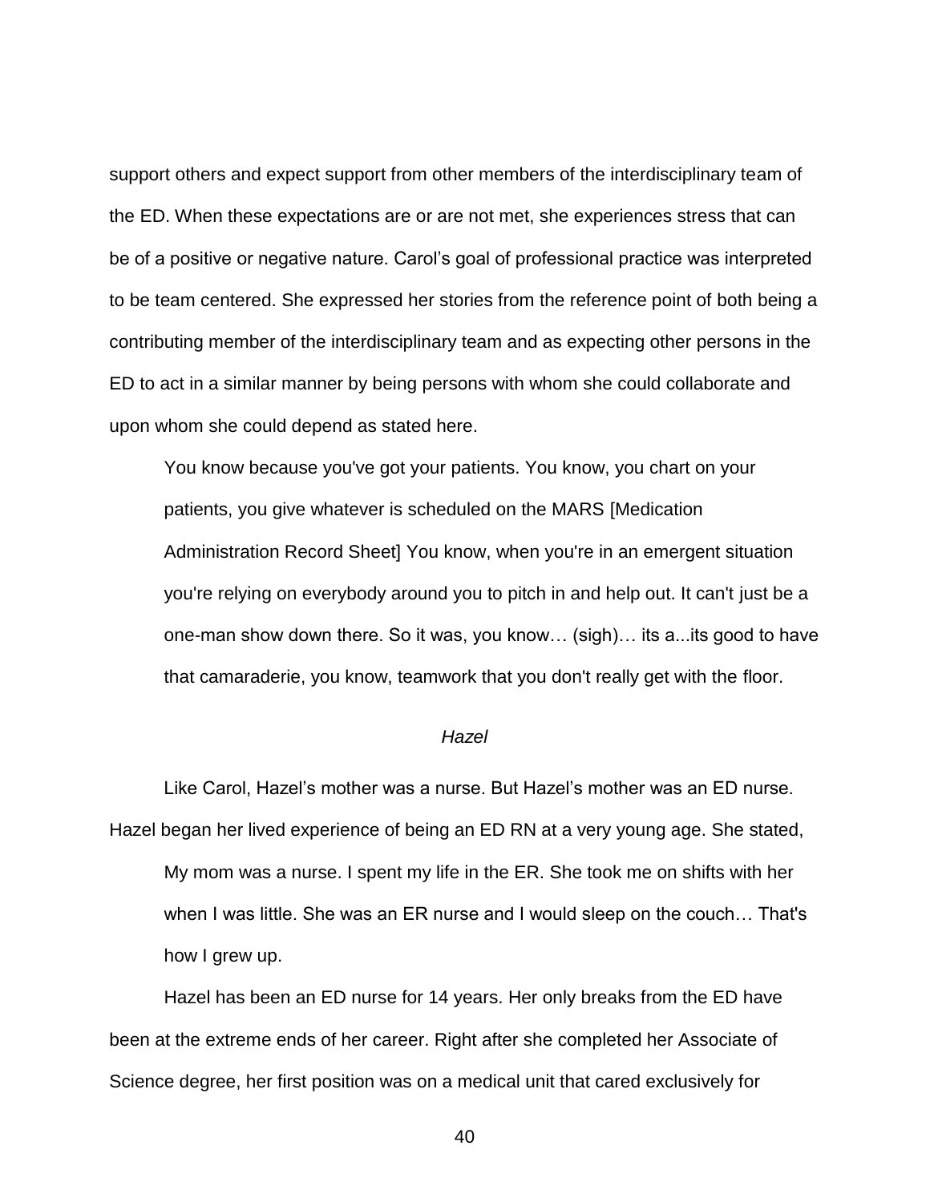support others and expect support from other members of the interdisciplinary team of the ED. When these expectations are or are not met, she experiences stress that can be of a positive or negative nature. Carol's goal of professional practice was interpreted to be team centered. She expressed her stories from the reference point of both being a contributing member of the interdisciplinary team and as expecting other persons in the ED to act in a similar manner by being persons with whom she could collaborate and upon whom she could depend as stated here.

> You know because you've got your patients. You know, you chart on your patients, you give whatever is scheduled on the MARS [Medication Administration Record Sheet] You know, when you're in an emergent situation you're relying on everybody around you to pitch in and help out. It can't just be a one-man show down there. So it was, you know… (sigh)… its a...its good to have that camaraderie, you know, teamwork that you don't really get with the floor.

### *Hazel*

Like Carol, Hazel's mother was a nurse. But Hazel's mother was an ED nurse. Hazel began her lived experience of being an ED RN at a very young age. She stated,

> My mom was a nurse. I spent my life in the ER. She took me on shifts with her when I was little. She was an ER nurse and I would sleep on the couch… That's how I grew up.

Hazel has been an ED nurse for 14 years. Her only breaks from the ED have been at the extreme ends of her career. Right after she completed her Associate of Science degree, her first position was on a medical unit that cared exclusively for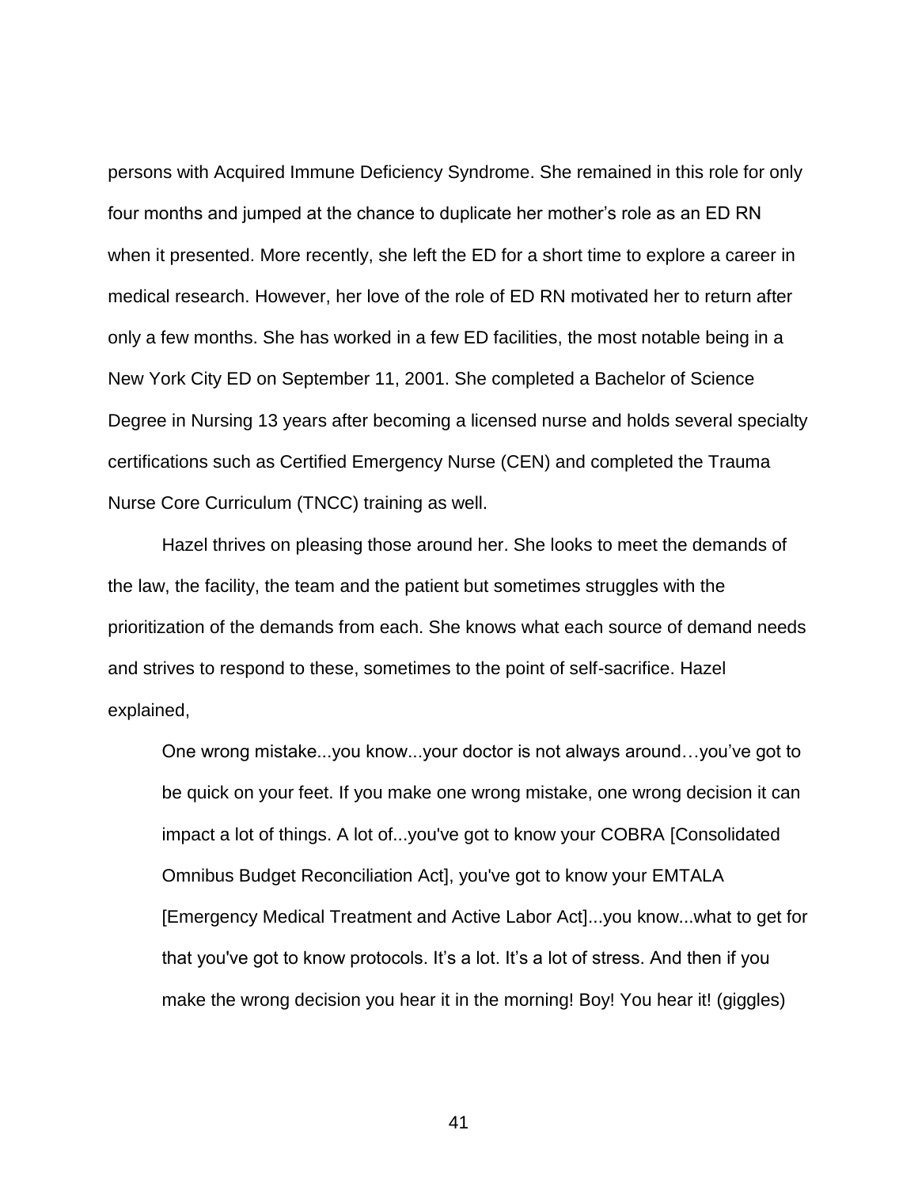persons with Acquired Immune Deficiency Syndrome. She remained in this role for only four months and jumped at the chance to duplicate her mother's role as an ED RN when it presented. More recently, she left the ED for a short time to explore a career in medical research. However, her love of the role of ED RN motivated her to return after only a few months. She has worked in a few ED facilities, the most notable being in a New York City ED on September 11, 2001. She completed a Bachelor of Science Degree in Nursing 13 years after becoming a licensed nurse and holds several specialty certifications such as Certified Emergency Nurse (CEN) and completed the Trauma Nurse Core Curriculum (TNCC) training as well.

Hazel thrives on pleasing those around her. She looks to meet the demands of the law, the facility, the team and the patient but sometimes struggles with the prioritization of the demands from each. She knows what each source of demand needs and strives to respond to these, sometimes to the point of self-sacrifice. Hazel explained,

> One wrong mistake...you know...your doctor is not always around…you've got to be quick on your feet. If you make one wrong mistake, one wrong decision it can impact a lot of things. A lot of...you've got to know your COBRA [Consolidated Omnibus Budget Reconciliation Act], you've got to know your EMTALA [Emergency Medical Treatment and Active Labor Act]...you know...what to get for that you've got to know protocols. It's a lot. It's a lot of stress. And then if you make the wrong decision you hear it in the morning! Boy! You hear it! (giggles)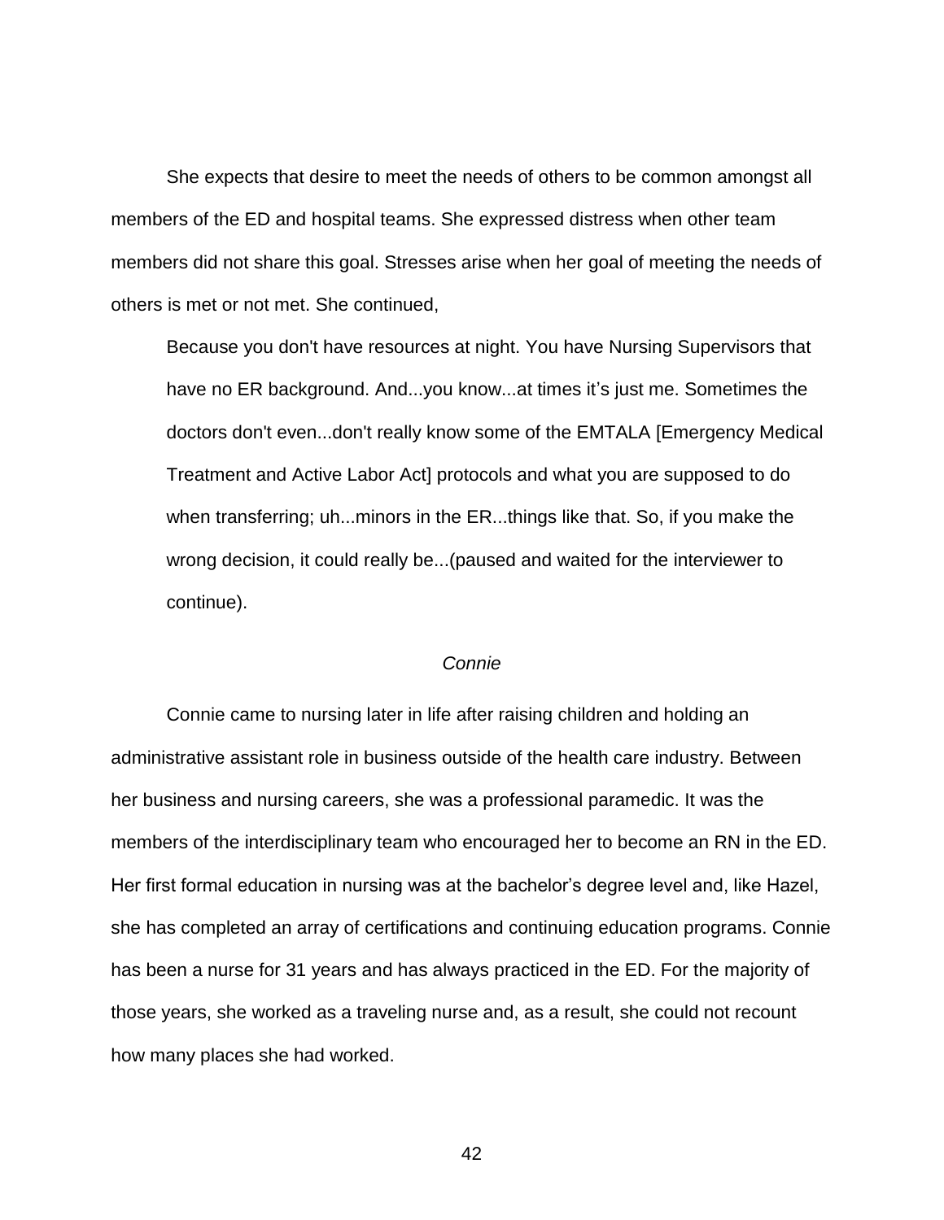She expects that desire to meet the needs of others to be common amongst all members of the ED and hospital teams. She expressed distress when other team members did not share this goal. Stresses arise when her goal of meeting the needs of others is met or not met. She continued,

> Because you don't have resources at night. You have Nursing Supervisors that have no ER background. And...you know...at times it's just me. Sometimes the doctors don't even...don't really know some of the EMTALA [Emergency Medical Treatment and Active Labor Act] protocols and what you are supposed to do when transferring; uh...minors in the ER...things like that. So, if you make the wrong decision, it could really be...(paused and waited for the interviewer to continue).

### *Connie*

Connie came to nursing later in life after raising children and holding an administrative assistant role in business outside of the health care industry. Between her business and nursing careers, she was a professional paramedic. It was the members of the interdisciplinary team who encouraged her to become an RN in the ED. Her first formal education in nursing was at the bachelor's degree level and, like Hazel, she has completed an array of certifications and continuing education programs. Connie has been a nurse for 31 years and has always practiced in the ED. For the majority of those years, she worked as a traveling nurse and, as a result, she could not recount how many places she had worked.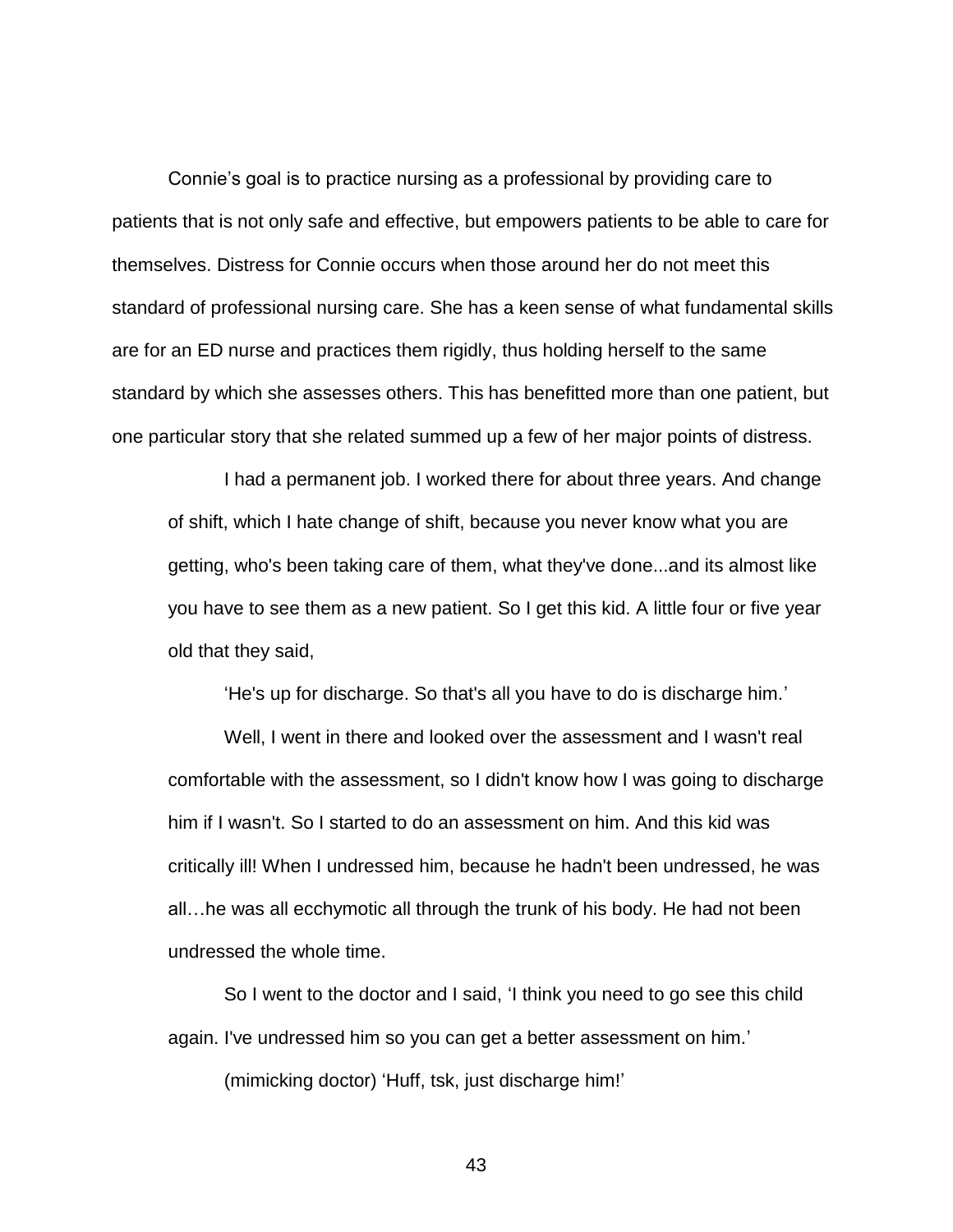Connie's goal is to practice nursing as a professional by providing care to patients that is not only safe and effective, but empowers patients to be able to care for themselves. Distress for Connie occurs when those around her do not meet this standard of professional nursing care. She has a keen sense of what fundamental skills are for an ED nurse and practices them rigidly, thus holding herself to the same standard by which she assesses others. This has benefitted more than one patient, but one particular story that she related summed up a few of her major points of distress.

> I had a permanent job. I worked there for about three years. And change of shift, which I hate change of shift, because you never know what you are getting, who's been taking care of them, what they've done...and its almost like you have to see them as a new patient. So I get this kid. A little four or five year old that they said,
>
> 'He's up for discharge. So that's all you have to do is discharge him.'
>
> Well, I went in there and looked over the assessment and I wasn't real comfortable with the assessment, so I didn't know how I was going to discharge him if I wasn't. So I started to do an assessment on him. And this kid was critically ill! When I undressed him, because he hadn't been undressed, he was all…he was all ecchymotic all through the trunk of his body. He had not been undressed the whole time.
>
> So I went to the doctor and I said, 'I think you need to go see this child again. I've undressed him so you can get a better assessment on him.'
>
> (mimicking doctor) 'Huff, tsk, just discharge him!'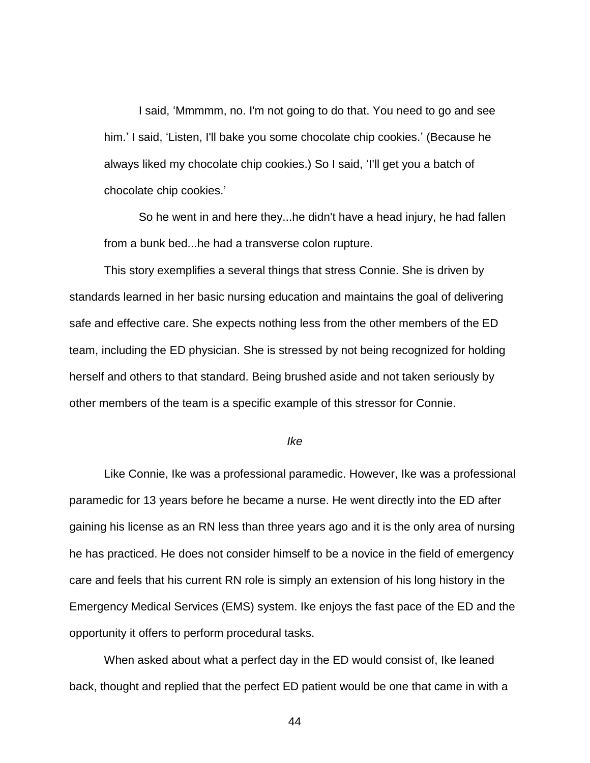> I said, 'Mmmmm, no. I'm not going to do that. You need to go and see him.' I said, 'Listen, I'll bake you some chocolate chip cookies.' (Because he always liked my chocolate chip cookies.) So I said, 'I'll get you a batch of chocolate chip cookies.'
>
> So he went in and here they...he didn't have a head injury, he had fallen from a bunk bed...he had a transverse colon rupture.

This story exemplifies a several things that stress Connie. She is driven by standards learned in her basic nursing education and maintains the goal of delivering safe and effective care. She expects nothing less from the other members of the ED team, including the ED physician. She is stressed by not being recognized for holding herself and others to that standard. Being brushed aside and not taken seriously by other members of the team is a specific example of this stressor for Connie.

*Ike*

Like Connie, Ike was a professional paramedic. However, Ike was a professional paramedic for 13 years before he became a nurse. He went directly into the ED after gaining his license as an RN less than three years ago and it is the only area of nursing he has practiced. He does not consider himself to be a novice in the field of emergency care and feels that his current RN role is simply an extension of his long history in the Emergency Medical Services (EMS) system. Ike enjoys the fast pace of the ED and the opportunity it offers to perform procedural tasks.

When asked about what a perfect day in the ED would consist of, Ike leaned back, thought and replied that the perfect ED patient would be one that came in with a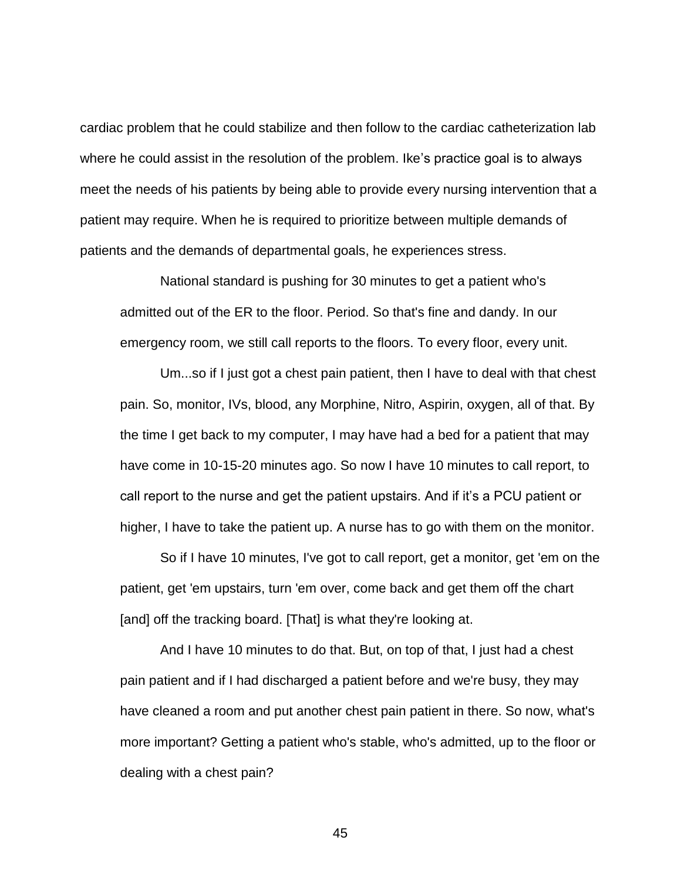cardiac problem that he could stabilize and then follow to the cardiac catheterization lab where he could assist in the resolution of the problem. Ike's practice goal is to always meet the needs of his patients by being able to provide every nursing intervention that a patient may require. When he is required to prioritize between multiple demands of patients and the demands of departmental goals, he experiences stress.

> National standard is pushing for 30 minutes to get a patient who's admitted out of the ER to the floor. Period. So that's fine and dandy. In our emergency room, we still call reports to the floors. To every floor, every unit.
>
> Um...so if I just got a chest pain patient, then I have to deal with that chest pain. So, monitor, IVs, blood, any Morphine, Nitro, Aspirin, oxygen, all of that. By the time I get back to my computer, I may have had a bed for a patient that may have come in 10-15-20 minutes ago. So now I have 10 minutes to call report, to call report to the nurse and get the patient upstairs. And if it's a PCU patient or higher, I have to take the patient up. A nurse has to go with them on the monitor.
>
> So if I have 10 minutes, I've got to call report, get a monitor, get 'em on the patient, get 'em upstairs, turn 'em over, come back and get them off the chart [and] off the tracking board. [That] is what they're looking at.
>
> And I have 10 minutes to do that. But, on top of that, I just had a chest pain patient and if I had discharged a patient before and we're busy, they may have cleaned a room and put another chest pain patient in there. So now, what's more important? Getting a patient who's stable, who's admitted, up to the floor or dealing with a chest pain?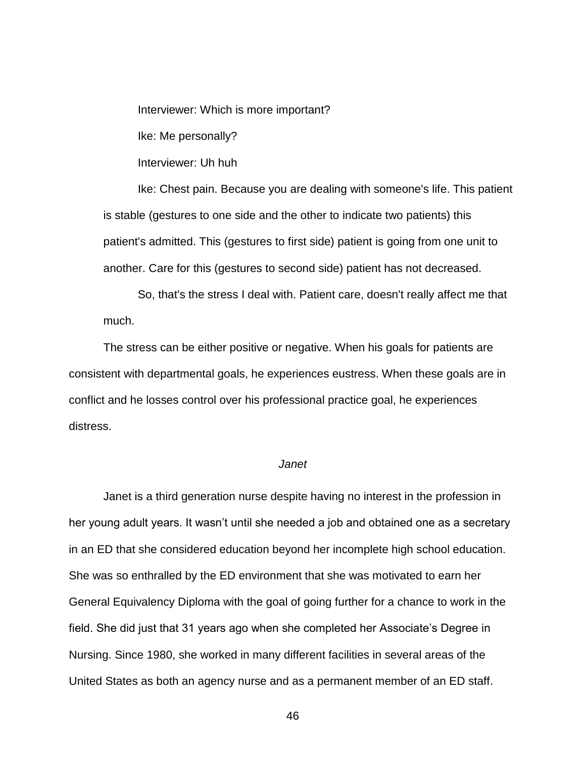Interviewer: Which is more important?

Ike: Me personally?

Interviewer: Uh huh

Ike: Chest pain. Because you are dealing with someone's life. This patient is stable (gestures to one side and the other to indicate two patients) this patient's admitted. This (gestures to first side) patient is going from one unit to another. Care for this (gestures to second side) patient has not decreased.

So, that's the stress I deal with. Patient care, doesn't really affect me that much.

The stress can be either positive or negative. When his goals for patients are consistent with departmental goals, he experiences eustress. When these goals are in conflict and he losses control over his professional practice goal, he experiences distress.

### *Janet*

Janet is a third generation nurse despite having no interest in the profession in her young adult years. It wasn't until she needed a job and obtained one as a secretary in an ED that she considered education beyond her incomplete high school education. She was so enthralled by the ED environment that she was motivated to earn her General Equivalency Diploma with the goal of going further for a chance to work in the field. She did just that 31 years ago when she completed her Associate's Degree in Nursing. Since 1980, she worked in many different facilities in several areas of the United States as both an agency nurse and as a permanent member of an ED staff.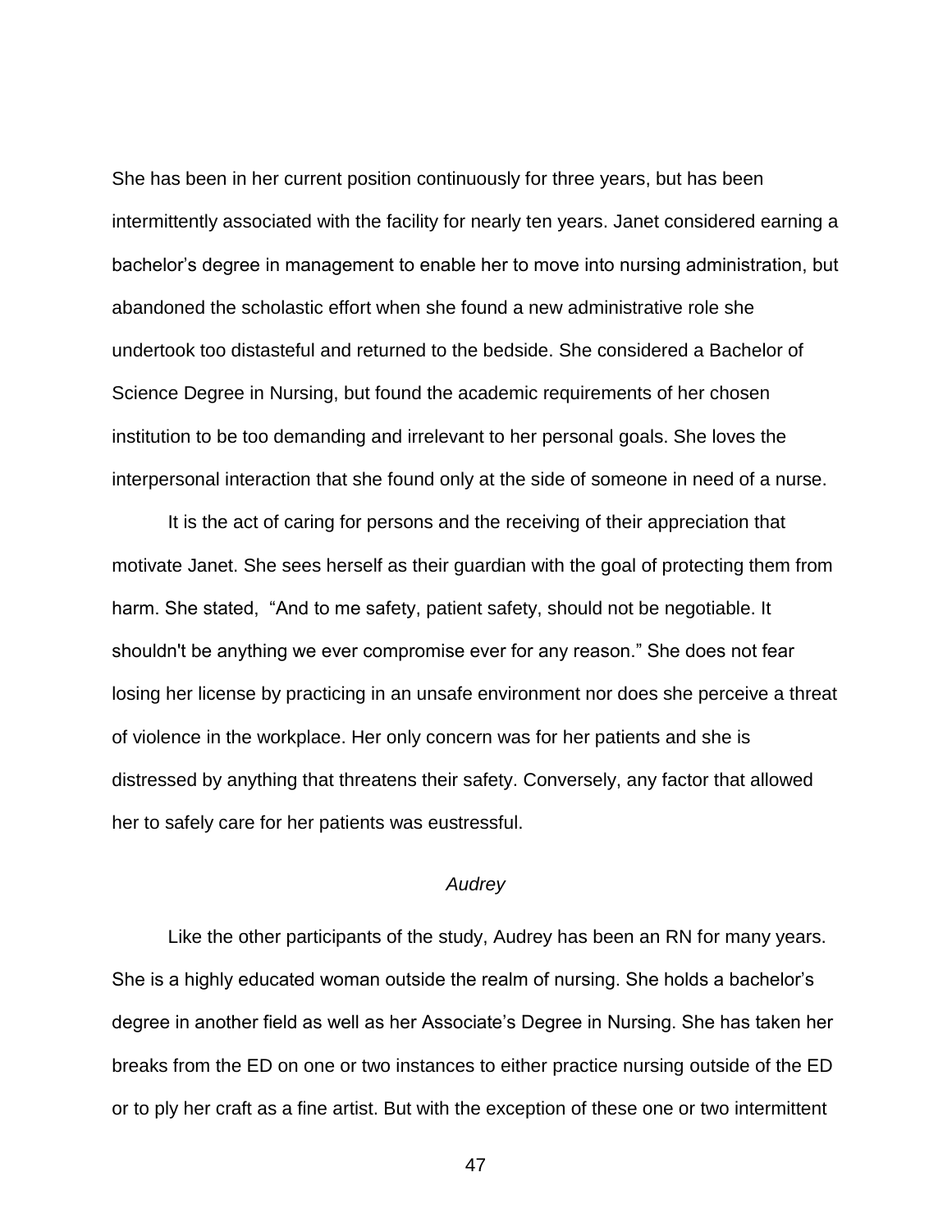She has been in her current position continuously for three years, but has been intermittently associated with the facility for nearly ten years. Janet considered earning a bachelor's degree in management to enable her to move into nursing administration, but abandoned the scholastic effort when she found a new administrative role she undertook too distasteful and returned to the bedside. She considered a Bachelor of Science Degree in Nursing, but found the academic requirements of her chosen institution to be too demanding and irrelevant to her personal goals. She loves the interpersonal interaction that she found only at the side of someone in need of a nurse.

It is the act of caring for persons and the receiving of their appreciation that motivate Janet. She sees herself as their guardian with the goal of protecting them from harm. She stated, "And to me safety, patient safety, should not be negotiable. It shouldn't be anything we ever compromise ever for any reason." She does not fear losing her license by practicing in an unsafe environment nor does she perceive a threat of violence in the workplace. Her only concern was for her patients and she is distressed by anything that threatens their safety. Conversely, any factor that allowed her to safely care for her patients was eustressful.

### *Audrey*

Like the other participants of the study, Audrey has been an RN for many years. She is a highly educated woman outside the realm of nursing. She holds a bachelor's degree in another field as well as her Associate's Degree in Nursing. She has taken her breaks from the ED on one or two instances to either practice nursing outside of the ED or to ply her craft as a fine artist. But with the exception of these one or two intermittent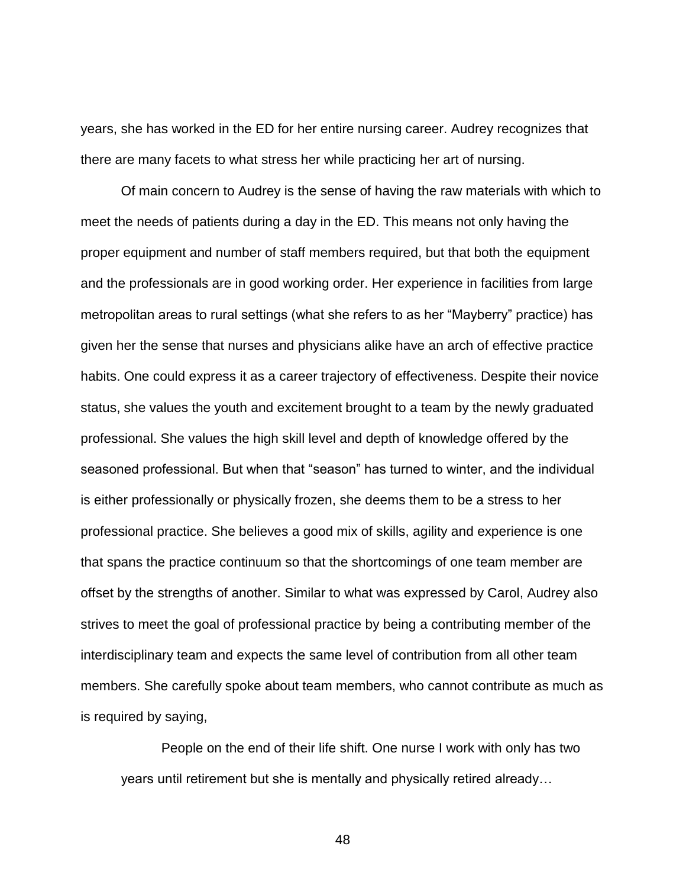years, she has worked in the ED for her entire nursing career. Audrey recognizes that there are many facets to what stress her while practicing her art of nursing.

Of main concern to Audrey is the sense of having the raw materials with which to meet the needs of patients during a day in the ED. This means not only having the proper equipment and number of staff members required, but that both the equipment and the professionals are in good working order. Her experience in facilities from large metropolitan areas to rural settings (what she refers to as her "Mayberry" practice) has given her the sense that nurses and physicians alike have an arch of effective practice habits. One could express it as a career trajectory of effectiveness. Despite their novice status, she values the youth and excitement brought to a team by the newly graduated professional. She values the high skill level and depth of knowledge offered by the seasoned professional. But when that "season" has turned to winter, and the individual is either professionally or physically frozen, she deems them to be a stress to her professional practice. She believes a good mix of skills, agility and experience is one that spans the practice continuum so that the shortcomings of one team member are offset by the strengths of another. Similar to what was expressed by Carol, Audrey also strives to meet the goal of professional practice by being a contributing member of the interdisciplinary team and expects the same level of contribution from all other team members. She carefully spoke about team members, who cannot contribute as much as is required by saying,

> People on the end of their life shift. One nurse I work with only has two years until retirement but she is mentally and physically retired already…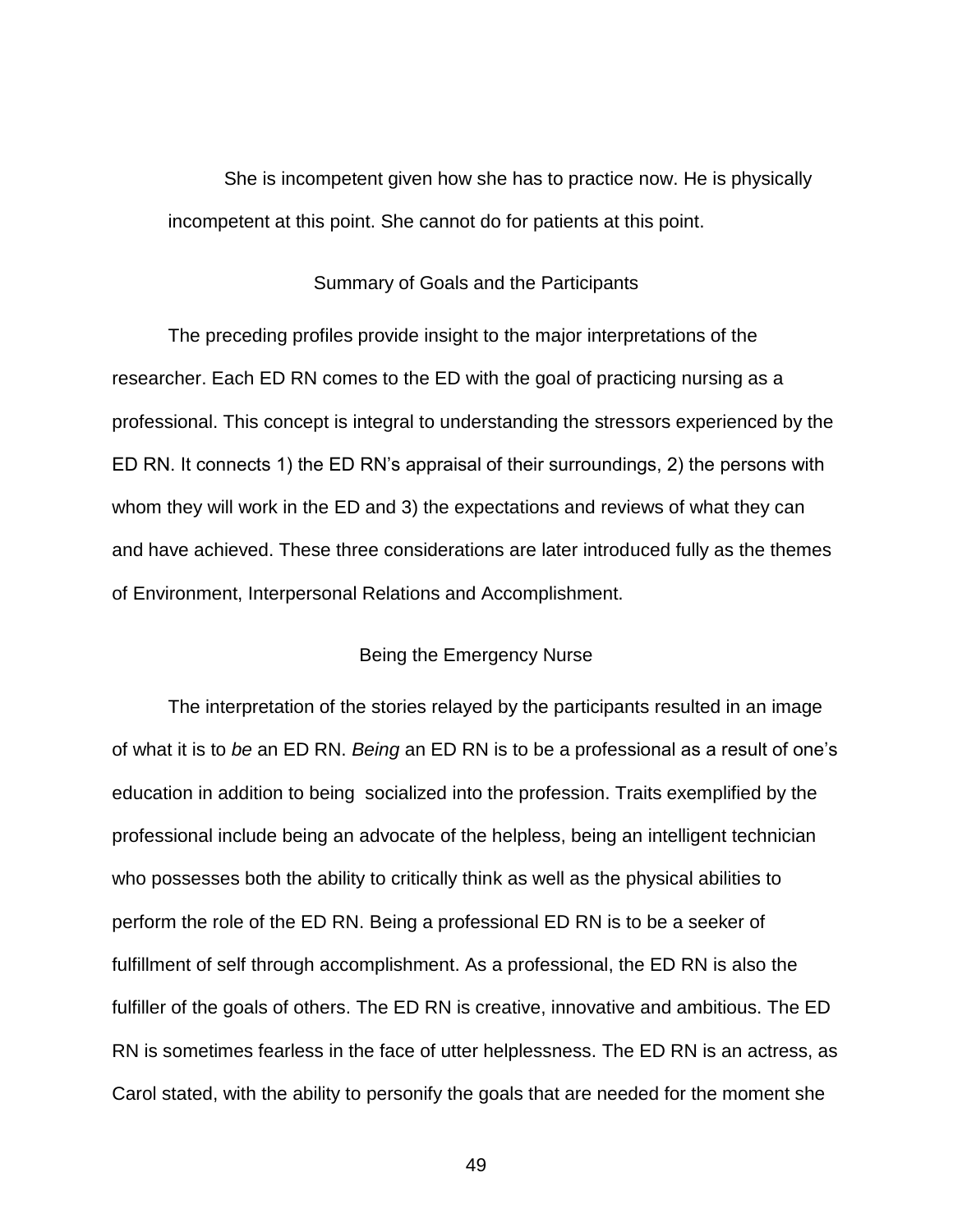She is incompetent given how she has to practice now. He is physically incompetent at this point. She cannot do for patients at this point.

## Summary of Goals and the Participants

The preceding profiles provide insight to the major interpretations of the researcher. Each ED RN comes to the ED with the goal of practicing nursing as a professional. This concept is integral to understanding the stressors experienced by the ED RN. It connects 1) the ED RN's appraisal of their surroundings, 2) the persons with whom they will work in the ED and 3) the expectations and reviews of what they can and have achieved. These three considerations are later introduced fully as the themes of Environment, Interpersonal Relations and Accomplishment.

## Being the Emergency Nurse

The interpretation of the stories relayed by the participants resulted in an image of what it is to *be* an ED RN. *Being* an ED RN is to be a professional as a result of one's education in addition to being socialized into the profession. Traits exemplified by the professional include being an advocate of the helpless, being an intelligent technician who possesses both the ability to critically think as well as the physical abilities to perform the role of the ED RN. Being a professional ED RN is to be a seeker of fulfillment of self through accomplishment. As a professional, the ED RN is also the fulfiller of the goals of others. The ED RN is creative, innovative and ambitious. The ED RN is sometimes fearless in the face of utter helplessness. The ED RN is an actress, as Carol stated, with the ability to personify the goals that are needed for the moment she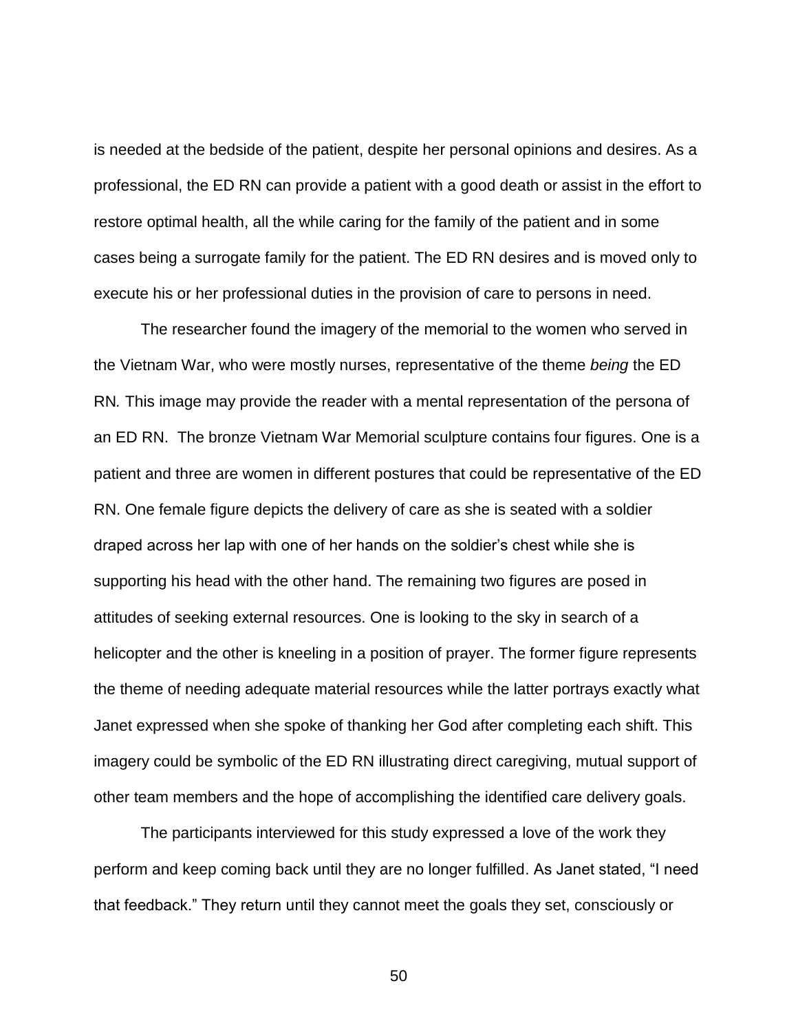is needed at the bedside of the patient, despite her personal opinions and desires. As a professional, the ED RN can provide a patient with a good death or assist in the effort to restore optimal health, all the while caring for the family of the patient and in some cases being a surrogate family for the patient. The ED RN desires and is moved only to execute his or her professional duties in the provision of care to persons in need.

The researcher found the imagery of the memorial to the women who served in the Vietnam War, who were mostly nurses, representative of the theme *being* the ED RN*.* This image may provide the reader with a mental representation of the persona of an ED RN. The bronze Vietnam War Memorial sculpture contains four figures. One is a patient and three are women in different postures that could be representative of the ED RN. One female figure depicts the delivery of care as she is seated with a soldier draped across her lap with one of her hands on the soldier's chest while she is supporting his head with the other hand. The remaining two figures are posed in attitudes of seeking external resources. One is looking to the sky in search of a helicopter and the other is kneeling in a position of prayer. The former figure represents the theme of needing adequate material resources while the latter portrays exactly what Janet expressed when she spoke of thanking her God after completing each shift. This imagery could be symbolic of the ED RN illustrating direct caregiving, mutual support of other team members and the hope of accomplishing the identified care delivery goals.

The participants interviewed for this study expressed a love of the work they perform and keep coming back until they are no longer fulfilled. As Janet stated, "I need that feedback." They return until they cannot meet the goals they set, consciously or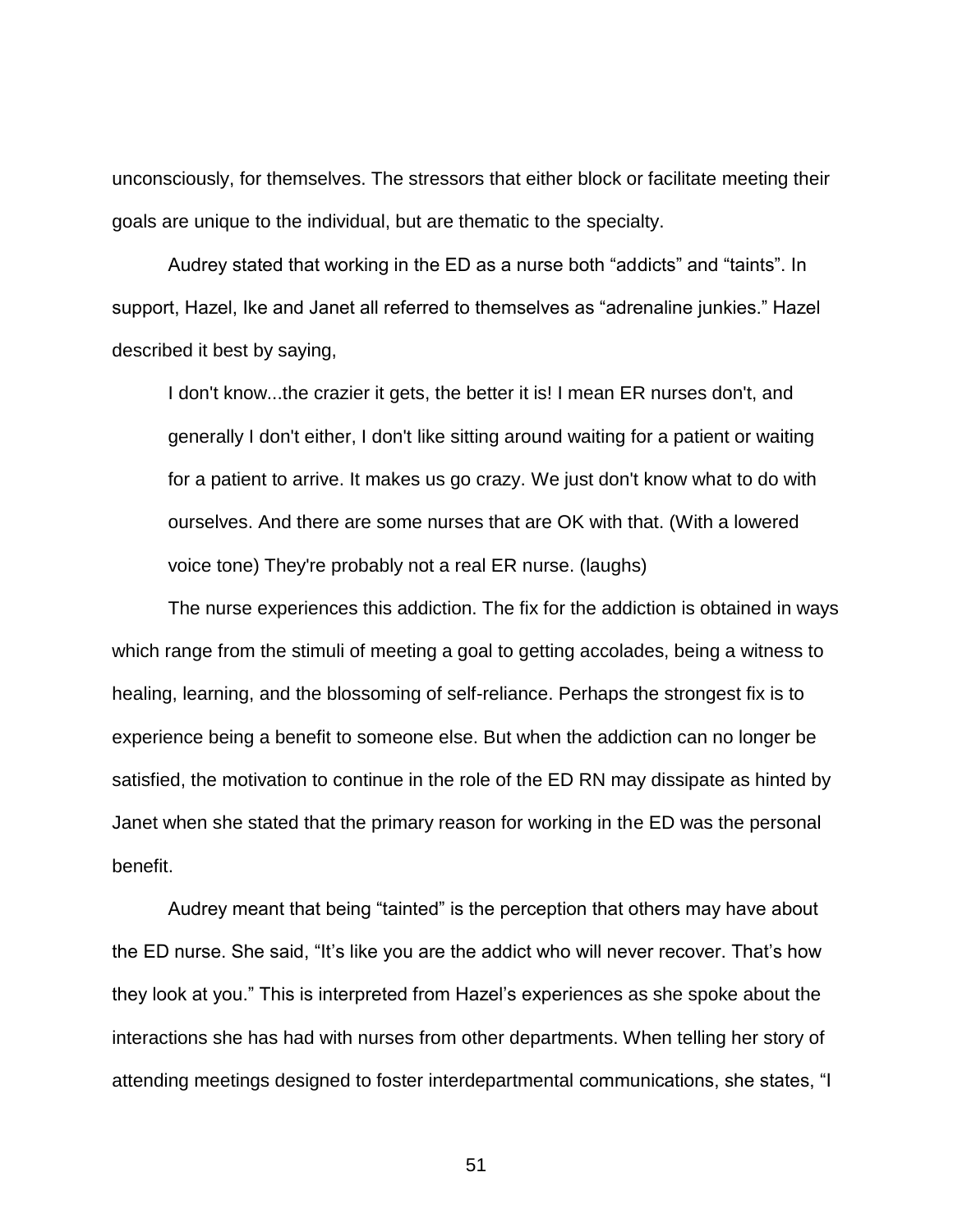unconsciously, for themselves. The stressors that either block or facilitate meeting their goals are unique to the individual, but are thematic to the specialty.

Audrey stated that working in the ED as a nurse both "addicts" and "taints". In support, Hazel, Ike and Janet all referred to themselves as "adrenaline junkies." Hazel described it best by saying,

> I don't know...the crazier it gets, the better it is! I mean ER nurses don't, and generally I don't either, I don't like sitting around waiting for a patient or waiting for a patient to arrive. It makes us go crazy. We just don't know what to do with ourselves. And there are some nurses that are OK with that. (With a lowered voice tone) They're probably not a real ER nurse. (laughs)

The nurse experiences this addiction. The fix for the addiction is obtained in ways which range from the stimuli of meeting a goal to getting accolades, being a witness to healing, learning, and the blossoming of self-reliance. Perhaps the strongest fix is to experience being a benefit to someone else. But when the addiction can no longer be satisfied, the motivation to continue in the role of the ED RN may dissipate as hinted by Janet when she stated that the primary reason for working in the ED was the personal benefit.

Audrey meant that being "tainted" is the perception that others may have about the ED nurse. She said, "It's like you are the addict who will never recover. That's how they look at you." This is interpreted from Hazel's experiences as she spoke about the interactions she has had with nurses from other departments. When telling her story of attending meetings designed to foster interdepartmental communications, she states, "I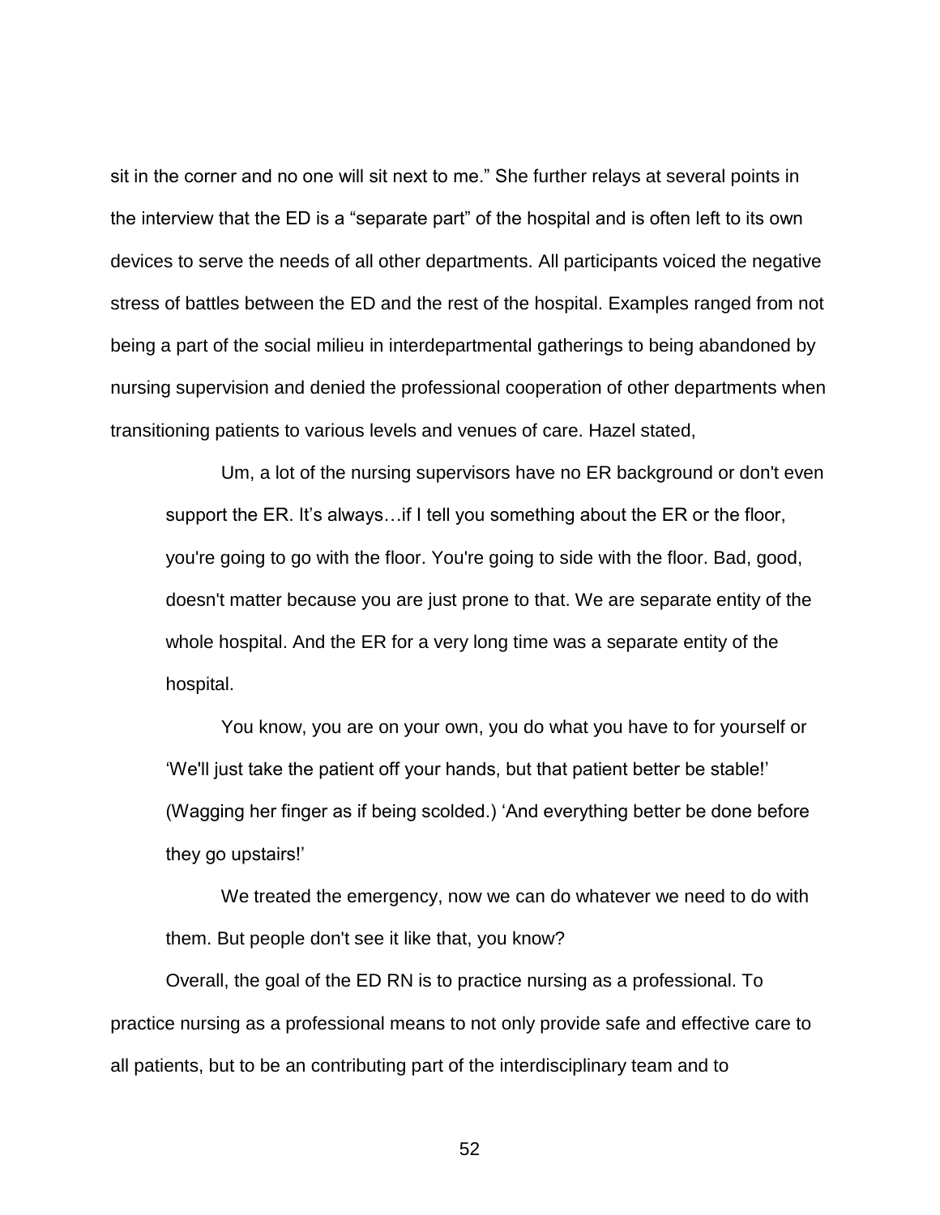sit in the corner and no one will sit next to me." She further relays at several points in the interview that the ED is a "separate part" of the hospital and is often left to its own devices to serve the needs of all other departments. All participants voiced the negative stress of battles between the ED and the rest of the hospital. Examples ranged from not being a part of the social milieu in interdepartmental gatherings to being abandoned by nursing supervision and denied the professional cooperation of other departments when transitioning patients to various levels and venues of care. Hazel stated,

> Um, a lot of the nursing supervisors have no ER background or don't even support the ER. It's always…if I tell you something about the ER or the floor, you're going to go with the floor. You're going to side with the floor. Bad, good, doesn't matter because you are just prone to that. We are separate entity of the whole hospital. And the ER for a very long time was a separate entity of the hospital.
>
> You know, you are on your own, you do what you have to for yourself or 'We'll just take the patient off your hands, but that patient better be stable!' (Wagging her finger as if being scolded.) 'And everything better be done before they go upstairs!'
>
> We treated the emergency, now we can do whatever we need to do with them. But people don't see it like that, you know?

Overall, the goal of the ED RN is to practice nursing as a professional. To practice nursing as a professional means to not only provide safe and effective care to all patients, but to be an contributing part of the interdisciplinary team and to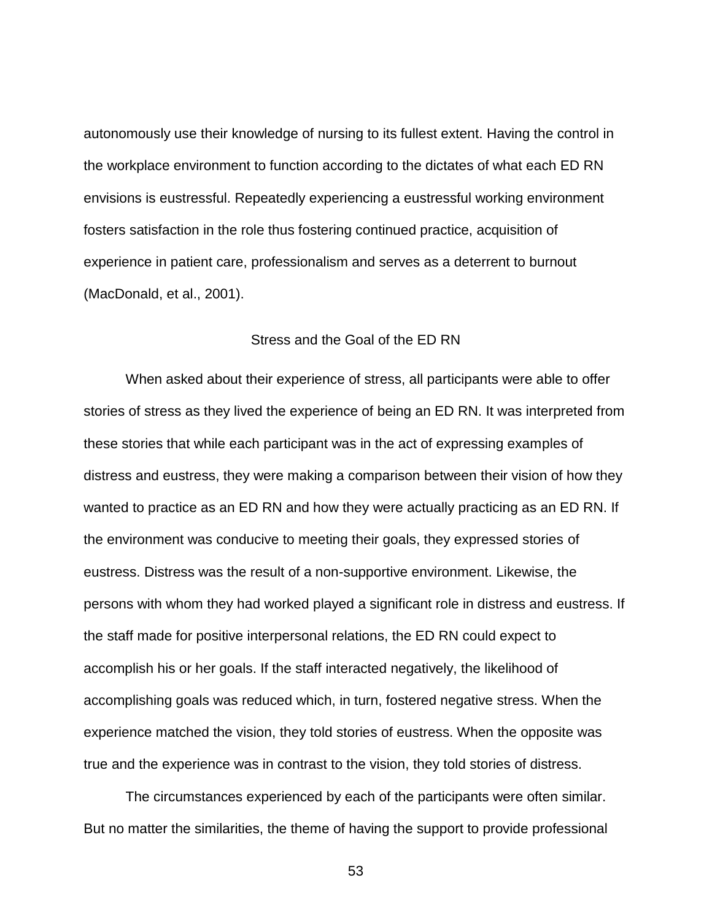autonomously use their knowledge of nursing to its fullest extent. Having the control in the workplace environment to function according to the dictates of what each ED RN envisions is eustressful. Repeatedly experiencing a eustressful working environment fosters satisfaction in the role thus fostering continued practice, acquisition of experience in patient care, professionalism and serves as a deterrent to burnout (MacDonald, et al., 2001).

## Stress and the Goal of the ED RN

When asked about their experience of stress, all participants were able to offer stories of stress as they lived the experience of being an ED RN. It was interpreted from these stories that while each participant was in the act of expressing examples of distress and eustress, they were making a comparison between their vision of how they wanted to practice as an ED RN and how they were actually practicing as an ED RN. If the environment was conducive to meeting their goals, they expressed stories of eustress. Distress was the result of a non-supportive environment. Likewise, the persons with whom they had worked played a significant role in distress and eustress. If the staff made for positive interpersonal relations, the ED RN could expect to accomplish his or her goals. If the staff interacted negatively, the likelihood of accomplishing goals was reduced which, in turn, fostered negative stress. When the experience matched the vision, they told stories of eustress. When the opposite was true and the experience was in contrast to the vision, they told stories of distress.

The circumstances experienced by each of the participants were often similar. But no matter the similarities, the theme of having the support to provide professional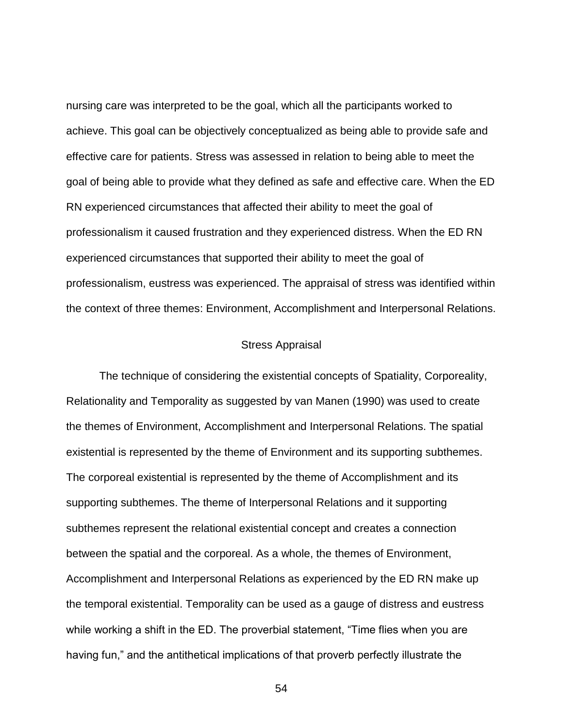nursing care was interpreted to be the goal, which all the participants worked to achieve. This goal can be objectively conceptualized as being able to provide safe and effective care for patients. Stress was assessed in relation to being able to meet the goal of being able to provide what they defined as safe and effective care. When the ED RN experienced circumstances that affected their ability to meet the goal of professionalism it caused frustration and they experienced distress. When the ED RN experienced circumstances that supported their ability to meet the goal of professionalism, eustress was experienced. The appraisal of stress was identified within the context of three themes: Environment, Accomplishment and Interpersonal Relations.

## Stress Appraisal

The technique of considering the existential concepts of Spatiality, Corporeality, Relationality and Temporality as suggested by van Manen (1990) was used to create the themes of Environment, Accomplishment and Interpersonal Relations. The spatial existential is represented by the theme of Environment and its supporting subthemes. The corporeal existential is represented by the theme of Accomplishment and its supporting subthemes. The theme of Interpersonal Relations and it supporting subthemes represent the relational existential concept and creates a connection between the spatial and the corporeal. As a whole, the themes of Environment, Accomplishment and Interpersonal Relations as experienced by the ED RN make up the temporal existential. Temporality can be used as a gauge of distress and eustress while working a shift in the ED. The proverbial statement, “Time flies when you are having fun,” and the antithetical implications of that proverb perfectly illustrate the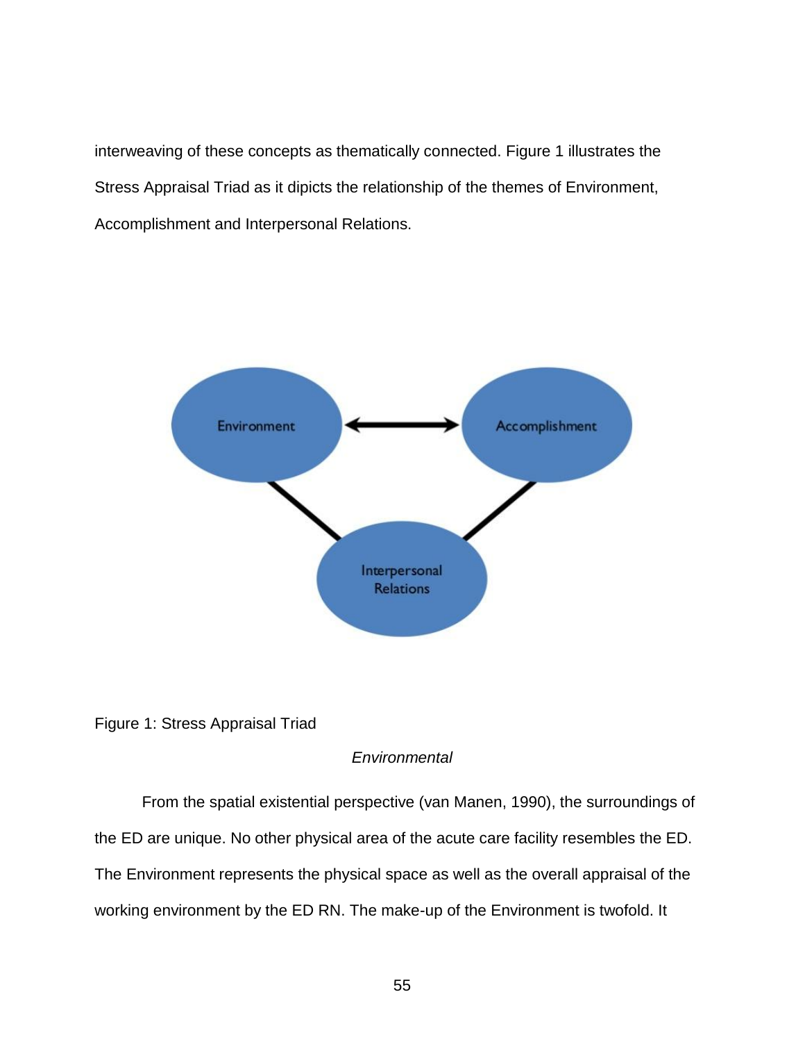interweaving of these concepts as thematically connected. Figure 1 illustrates the Stress Appraisal Triad as it dipicts the relationship of the themes of Environment, Accomplishment and Interpersonal Relations.

Figure 1: Stress Appraisal Triad

*Environmental*

From the spatial existential perspective (van Manen, 1990), the surroundings of the ED are unique. No other physical area of the acute care facility resembles the ED. The Environment represents the physical space as well as the overall appraisal of the working environment by the ED RN. The make-up of the Environment is twofold. It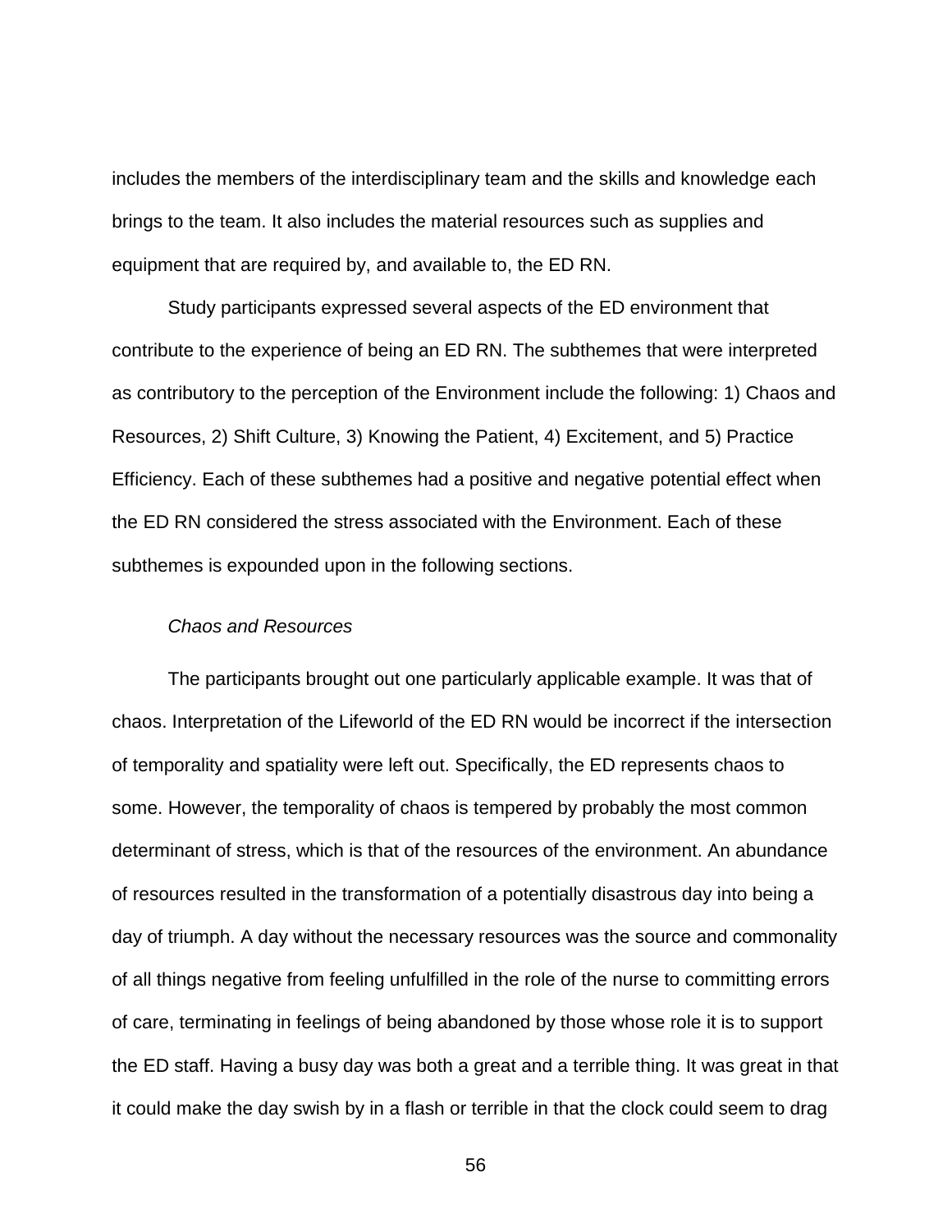includes the members of the interdisciplinary team and the skills and knowledge each brings to the team. It also includes the material resources such as supplies and equipment that are required by, and available to, the ED RN.

Study participants expressed several aspects of the ED environment that contribute to the experience of being an ED RN. The subthemes that were interpreted as contributory to the perception of the Environment include the following: 1) Chaos and Resources, 2) Shift Culture, 3) Knowing the Patient, 4) Excitement, and 5) Practice Efficiency. Each of these subthemes had a positive and negative potential effect when the ED RN considered the stress associated with the Environment. Each of these subthemes is expounded upon in the following sections.

*Chaos and Resources*

The participants brought out one particularly applicable example. It was that of chaos. Interpretation of the Lifeworld of the ED RN would be incorrect if the intersection of temporality and spatiality were left out. Specifically, the ED represents chaos to some. However, the temporality of chaos is tempered by probably the most common determinant of stress, which is that of the resources of the environment. An abundance of resources resulted in the transformation of a potentially disastrous day into being a day of triumph. A day without the necessary resources was the source and commonality of all things negative from feeling unfulfilled in the role of the nurse to committing errors of care, terminating in feelings of being abandoned by those whose role it is to support the ED staff. Having a busy day was both a great and a terrible thing. It was great in that it could make the day swish by in a flash or terrible in that the clock could seem to drag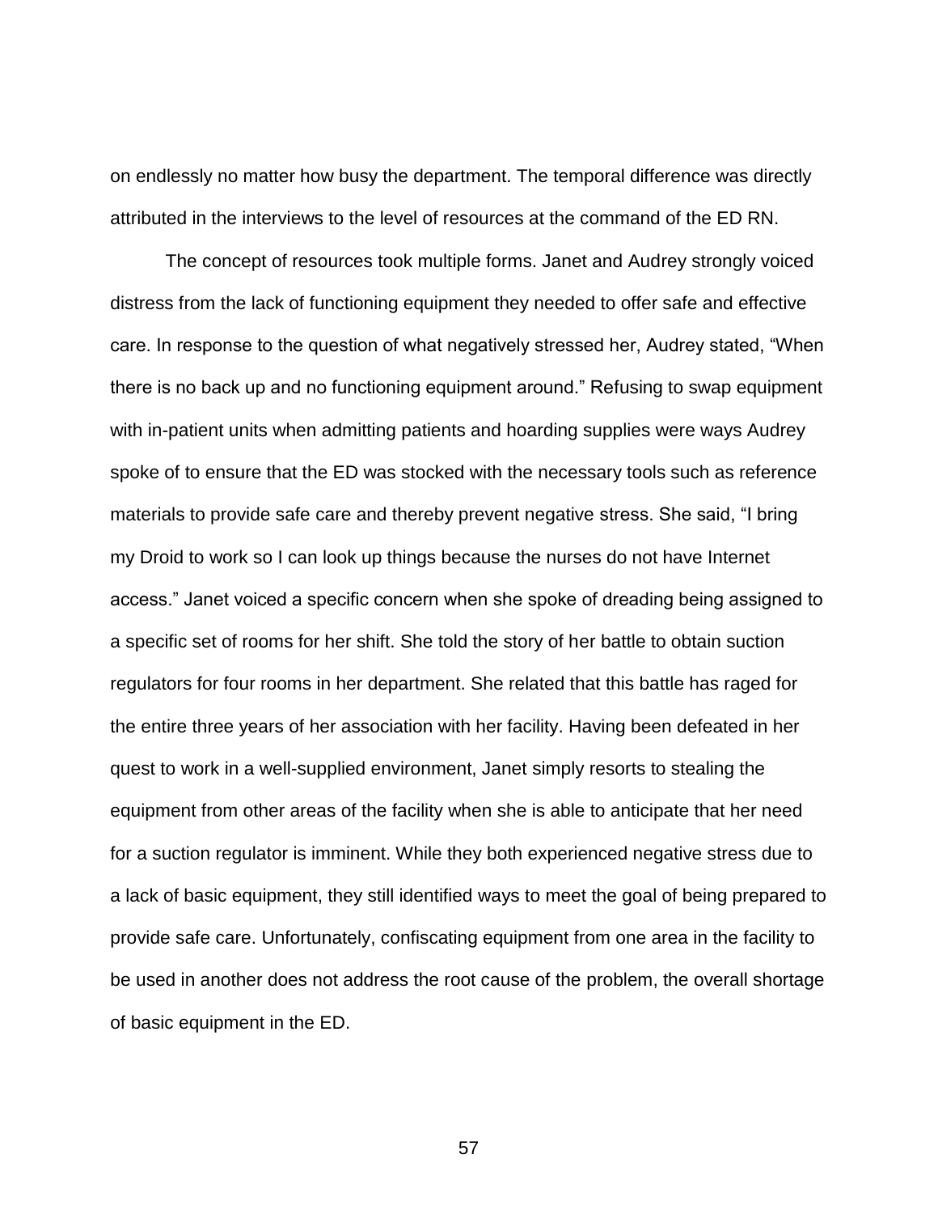on endlessly no matter how busy the department. The temporal difference was directly attributed in the interviews to the level of resources at the command of the ED RN.

The concept of resources took multiple forms. Janet and Audrey strongly voiced distress from the lack of functioning equipment they needed to offer safe and effective care. In response to the question of what negatively stressed her, Audrey stated, “When there is no back up and no functioning equipment around.” Refusing to swap equipment with in-patient units when admitting patients and hoarding supplies were ways Audrey spoke of to ensure that the ED was stocked with the necessary tools such as reference materials to provide safe care and thereby prevent negative stress. She said, “I bring my Droid to work so I can look up things because the nurses do not have Internet access.” Janet voiced a specific concern when she spoke of dreading being assigned to a specific set of rooms for her shift. She told the story of her battle to obtain suction regulators for four rooms in her department. She related that this battle has raged for the entire three years of her association with her facility. Having been defeated in her quest to work in a well-supplied environment, Janet simply resorts to stealing the equipment from other areas of the facility when she is able to anticipate that her need for a suction regulator is imminent. While they both experienced negative stress due to a lack of basic equipment, they still identified ways to meet the goal of being prepared to provide safe care. Unfortunately, confiscating equipment from one area in the facility to be used in another does not address the root cause of the problem, the overall shortage of basic equipment in the ED.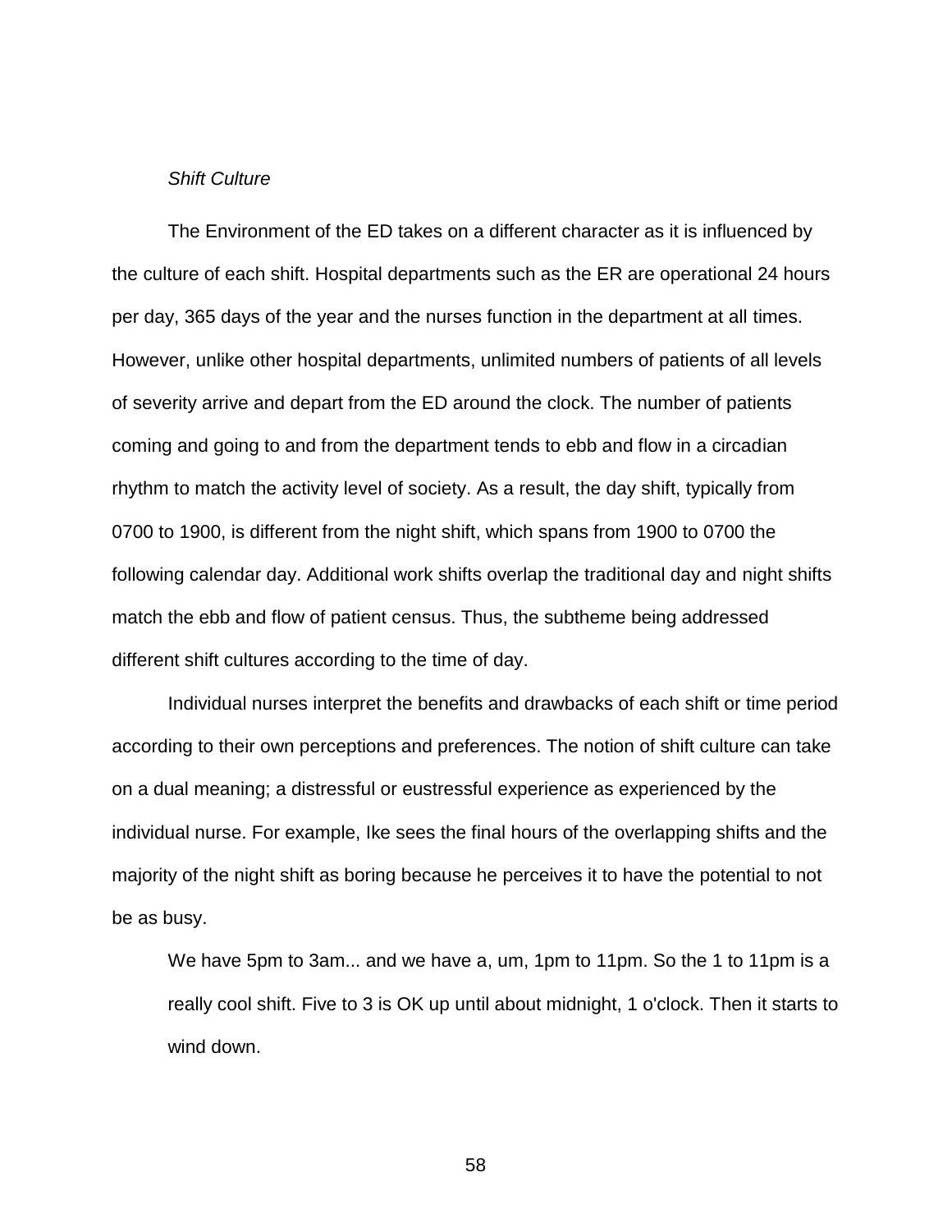*Shift Culture*

The Environment of the ED takes on a different character as it is influenced by the culture of each shift. Hospital departments such as the ER are operational 24 hours per day, 365 days of the year and the nurses function in the department at all times. However, unlike other hospital departments, unlimited numbers of patients of all levels of severity arrive and depart from the ED around the clock. The number of patients coming and going to and from the department tends to ebb and flow in a circadian rhythm to match the activity level of society. As a result, the day shift, typically from 0700 to 1900, is different from the night shift, which spans from 1900 to 0700 the following calendar day. Additional work shifts overlap the traditional day and night shifts match the ebb and flow of patient census. Thus, the subtheme being addressed different shift cultures according to the time of day.

Individual nurses interpret the benefits and drawbacks of each shift or time period according to their own perceptions and preferences. The notion of shift culture can take on a dual meaning; a distressful or eustressful experience as experienced by the individual nurse. For example, Ike sees the final hours of the overlapping shifts and the majority of the night shift as boring because he perceives it to have the potential to not be as busy.

> We have 5pm to 3am... and we have a, um, 1pm to 11pm. So the 1 to 11pm is a really cool shift. Five to 3 is OK up until about midnight, 1 o'clock. Then it starts to wind down.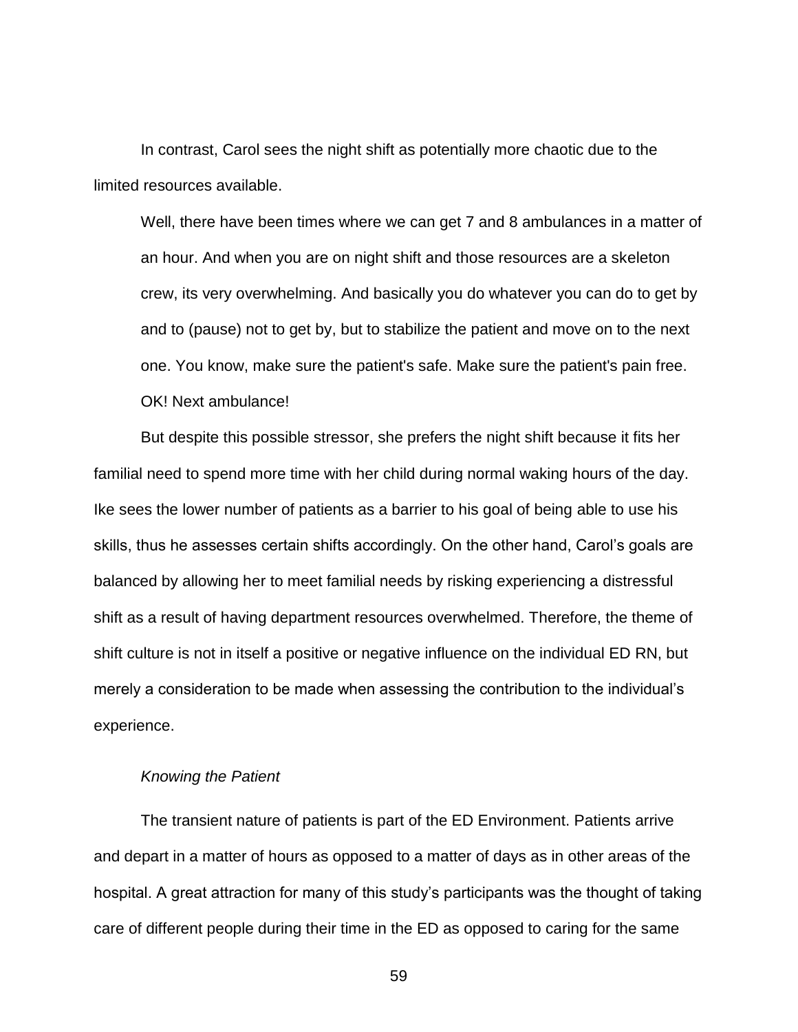In contrast, Carol sees the night shift as potentially more chaotic due to the limited resources available.

> Well, there have been times where we can get 7 and 8 ambulances in a matter of an hour. And when you are on night shift and those resources are a skeleton crew, its very overwhelming. And basically you do whatever you can do to get by and to (pause) not to get by, but to stabilize the patient and move on to the next one. You know, make sure the patient's safe. Make sure the patient's pain free. OK! Next ambulance!

But despite this possible stressor, she prefers the night shift because it fits her familial need to spend more time with her child during normal waking hours of the day. Ike sees the lower number of patients as a barrier to his goal of being able to use his skills, thus he assesses certain shifts accordingly. On the other hand, Carol's goals are balanced by allowing her to meet familial needs by risking experiencing a distressful shift as a result of having department resources overwhelmed. Therefore, the theme of shift culture is not in itself a positive or negative influence on the individual ED RN, but merely a consideration to be made when assessing the contribution to the individual's experience.

*Knowing the Patient*

The transient nature of patients is part of the ED Environment. Patients arrive and depart in a matter of hours as opposed to a matter of days as in other areas of the hospital. A great attraction for many of this study's participants was the thought of taking care of different people during their time in the ED as opposed to caring for the same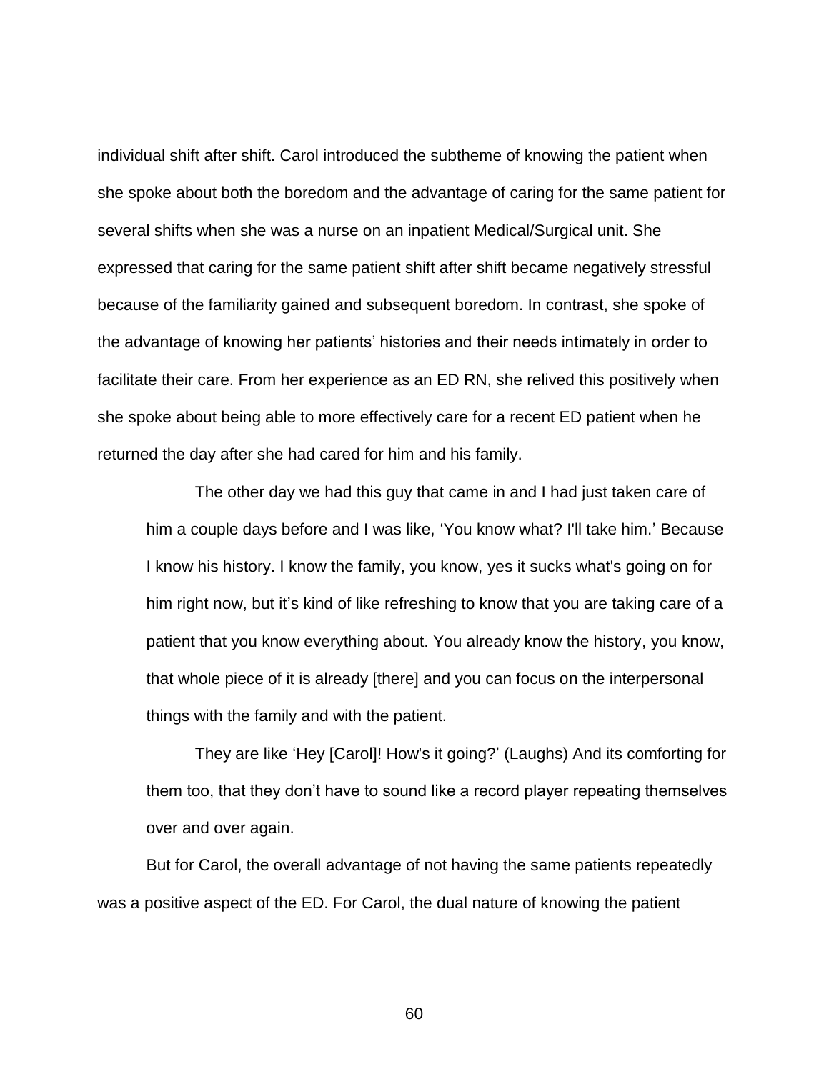individual shift after shift. Carol introduced the subtheme of knowing the patient when she spoke about both the boredom and the advantage of caring for the same patient for several shifts when she was a nurse on an inpatient Medical/Surgical unit. She expressed that caring for the same patient shift after shift became negatively stressful because of the familiarity gained and subsequent boredom. In contrast, she spoke of the advantage of knowing her patients' histories and their needs intimately in order to facilitate their care. From her experience as an ED RN, she relived this positively when she spoke about being able to more effectively care for a recent ED patient when he returned the day after she had cared for him and his family.

> The other day we had this guy that came in and I had just taken care of him a couple days before and I was like, 'You know what? I'll take him.' Because I know his history. I know the family, you know, yes it sucks what's going on for him right now, but it's kind of like refreshing to know that you are taking care of a patient that you know everything about. You already know the history, you know, that whole piece of it is already [there] and you can focus on the interpersonal things with the family and with the patient.
>
> They are like 'Hey [Carol]! How's it going?' (Laughs) And its comforting for them too, that they don't have to sound like a record player repeating themselves over and over again.

But for Carol, the overall advantage of not having the same patients repeatedly was a positive aspect of the ED. For Carol, the dual nature of knowing the patient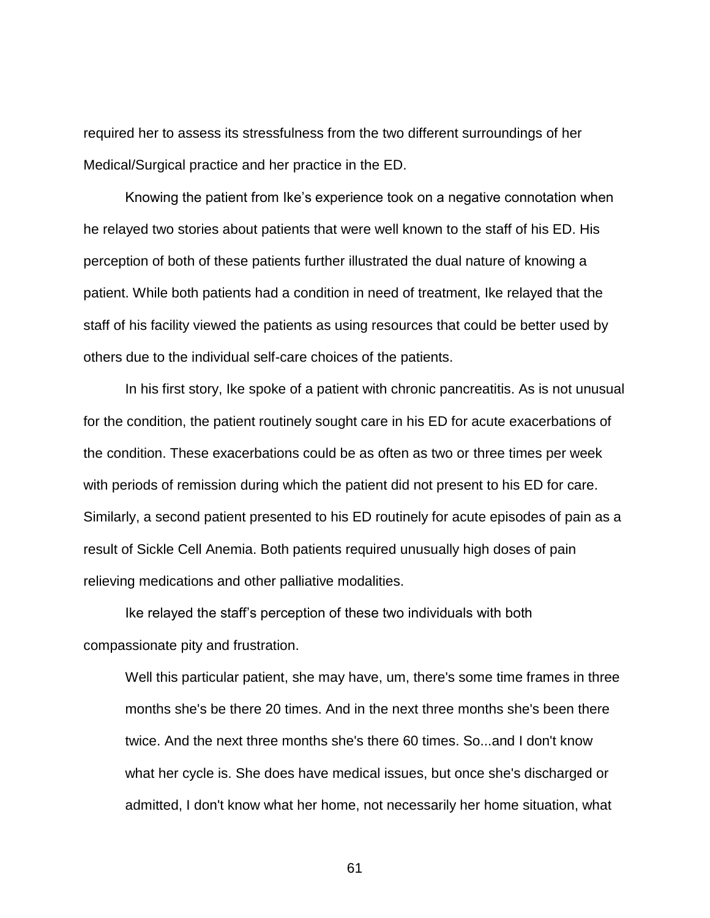required her to assess its stressfulness from the two different surroundings of her Medical/Surgical practice and her practice in the ED.

Knowing the patient from Ike's experience took on a negative connotation when he relayed two stories about patients that were well known to the staff of his ED. His perception of both of these patients further illustrated the dual nature of knowing a patient. While both patients had a condition in need of treatment, Ike relayed that the staff of his facility viewed the patients as using resources that could be better used by others due to the individual self-care choices of the patients.

In his first story, Ike spoke of a patient with chronic pancreatitis. As is not unusual for the condition, the patient routinely sought care in his ED for acute exacerbations of the condition. These exacerbations could be as often as two or three times per week with periods of remission during which the patient did not present to his ED for care. Similarly, a second patient presented to his ED routinely for acute episodes of pain as a result of Sickle Cell Anemia. Both patients required unusually high doses of pain relieving medications and other palliative modalities.

Ike relayed the staff's perception of these two individuals with both compassionate pity and frustration.

> Well this particular patient, she may have, um, there's some time frames in three months she's be there 20 times. And in the next three months she's been there twice. And the next three months she's there 60 times. So...and I don't know what her cycle is. She does have medical issues, but once she's discharged or admitted, I don't know what her home, not necessarily her home situation, what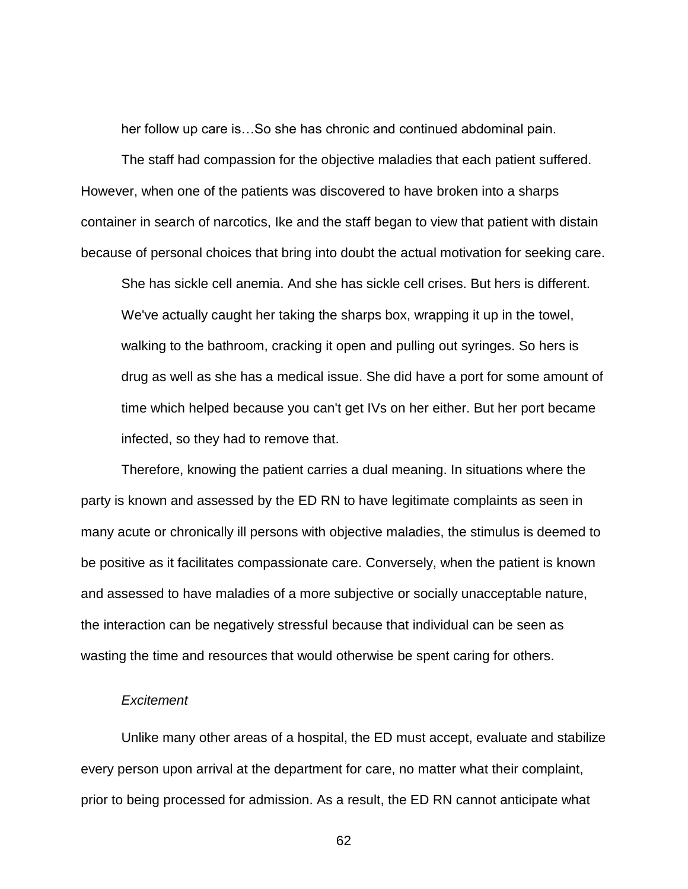> her follow up care is…So she has chronic and continued abdominal pain.

The staff had compassion for the objective maladies that each patient suffered. However, when one of the patients was discovered to have broken into a sharps container in search of narcotics, Ike and the staff began to view that patient with distain because of personal choices that bring into doubt the actual motivation for seeking care.

> She has sickle cell anemia. And she has sickle cell crises. But hers is different. We've actually caught her taking the sharps box, wrapping it up in the towel, walking to the bathroom, cracking it open and pulling out syringes. So hers is drug as well as she has a medical issue. She did have a port for some amount of time which helped because you can't get IVs on her either. But her port became infected, so they had to remove that.

Therefore, knowing the patient carries a dual meaning. In situations where the party is known and assessed by the ED RN to have legitimate complaints as seen in many acute or chronically ill persons with objective maladies, the stimulus is deemed to be positive as it facilitates compassionate care. Conversely, when the patient is known and assessed to have maladies of a more subjective or socially unacceptable nature, the interaction can be negatively stressful because that individual can be seen as wasting the time and resources that would otherwise be spent caring for others.

*Excitement*

Unlike many other areas of a hospital, the ED must accept, evaluate and stabilize every person upon arrival at the department for care, no matter what their complaint, prior to being processed for admission. As a result, the ED RN cannot anticipate what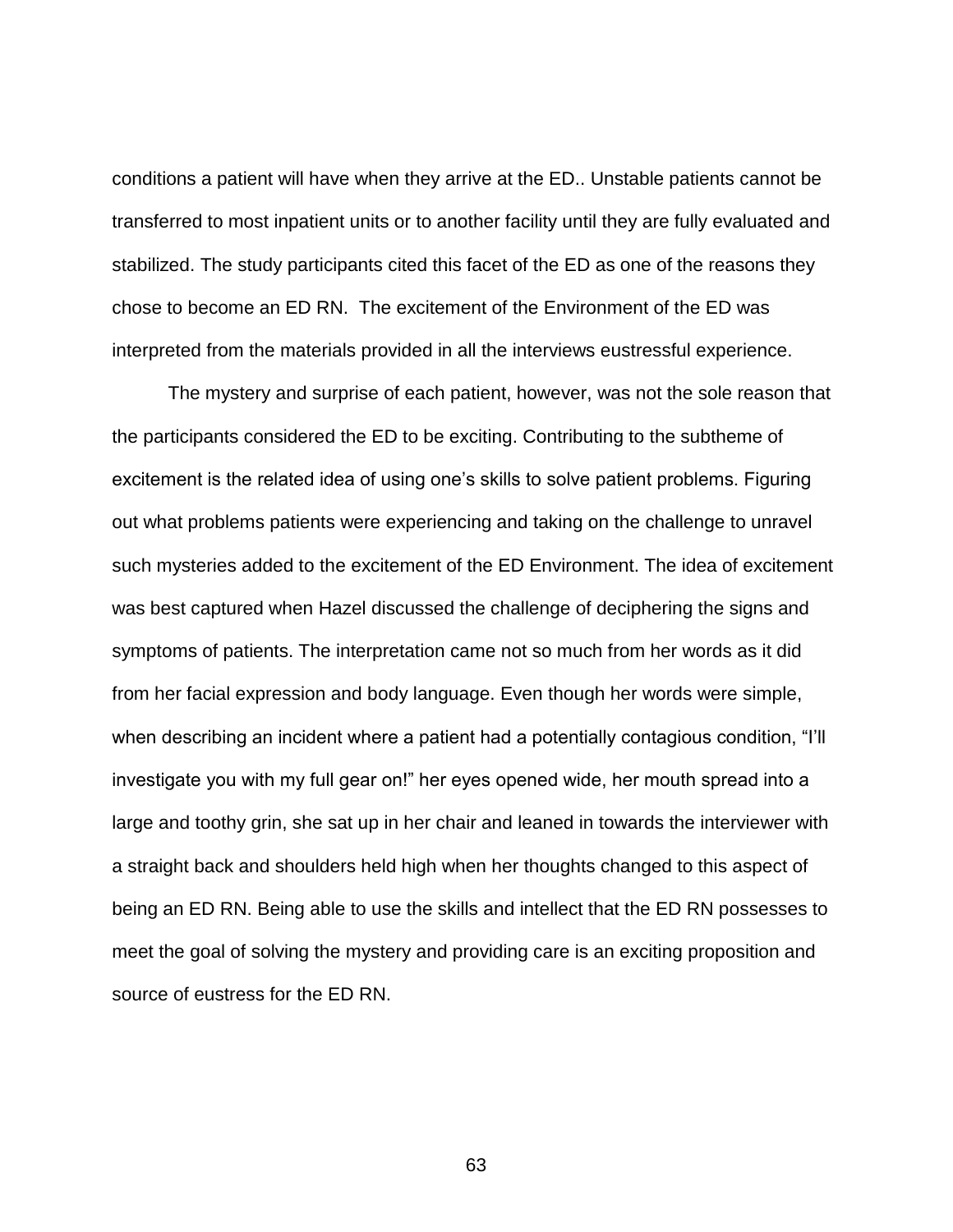conditions a patient will have when they arrive at the ED.. Unstable patients cannot be transferred to most inpatient units or to another facility until they are fully evaluated and stabilized. The study participants cited this facet of the ED as one of the reasons they chose to become an ED RN.  The excitement of the Environment of the ED was interpreted from the materials provided in all the interviews eustressful experience.

The mystery and surprise of each patient, however, was not the sole reason that the participants considered the ED to be exciting. Contributing to the subtheme of excitement is the related idea of using one's skills to solve patient problems. Figuring out what problems patients were experiencing and taking on the challenge to unravel such mysteries added to the excitement of the ED Environment. The idea of excitement was best captured when Hazel discussed the challenge of deciphering the signs and symptoms of patients. The interpretation came not so much from her words as it did from her facial expression and body language. Even though her words were simple, when describing an incident where a patient had a potentially contagious condition, "I'll investigate you with my full gear on!" her eyes opened wide, her mouth spread into a large and toothy grin, she sat up in her chair and leaned in towards the interviewer with a straight back and shoulders held high when her thoughts changed to this aspect of being an ED RN. Being able to use the skills and intellect that the ED RN possesses to meet the goal of solving the mystery and providing care is an exciting proposition and source of eustress for the ED RN.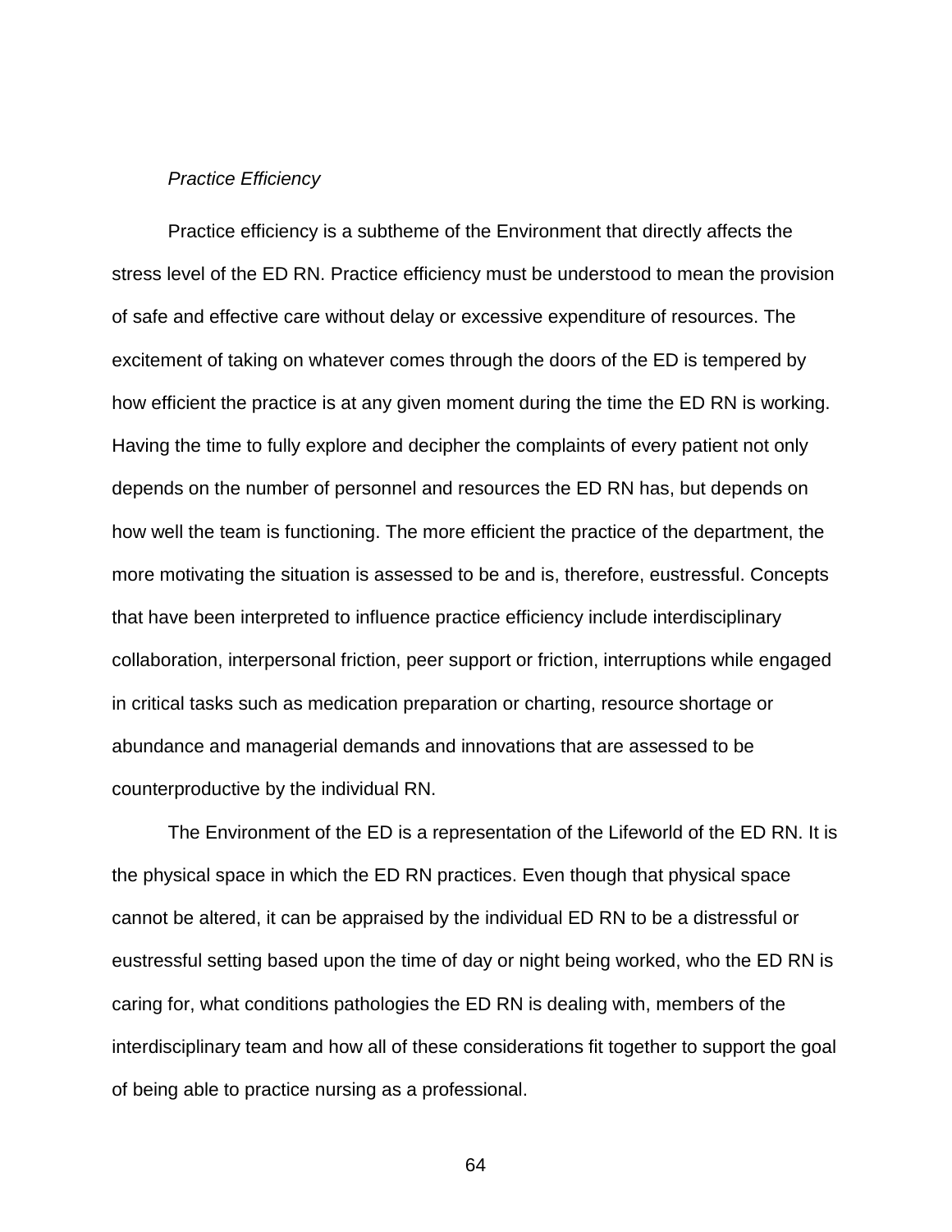*Practice Efficiency*

Practice efficiency is a subtheme of the Environment that directly affects the stress level of the ED RN. Practice efficiency must be understood to mean the provision of safe and effective care without delay or excessive expenditure of resources. The excitement of taking on whatever comes through the doors of the ED is tempered by how efficient the practice is at any given moment during the time the ED RN is working. Having the time to fully explore and decipher the complaints of every patient not only depends on the number of personnel and resources the ED RN has, but depends on how well the team is functioning. The more efficient the practice of the department, the more motivating the situation is assessed to be and is, therefore, eustressful. Concepts that have been interpreted to influence practice efficiency include interdisciplinary collaboration, interpersonal friction, peer support or friction, interruptions while engaged in critical tasks such as medication preparation or charting, resource shortage or abundance and managerial demands and innovations that are assessed to be counterproductive by the individual RN.

The Environment of the ED is a representation of the Lifeworld of the ED RN. It is the physical space in which the ED RN practices. Even though that physical space cannot be altered, it can be appraised by the individual ED RN to be a distressful or eustressful setting based upon the time of day or night being worked, who the ED RN is caring for, what conditions pathologies the ED RN is dealing with, members of the interdisciplinary team and how all of these considerations fit together to support the goal of being able to practice nursing as a professional.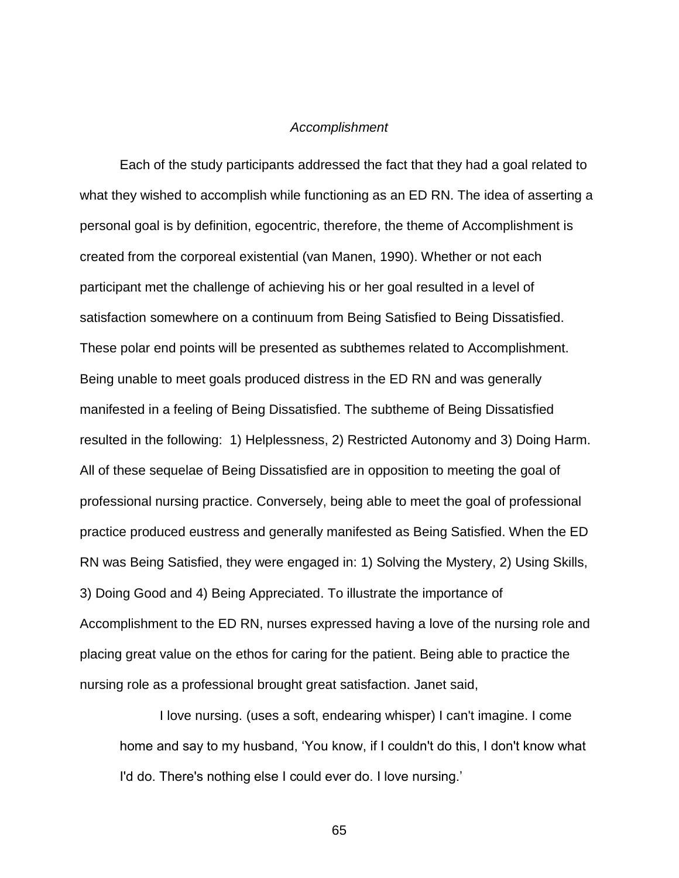### *Accomplishment*

Each of the study participants addressed the fact that they had a goal related to what they wished to accomplish while functioning as an ED RN. The idea of asserting a personal goal is by definition, egocentric, therefore, the theme of Accomplishment is created from the corporeal existential (van Manen, 1990). Whether or not each participant met the challenge of achieving his or her goal resulted in a level of satisfaction somewhere on a continuum from Being Satisfied to Being Dissatisfied. These polar end points will be presented as subthemes related to Accomplishment. Being unable to meet goals produced distress in the ED RN and was generally manifested in a feeling of Being Dissatisfied. The subtheme of Being Dissatisfied resulted in the following: 1) Helplessness, 2) Restricted Autonomy and 3) Doing Harm. All of these sequelae of Being Dissatisfied are in opposition to meeting the goal of professional nursing practice. Conversely, being able to meet the goal of professional practice produced eustress and generally manifested as Being Satisfied. When the ED RN was Being Satisfied, they were engaged in: 1) Solving the Mystery, 2) Using Skills, 3) Doing Good and 4) Being Appreciated. To illustrate the importance of Accomplishment to the ED RN, nurses expressed having a love of the nursing role and placing great value on the ethos for caring for the patient. Being able to practice the nursing role as a professional brought great satisfaction. Janet said,

> I love nursing. (uses a soft, endearing whisper) I can't imagine. I come home and say to my husband, 'You know, if I couldn't do this, I don't know what I'd do. There's nothing else I could ever do. I love nursing.'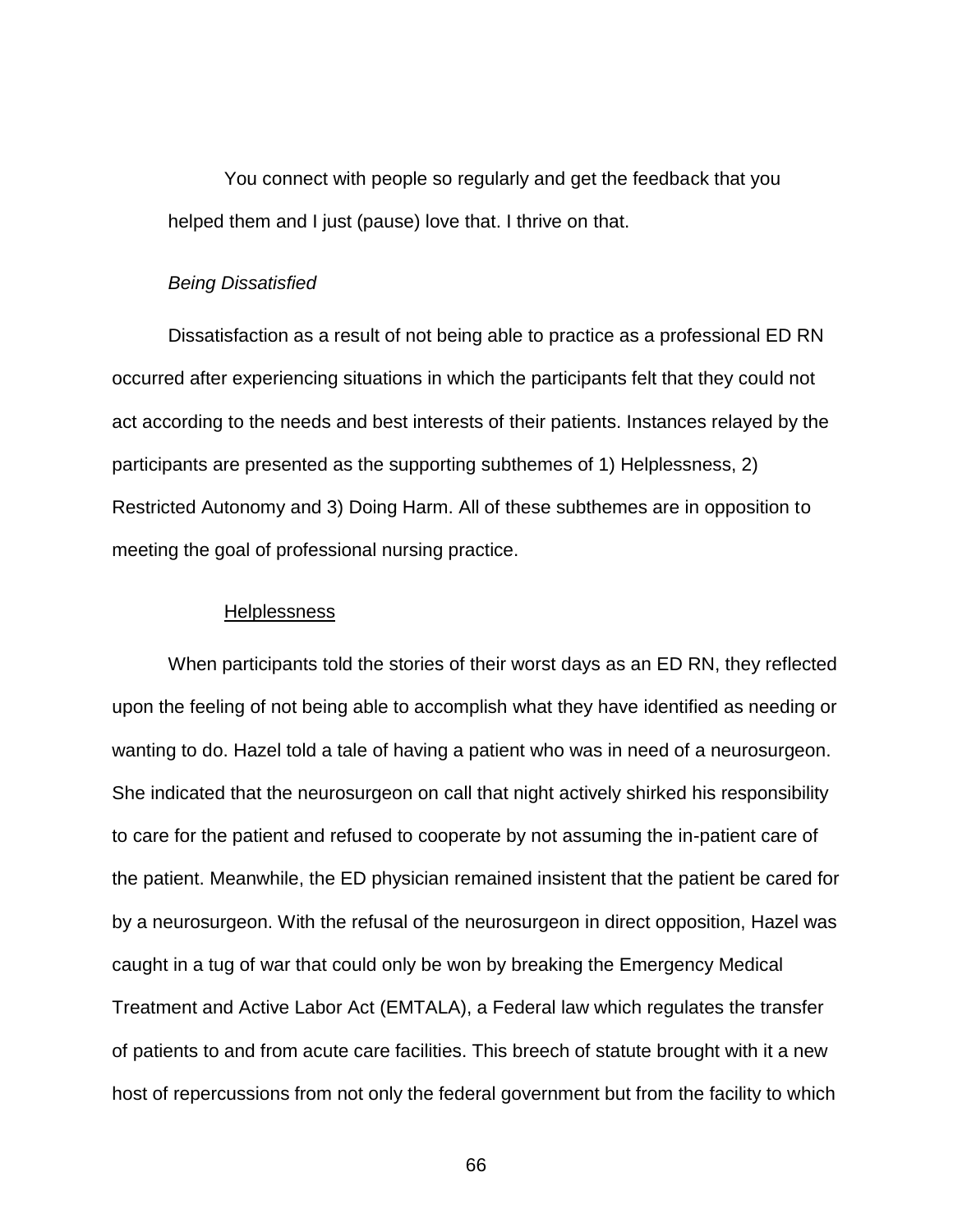You connect with people so regularly and get the feedback that you helped them and I just (pause) love that. I thrive on that.

*Being Dissatisfied*

Dissatisfaction as a result of not being able to practice as a professional ED RN occurred after experiencing situations in which the participants felt that they could not act according to the needs and best interests of their patients. Instances relayed by the participants are presented as the supporting subthemes of 1) Helplessness, 2) Restricted Autonomy and 3) Doing Harm. All of these subthemes are in opposition to meeting the goal of professional nursing practice.

<u>Helplessness</u>

When participants told the stories of their worst days as an ED RN, they reflected upon the feeling of not being able to accomplish what they have identified as needing or wanting to do. Hazel told a tale of having a patient who was in need of a neurosurgeon. She indicated that the neurosurgeon on call that night actively shirked his responsibility to care for the patient and refused to cooperate by not assuming the in-patient care of the patient. Meanwhile, the ED physician remained insistent that the patient be cared for by a neurosurgeon. With the refusal of the neurosurgeon in direct opposition, Hazel was caught in a tug of war that could only be won by breaking the Emergency Medical Treatment and Active Labor Act (EMTALA), a Federal law which regulates the transfer of patients to and from acute care facilities. This breech of statute brought with it a new host of repercussions from not only the federal government but from the facility to which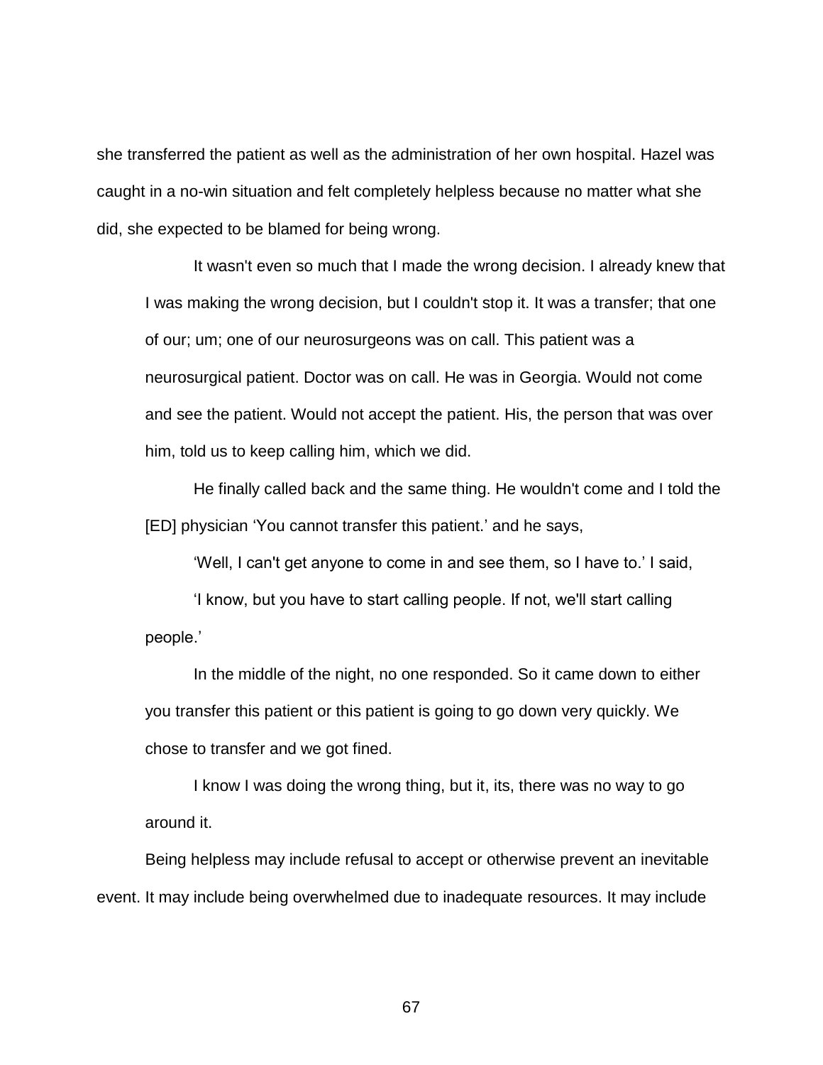she transferred the patient as well as the administration of her own hospital. Hazel was caught in a no-win situation and felt completely helpless because no matter what she did, she expected to be blamed for being wrong.

> It wasn't even so much that I made the wrong decision. I already knew that I was making the wrong decision, but I couldn't stop it. It was a transfer; that one of our; um; one of our neurosurgeons was on call. This patient was a neurosurgical patient. Doctor was on call. He was in Georgia. Would not come and see the patient. Would not accept the patient. His, the person that was over him, told us to keep calling him, which we did.
>
> He finally called back and the same thing. He wouldn't come and I told the [ED] physician 'You cannot transfer this patient.' and he says,
>
> 'Well, I can't get anyone to come in and see them, so I have to.' I said,
>
> 'I know, but you have to start calling people. If not, we'll start calling people.'
>
> In the middle of the night, no one responded. So it came down to either you transfer this patient or this patient is going to go down very quickly. We chose to transfer and we got fined.
>
> I know I was doing the wrong thing, but it, its, there was no way to go around it.

Being helpless may include refusal to accept or otherwise prevent an inevitable event. It may include being overwhelmed due to inadequate resources. It may include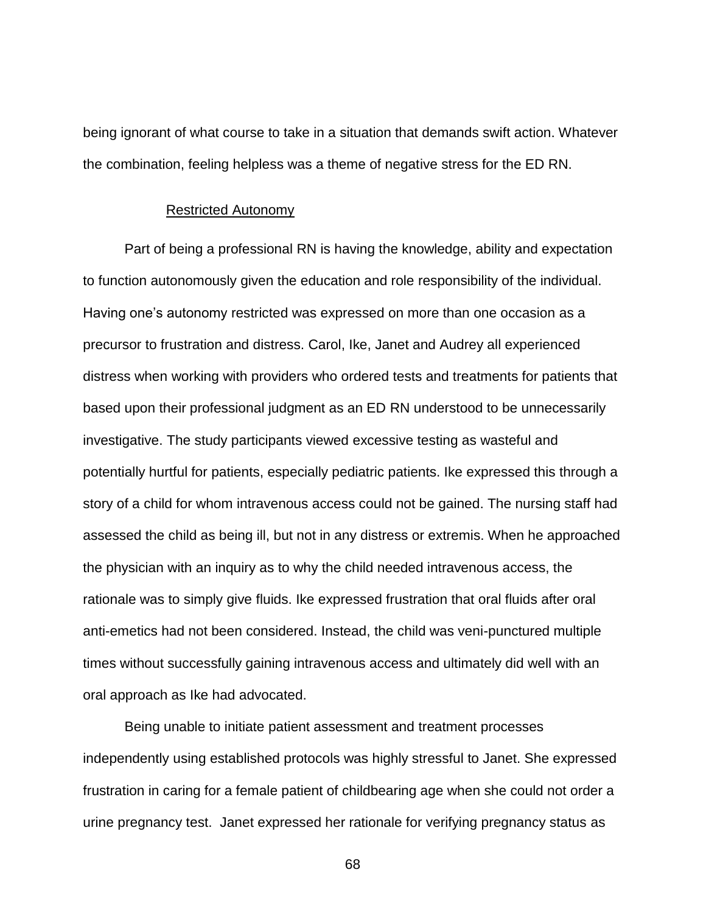being ignorant of what course to take in a situation that demands swift action. Whatever the combination, feeling helpless was a theme of negative stress for the ED RN.

### Restricted Autonomy

Part of being a professional RN is having the knowledge, ability and expectation to function autonomously given the education and role responsibility of the individual. Having one's autonomy restricted was expressed on more than one occasion as a precursor to frustration and distress. Carol, Ike, Janet and Audrey all experienced distress when working with providers who ordered tests and treatments for patients that based upon their professional judgment as an ED RN understood to be unnecessarily investigative. The study participants viewed excessive testing as wasteful and potentially hurtful for patients, especially pediatric patients. Ike expressed this through a story of a child for whom intravenous access could not be gained. The nursing staff had assessed the child as being ill, but not in any distress or extremis. When he approached the physician with an inquiry as to why the child needed intravenous access, the rationale was to simply give fluids. Ike expressed frustration that oral fluids after oral anti-emetics had not been considered. Instead, the child was veni-punctured multiple times without successfully gaining intravenous access and ultimately did well with an oral approach as Ike had advocated.

Being unable to initiate patient assessment and treatment processes independently using established protocols was highly stressful to Janet. She expressed frustration in caring for a female patient of childbearing age when she could not order a urine pregnancy test. Janet expressed her rationale for verifying pregnancy status as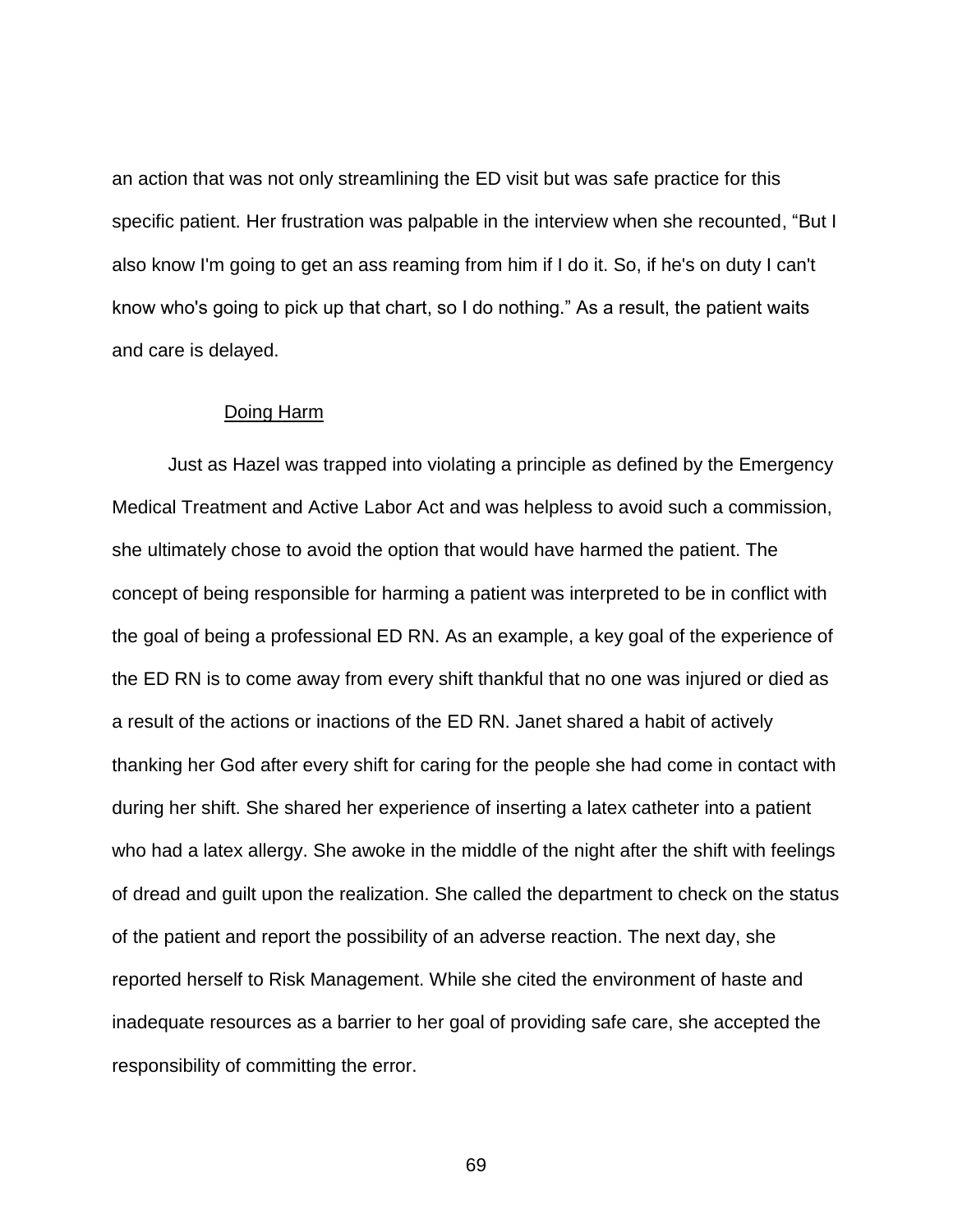an action that was not only streamlining the ED visit but was safe practice for this specific patient. Her frustration was palpable in the interview when she recounted, “But I also know I'm going to get an ass reaming from him if I do it. So, if he's on duty I can't know who's going to pick up that chart, so I do nothing.” As a result, the patient waits and care is delayed.

### Doing Harm

Just as Hazel was trapped into violating a principle as defined by the Emergency Medical Treatment and Active Labor Act and was helpless to avoid such a commission, she ultimately chose to avoid the option that would have harmed the patient. The concept of being responsible for harming a patient was interpreted to be in conflict with the goal of being a professional ED RN. As an example, a key goal of the experience of the ED RN is to come away from every shift thankful that no one was injured or died as a result of the actions or inactions of the ED RN. Janet shared a habit of actively thanking her God after every shift for caring for the people she had come in contact with during her shift. She shared her experience of inserting a latex catheter into a patient who had a latex allergy. She awoke in the middle of the night after the shift with feelings of dread and guilt upon the realization. She called the department to check on the status of the patient and report the possibility of an adverse reaction. The next day, she reported herself to Risk Management. While she cited the environment of haste and inadequate resources as a barrier to her goal of providing safe care, she accepted the responsibility of committing the error.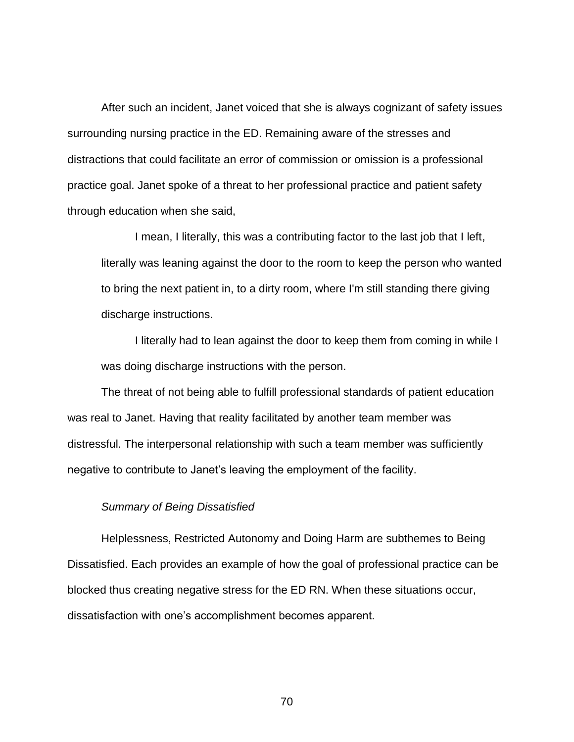After such an incident, Janet voiced that she is always cognizant of safety issues surrounding nursing practice in the ED. Remaining aware of the stresses and distractions that could facilitate an error of commission or omission is a professional practice goal. Janet spoke of a threat to her professional practice and patient safety through education when she said,

> I mean, I literally, this was a contributing factor to the last job that I left, literally was leaning against the door to the room to keep the person who wanted to bring the next patient in, to a dirty room, where I'm still standing there giving discharge instructions.
>
> I literally had to lean against the door to keep them from coming in while I was doing discharge instructions with the person.

The threat of not being able to fulfill professional standards of patient education was real to Janet. Having that reality facilitated by another team member was distressful. The interpersonal relationship with such a team member was sufficiently negative to contribute to Janet's leaving the employment of the facility.

*Summary of Being Dissatisfied*

Helplessness, Restricted Autonomy and Doing Harm are subthemes to Being Dissatisfied. Each provides an example of how the goal of professional practice can be blocked thus creating negative stress for the ED RN. When these situations occur, dissatisfaction with one's accomplishment becomes apparent.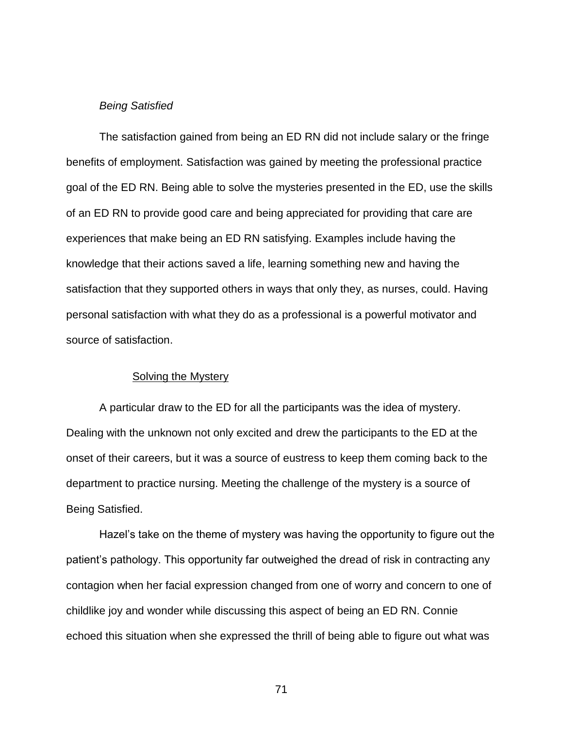*Being Satisfied*

The satisfaction gained from being an ED RN did not include salary or the fringe benefits of employment. Satisfaction was gained by meeting the professional practice goal of the ED RN. Being able to solve the mysteries presented in the ED, use the skills of an ED RN to provide good care and being appreciated for providing that care are experiences that make being an ED RN satisfying. Examples include having the knowledge that their actions saved a life, learning something new and having the satisfaction that they supported others in ways that only they, as nurses, could. Having personal satisfaction with what they do as a professional is a powerful motivator and source of satisfaction.

<u>Solving the Mystery</u>

A particular draw to the ED for all the participants was the idea of mystery. Dealing with the unknown not only excited and drew the participants to the ED at the onset of their careers, but it was a source of eustress to keep them coming back to the department to practice nursing. Meeting the challenge of the mystery is a source of Being Satisfied.

Hazel's take on the theme of mystery was having the opportunity to figure out the patient's pathology. This opportunity far outweighed the dread of risk in contracting any contagion when her facial expression changed from one of worry and concern to one of childlike joy and wonder while discussing this aspect of being an ED RN. Connie echoed this situation when she expressed the thrill of being able to figure out what was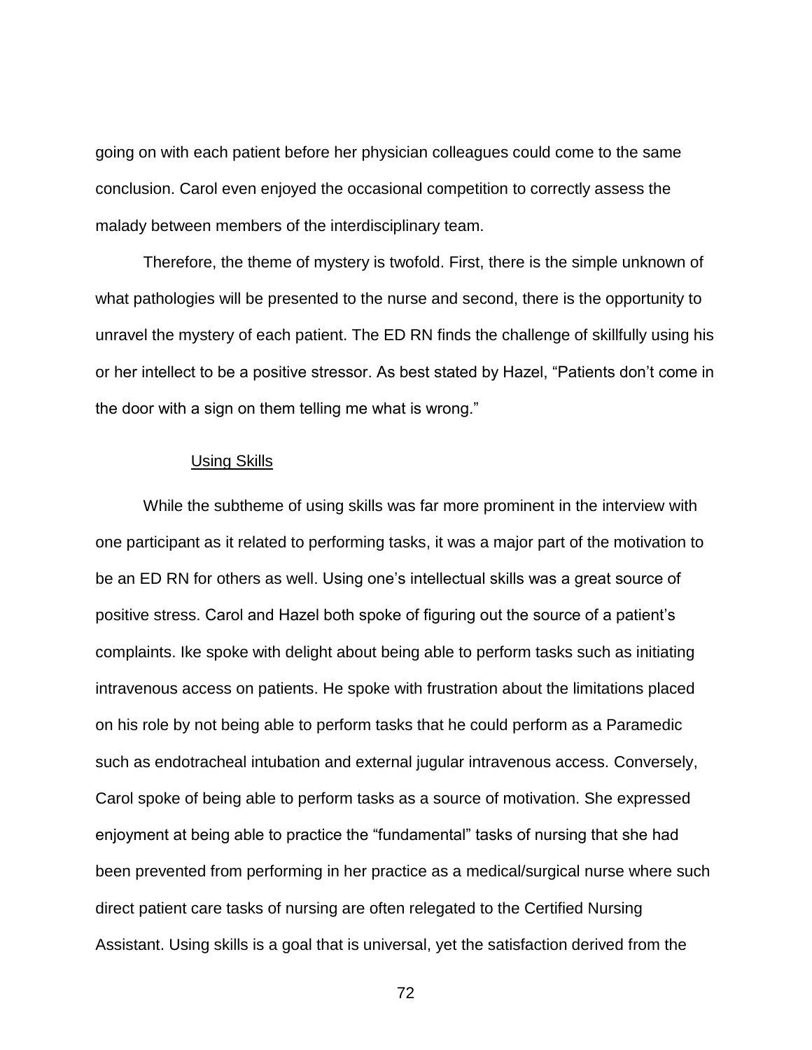going on with each patient before her physician colleagues could come to the same conclusion. Carol even enjoyed the occasional competition to correctly assess the malady between members of the interdisciplinary team.

Therefore, the theme of mystery is twofold. First, there is the simple unknown of what pathologies will be presented to the nurse and second, there is the opportunity to unravel the mystery of each patient. The ED RN finds the challenge of skillfully using his or her intellect to be a positive stressor. As best stated by Hazel, "Patients don't come in the door with a sign on them telling me what is wrong."

### Using Skills

While the subtheme of using skills was far more prominent in the interview with one participant as it related to performing tasks, it was a major part of the motivation to be an ED RN for others as well. Using one's intellectual skills was a great source of positive stress. Carol and Hazel both spoke of figuring out the source of a patient's complaints. Ike spoke with delight about being able to perform tasks such as initiating intravenous access on patients. He spoke with frustration about the limitations placed on his role by not being able to perform tasks that he could perform as a Paramedic such as endotracheal intubation and external jugular intravenous access. Conversely, Carol spoke of being able to perform tasks as a source of motivation. She expressed enjoyment at being able to practice the "fundamental" tasks of nursing that she had been prevented from performing in her practice as a medical/surgical nurse where such direct patient care tasks of nursing are often relegated to the Certified Nursing Assistant. Using skills is a goal that is universal, yet the satisfaction derived from the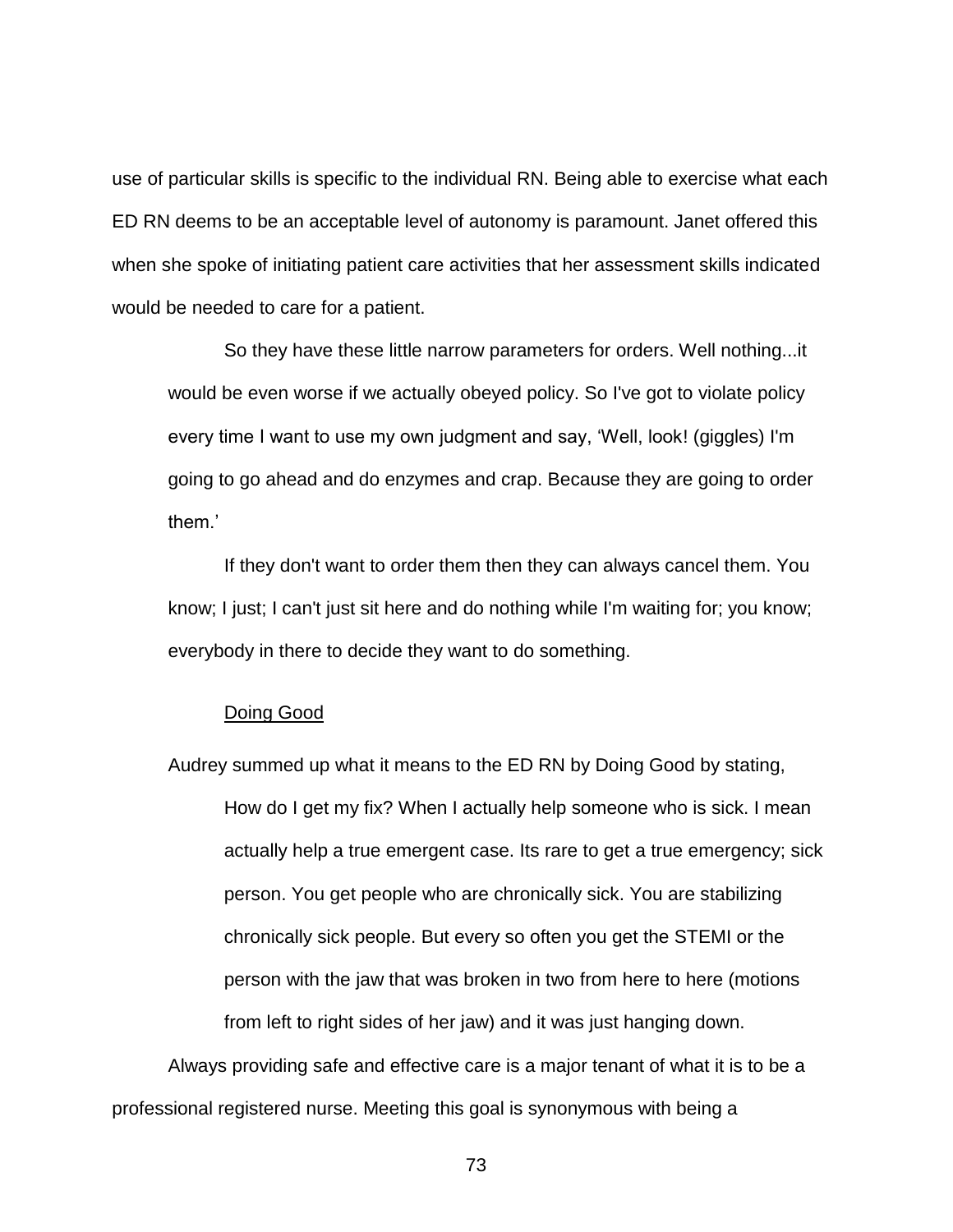use of particular skills is specific to the individual RN. Being able to exercise what each ED RN deems to be an acceptable level of autonomy is paramount. Janet offered this when she spoke of initiating patient care activities that her assessment skills indicated would be needed to care for a patient.

> So they have these little narrow parameters for orders. Well nothing...it would be even worse if we actually obeyed policy. So I've got to violate policy every time I want to use my own judgment and say, 'Well, look! (giggles) I'm going to go ahead and do enzymes and crap. Because they are going to order them.'
>
> If they don't want to order them then they can always cancel them. You know; I just; I can't just sit here and do nothing while I'm waiting for; you know; everybody in there to decide they want to do something.

### Doing Good

Audrey summed up what it means to the ED RN by Doing Good by stating,

> How do I get my fix? When I actually help someone who is sick. I mean actually help a true emergent case. Its rare to get a true emergency; sick person. You get people who are chronically sick. You are stabilizing chronically sick people. But every so often you get the STEMI or the person with the jaw that was broken in two from here to here (motions from left to right sides of her jaw) and it was just hanging down.

Always providing safe and effective care is a major tenant of what it is to be a professional registered nurse. Meeting this goal is synonymous with being a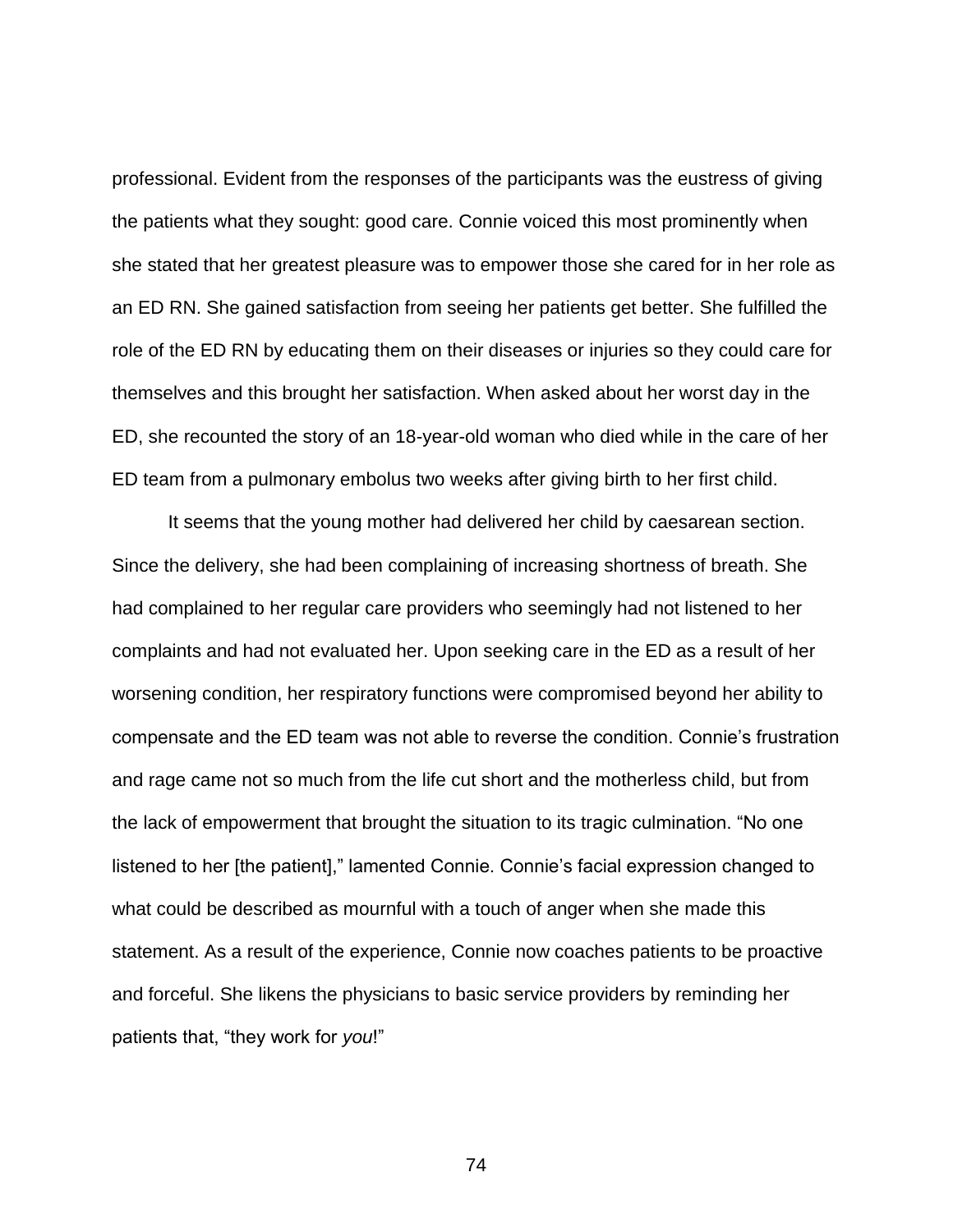professional. Evident from the responses of the participants was the eustress of giving the patients what they sought: good care. Connie voiced this most prominently when she stated that her greatest pleasure was to empower those she cared for in her role as an ED RN. She gained satisfaction from seeing her patients get better. She fulfilled the role of the ED RN by educating them on their diseases or injuries so they could care for themselves and this brought her satisfaction. When asked about her worst day in the ED, she recounted the story of an 18-year-old woman who died while in the care of her ED team from a pulmonary embolus two weeks after giving birth to her first child.

It seems that the young mother had delivered her child by caesarean section. Since the delivery, she had been complaining of increasing shortness of breath. She had complained to her regular care providers who seemingly had not listened to her complaints and had not evaluated her. Upon seeking care in the ED as a result of her worsening condition, her respiratory functions were compromised beyond her ability to compensate and the ED team was not able to reverse the condition. Connie's frustration and rage came not so much from the life cut short and the motherless child, but from the lack of empowerment that brought the situation to its tragic culmination. "No one listened to her [the patient]," lamented Connie. Connie's facial expression changed to what could be described as mournful with a touch of anger when she made this statement. As a result of the experience, Connie now coaches patients to be proactive and forceful. She likens the physicians to basic service providers by reminding her patients that, "they work for *you*!"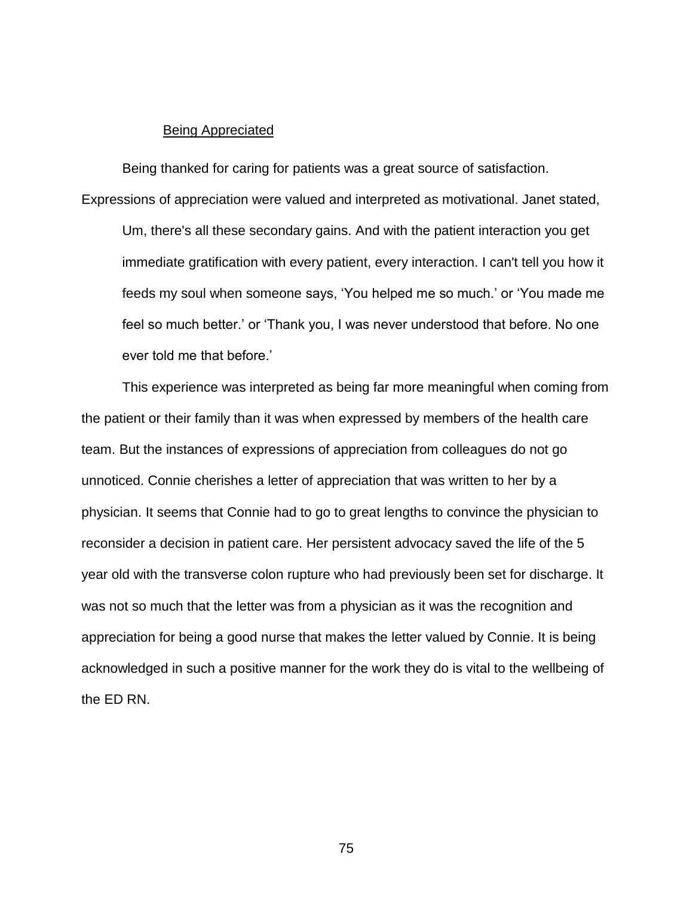Being Appreciated

Being thanked for caring for patients was a great source of satisfaction. Expressions of appreciation were valued and interpreted as motivational. Janet stated,

> Um, there's all these secondary gains. And with the patient interaction you get immediate gratification with every patient, every interaction. I can't tell you how it feeds my soul when someone says, 'You helped me so much.' or 'You made me feel so much better.' or 'Thank you, I was never understood that before. No one ever told me that before.'

This experience was interpreted as being far more meaningful when coming from the patient or their family than it was when expressed by members of the health care team. But the instances of expressions of appreciation from colleagues do not go unnoticed. Connie cherishes a letter of appreciation that was written to her by a physician. It seems that Connie had to go to great lengths to convince the physician to reconsider a decision in patient care. Her persistent advocacy saved the life of the 5 year old with the transverse colon rupture who had previously been set for discharge. It was not so much that the letter was from a physician as it was the recognition and appreciation for being a good nurse that makes the letter valued by Connie. It is being acknowledged in such a positive manner for the work they do is vital to the wellbeing of the ED RN.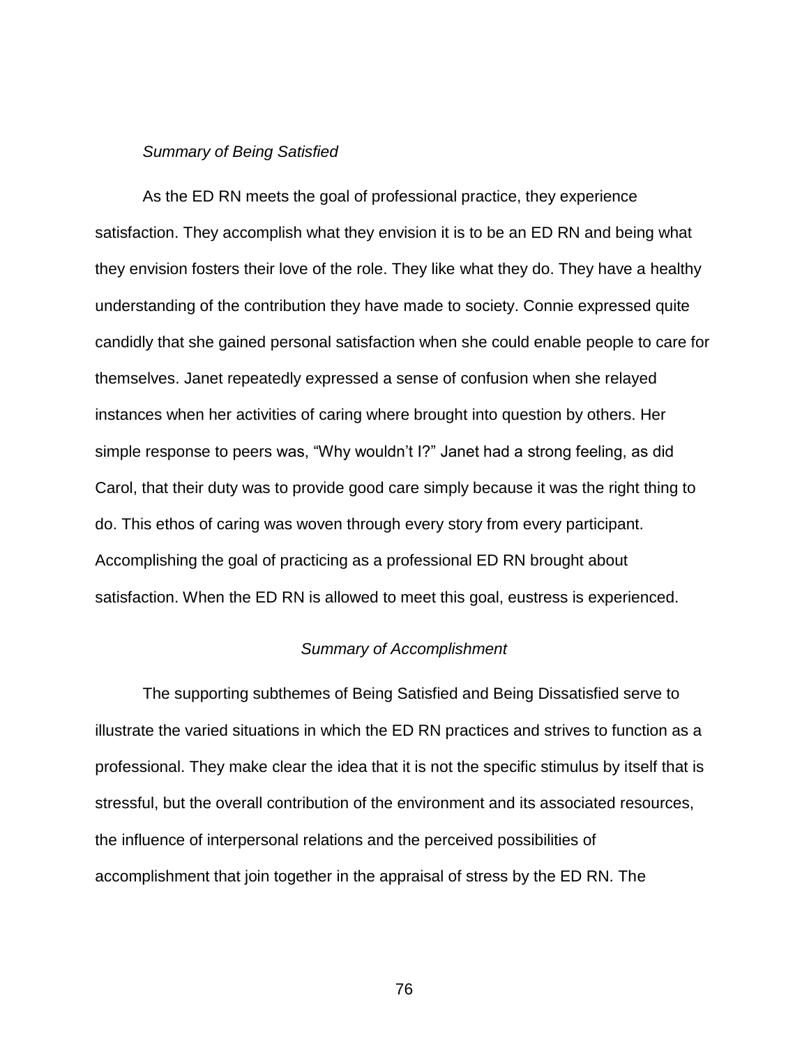*Summary of Being Satisfied*

As the ED RN meets the goal of professional practice, they experience satisfaction. They accomplish what they envision it is to be an ED RN and being what they envision fosters their love of the role. They like what they do. They have a healthy understanding of the contribution they have made to society. Connie expressed quite candidly that she gained personal satisfaction when she could enable people to care for themselves. Janet repeatedly expressed a sense of confusion when she relayed instances when her activities of caring where brought into question by others. Her simple response to peers was, “Why wouldn’t I?” Janet had a strong feeling, as did Carol, that their duty was to provide good care simply because it was the right thing to do. This ethos of caring was woven through every story from every participant. Accomplishing the goal of practicing as a professional ED RN brought about satisfaction. When the ED RN is allowed to meet this goal, eustress is experienced.

*Summary of Accomplishment*

The supporting subthemes of Being Satisfied and Being Dissatisfied serve to illustrate the varied situations in which the ED RN practices and strives to function as a professional. They make clear the idea that it is not the specific stimulus by itself that is stressful, but the overall contribution of the environment and its associated resources, the influence of interpersonal relations and the perceived possibilities of accomplishment that join together in the appraisal of stress by the ED RN. The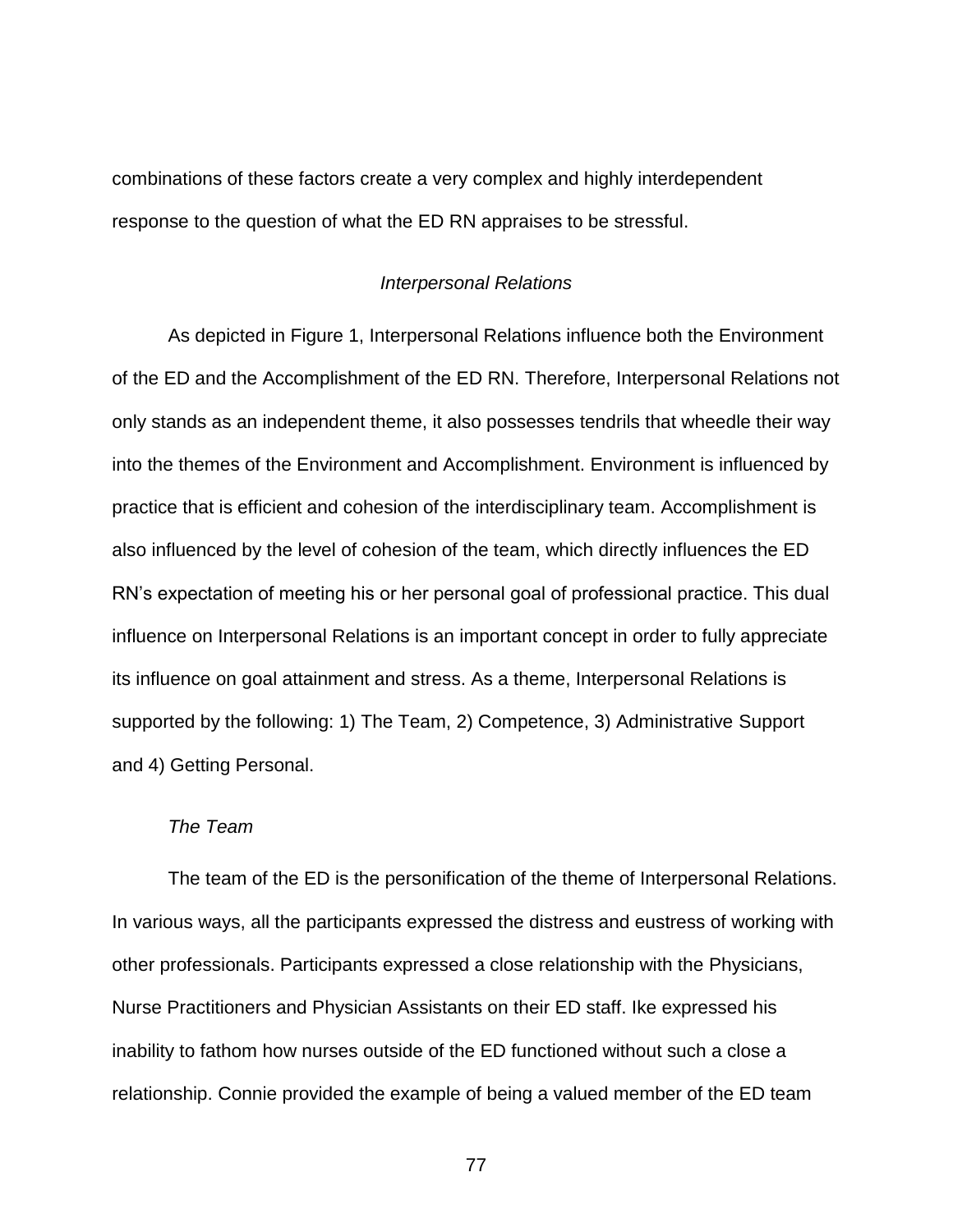combinations of these factors create a very complex and highly interdependent response to the question of what the ED RN appraises to be stressful.

### *Interpersonal Relations*

As depicted in Figure 1, Interpersonal Relations influence both the Environment of the ED and the Accomplishment of the ED RN. Therefore, Interpersonal Relations not only stands as an independent theme, it also possesses tendrils that wheedle their way into the themes of the Environment and Accomplishment. Environment is influenced by practice that is efficient and cohesion of the interdisciplinary team. Accomplishment is also influenced by the level of cohesion of the team, which directly influences the ED RN's expectation of meeting his or her personal goal of professional practice. This dual influence on Interpersonal Relations is an important concept in order to fully appreciate its influence on goal attainment and stress. As a theme, Interpersonal Relations is supported by the following: 1) The Team, 2) Competence, 3) Administrative Support and 4) Getting Personal.

#### *The Team*

The team of the ED is the personification of the theme of Interpersonal Relations. In various ways, all the participants expressed the distress and eustress of working with other professionals. Participants expressed a close relationship with the Physicians, Nurse Practitioners and Physician Assistants on their ED staff. Ike expressed his inability to fathom how nurses outside of the ED functioned without such a close a relationship. Connie provided the example of being a valued member of the ED team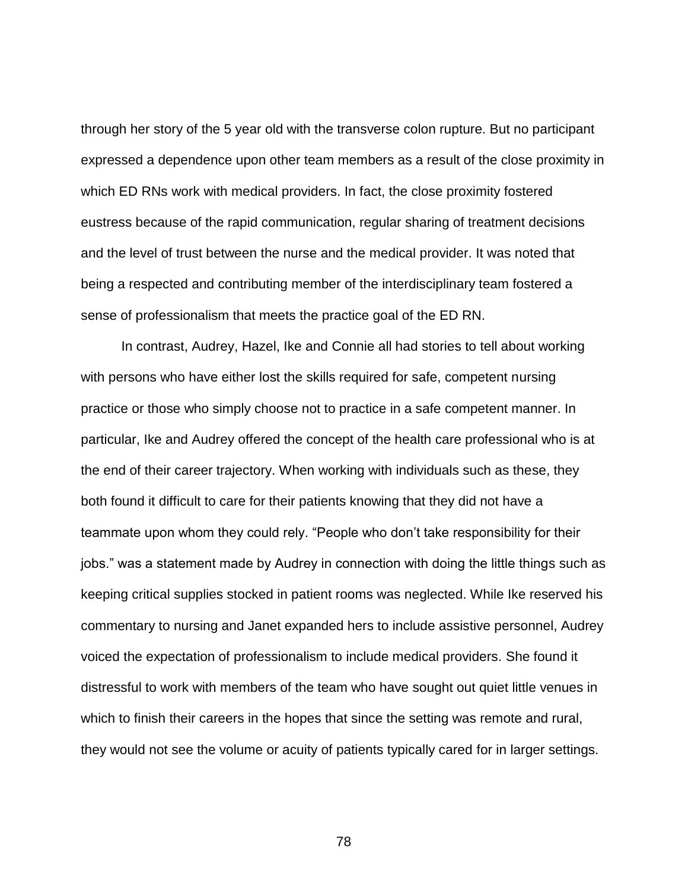through her story of the 5 year old with the transverse colon rupture. But no participant expressed a dependence upon other team members as a result of the close proximity in which ED RNs work with medical providers. In fact, the close proximity fostered eustress because of the rapid communication, regular sharing of treatment decisions and the level of trust between the nurse and the medical provider. It was noted that being a respected and contributing member of the interdisciplinary team fostered a sense of professionalism that meets the practice goal of the ED RN.

In contrast, Audrey, Hazel, Ike and Connie all had stories to tell about working with persons who have either lost the skills required for safe, competent nursing practice or those who simply choose not to practice in a safe competent manner. In particular, Ike and Audrey offered the concept of the health care professional who is at the end of their career trajectory. When working with individuals such as these, they both found it difficult to care for their patients knowing that they did not have a teammate upon whom they could rely. "People who don't take responsibility for their jobs." was a statement made by Audrey in connection with doing the little things such as keeping critical supplies stocked in patient rooms was neglected. While Ike reserved his commentary to nursing and Janet expanded hers to include assistive personnel, Audrey voiced the expectation of professionalism to include medical providers. She found it distressful to work with members of the team who have sought out quiet little venues in which to finish their careers in the hopes that since the setting was remote and rural, they would not see the volume or acuity of patients typically cared for in larger settings.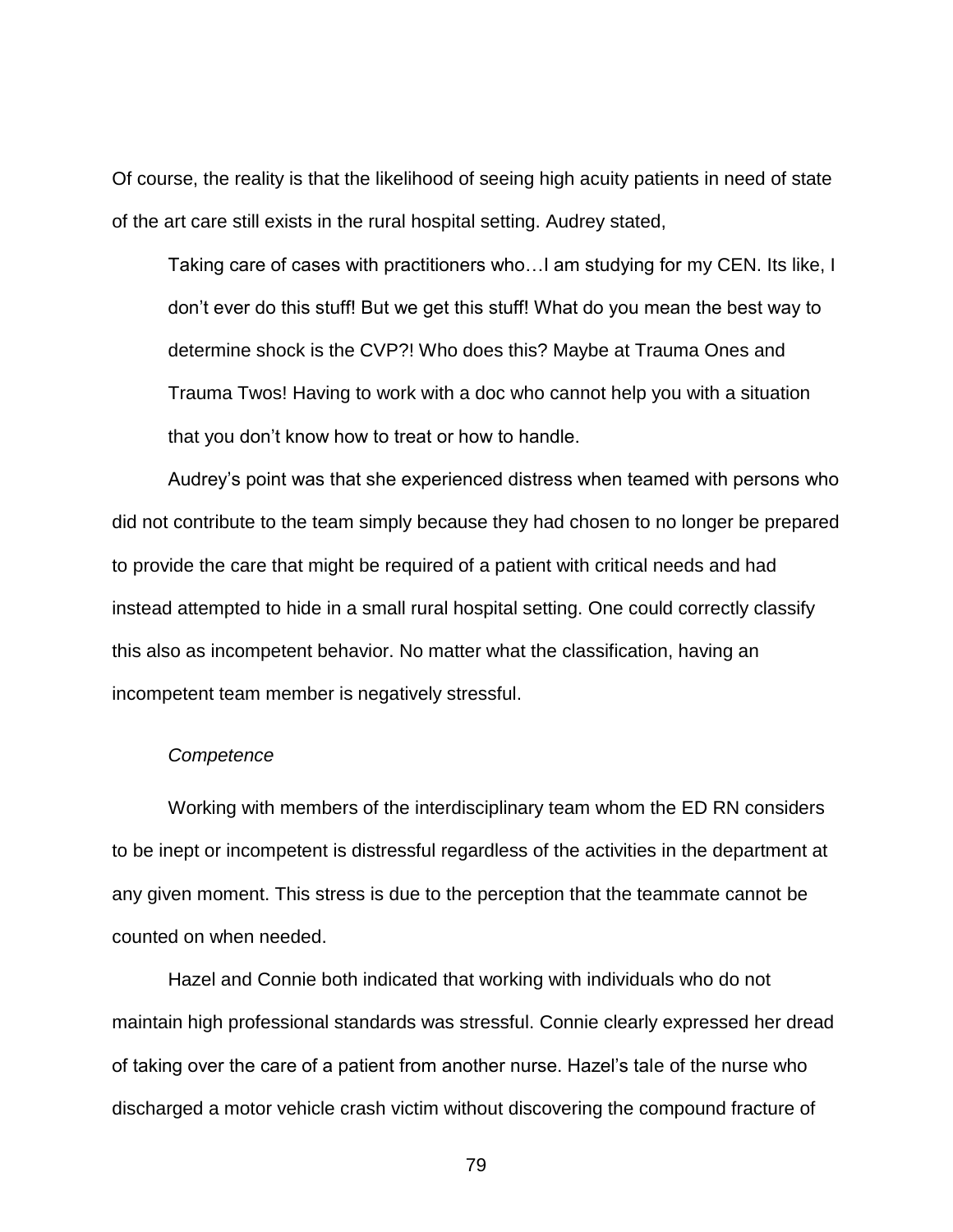Of course, the reality is that the likelihood of seeing high acuity patients in need of state of the art care still exists in the rural hospital setting. Audrey stated,

> Taking care of cases with practitioners who…I am studying for my CEN. Its like, I don't ever do this stuff! But we get this stuff! What do you mean the best way to determine shock is the CVP?! Who does this? Maybe at Trauma Ones and Trauma Twos! Having to work with a doc who cannot help you with a situation that you don't know how to treat or how to handle.

Audrey's point was that she experienced distress when teamed with persons who did not contribute to the team simply because they had chosen to no longer be prepared to provide the care that might be required of a patient with critical needs and had instead attempted to hide in a small rural hospital setting. One could correctly classify this also as incompetent behavior. No matter what the classification, having an incompetent team member is negatively stressful.

#### *Competence*

Working with members of the interdisciplinary team whom the ED RN considers to be inept or incompetent is distressful regardless of the activities in the department at any given moment. This stress is due to the perception that the teammate cannot be counted on when needed.

Hazel and Connie both indicated that working with individuals who do not maintain high professional standards was stressful. Connie clearly expressed her dread of taking over the care of a patient from another nurse. Hazel's tale of the nurse who discharged a motor vehicle crash victim without discovering the compound fracture of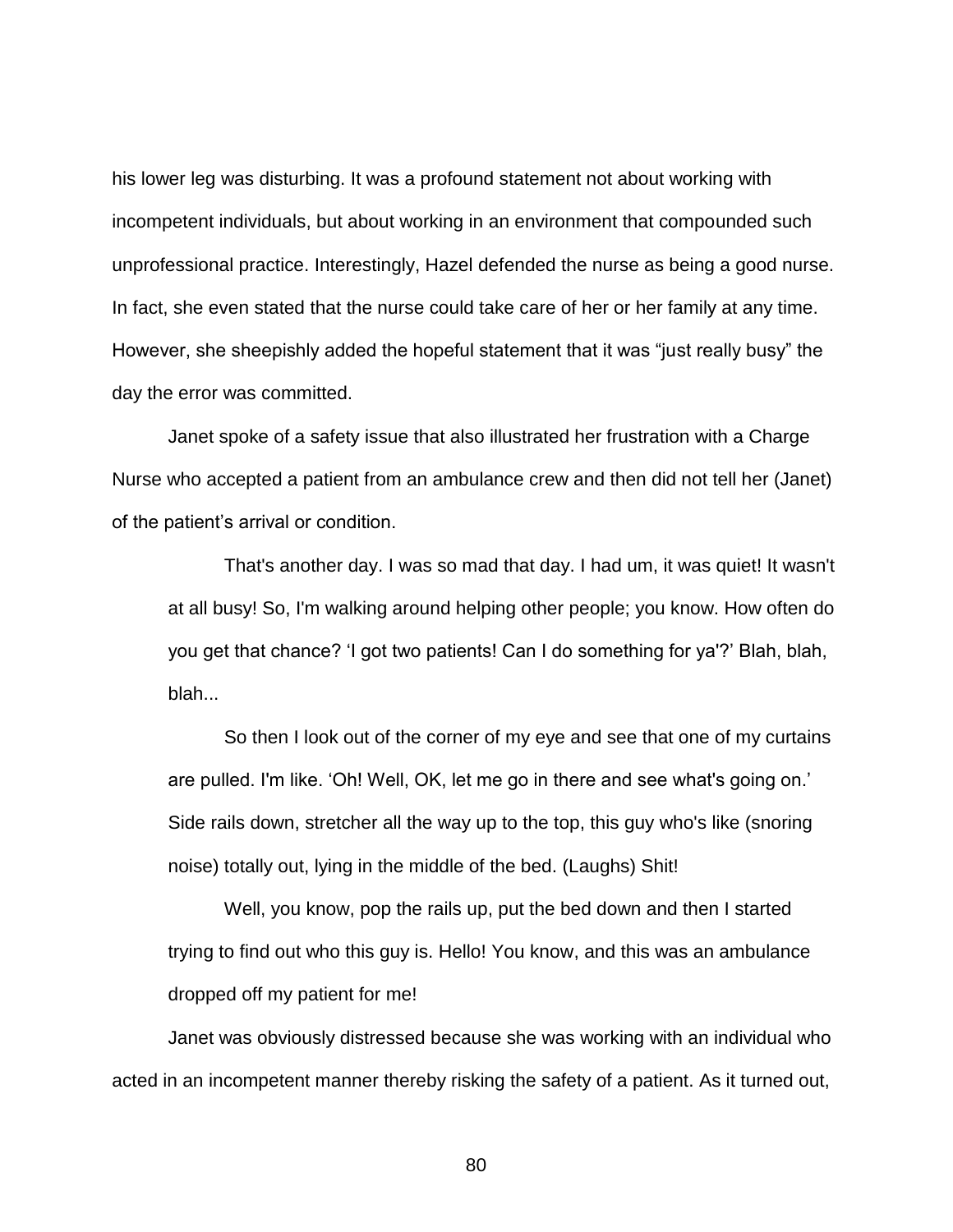his lower leg was disturbing. It was a profound statement not about working with incompetent individuals, but about working in an environment that compounded such unprofessional practice. Interestingly, Hazel defended the nurse as being a good nurse. In fact, she even stated that the nurse could take care of her or her family at any time. However, she sheepishly added the hopeful statement that it was "just really busy" the day the error was committed.

Janet spoke of a safety issue that also illustrated her frustration with a Charge Nurse who accepted a patient from an ambulance crew and then did not tell her (Janet) of the patient's arrival or condition.

> That's another day. I was so mad that day. I had um, it was quiet! It wasn't at all busy! So, I'm walking around helping other people; you know. How often do you get that chance? 'I got two patients! Can I do something for ya'?' Blah, blah, blah...
>
> So then I look out of the corner of my eye and see that one of my curtains are pulled. I'm like. 'Oh! Well, OK, let me go in there and see what's going on.' Side rails down, stretcher all the way up to the top, this guy who's like (snoring noise) totally out, lying in the middle of the bed. (Laughs) Shit!
>
> Well, you know, pop the rails up, put the bed down and then I started trying to find out who this guy is. Hello! You know, and this was an ambulance dropped off my patient for me!

Janet was obviously distressed because she was working with an individual who acted in an incompetent manner thereby risking the safety of a patient. As it turned out,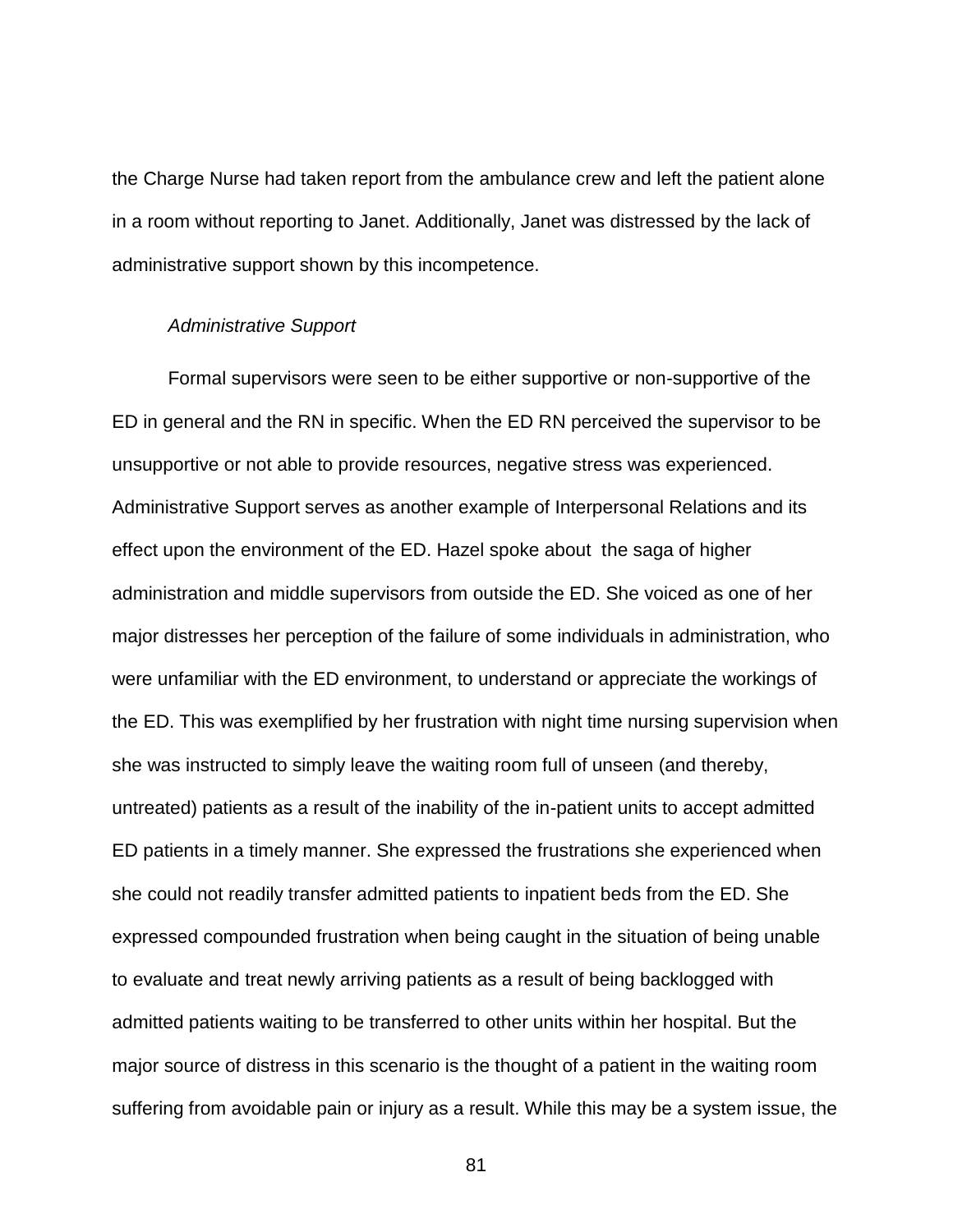the Charge Nurse had taken report from the ambulance crew and left the patient alone in a room without reporting to Janet. Additionally, Janet was distressed by the lack of administrative support shown by this incompetence.

*Administrative Support*

Formal supervisors were seen to be either supportive or non-supportive of the ED in general and the RN in specific. When the ED RN perceived the supervisor to be unsupportive or not able to provide resources, negative stress was experienced. Administrative Support serves as another example of Interpersonal Relations and its effect upon the environment of the ED. Hazel spoke about the saga of higher administration and middle supervisors from outside the ED. She voiced as one of her major distresses her perception of the failure of some individuals in administration, who were unfamiliar with the ED environment, to understand or appreciate the workings of the ED. This was exemplified by her frustration with night time nursing supervision when she was instructed to simply leave the waiting room full of unseen (and thereby, untreated) patients as a result of the inability of the in-patient units to accept admitted ED patients in a timely manner. She expressed the frustrations she experienced when she could not readily transfer admitted patients to inpatient beds from the ED. She expressed compounded frustration when being caught in the situation of being unable to evaluate and treat newly arriving patients as a result of being backlogged with admitted patients waiting to be transferred to other units within her hospital. But the major source of distress in this scenario is the thought of a patient in the waiting room suffering from avoidable pain or injury as a result. While this may be a system issue, the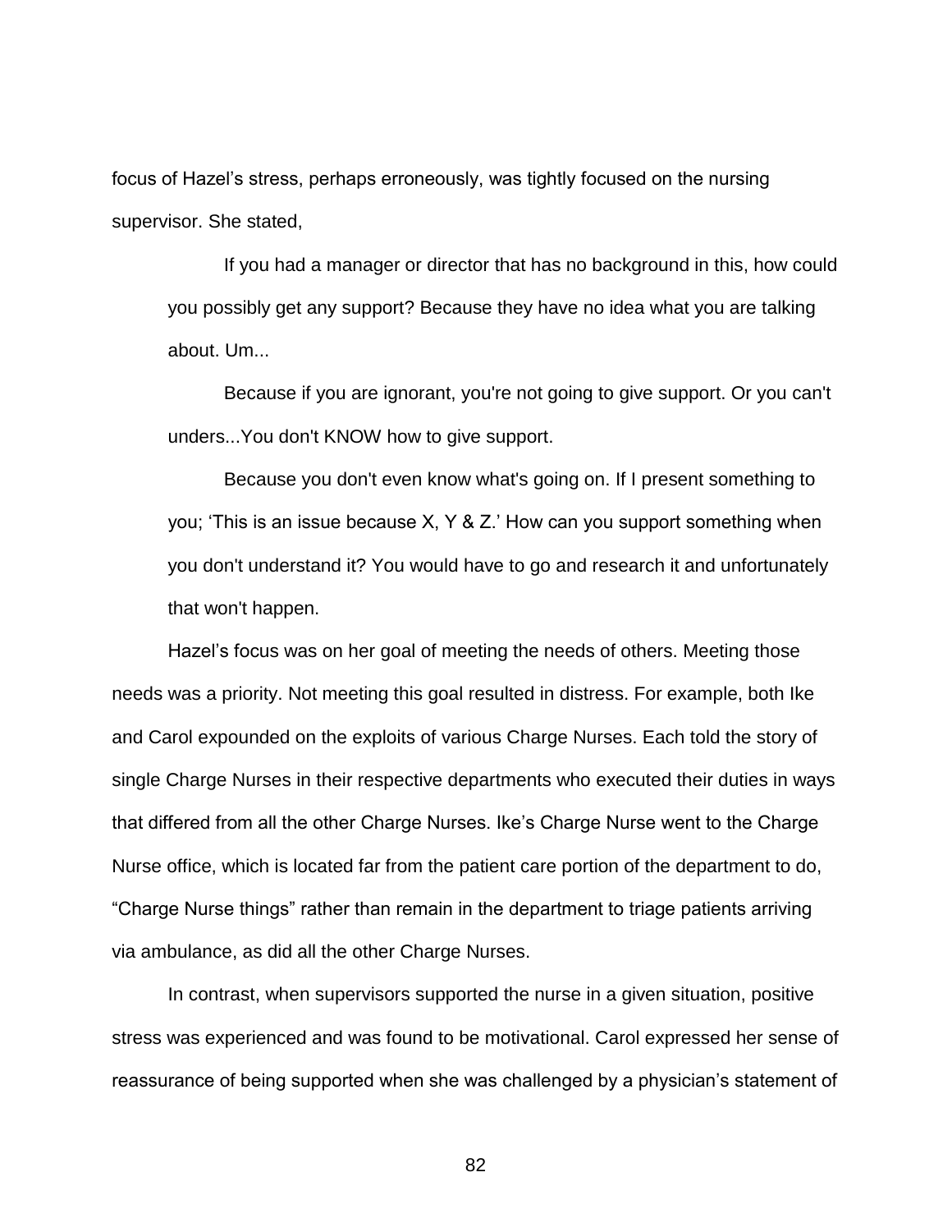focus of Hazel's stress, perhaps erroneously, was tightly focused on the nursing supervisor. She stated,

> If you had a manager or director that has no background in this, how could you possibly get any support? Because they have no idea what you are talking about. Um...
>
> Because if you are ignorant, you're not going to give support. Or you can't unders...You don't KNOW how to give support.
>
> Because you don't even know what's going on. If I present something to you; 'This is an issue because X, Y & Z.' How can you support something when you don't understand it? You would have to go and research it and unfortunately that won't happen.

Hazel's focus was on her goal of meeting the needs of others. Meeting those needs was a priority. Not meeting this goal resulted in distress. For example, both Ike and Carol expounded on the exploits of various Charge Nurses. Each told the story of single Charge Nurses in their respective departments who executed their duties in ways that differed from all the other Charge Nurses. Ike's Charge Nurse went to the Charge Nurse office, which is located far from the patient care portion of the department to do, "Charge Nurse things" rather than remain in the department to triage patients arriving via ambulance, as did all the other Charge Nurses.

In contrast, when supervisors supported the nurse in a given situation, positive stress was experienced and was found to be motivational. Carol expressed her sense of reassurance of being supported when she was challenged by a physician's statement of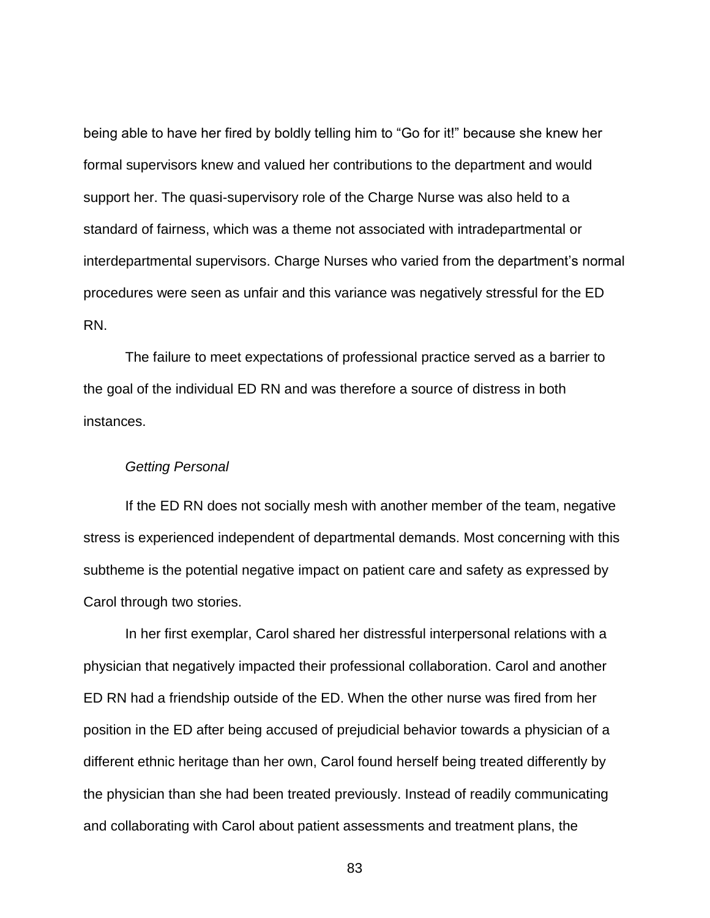being able to have her fired by boldly telling him to "Go for it!" because she knew her formal supervisors knew and valued her contributions to the department and would support her. The quasi-supervisory role of the Charge Nurse was also held to a standard of fairness, which was a theme not associated with intradepartmental or interdepartmental supervisors. Charge Nurses who varied from the department's normal procedures were seen as unfair and this variance was negatively stressful for the ED RN.

The failure to meet expectations of professional practice served as a barrier to the goal of the individual ED RN and was therefore a source of distress in both instances.

*Getting Personal*

If the ED RN does not socially mesh with another member of the team, negative stress is experienced independent of departmental demands. Most concerning with this subtheme is the potential negative impact on patient care and safety as expressed by Carol through two stories.

In her first exemplar, Carol shared her distressful interpersonal relations with a physician that negatively impacted their professional collaboration. Carol and another ED RN had a friendship outside of the ED. When the other nurse was fired from her position in the ED after being accused of prejudicial behavior towards a physician of a different ethnic heritage than her own, Carol found herself being treated differently by the physician than she had been treated previously. Instead of readily communicating and collaborating with Carol about patient assessments and treatment plans, the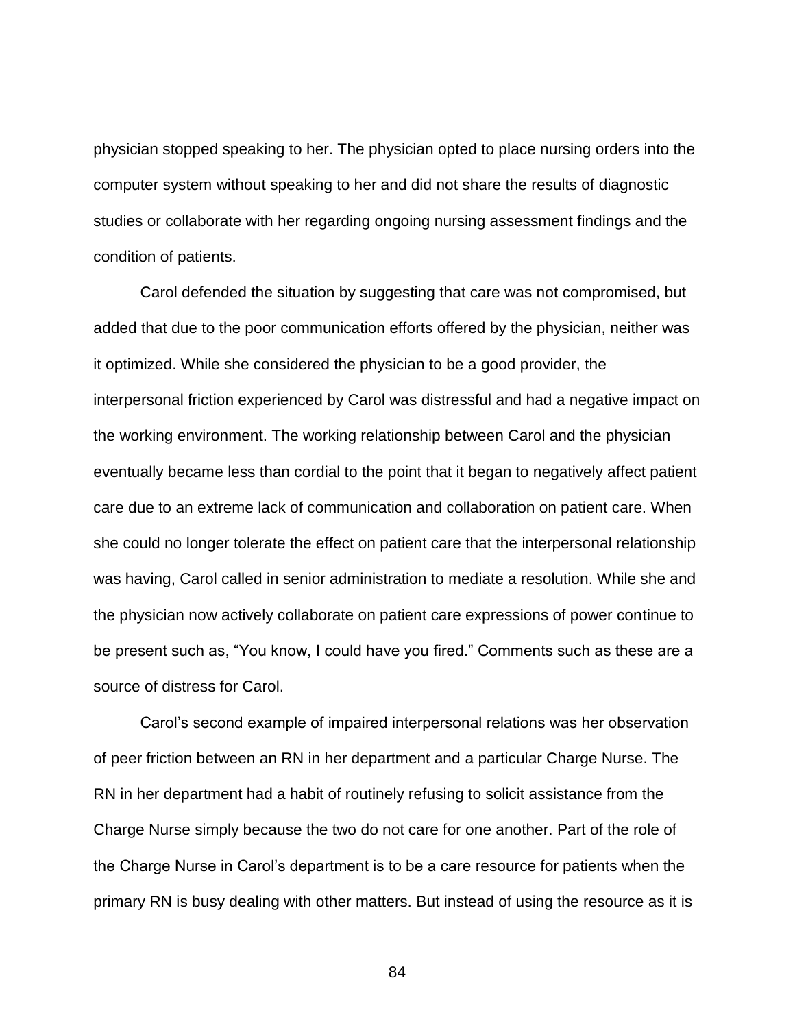physician stopped speaking to her. The physician opted to place nursing orders into the computer system without speaking to her and did not share the results of diagnostic studies or collaborate with her regarding ongoing nursing assessment findings and the condition of patients.

Carol defended the situation by suggesting that care was not compromised, but added that due to the poor communication efforts offered by the physician, neither was it optimized. While she considered the physician to be a good provider, the interpersonal friction experienced by Carol was distressful and had a negative impact on the working environment. The working relationship between Carol and the physician eventually became less than cordial to the point that it began to negatively affect patient care due to an extreme lack of communication and collaboration on patient care. When she could no longer tolerate the effect on patient care that the interpersonal relationship was having, Carol called in senior administration to mediate a resolution. While she and the physician now actively collaborate on patient care expressions of power continue to be present such as, "You know, I could have you fired." Comments such as these are a source of distress for Carol.

Carol's second example of impaired interpersonal relations was her observation of peer friction between an RN in her department and a particular Charge Nurse. The RN in her department had a habit of routinely refusing to solicit assistance from the Charge Nurse simply because the two do not care for one another. Part of the role of the Charge Nurse in Carol's department is to be a care resource for patients when the primary RN is busy dealing with other matters. But instead of using the resource as it is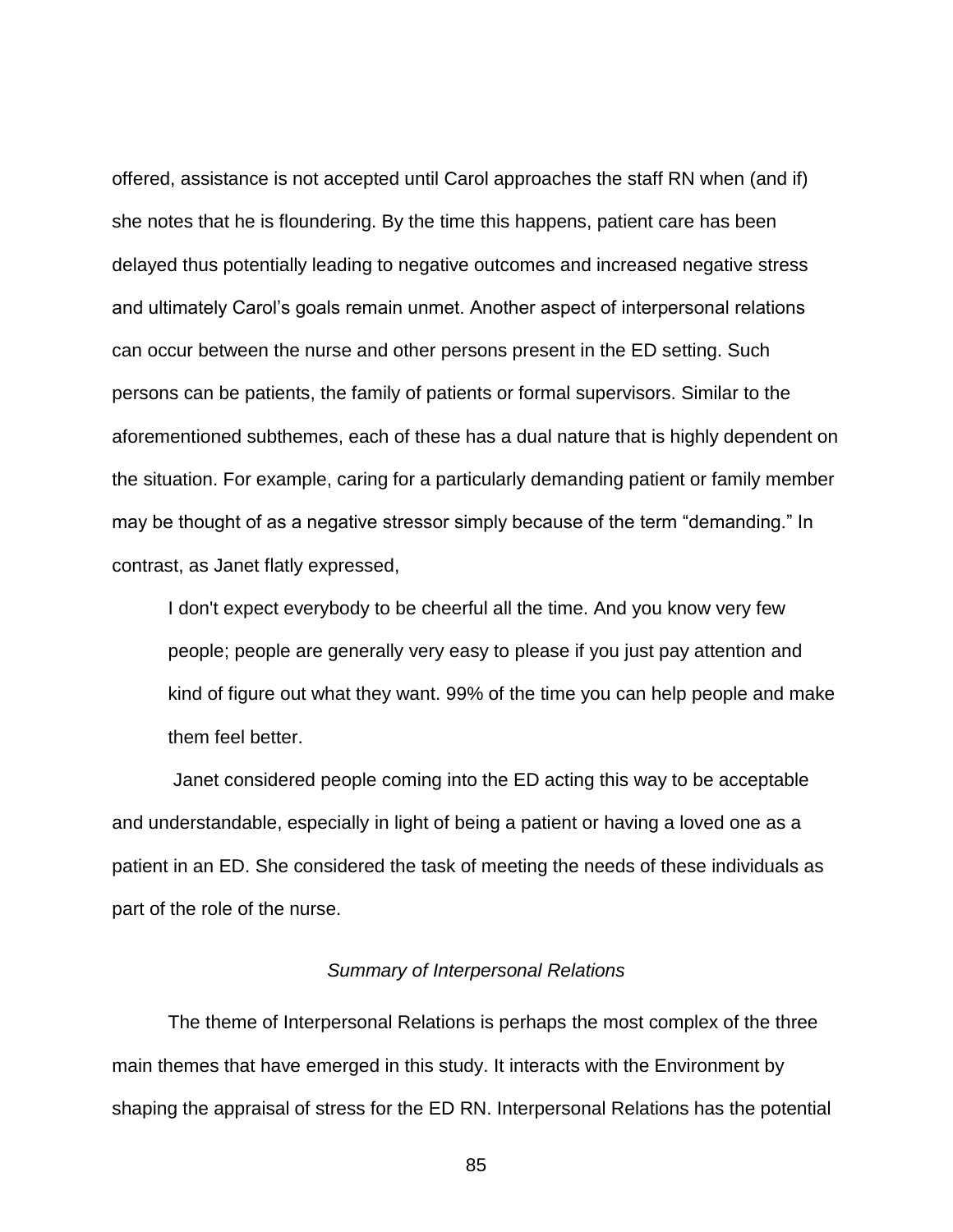offered, assistance is not accepted until Carol approaches the staff RN when (and if) she notes that he is floundering. By the time this happens, patient care has been delayed thus potentially leading to negative outcomes and increased negative stress and ultimately Carol's goals remain unmet. Another aspect of interpersonal relations can occur between the nurse and other persons present in the ED setting. Such persons can be patients, the family of patients or formal supervisors. Similar to the aforementioned subthemes, each of these has a dual nature that is highly dependent on the situation. For example, caring for a particularly demanding patient or family member may be thought of as a negative stressor simply because of the term "demanding." In contrast, as Janet flatly expressed,

> I don't expect everybody to be cheerful all the time. And you know very few people; people are generally very easy to please if you just pay attention and kind of figure out what they want. 99% of the time you can help people and make them feel better.

Janet considered people coming into the ED acting this way to be acceptable and understandable, especially in light of being a patient or having a loved one as a patient in an ED. She considered the task of meeting the needs of these individuals as part of the role of the nurse.

### *Summary of Interpersonal Relations*

The theme of Interpersonal Relations is perhaps the most complex of the three main themes that have emerged in this study. It interacts with the Environment by shaping the appraisal of stress for the ED RN. Interpersonal Relations has the potential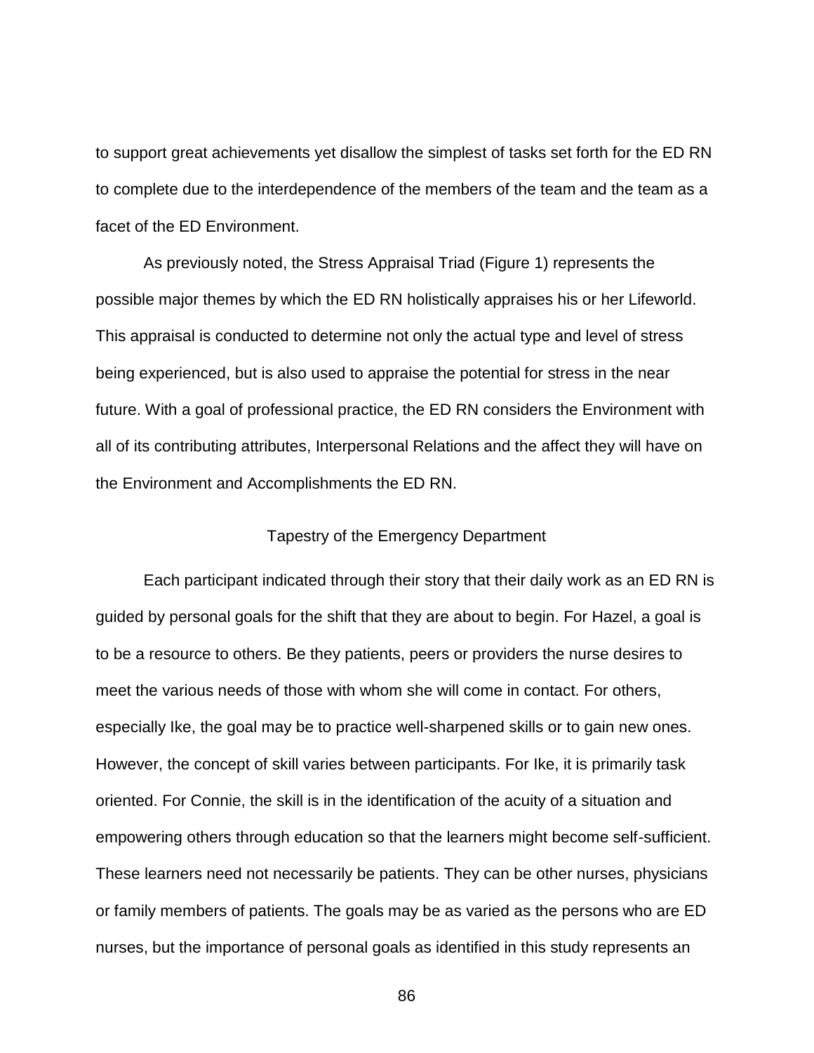to support great achievements yet disallow the simplest of tasks set forth for the ED RN to complete due to the interdependence of the members of the team and the team as a facet of the ED Environment.

As previously noted, the Stress Appraisal Triad (Figure 1) represents the possible major themes by which the ED RN holistically appraises his or her Lifeworld. This appraisal is conducted to determine not only the actual type and level of stress being experienced, but is also used to appraise the potential for stress in the near future. With a goal of professional practice, the ED RN considers the Environment with all of its contributing attributes, Interpersonal Relations and the affect they will have on the Environment and Accomplishments the ED RN.

## Tapestry of the Emergency Department

Each participant indicated through their story that their daily work as an ED RN is guided by personal goals for the shift that they are about to begin. For Hazel, a goal is to be a resource to others. Be they patients, peers or providers the nurse desires to meet the various needs of those with whom she will come in contact. For others, especially Ike, the goal may be to practice well-sharpened skills or to gain new ones. However, the concept of skill varies between participants. For Ike, it is primarily task oriented. For Connie, the skill is in the identification of the acuity of a situation and empowering others through education so that the learners might become self-sufficient. These learners need not necessarily be patients. They can be other nurses, physicians or family members of patients. The goals may be as varied as the persons who are ED nurses, but the importance of personal goals as identified in this study represents an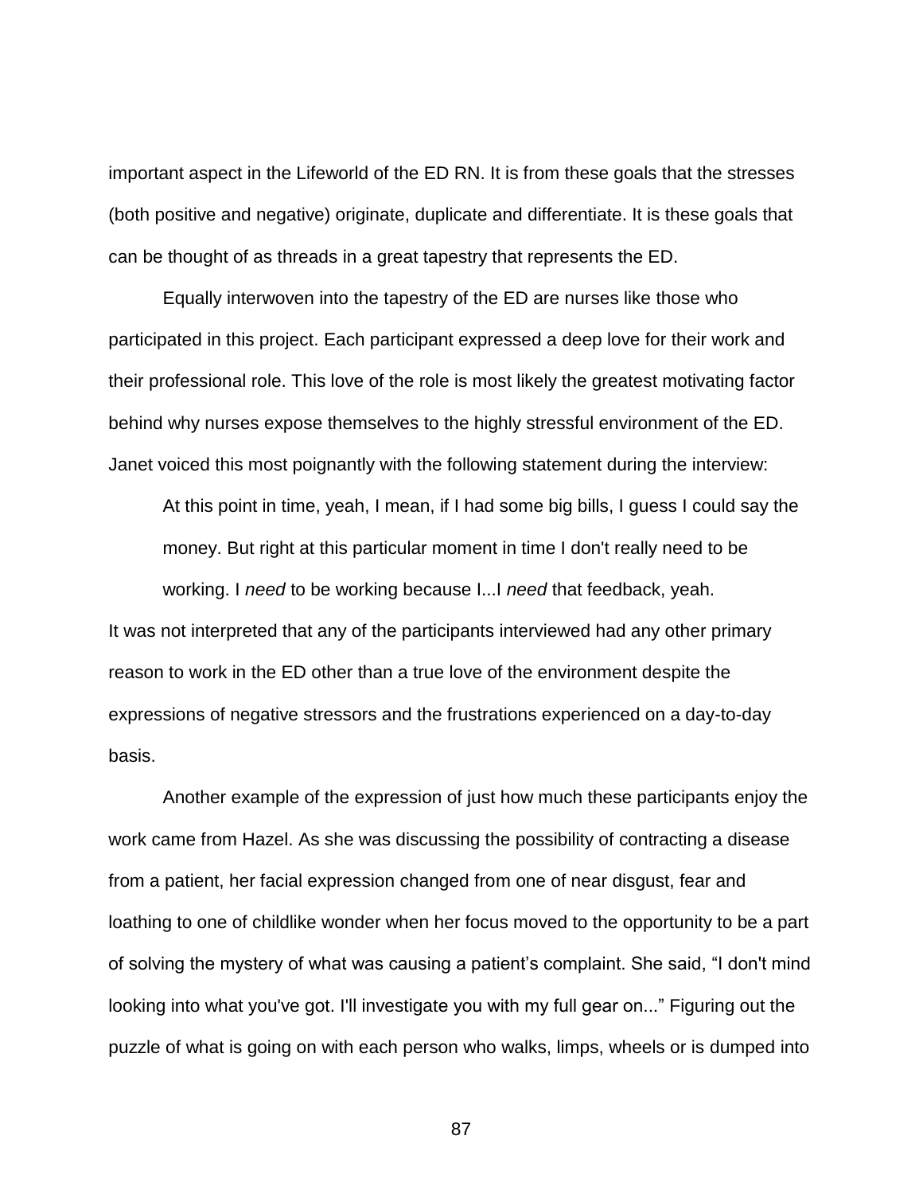important aspect in the Lifeworld of the ED RN. It is from these goals that the stresses (both positive and negative) originate, duplicate and differentiate. It is these goals that can be thought of as threads in a great tapestry that represents the ED.

Equally interwoven into the tapestry of the ED are nurses like those who participated in this project. Each participant expressed a deep love for their work and their professional role. This love of the role is most likely the greatest motivating factor behind why nurses expose themselves to the highly stressful environment of the ED. Janet voiced this most poignantly with the following statement during the interview:

> At this point in time, yeah, I mean, if I had some big bills, I guess I could say the money. But right at this particular moment in time I don't really need to be working. I *need* to be working because I...I *need* that feedback, yeah.

It was not interpreted that any of the participants interviewed had any other primary reason to work in the ED other than a true love of the environment despite the expressions of negative stressors and the frustrations experienced on a day-to-day basis.

Another example of the expression of just how much these participants enjoy the work came from Hazel. As she was discussing the possibility of contracting a disease from a patient, her facial expression changed from one of near disgust, fear and loathing to one of childlike wonder when her focus moved to the opportunity to be a part of solving the mystery of what was causing a patient's complaint. She said, "I don't mind looking into what you've got. I'll investigate you with my full gear on..." Figuring out the puzzle of what is going on with each person who walks, limps, wheels or is dumped into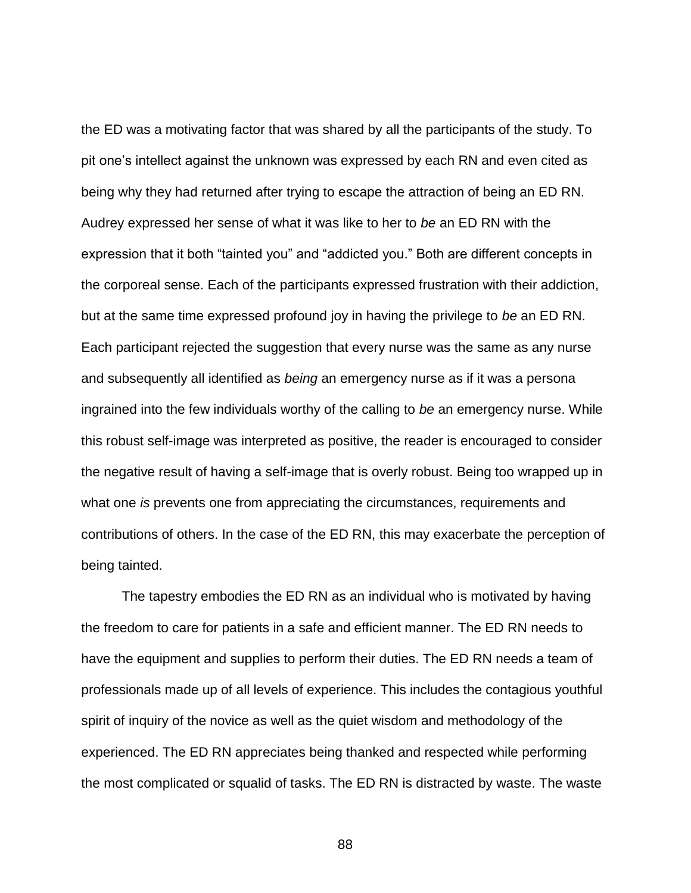the ED was a motivating factor that was shared by all the participants of the study. To pit one's intellect against the unknown was expressed by each RN and even cited as being why they had returned after trying to escape the attraction of being an ED RN. Audrey expressed her sense of what it was like to her to *be* an ED RN with the expression that it both "tainted you" and "addicted you." Both are different concepts in the corporeal sense. Each of the participants expressed frustration with their addiction, but at the same time expressed profound joy in having the privilege to *be* an ED RN. Each participant rejected the suggestion that every nurse was the same as any nurse and subsequently all identified as *being* an emergency nurse as if it was a persona ingrained into the few individuals worthy of the calling to *be* an emergency nurse. While this robust self-image was interpreted as positive, the reader is encouraged to consider the negative result of having a self-image that is overly robust. Being too wrapped up in what one *is* prevents one from appreciating the circumstances, requirements and contributions of others. In the case of the ED RN, this may exacerbate the perception of being tainted.

The tapestry embodies the ED RN as an individual who is motivated by having the freedom to care for patients in a safe and efficient manner. The ED RN needs to have the equipment and supplies to perform their duties. The ED RN needs a team of professionals made up of all levels of experience. This includes the contagious youthful spirit of inquiry of the novice as well as the quiet wisdom and methodology of the experienced. The ED RN appreciates being thanked and respected while performing the most complicated or squalid of tasks. The ED RN is distracted by waste. The waste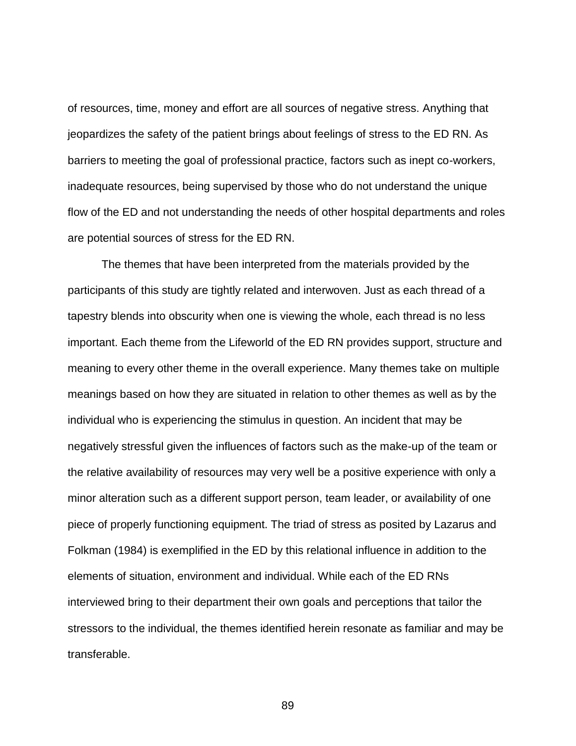of resources, time, money and effort are all sources of negative stress. Anything that jeopardizes the safety of the patient brings about feelings of stress to the ED RN. As barriers to meeting the goal of professional practice, factors such as inept co-workers, inadequate resources, being supervised by those who do not understand the unique flow of the ED and not understanding the needs of other hospital departments and roles are potential sources of stress for the ED RN.

The themes that have been interpreted from the materials provided by the participants of this study are tightly related and interwoven. Just as each thread of a tapestry blends into obscurity when one is viewing the whole, each thread is no less important. Each theme from the Lifeworld of the ED RN provides support, structure and meaning to every other theme in the overall experience. Many themes take on multiple meanings based on how they are situated in relation to other themes as well as by the individual who is experiencing the stimulus in question. An incident that may be negatively stressful given the influences of factors such as the make-up of the team or the relative availability of resources may very well be a positive experience with only a minor alteration such as a different support person, team leader, or availability of one piece of properly functioning equipment. The triad of stress as posited by Lazarus and Folkman (1984) is exemplified in the ED by this relational influence in addition to the elements of situation, environment and individual. While each of the ED RNs interviewed bring to their department their own goals and perceptions that tailor the stressors to the individual, the themes identified herein resonate as familiar and may be transferable.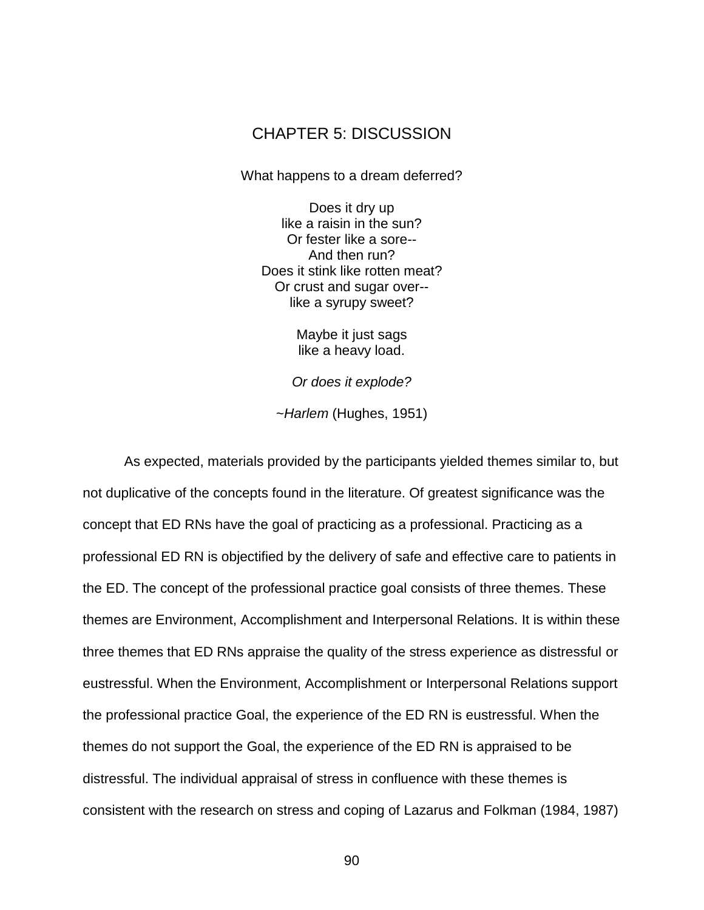# CHAPTER 5: DISCUSSION

What happens to a dream deferred?

Does it dry up  
like a raisin in the sun?  
Or fester like a sore--  
And then run?  
Does it stink like rotten meat?  
Or crust and sugar over--  
like a syrupy sweet?

Maybe it just sags  
like a heavy load.

*Or does it explode?*

~*Harlem* (Hughes, 1951)

As expected, materials provided by the participants yielded themes similar to, but not duplicative of the concepts found in the literature. Of greatest significance was the concept that ED RNs have the goal of practicing as a professional. Practicing as a professional ED RN is objectified by the delivery of safe and effective care to patients in the ED. The concept of the professional practice goal consists of three themes. These themes are Environment, Accomplishment and Interpersonal Relations. It is within these three themes that ED RNs appraise the quality of the stress experience as distressful or eustressful. When the Environment, Accomplishment or Interpersonal Relations support the professional practice Goal, the experience of the ED RN is eustressful. When the themes do not support the Goal, the experience of the ED RN is appraised to be distressful. The individual appraisal of stress in confluence with these themes is consistent with the research on stress and coping of Lazarus and Folkman (1984, 1987)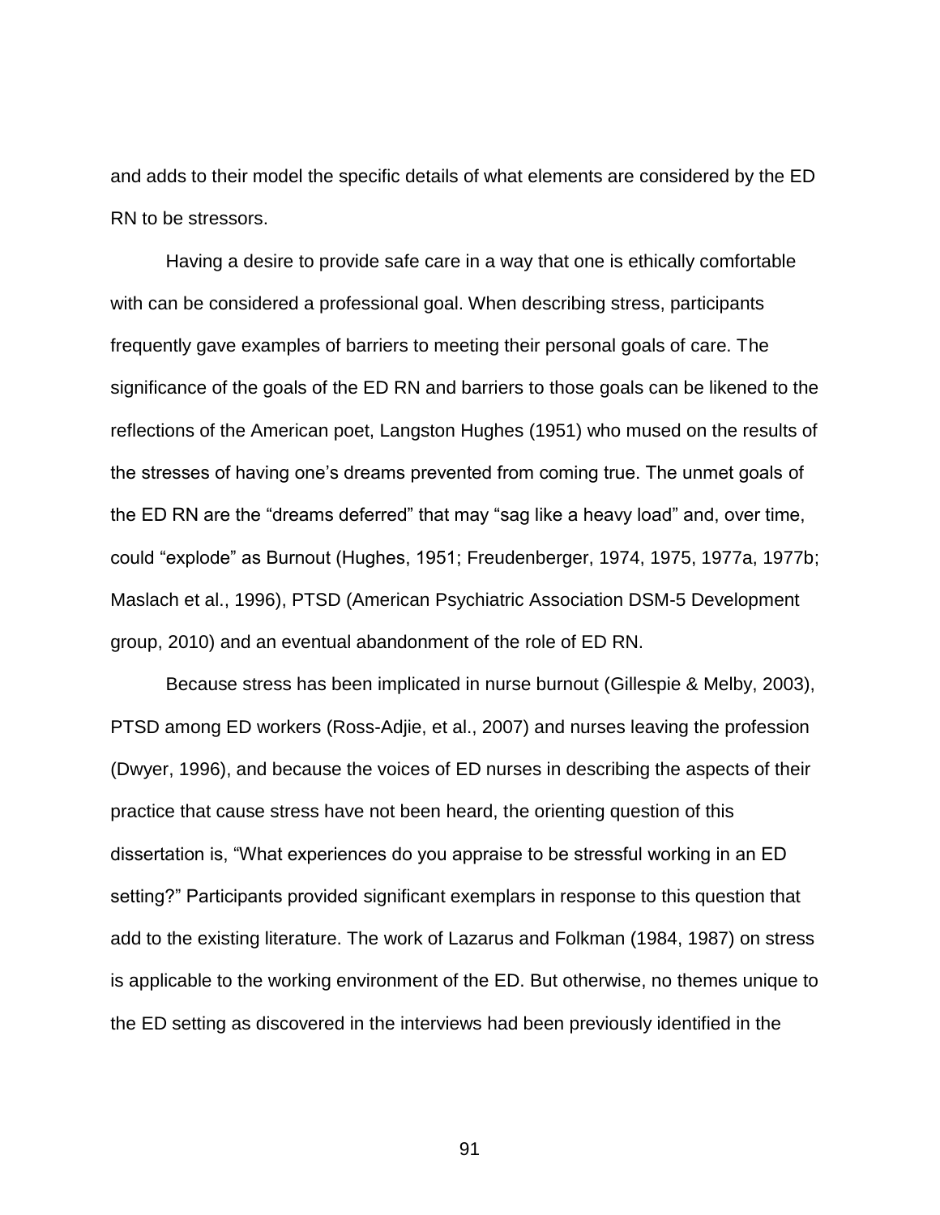and adds to their model the specific details of what elements are considered by the ED RN to be stressors.

Having a desire to provide safe care in a way that one is ethically comfortable with can be considered a professional goal. When describing stress, participants frequently gave examples of barriers to meeting their personal goals of care. The significance of the goals of the ED RN and barriers to those goals can be likened to the reflections of the American poet, Langston Hughes (1951) who mused on the results of the stresses of having one's dreams prevented from coming true. The unmet goals of the ED RN are the "dreams deferred" that may "sag like a heavy load" and, over time, could "explode" as Burnout (Hughes, 1951; Freudenberger, 1974, 1975, 1977a, 1977b; Maslach et al., 1996), PTSD (American Psychiatric Association DSM-5 Development group, 2010) and an eventual abandonment of the role of ED RN.

Because stress has been implicated in nurse burnout (Gillespie & Melby, 2003), PTSD among ED workers (Ross-Adjie, et al., 2007) and nurses leaving the profession (Dwyer, 1996), and because the voices of ED nurses in describing the aspects of their practice that cause stress have not been heard, the orienting question of this dissertation is, "What experiences do you appraise to be stressful working in an ED setting?" Participants provided significant exemplars in response to this question that add to the existing literature. The work of Lazarus and Folkman (1984, 1987) on stress is applicable to the working environment of the ED. But otherwise, no themes unique to the ED setting as discovered in the interviews had been previously identified in the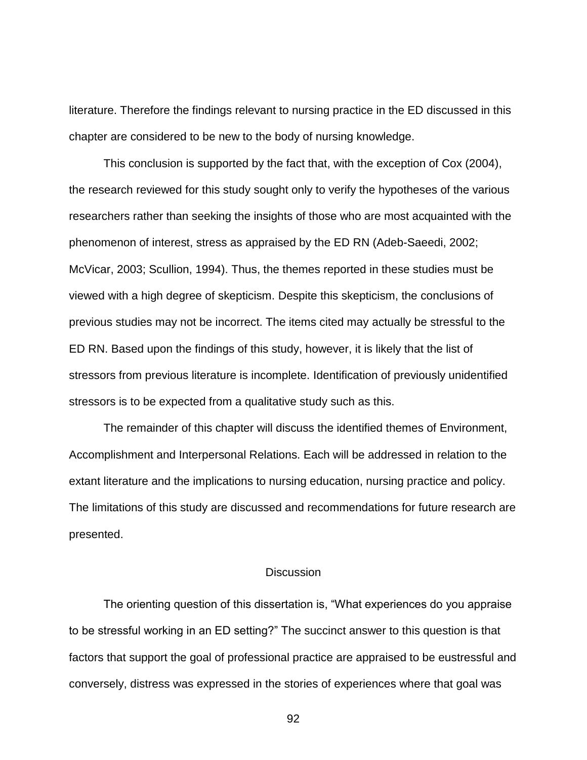literature. Therefore the findings relevant to nursing practice in the ED discussed in this chapter are considered to be new to the body of nursing knowledge.

This conclusion is supported by the fact that, with the exception of Cox (2004), the research reviewed for this study sought only to verify the hypotheses of the various researchers rather than seeking the insights of those who are most acquainted with the phenomenon of interest, stress as appraised by the ED RN (Adeb-Saeedi, 2002; McVicar, 2003; Scullion, 1994). Thus, the themes reported in these studies must be viewed with a high degree of skepticism. Despite this skepticism, the conclusions of previous studies may not be incorrect. The items cited may actually be stressful to the ED RN. Based upon the findings of this study, however, it is likely that the list of stressors from previous literature is incomplete. Identification of previously unidentified stressors is to be expected from a qualitative study such as this.

The remainder of this chapter will discuss the identified themes of Environment, Accomplishment and Interpersonal Relations. Each will be addressed in relation to the extant literature and the implications to nursing education, nursing practice and policy. The limitations of this study are discussed and recommendations for future research are presented.

## Discussion

The orienting question of this dissertation is, "What experiences do you appraise to be stressful working in an ED setting?" The succinct answer to this question is that factors that support the goal of professional practice are appraised to be eustressful and conversely, distress was expressed in the stories of experiences where that goal was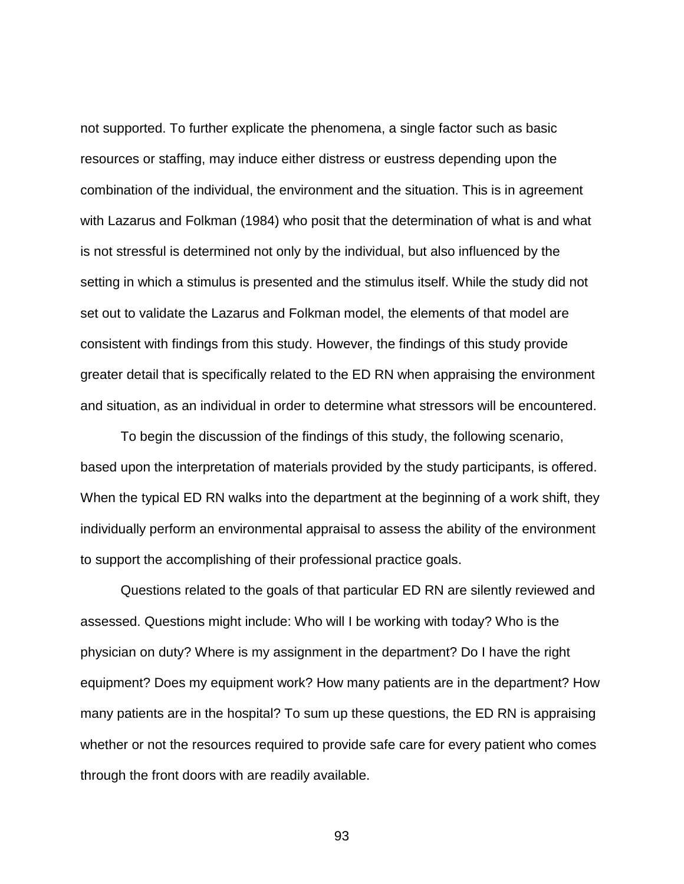not supported. To further explicate the phenomena, a single factor such as basic resources or staffing, may induce either distress or eustress depending upon the combination of the individual, the environment and the situation. This is in agreement with Lazarus and Folkman (1984) who posit that the determination of what is and what is not stressful is determined not only by the individual, but also influenced by the setting in which a stimulus is presented and the stimulus itself. While the study did not set out to validate the Lazarus and Folkman model, the elements of that model are consistent with findings from this study. However, the findings of this study provide greater detail that is specifically related to the ED RN when appraising the environment and situation, as an individual in order to determine what stressors will be encountered.

To begin the discussion of the findings of this study, the following scenario, based upon the interpretation of materials provided by the study participants, is offered. When the typical ED RN walks into the department at the beginning of a work shift, they individually perform an environmental appraisal to assess the ability of the environment to support the accomplishing of their professional practice goals.

Questions related to the goals of that particular ED RN are silently reviewed and assessed. Questions might include: Who will I be working with today? Who is the physician on duty? Where is my assignment in the department? Do I have the right equipment? Does my equipment work? How many patients are in the department? How many patients are in the hospital? To sum up these questions, the ED RN is appraising whether or not the resources required to provide safe care for every patient who comes through the front doors with are readily available.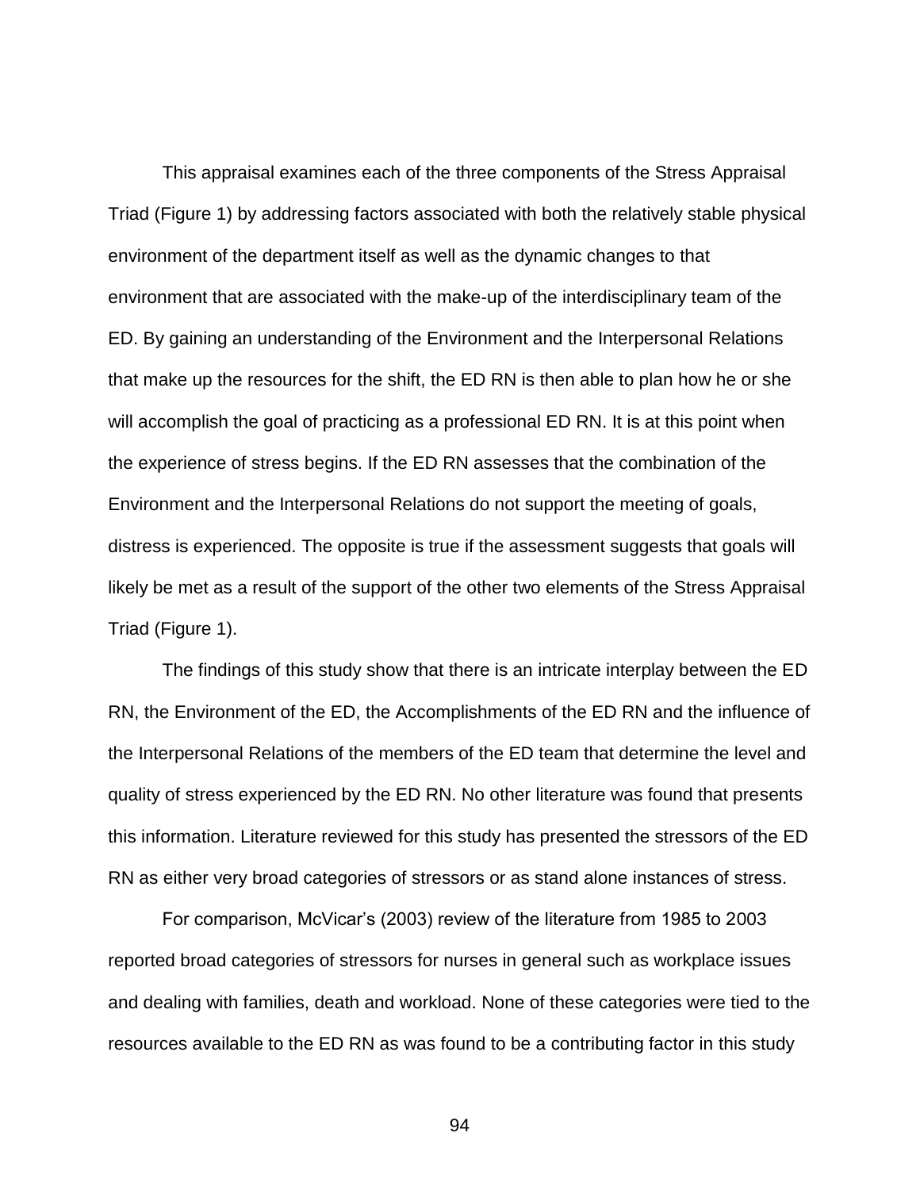This appraisal examines each of the three components of the Stress Appraisal Triad (Figure 1) by addressing factors associated with both the relatively stable physical environment of the department itself as well as the dynamic changes to that environment that are associated with the make-up of the interdisciplinary team of the ED. By gaining an understanding of the Environment and the Interpersonal Relations that make up the resources for the shift, the ED RN is then able to plan how he or she will accomplish the goal of practicing as a professional ED RN. It is at this point when the experience of stress begins. If the ED RN assesses that the combination of the Environment and the Interpersonal Relations do not support the meeting of goals, distress is experienced. The opposite is true if the assessment suggests that goals will likely be met as a result of the support of the other two elements of the Stress Appraisal Triad (Figure 1).

The findings of this study show that there is an intricate interplay between the ED RN, the Environment of the ED, the Accomplishments of the ED RN and the influence of the Interpersonal Relations of the members of the ED team that determine the level and quality of stress experienced by the ED RN. No other literature was found that presents this information. Literature reviewed for this study has presented the stressors of the ED RN as either very broad categories of stressors or as stand alone instances of stress.

For comparison, McVicar's (2003) review of the literature from 1985 to 2003 reported broad categories of stressors for nurses in general such as workplace issues and dealing with families, death and workload. None of these categories were tied to the resources available to the ED RN as was found to be a contributing factor in this study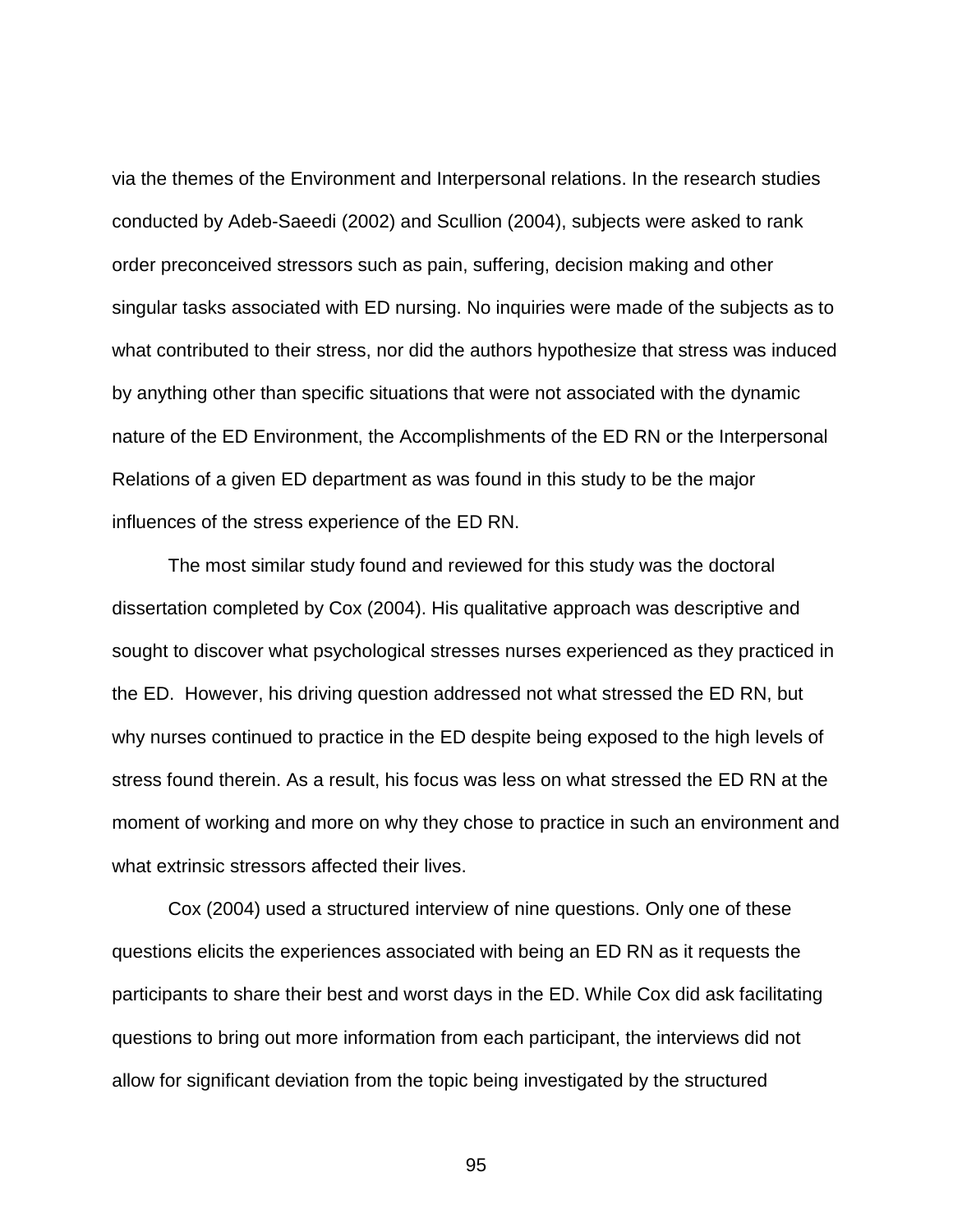via the themes of the Environment and Interpersonal relations. In the research studies conducted by Adeb-Saeedi (2002) and Scullion (2004), subjects were asked to rank order preconceived stressors such as pain, suffering, decision making and other singular tasks associated with ED nursing. No inquiries were made of the subjects as to what contributed to their stress, nor did the authors hypothesize that stress was induced by anything other than specific situations that were not associated with the dynamic nature of the ED Environment, the Accomplishments of the ED RN or the Interpersonal Relations of a given ED department as was found in this study to be the major influences of the stress experience of the ED RN.

The most similar study found and reviewed for this study was the doctoral dissertation completed by Cox (2004). His qualitative approach was descriptive and sought to discover what psychological stresses nurses experienced as they practiced in the ED. However, his driving question addressed not what stressed the ED RN, but why nurses continued to practice in the ED despite being exposed to the high levels of stress found therein. As a result, his focus was less on what stressed the ED RN at the moment of working and more on why they chose to practice in such an environment and what extrinsic stressors affected their lives.

Cox (2004) used a structured interview of nine questions. Only one of these questions elicits the experiences associated with being an ED RN as it requests the participants to share their best and worst days in the ED. While Cox did ask facilitating questions to bring out more information from each participant, the interviews did not allow for significant deviation from the topic being investigated by the structured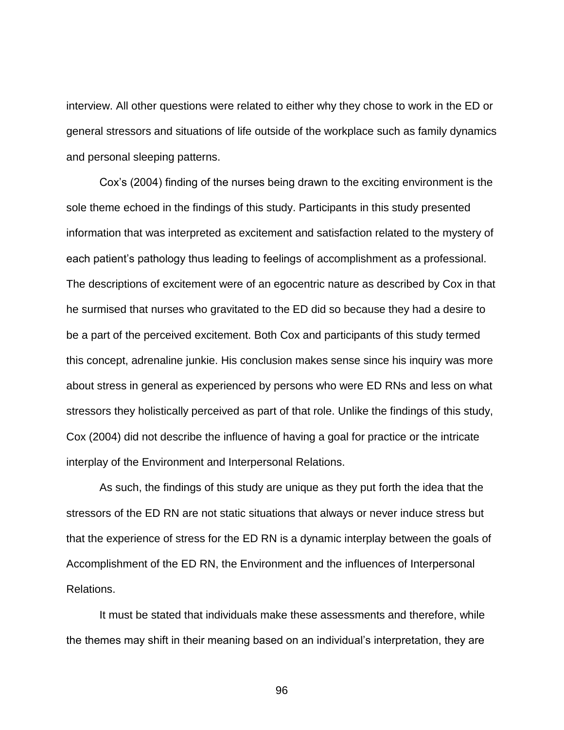interview. All other questions were related to either why they chose to work in the ED or general stressors and situations of life outside of the workplace such as family dynamics and personal sleeping patterns.

Cox's (2004) finding of the nurses being drawn to the exciting environment is the sole theme echoed in the findings of this study. Participants in this study presented information that was interpreted as excitement and satisfaction related to the mystery of each patient's pathology thus leading to feelings of accomplishment as a professional. The descriptions of excitement were of an egocentric nature as described by Cox in that he surmised that nurses who gravitated to the ED did so because they had a desire to be a part of the perceived excitement. Both Cox and participants of this study termed this concept, adrenaline junkie. His conclusion makes sense since his inquiry was more about stress in general as experienced by persons who were ED RNs and less on what stressors they holistically perceived as part of that role. Unlike the findings of this study, Cox (2004) did not describe the influence of having a goal for practice or the intricate interplay of the Environment and Interpersonal Relations.

As such, the findings of this study are unique as they put forth the idea that the stressors of the ED RN are not static situations that always or never induce stress but that the experience of stress for the ED RN is a dynamic interplay between the goals of Accomplishment of the ED RN, the Environment and the influences of Interpersonal Relations.

It must be stated that individuals make these assessments and therefore, while the themes may shift in their meaning based on an individual's interpretation, they are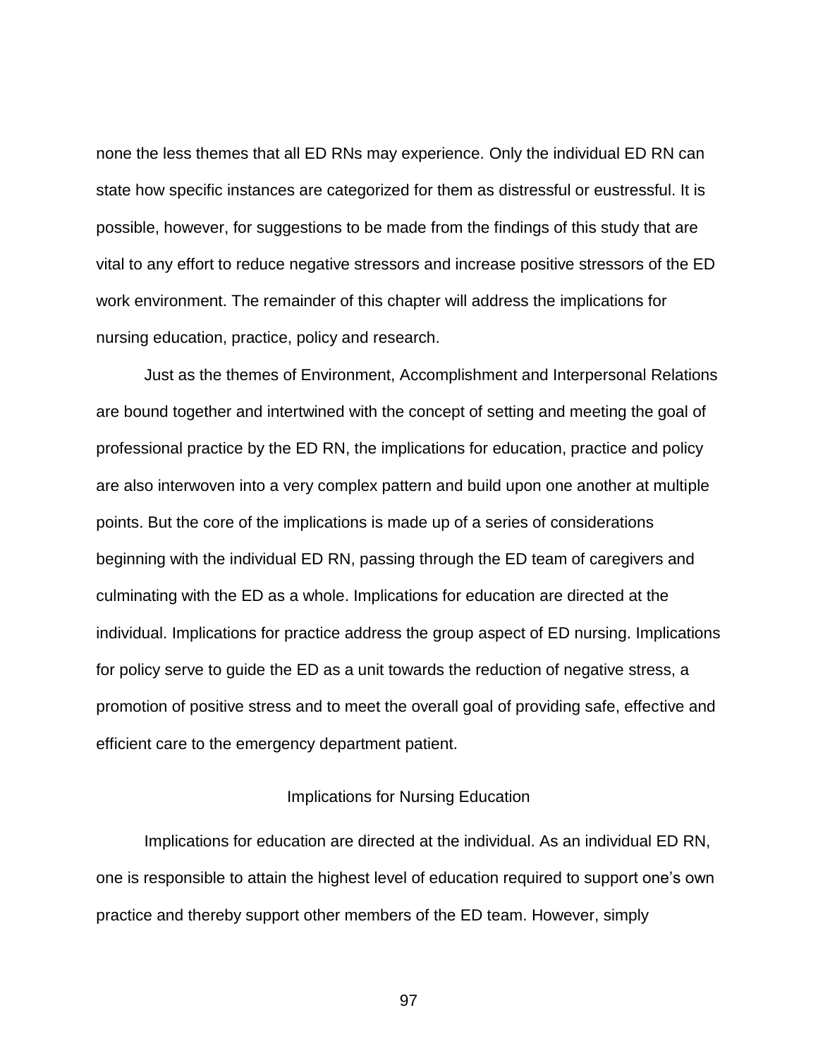none the less themes that all ED RNs may experience. Only the individual ED RN can state how specific instances are categorized for them as distressful or eustressful. It is possible, however, for suggestions to be made from the findings of this study that are vital to any effort to reduce negative stressors and increase positive stressors of the ED work environment. The remainder of this chapter will address the implications for nursing education, practice, policy and research.

Just as the themes of Environment, Accomplishment and Interpersonal Relations are bound together and intertwined with the concept of setting and meeting the goal of professional practice by the ED RN, the implications for education, practice and policy are also interwoven into a very complex pattern and build upon one another at multiple points. But the core of the implications is made up of a series of considerations beginning with the individual ED RN, passing through the ED team of caregivers and culminating with the ED as a whole. Implications for education are directed at the individual. Implications for practice address the group aspect of ED nursing. Implications for policy serve to guide the ED as a unit towards the reduction of negative stress, a promotion of positive stress and to meet the overall goal of providing safe, effective and efficient care to the emergency department patient.

## Implications for Nursing Education

Implications for education are directed at the individual. As an individual ED RN, one is responsible to attain the highest level of education required to support one's own practice and thereby support other members of the ED team. However, simply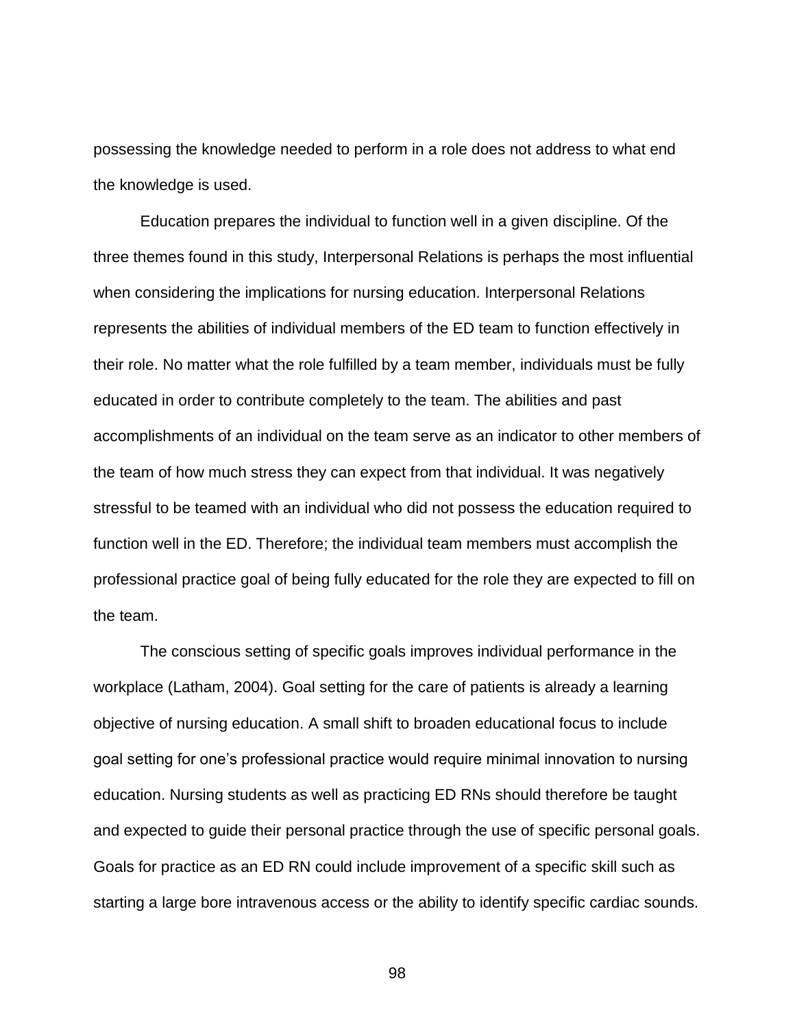possessing the knowledge needed to perform in a role does not address to what end the knowledge is used.

Education prepares the individual to function well in a given discipline. Of the three themes found in this study, Interpersonal Relations is perhaps the most influential when considering the implications for nursing education. Interpersonal Relations represents the abilities of individual members of the ED team to function effectively in their role. No matter what the role fulfilled by a team member, individuals must be fully educated in order to contribute completely to the team. The abilities and past accomplishments of an individual on the team serve as an indicator to other members of the team of how much stress they can expect from that individual. It was negatively stressful to be teamed with an individual who did not possess the education required to function well in the ED. Therefore; the individual team members must accomplish the professional practice goal of being fully educated for the role they are expected to fill on the team.

The conscious setting of specific goals improves individual performance in the workplace (Latham, 2004). Goal setting for the care of patients is already a learning objective of nursing education. A small shift to broaden educational focus to include goal setting for one's professional practice would require minimal innovation to nursing education. Nursing students as well as practicing ED RNs should therefore be taught and expected to guide their personal practice through the use of specific personal goals. Goals for practice as an ED RN could include improvement of a specific skill such as starting a large bore intravenous access or the ability to identify specific cardiac sounds.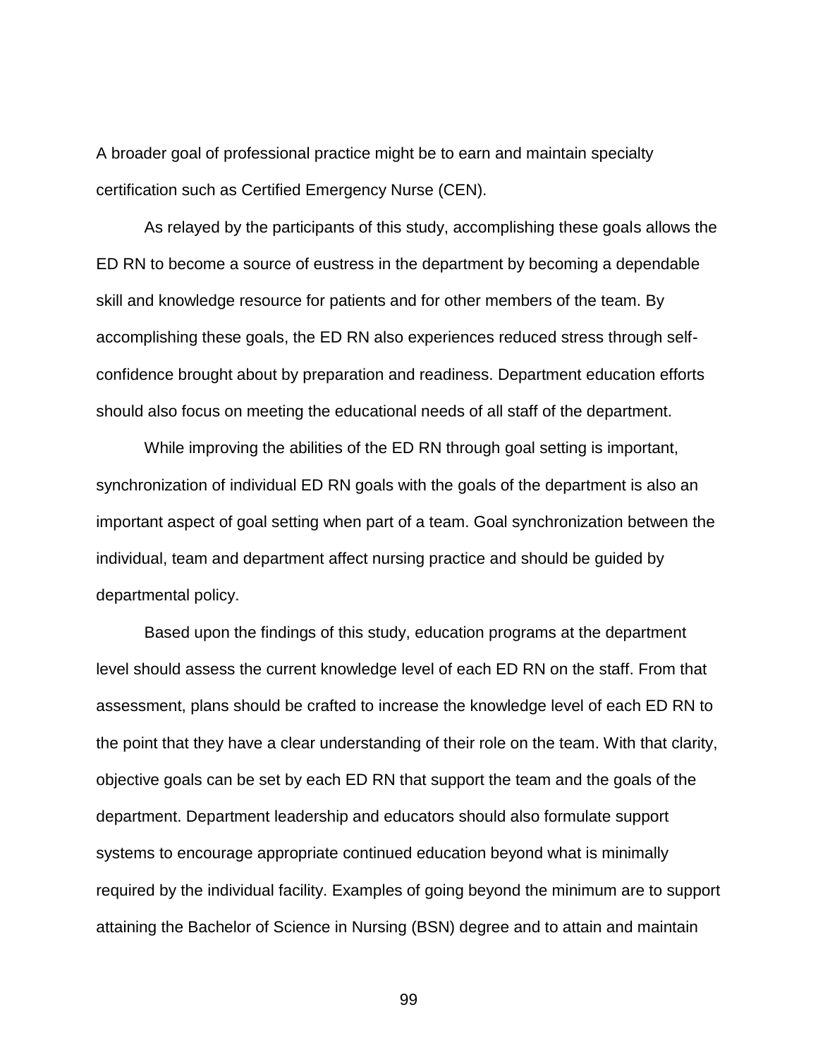A broader goal of professional practice might be to earn and maintain specialty certification such as Certified Emergency Nurse (CEN).

As relayed by the participants of this study, accomplishing these goals allows the ED RN to become a source of eustress in the department by becoming a dependable skill and knowledge resource for patients and for other members of the team. By accomplishing these goals, the ED RN also experiences reduced stress through self-confidence brought about by preparation and readiness. Department education efforts should also focus on meeting the educational needs of all staff of the department.

While improving the abilities of the ED RN through goal setting is important, synchronization of individual ED RN goals with the goals of the department is also an important aspect of goal setting when part of a team. Goal synchronization between the individual, team and department affect nursing practice and should be guided by departmental policy.

Based upon the findings of this study, education programs at the department level should assess the current knowledge level of each ED RN on the staff. From that assessment, plans should be crafted to increase the knowledge level of each ED RN to the point that they have a clear understanding of their role on the team. With that clarity, objective goals can be set by each ED RN that support the team and the goals of the department. Department leadership and educators should also formulate support systems to encourage appropriate continued education beyond what is minimally required by the individual facility. Examples of going beyond the minimum are to support attaining the Bachelor of Science in Nursing (BSN) degree and to attain and maintain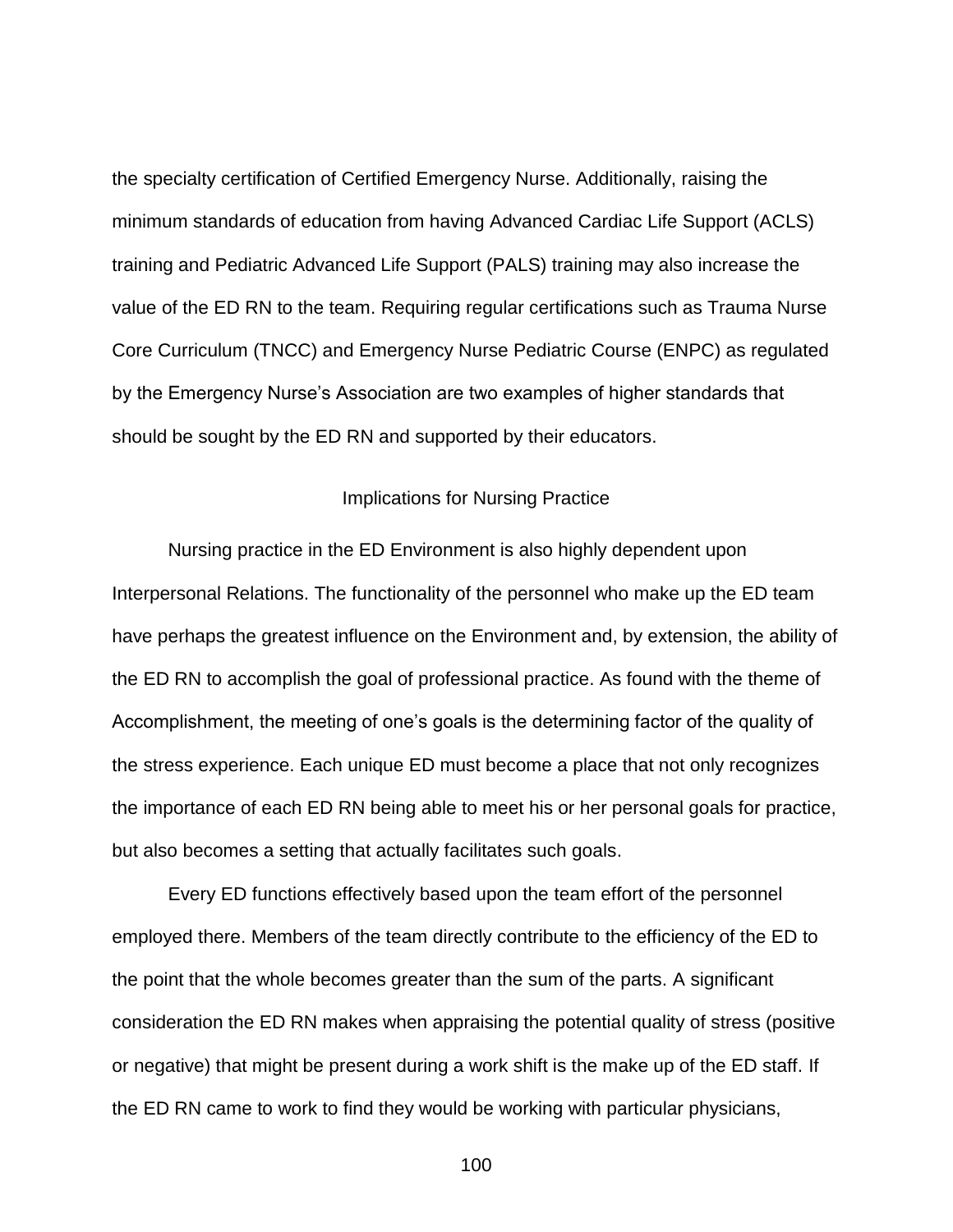the specialty certification of Certified Emergency Nurse. Additionally, raising the minimum standards of education from having Advanced Cardiac Life Support (ACLS) training and Pediatric Advanced Life Support (PALS) training may also increase the value of the ED RN to the team. Requiring regular certifications such as Trauma Nurse Core Curriculum (TNCC) and Emergency Nurse Pediatric Course (ENPC) as regulated by the Emergency Nurse's Association are two examples of higher standards that should be sought by the ED RN and supported by their educators.

## Implications for Nursing Practice

Nursing practice in the ED Environment is also highly dependent upon Interpersonal Relations. The functionality of the personnel who make up the ED team have perhaps the greatest influence on the Environment and, by extension, the ability of the ED RN to accomplish the goal of professional practice. As found with the theme of Accomplishment, the meeting of one's goals is the determining factor of the quality of the stress experience. Each unique ED must become a place that not only recognizes the importance of each ED RN being able to meet his or her personal goals for practice, but also becomes a setting that actually facilitates such goals.

Every ED functions effectively based upon the team effort of the personnel employed there. Members of the team directly contribute to the efficiency of the ED to the point that the whole becomes greater than the sum of the parts. A significant consideration the ED RN makes when appraising the potential quality of stress (positive or negative) that might be present during a work shift is the make up of the ED staff. If the ED RN came to work to find they would be working with particular physicians,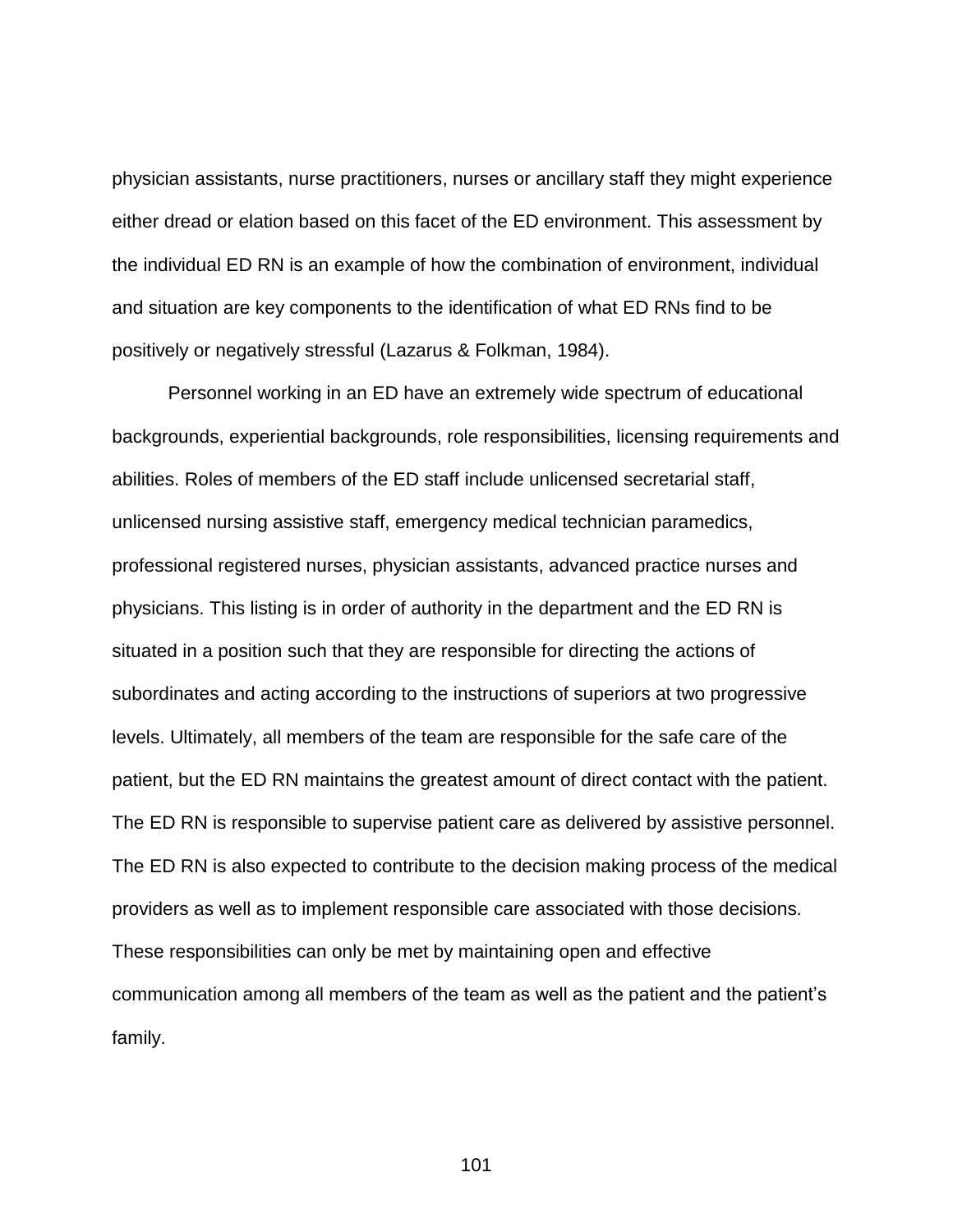physician assistants, nurse practitioners, nurses or ancillary staff they might experience either dread or elation based on this facet of the ED environment. This assessment by the individual ED RN is an example of how the combination of environment, individual and situation are key components to the identification of what ED RNs find to be positively or negatively stressful (Lazarus & Folkman, 1984).

Personnel working in an ED have an extremely wide spectrum of educational backgrounds, experiential backgrounds, role responsibilities, licensing requirements and abilities. Roles of members of the ED staff include unlicensed secretarial staff, unlicensed nursing assistive staff, emergency medical technician paramedics, professional registered nurses, physician assistants, advanced practice nurses and physicians. This listing is in order of authority in the department and the ED RN is situated in a position such that they are responsible for directing the actions of subordinates and acting according to the instructions of superiors at two progressive levels. Ultimately, all members of the team are responsible for the safe care of the patient, but the ED RN maintains the greatest amount of direct contact with the patient. The ED RN is responsible to supervise patient care as delivered by assistive personnel. The ED RN is also expected to contribute to the decision making process of the medical providers as well as to implement responsible care associated with those decisions. These responsibilities can only be met by maintaining open and effective communication among all members of the team as well as the patient and the patient's family.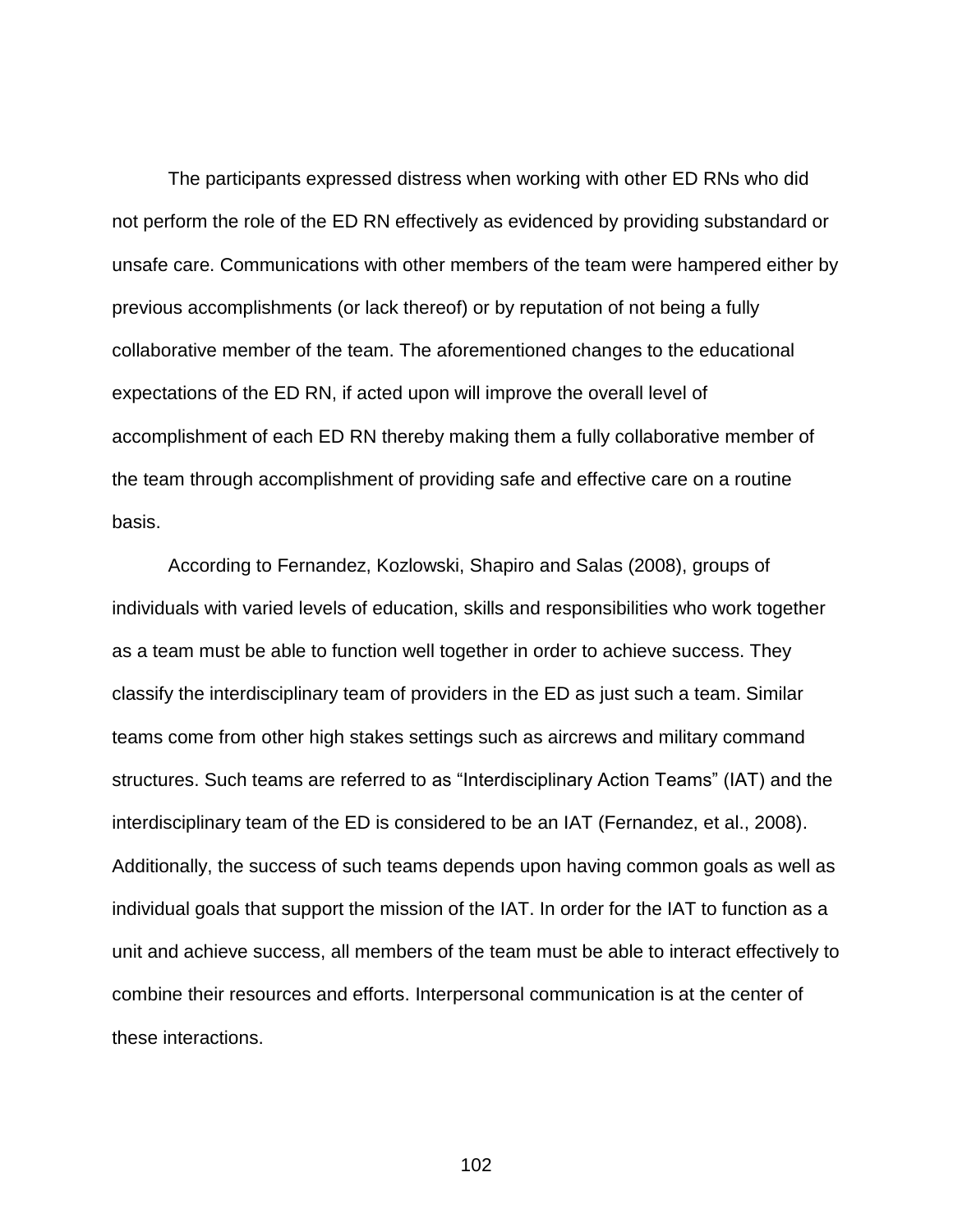The participants expressed distress when working with other ED RNs who did not perform the role of the ED RN effectively as evidenced by providing substandard or unsafe care. Communications with other members of the team were hampered either by previous accomplishments (or lack thereof) or by reputation of not being a fully collaborative member of the team. The aforementioned changes to the educational expectations of the ED RN, if acted upon will improve the overall level of accomplishment of each ED RN thereby making them a fully collaborative member of the team through accomplishment of providing safe and effective care on a routine basis.

According to Fernandez, Kozlowski, Shapiro and Salas (2008), groups of individuals with varied levels of education, skills and responsibilities who work together as a team must be able to function well together in order to achieve success. They classify the interdisciplinary team of providers in the ED as just such a team. Similar teams come from other high stakes settings such as aircrews and military command structures. Such teams are referred to as "Interdisciplinary Action Teams" (IAT) and the interdisciplinary team of the ED is considered to be an IAT (Fernandez, et al., 2008). Additionally, the success of such teams depends upon having common goals as well as individual goals that support the mission of the IAT. In order for the IAT to function as a unit and achieve success, all members of the team must be able to interact effectively to combine their resources and efforts. Interpersonal communication is at the center of these interactions.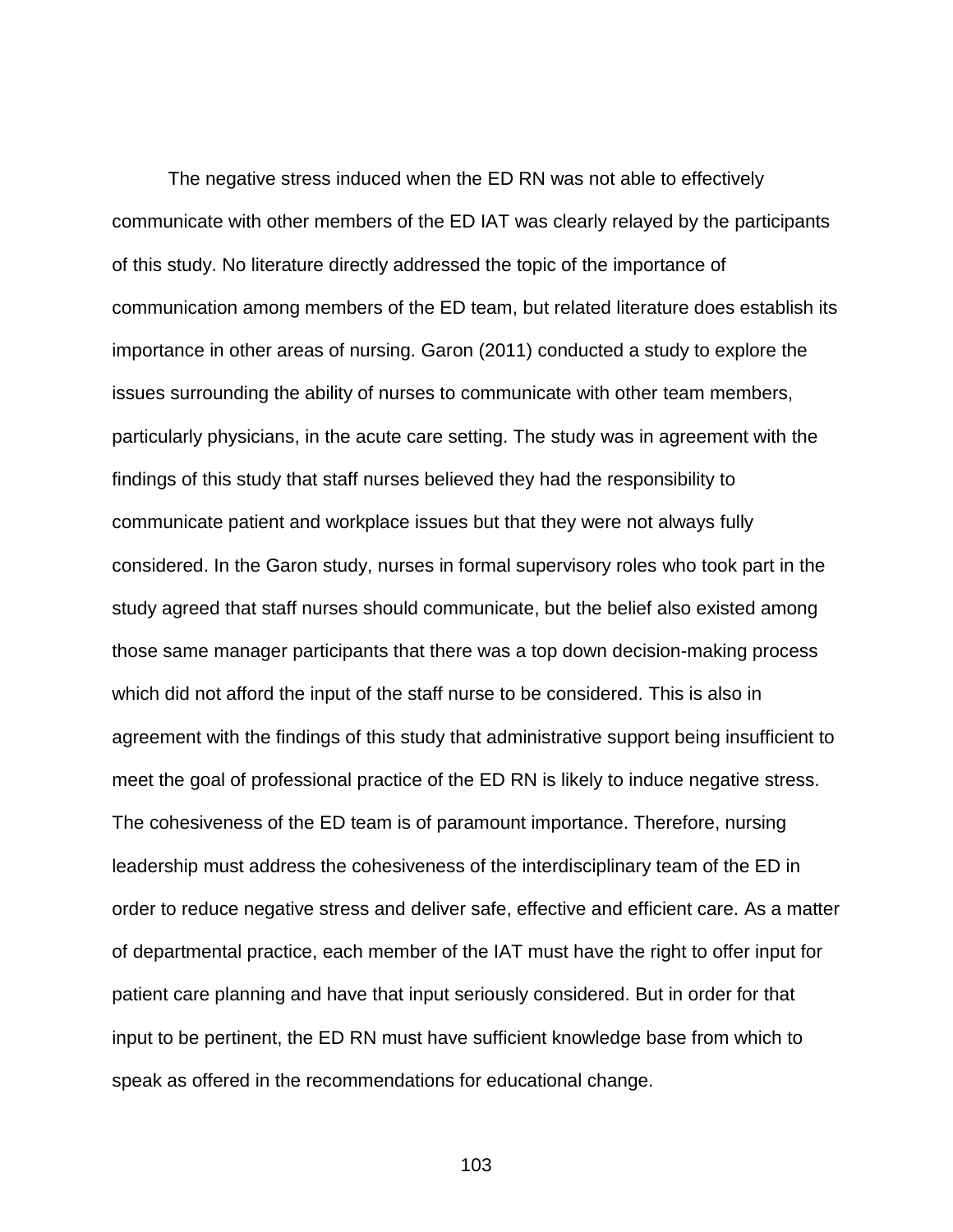The negative stress induced when the ED RN was not able to effectively communicate with other members of the ED IAT was clearly relayed by the participants of this study. No literature directly addressed the topic of the importance of communication among members of the ED team, but related literature does establish its importance in other areas of nursing. Garon (2011) conducted a study to explore the issues surrounding the ability of nurses to communicate with other team members, particularly physicians, in the acute care setting. The study was in agreement with the findings of this study that staff nurses believed they had the responsibility to communicate patient and workplace issues but that they were not always fully considered. In the Garon study, nurses in formal supervisory roles who took part in the study agreed that staff nurses should communicate, but the belief also existed among those same manager participants that there was a top down decision-making process which did not afford the input of the staff nurse to be considered. This is also in agreement with the findings of this study that administrative support being insufficient to meet the goal of professional practice of the ED RN is likely to induce negative stress. The cohesiveness of the ED team is of paramount importance. Therefore, nursing leadership must address the cohesiveness of the interdisciplinary team of the ED in order to reduce negative stress and deliver safe, effective and efficient care. As a matter of departmental practice, each member of the IAT must have the right to offer input for patient care planning and have that input seriously considered. But in order for that input to be pertinent, the ED RN must have sufficient knowledge base from which to speak as offered in the recommendations for educational change.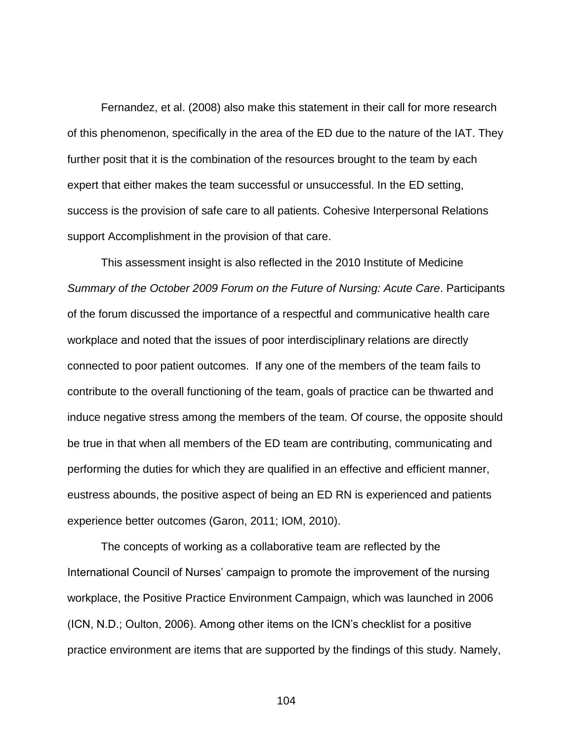Fernandez, et al. (2008) also make this statement in their call for more research of this phenomenon, specifically in the area of the ED due to the nature of the IAT. They further posit that it is the combination of the resources brought to the team by each expert that either makes the team successful or unsuccessful. In the ED setting, success is the provision of safe care to all patients. Cohesive Interpersonal Relations support Accomplishment in the provision of that care.

This assessment insight is also reflected in the 2010 Institute of Medicine *Summary of the October 2009 Forum on the Future of Nursing: Acute Care*. Participants of the forum discussed the importance of a respectful and communicative health care workplace and noted that the issues of poor interdisciplinary relations are directly connected to poor patient outcomes. If any one of the members of the team fails to contribute to the overall functioning of the team, goals of practice can be thwarted and induce negative stress among the members of the team. Of course, the opposite should be true in that when all members of the ED team are contributing, communicating and performing the duties for which they are qualified in an effective and efficient manner, eustress abounds, the positive aspect of being an ED RN is experienced and patients experience better outcomes (Garon, 2011; IOM, 2010).

The concepts of working as a collaborative team are reflected by the International Council of Nurses' campaign to promote the improvement of the nursing workplace, the Positive Practice Environment Campaign, which was launched in 2006 (ICN, N.D.; Oulton, 2006). Among other items on the ICN's checklist for a positive practice environment are items that are supported by the findings of this study. Namely,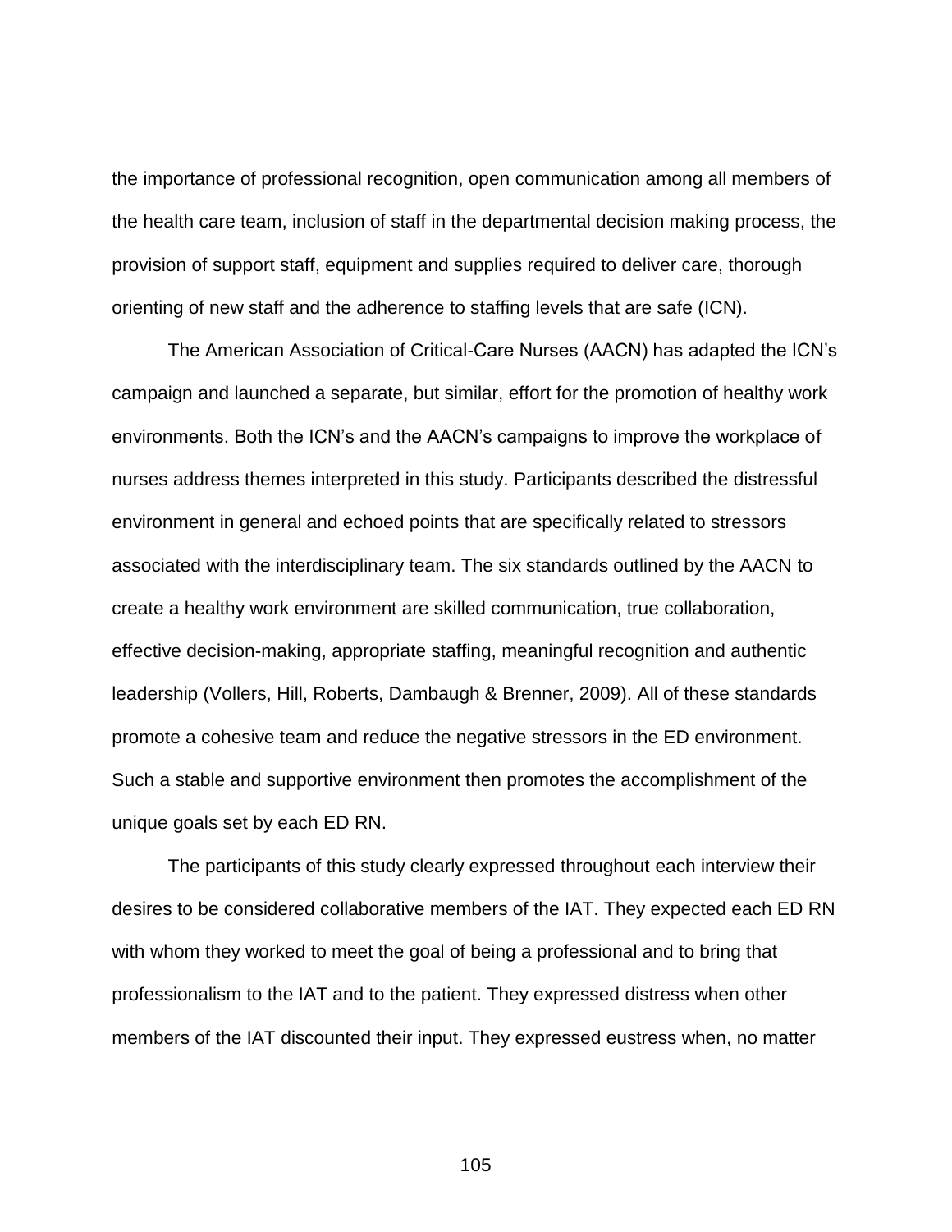the importance of professional recognition, open communication among all members of the health care team, inclusion of staff in the departmental decision making process, the provision of support staff, equipment and supplies required to deliver care, thorough orienting of new staff and the adherence to staffing levels that are safe (ICN).

The American Association of Critical-Care Nurses (AACN) has adapted the ICN's campaign and launched a separate, but similar, effort for the promotion of healthy work environments. Both the ICN's and the AACN's campaigns to improve the workplace of nurses address themes interpreted in this study. Participants described the distressful environment in general and echoed points that are specifically related to stressors associated with the interdisciplinary team. The six standards outlined by the AACN to create a healthy work environment are skilled communication, true collaboration, effective decision-making, appropriate staffing, meaningful recognition and authentic leadership (Vollers, Hill, Roberts, Dambaugh & Brenner, 2009). All of these standards promote a cohesive team and reduce the negative stressors in the ED environment. Such a stable and supportive environment then promotes the accomplishment of the unique goals set by each ED RN.

The participants of this study clearly expressed throughout each interview their desires to be considered collaborative members of the IAT. They expected each ED RN with whom they worked to meet the goal of being a professional and to bring that professionalism to the IAT and to the patient. They expressed distress when other members of the IAT discounted their input. They expressed eustress when, no matter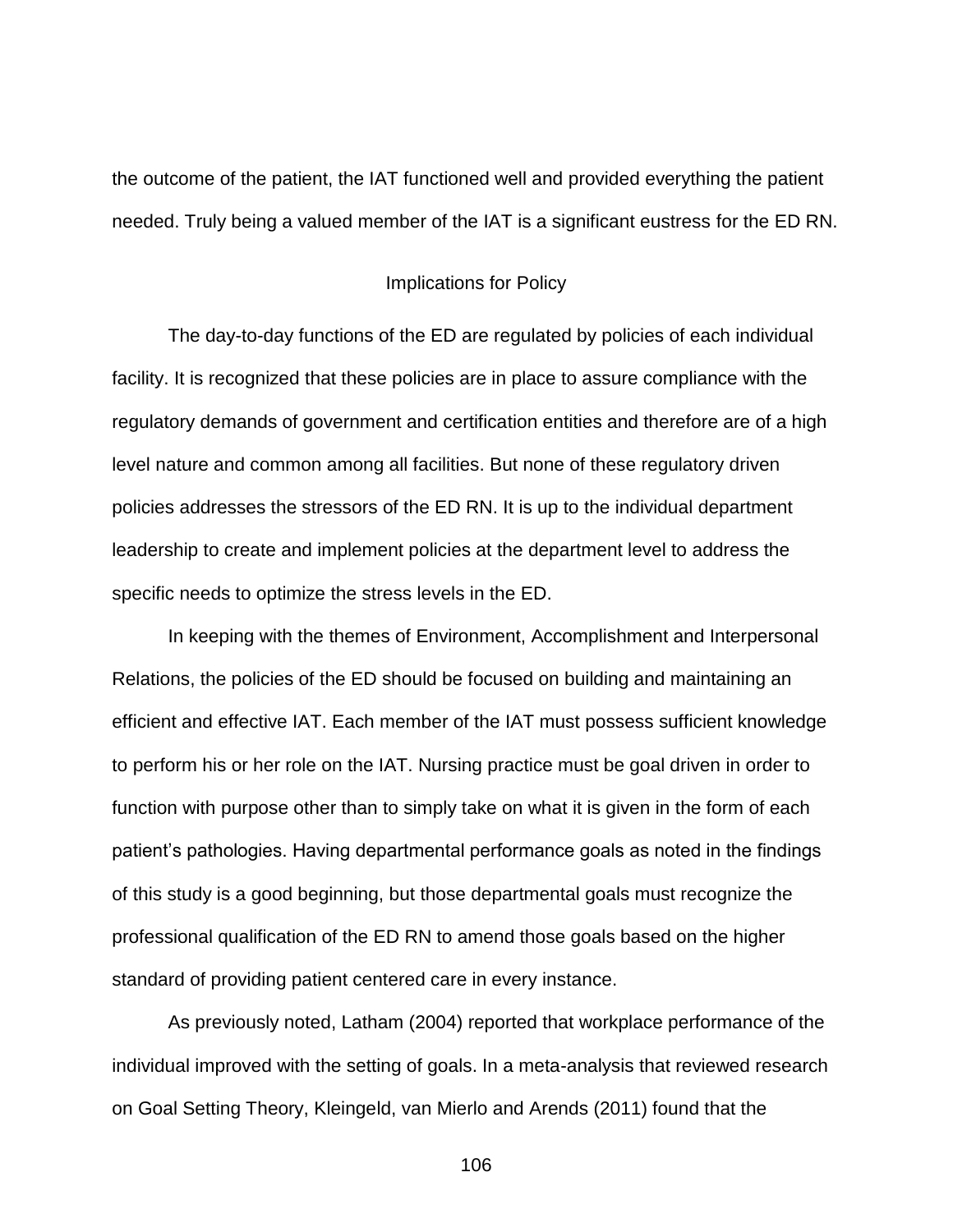the outcome of the patient, the IAT functioned well and provided everything the patient needed. Truly being a valued member of the IAT is a significant eustress for the ED RN.

## Implications for Policy

The day-to-day functions of the ED are regulated by policies of each individual facility. It is recognized that these policies are in place to assure compliance with the regulatory demands of government and certification entities and therefore are of a high level nature and common among all facilities. But none of these regulatory driven policies addresses the stressors of the ED RN. It is up to the individual department leadership to create and implement policies at the department level to address the specific needs to optimize the stress levels in the ED.

In keeping with the themes of Environment, Accomplishment and Interpersonal Relations, the policies of the ED should be focused on building and maintaining an efficient and effective IAT. Each member of the IAT must possess sufficient knowledge to perform his or her role on the IAT. Nursing practice must be goal driven in order to function with purpose other than to simply take on what it is given in the form of each patient's pathologies. Having departmental performance goals as noted in the findings of this study is a good beginning, but those departmental goals must recognize the professional qualification of the ED RN to amend those goals based on the higher standard of providing patient centered care in every instance.

As previously noted, Latham (2004) reported that workplace performance of the individual improved with the setting of goals. In a meta-analysis that reviewed research on Goal Setting Theory, Kleingeld, van Mierlo and Arends (2011) found that the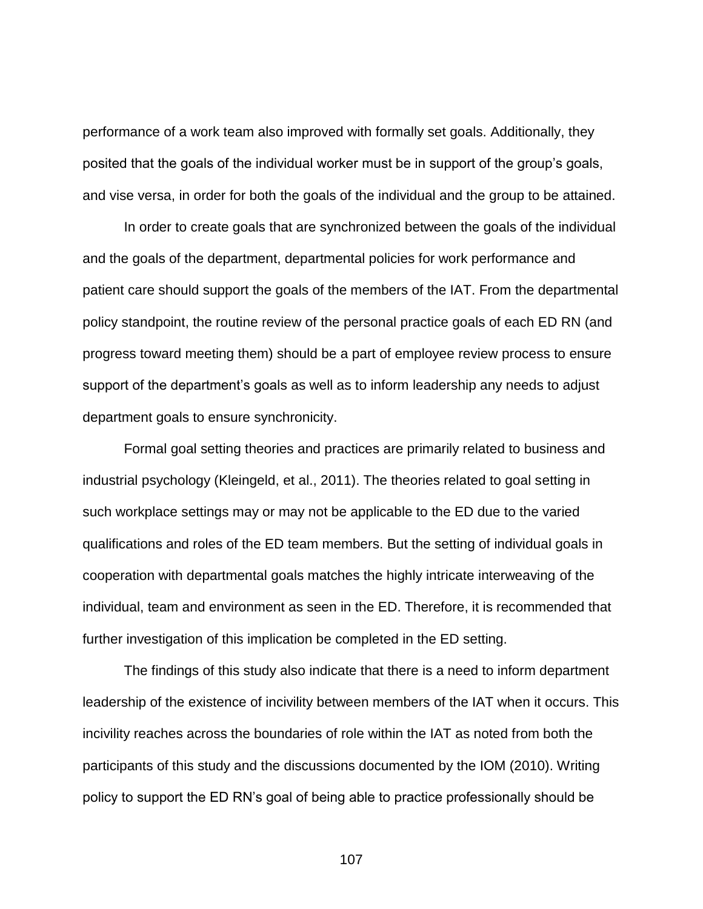performance of a work team also improved with formally set goals. Additionally, they posited that the goals of the individual worker must be in support of the group's goals, and vise versa, in order for both the goals of the individual and the group to be attained.

In order to create goals that are synchronized between the goals of the individual and the goals of the department, departmental policies for work performance and patient care should support the goals of the members of the IAT. From the departmental policy standpoint, the routine review of the personal practice goals of each ED RN (and progress toward meeting them) should be a part of employee review process to ensure support of the department's goals as well as to inform leadership any needs to adjust department goals to ensure synchronicity.

Formal goal setting theories and practices are primarily related to business and industrial psychology (Kleingeld, et al., 2011). The theories related to goal setting in such workplace settings may or may not be applicable to the ED due to the varied qualifications and roles of the ED team members. But the setting of individual goals in cooperation with departmental goals matches the highly intricate interweaving of the individual, team and environment as seen in the ED. Therefore, it is recommended that further investigation of this implication be completed in the ED setting.

The findings of this study also indicate that there is a need to inform department leadership of the existence of incivility between members of the IAT when it occurs. This incivility reaches across the boundaries of role within the IAT as noted from both the participants of this study and the discussions documented by the IOM (2010). Writing policy to support the ED RN's goal of being able to practice professionally should be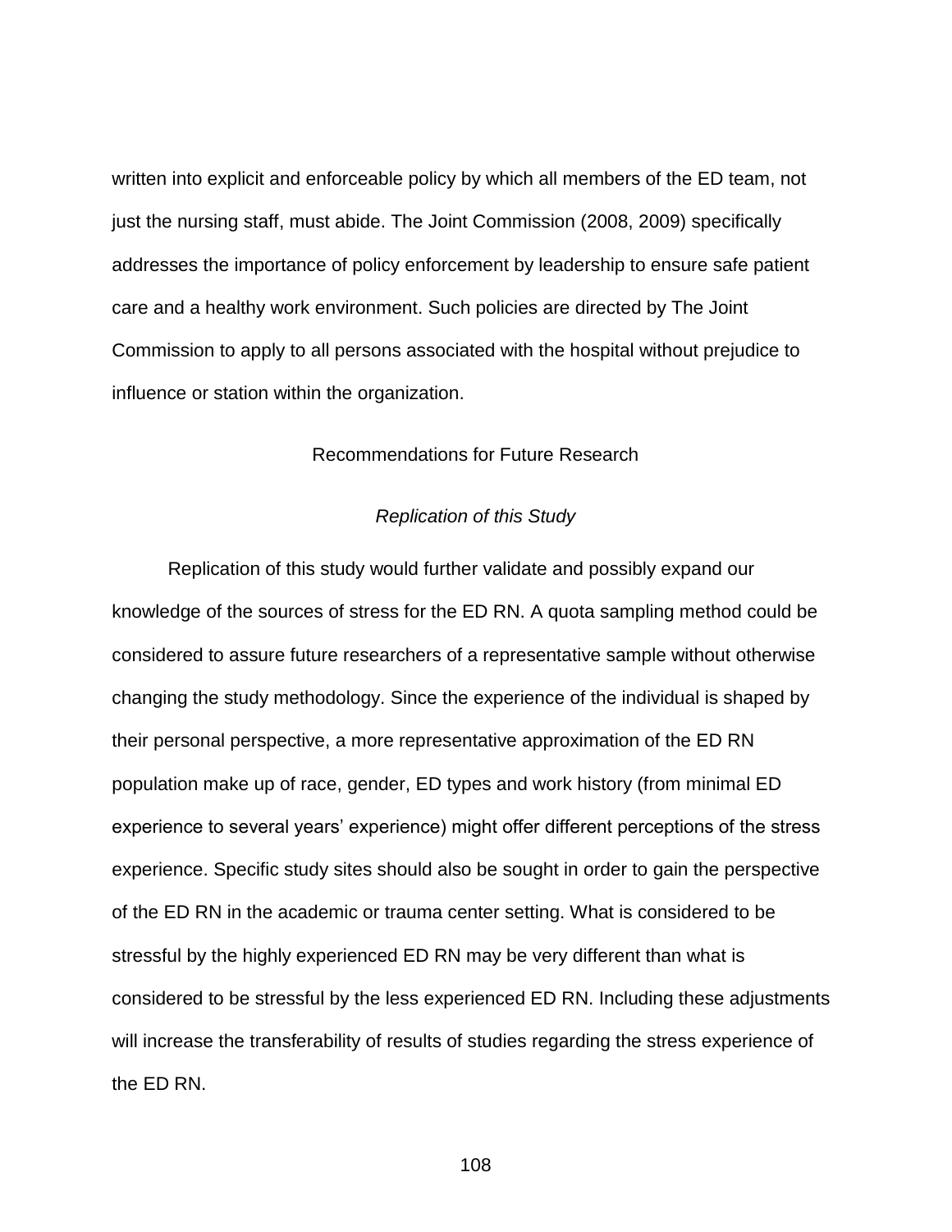written into explicit and enforceable policy by which all members of the ED team, not just the nursing staff, must abide. The Joint Commission (2008, 2009) specifically addresses the importance of policy enforcement by leadership to ensure safe patient care and a healthy work environment. Such policies are directed by The Joint Commission to apply to all persons associated with the hospital without prejudice to influence or station within the organization.

## Recommendations for Future Research

### *Replication of this Study*

Replication of this study would further validate and possibly expand our knowledge of the sources of stress for the ED RN. A quota sampling method could be considered to assure future researchers of a representative sample without otherwise changing the study methodology. Since the experience of the individual is shaped by their personal perspective, a more representative approximation of the ED RN population make up of race, gender, ED types and work history (from minimal ED experience to several years' experience) might offer different perceptions of the stress experience. Specific study sites should also be sought in order to gain the perspective of the ED RN in the academic or trauma center setting. What is considered to be stressful by the highly experienced ED RN may be very different than what is considered to be stressful by the less experienced ED RN. Including these adjustments will increase the transferability of results of studies regarding the stress experience of the ED RN.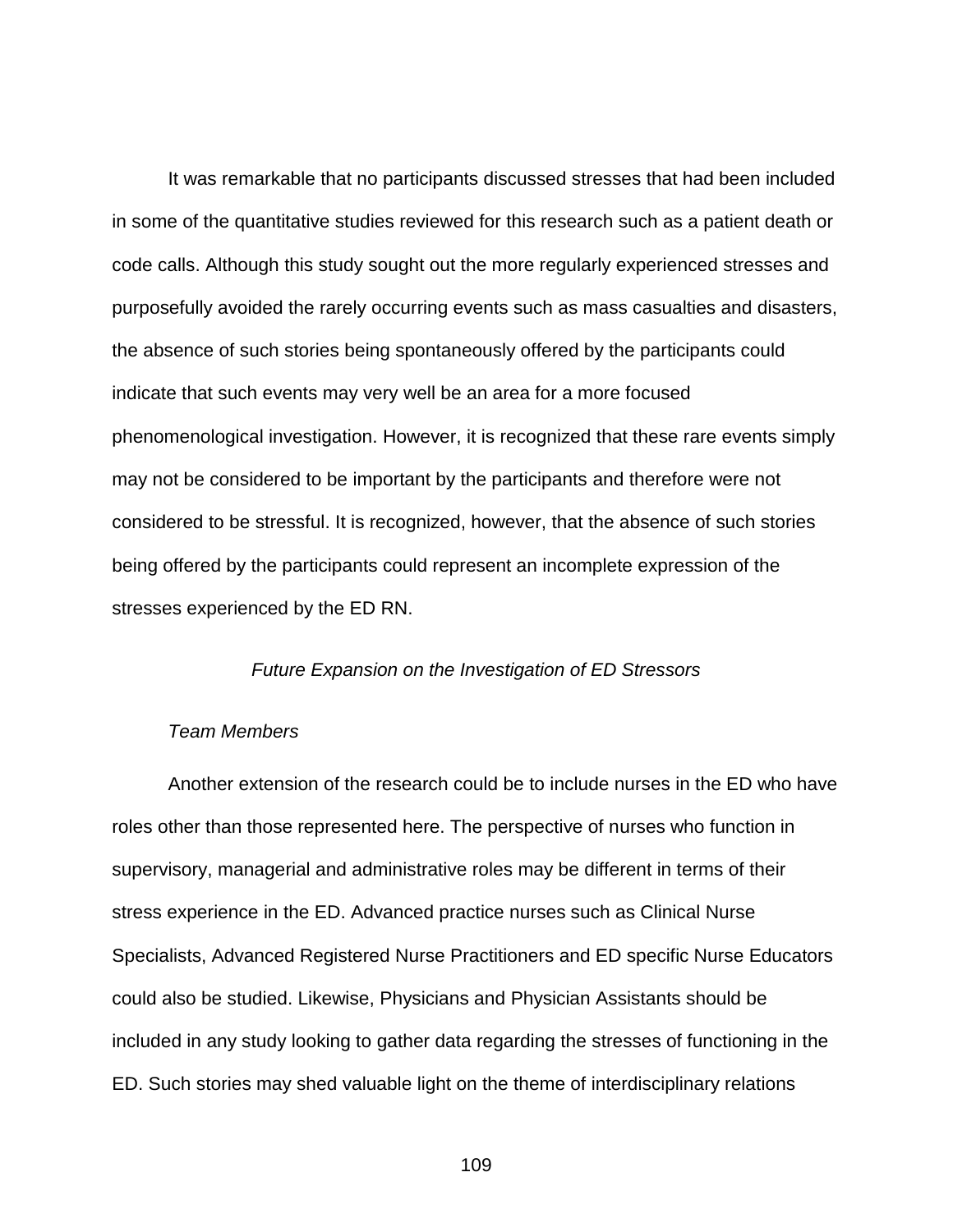It was remarkable that no participants discussed stresses that had been included in some of the quantitative studies reviewed for this research such as a patient death or code calls. Although this study sought out the more regularly experienced stresses and purposefully avoided the rarely occurring events such as mass casualties and disasters, the absence of such stories being spontaneously offered by the participants could indicate that such events may very well be an area for a more focused phenomenological investigation. However, it is recognized that these rare events simply may not be considered to be important by the participants and therefore were not considered to be stressful. It is recognized, however, that the absence of such stories being offered by the participants could represent an incomplete expression of the stresses experienced by the ED RN.

## *Future Expansion on the Investigation of ED Stressors*

### *Team Members*

Another extension of the research could be to include nurses in the ED who have roles other than those represented here. The perspective of nurses who function in supervisory, managerial and administrative roles may be different in terms of their stress experience in the ED. Advanced practice nurses such as Clinical Nurse Specialists, Advanced Registered Nurse Practitioners and ED specific Nurse Educators could also be studied. Likewise, Physicians and Physician Assistants should be included in any study looking to gather data regarding the stresses of functioning in the ED. Such stories may shed valuable light on the theme of interdisciplinary relations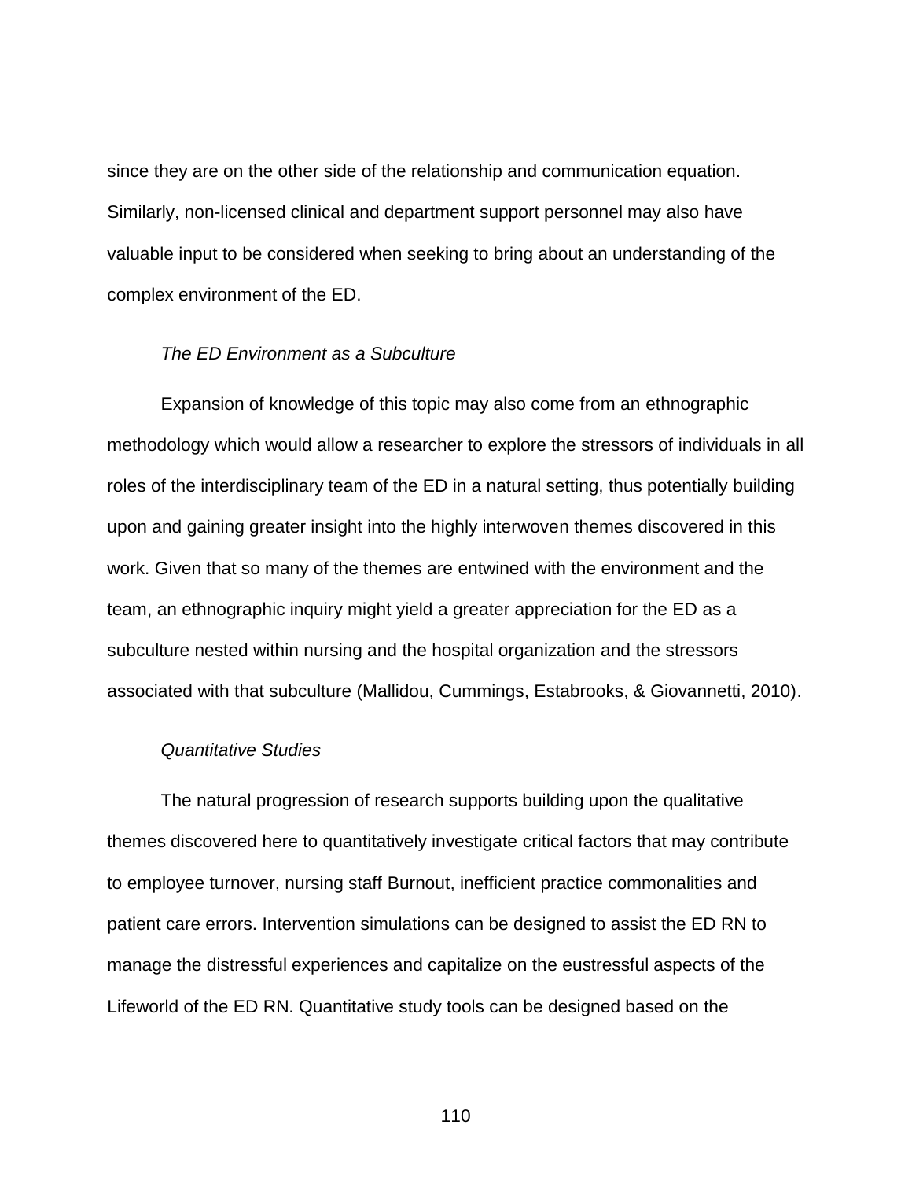since they are on the other side of the relationship and communication equation. Similarly, non-licensed clinical and department support personnel may also have valuable input to be considered when seeking to bring about an understanding of the complex environment of the ED.

*The ED Environment as a Subculture*

Expansion of knowledge of this topic may also come from an ethnographic methodology which would allow a researcher to explore the stressors of individuals in all roles of the interdisciplinary team of the ED in a natural setting, thus potentially building upon and gaining greater insight into the highly interwoven themes discovered in this work. Given that so many of the themes are entwined with the environment and the team, an ethnographic inquiry might yield a greater appreciation for the ED as a subculture nested within nursing and the hospital organization and the stressors associated with that subculture (Mallidou, Cummings, Estabrooks, & Giovannetti, 2010).

*Quantitative Studies*

The natural progression of research supports building upon the qualitative themes discovered here to quantitatively investigate critical factors that may contribute to employee turnover, nursing staff Burnout, inefficient practice commonalities and patient care errors. Intervention simulations can be designed to assist the ED RN to manage the distressful experiences and capitalize on the eustressful aspects of the Lifeworld of the ED RN. Quantitative study tools can be designed based on the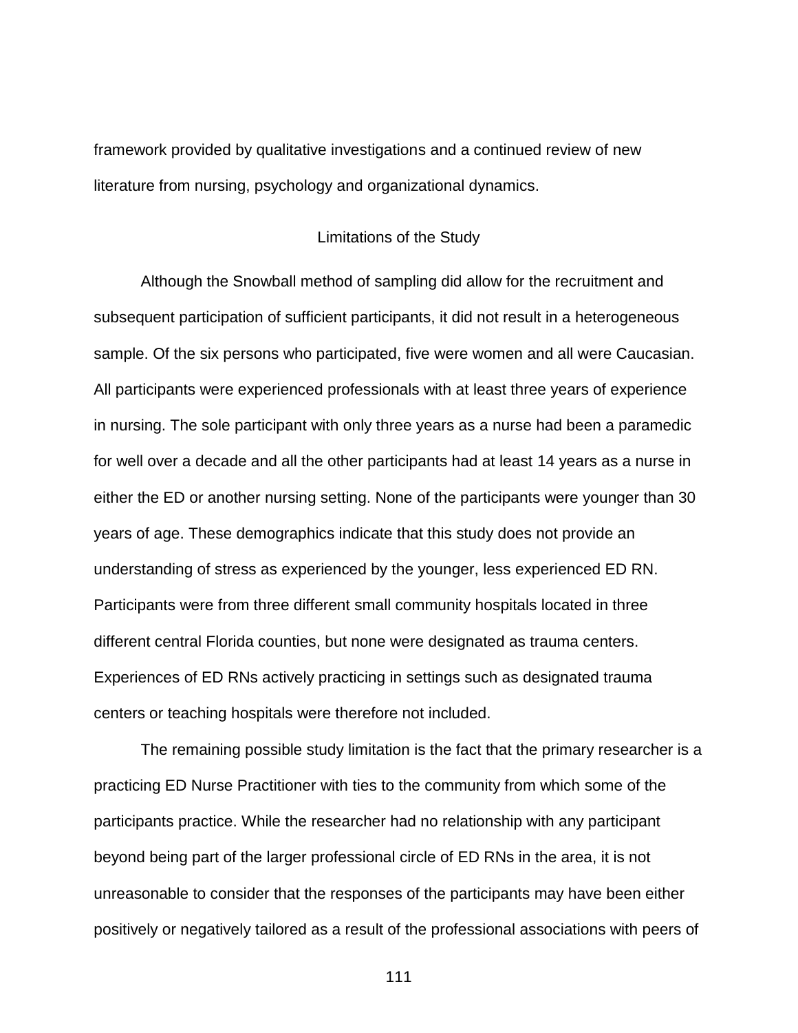framework provided by qualitative investigations and a continued review of new literature from nursing, psychology and organizational dynamics.

## Limitations of the Study

Although the Snowball method of sampling did allow for the recruitment and subsequent participation of sufficient participants, it did not result in a heterogeneous sample. Of the six persons who participated, five were women and all were Caucasian. All participants were experienced professionals with at least three years of experience in nursing. The sole participant with only three years as a nurse had been a paramedic for well over a decade and all the other participants had at least 14 years as a nurse in either the ED or another nursing setting. None of the participants were younger than 30 years of age. These demographics indicate that this study does not provide an understanding of stress as experienced by the younger, less experienced ED RN. Participants were from three different small community hospitals located in three different central Florida counties, but none were designated as trauma centers. Experiences of ED RNs actively practicing in settings such as designated trauma centers or teaching hospitals were therefore not included.

The remaining possible study limitation is the fact that the primary researcher is a practicing ED Nurse Practitioner with ties to the community from which some of the participants practice. While the researcher had no relationship with any participant beyond being part of the larger professional circle of ED RNs in the area, it is not unreasonable to consider that the responses of the participants may have been either positively or negatively tailored as a result of the professional associations with peers of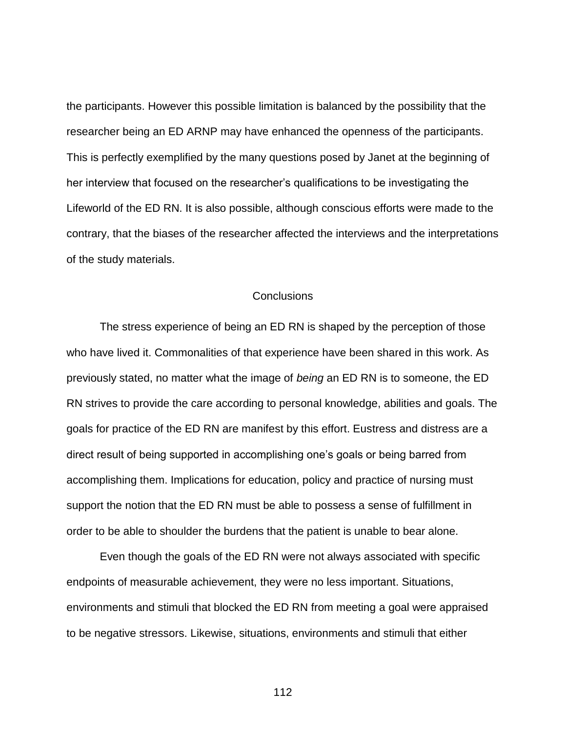the participants. However this possible limitation is balanced by the possibility that the researcher being an ED ARNP may have enhanced the openness of the participants. This is perfectly exemplified by the many questions posed by Janet at the beginning of her interview that focused on the researcher's qualifications to be investigating the Lifeworld of the ED RN. It is also possible, although conscious efforts were made to the contrary, that the biases of the researcher affected the interviews and the interpretations of the study materials.

## Conclusions

The stress experience of being an ED RN is shaped by the perception of those who have lived it. Commonalities of that experience have been shared in this work. As previously stated, no matter what the image of *being* an ED RN is to someone, the ED RN strives to provide the care according to personal knowledge, abilities and goals. The goals for practice of the ED RN are manifest by this effort. Eustress and distress are a direct result of being supported in accomplishing one's goals or being barred from accomplishing them. Implications for education, policy and practice of nursing must support the notion that the ED RN must be able to possess a sense of fulfillment in order to be able to shoulder the burdens that the patient is unable to bear alone.

Even though the goals of the ED RN were not always associated with specific endpoints of measurable achievement, they were no less important. Situations, environments and stimuli that blocked the ED RN from meeting a goal were appraised to be negative stressors. Likewise, situations, environments and stimuli that either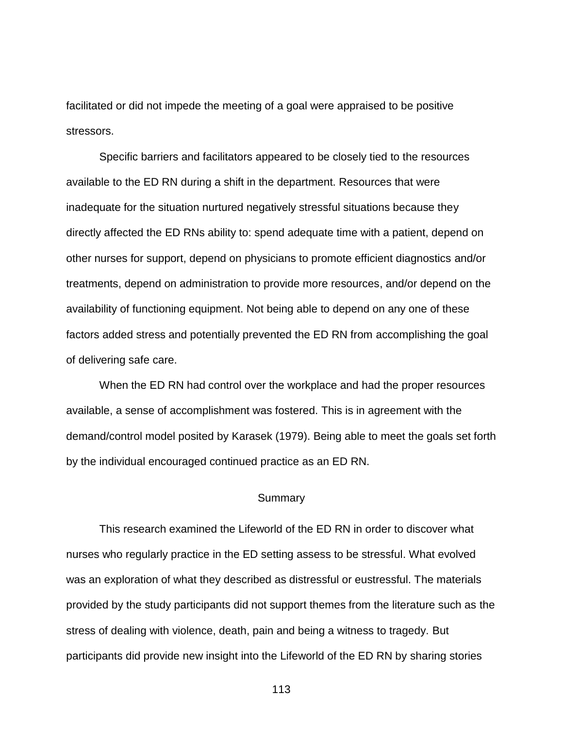facilitated or did not impede the meeting of a goal were appraised to be positive stressors.

Specific barriers and facilitators appeared to be closely tied to the resources available to the ED RN during a shift in the department. Resources that were inadequate for the situation nurtured negatively stressful situations because they directly affected the ED RNs ability to: spend adequate time with a patient, depend on other nurses for support, depend on physicians to promote efficient diagnostics and/or treatments, depend on administration to provide more resources, and/or depend on the availability of functioning equipment. Not being able to depend on any one of these factors added stress and potentially prevented the ED RN from accomplishing the goal of delivering safe care.

When the ED RN had control over the workplace and had the proper resources available, a sense of accomplishment was fostered. This is in agreement with the demand/control model posited by Karasek (1979). Being able to meet the goals set forth by the individual encouraged continued practice as an ED RN.

## Summary

This research examined the Lifeworld of the ED RN in order to discover what nurses who regularly practice in the ED setting assess to be stressful. What evolved was an exploration of what they described as distressful or eustressful. The materials provided by the study participants did not support themes from the literature such as the stress of dealing with violence, death, pain and being a witness to tragedy. But participants did provide new insight into the Lifeworld of the ED RN by sharing stories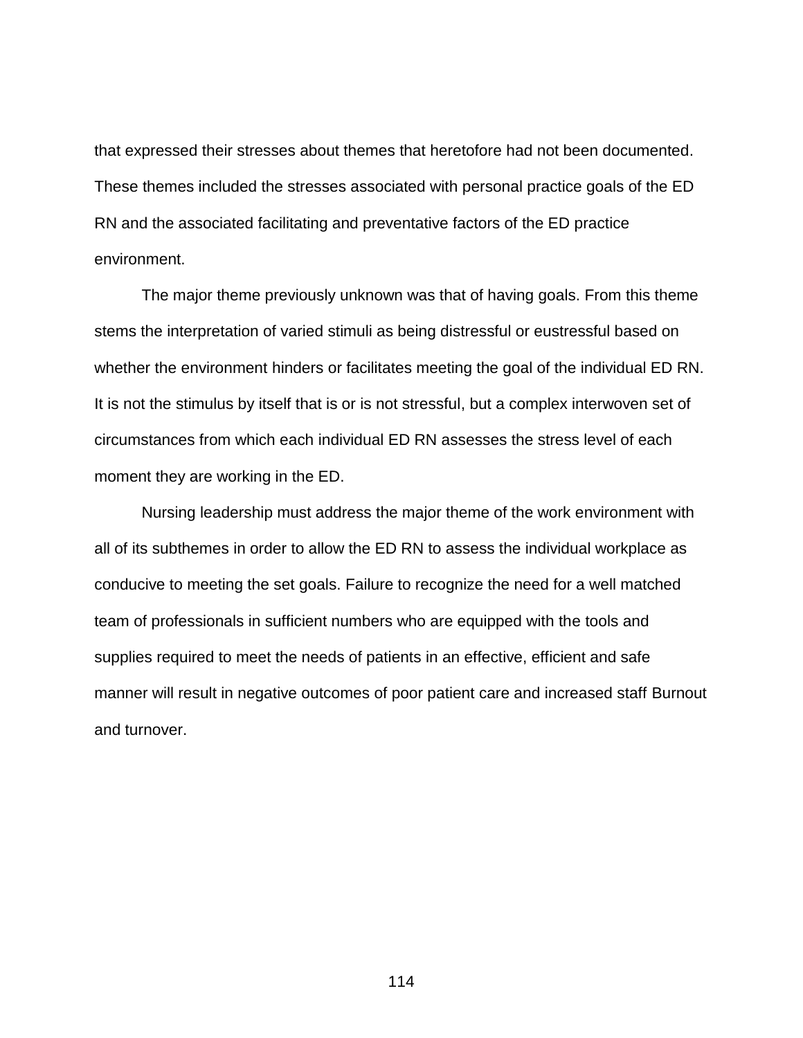that expressed their stresses about themes that heretofore had not been documented. These themes included the stresses associated with personal practice goals of the ED RN and the associated facilitating and preventative factors of the ED practice environment.

The major theme previously unknown was that of having goals. From this theme stems the interpretation of varied stimuli as being distressful or eustressful based on whether the environment hinders or facilitates meeting the goal of the individual ED RN. It is not the stimulus by itself that is or is not stressful, but a complex interwoven set of circumstances from which each individual ED RN assesses the stress level of each moment they are working in the ED.

Nursing leadership must address the major theme of the work environment with all of its subthemes in order to allow the ED RN to assess the individual workplace as conducive to meeting the set goals. Failure to recognize the need for a well matched team of professionals in sufficient numbers who are equipped with the tools and supplies required to meet the needs of patients in an effective, efficient and safe manner will result in negative outcomes of poor patient care and increased staff Burnout and turnover.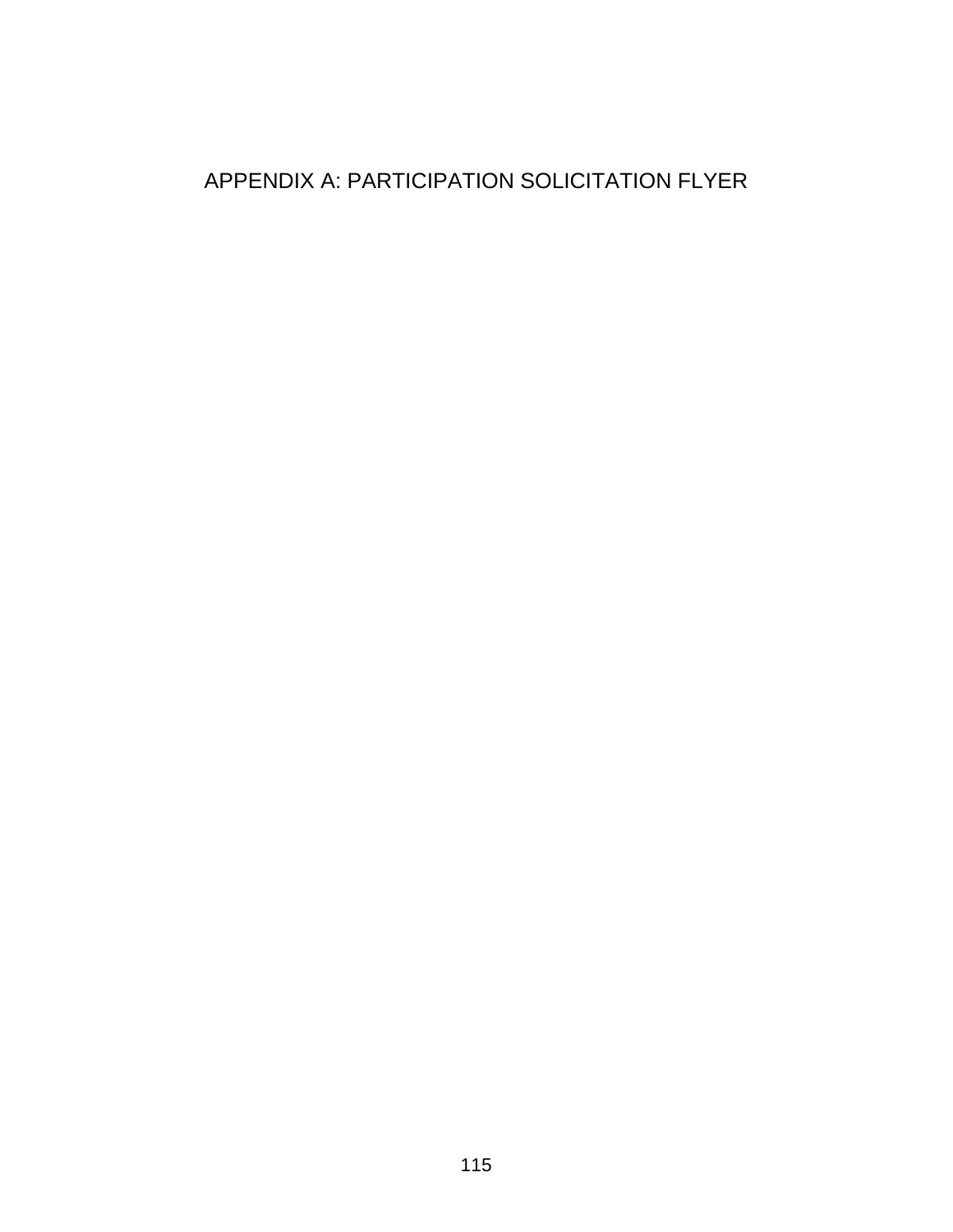# APPENDIX A: PARTICIPATION SOLICITATION FLYER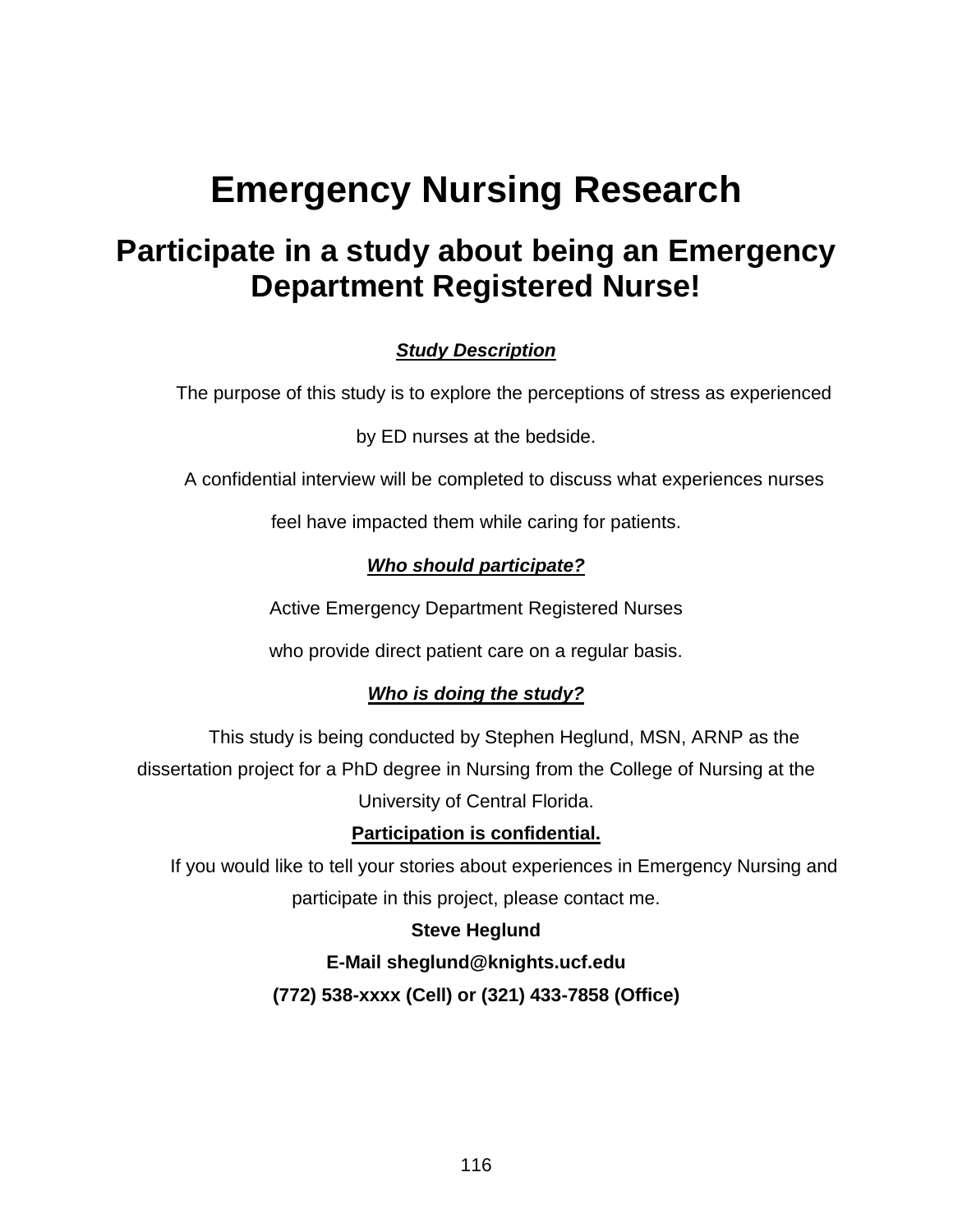# Emergency Nursing Research

## Participate in a study about being an Emergency Department Registered Nurse!

***Study Description***

The purpose of this study is to explore the perceptions of stress as experienced by ED nurses at the bedside.

A confidential interview will be completed to discuss what experiences nurses feel have impacted them while caring for patients.

***Who should participate?***

Active Emergency Department Registered Nurses who provide direct patient care on a regular basis.

***Who is doing the study?***

This study is being conducted by Stephen Heglund, MSN, ARNP as the dissertation project for a PhD degree in Nursing from the College of Nursing at the University of Central Florida.

**Participation is confidential.**

If you would like to tell your stories about experiences in Emergency Nursing and participate in this project, please contact me.

**Steve Heglund**

**E-Mail sheglund@knights.ucf.edu**

**(772) 538-xxxx (Cell) or (321) 433-7858 (Office)**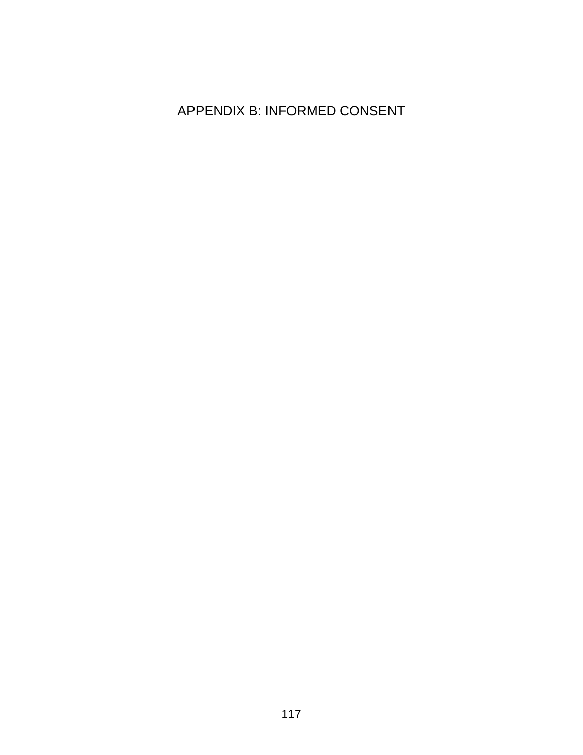# APPENDIX B: INFORMED CONSENT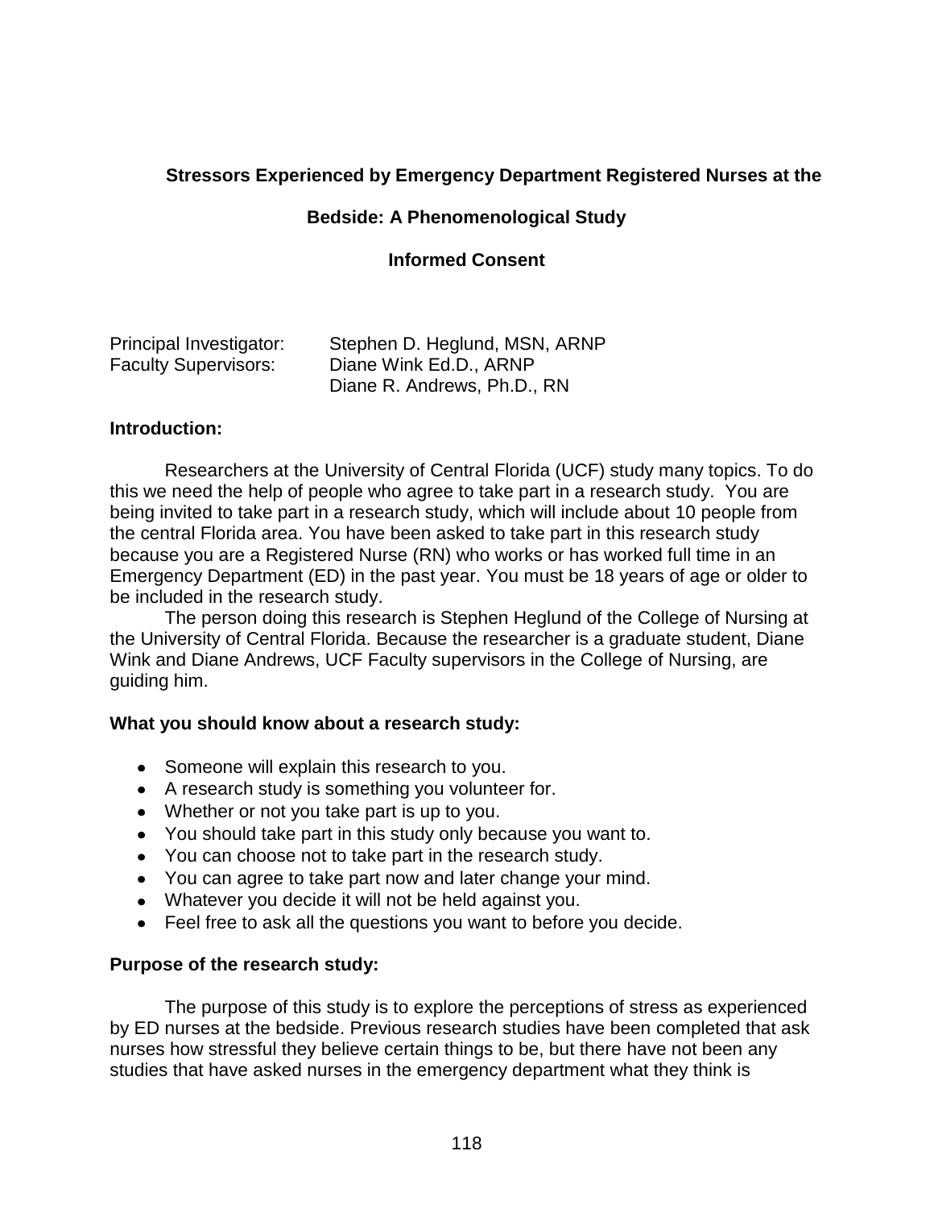**Stressors Experienced by Emergency Department Registered Nurses at the Bedside: A Phenomenological Study**

**Informed Consent**

Principal Investigator: Stephen D. Heglund, MSN, ARNP
Faculty Supervisors: Diane Wink Ed.D., ARNP
Diane R. Andrews, Ph.D., RN

**Introduction:**

Researchers at the University of Central Florida (UCF) study many topics. To do this we need the help of people who agree to take part in a research study. You are being invited to take part in a research study, which will include about 10 people from the central Florida area. You have been asked to take part in this research study because you are a Registered Nurse (RN) who works or has worked full time in an Emergency Department (ED) in the past year. You must be 18 years of age or older to be included in the research study.

The person doing this research is Stephen Heglund of the College of Nursing at the University of Central Florida. Because the researcher is a graduate student, Diane Wink and Diane Andrews, UCF Faculty supervisors in the College of Nursing, are guiding him.

**What you should know about a research study:**

- Someone will explain this research to you.
- A research study is something you volunteer for.
- Whether or not you take part is up to you.
- You should take part in this study only because you want to.
- You can choose not to take part in the research study.
- You can agree to take part now and later change your mind.
- Whatever you decide it will not be held against you.
- Feel free to ask all the questions you want to before you decide.

**Purpose of the research study:**

The purpose of this study is to explore the perceptions of stress as experienced by ED nurses at the bedside. Previous research studies have been completed that ask nurses how stressful they believe certain things to be, but there have not been any studies that have asked nurses in the emergency department what they think is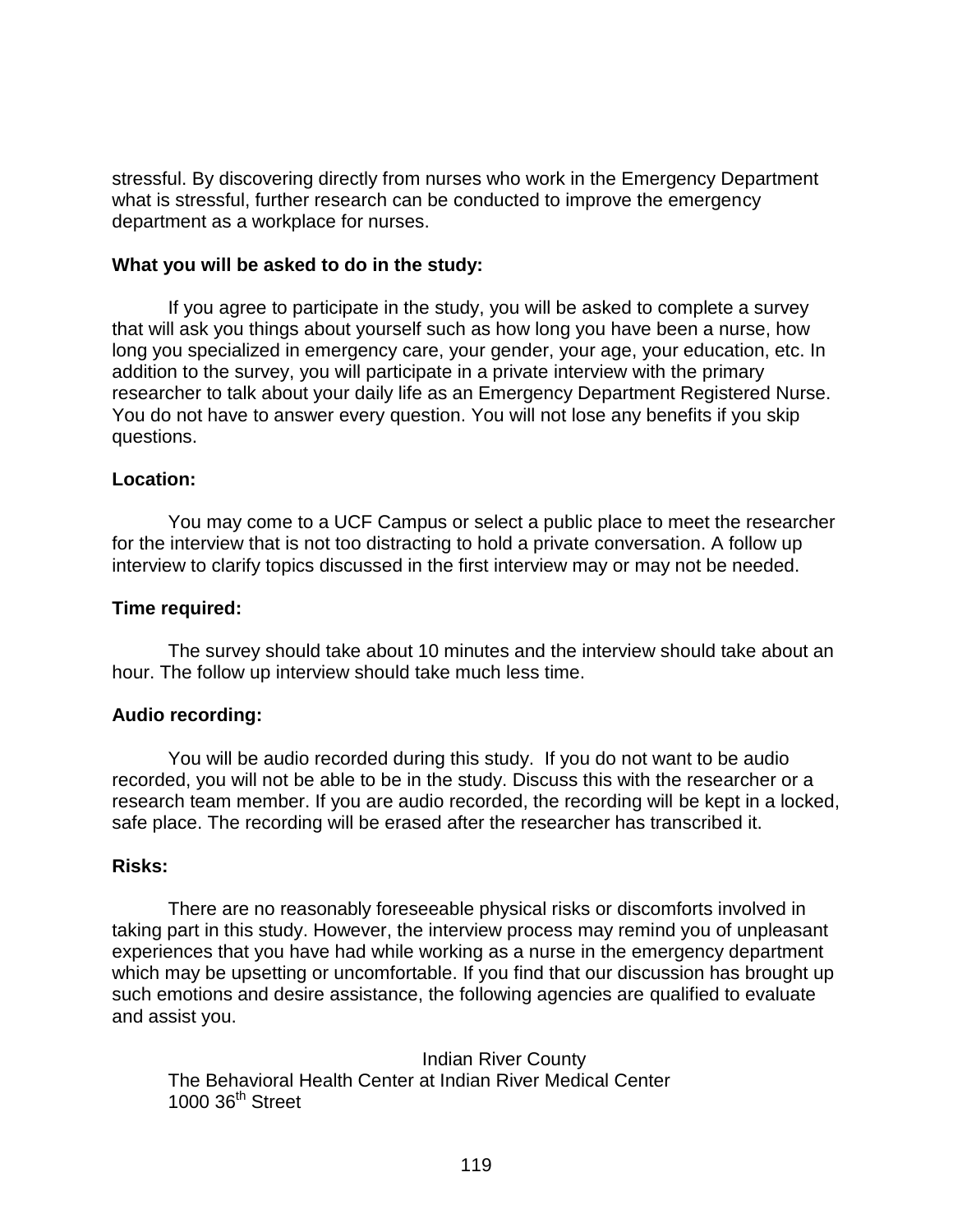stressful. By discovering directly from nurses who work in the Emergency Department what is stressful, further research can be conducted to improve the emergency department as a workplace for nurses.

**What you will be asked to do in the study:**

If you agree to participate in the study, you will be asked to complete a survey that will ask you things about yourself such as how long you have been a nurse, how long you specialized in emergency care, your gender, your age, your education, etc. In addition to the survey, you will participate in a private interview with the primary researcher to talk about your daily life as an Emergency Department Registered Nurse. You do not have to answer every question. You will not lose any benefits if you skip questions.

**Location:**

You may come to a UCF Campus or select a public place to meet the researcher for the interview that is not too distracting to hold a private conversation. A follow up interview to clarify topics discussed in the first interview may or may not be needed.

**Time required:**

The survey should take about 10 minutes and the interview should take about an hour. The follow up interview should take much less time.

**Audio recording:**

You will be audio recorded during this study. If you do not want to be audio recorded, you will not be able to be in the study. Discuss this with the researcher or a research team member. If you are audio recorded, the recording will be kept in a locked, safe place. The recording will be erased after the researcher has transcribed it.

**Risks:**

There are no reasonably foreseeable physical risks or discomforts involved in taking part in this study. However, the interview process may remind you of unpleasant experiences that you have had while working as a nurse in the emergency department which may be upsetting or uncomfortable. If you find that our discussion has brought up such emotions and desire assistance, the following agencies are qualified to evaluate and assist you.

Indian River County

The Behavioral Health Center at Indian River Medical Center
1000 36th Street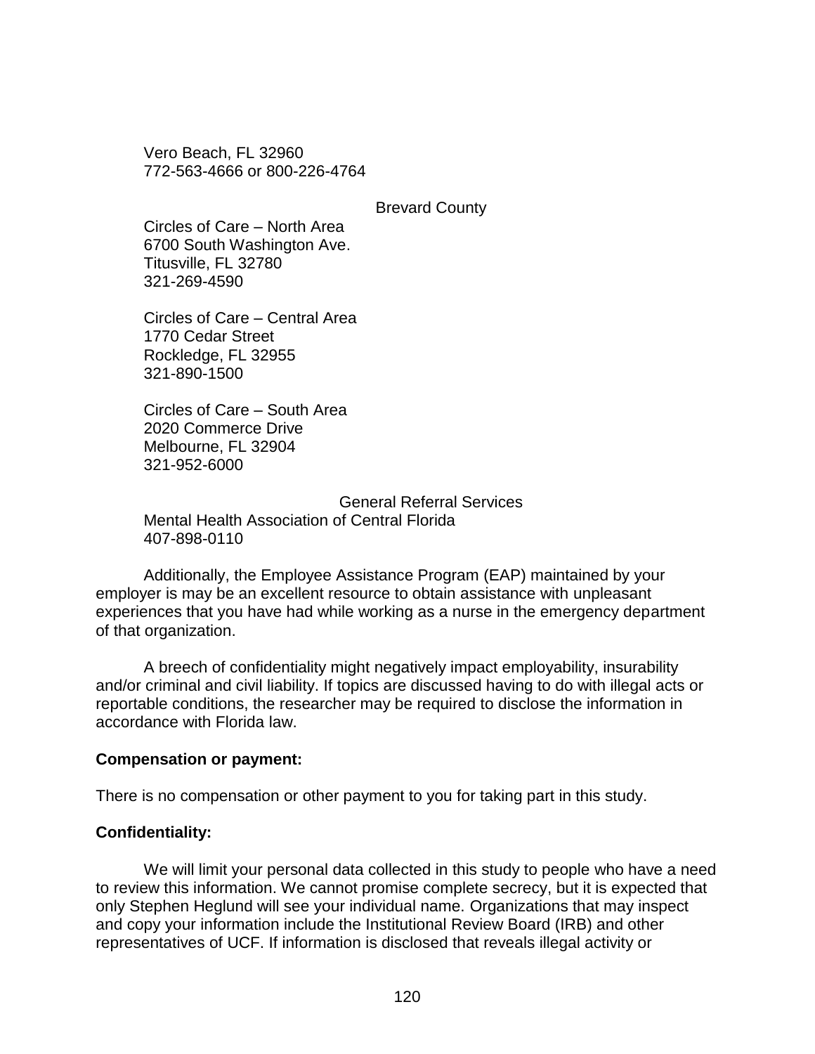Vero Beach, FL 32960
772-563-4666 or 800-226-4764

Brevard County

Circles of Care – North Area
6700 South Washington Ave.
Titusville, FL 32780
321-269-4590

Circles of Care – Central Area
1770 Cedar Street
Rockledge, FL 32955
321-890-1500

Circles of Care – South Area
2020 Commerce Drive
Melbourne, FL 32904
321-952-6000

General Referral Services

Mental Health Association of Central Florida
407-898-0110

Additionally, the Employee Assistance Program (EAP) maintained by your employer is may be an excellent resource to obtain assistance with unpleasant experiences that you have had while working as a nurse in the emergency department of that organization.

A breech of confidentiality might negatively impact employability, insurability and/or criminal and civil liability. If topics are discussed having to do with illegal acts or reportable conditions, the researcher may be required to disclose the information in accordance with Florida law.

**Compensation or payment:**

There is no compensation or other payment to you for taking part in this study.

**Confidentiality:**

We will limit your personal data collected in this study to people who have a need to review this information. We cannot promise complete secrecy, but it is expected that only Stephen Heglund will see your individual name. Organizations that may inspect and copy your information include the Institutional Review Board (IRB) and other representatives of UCF. If information is disclosed that reveals illegal activity or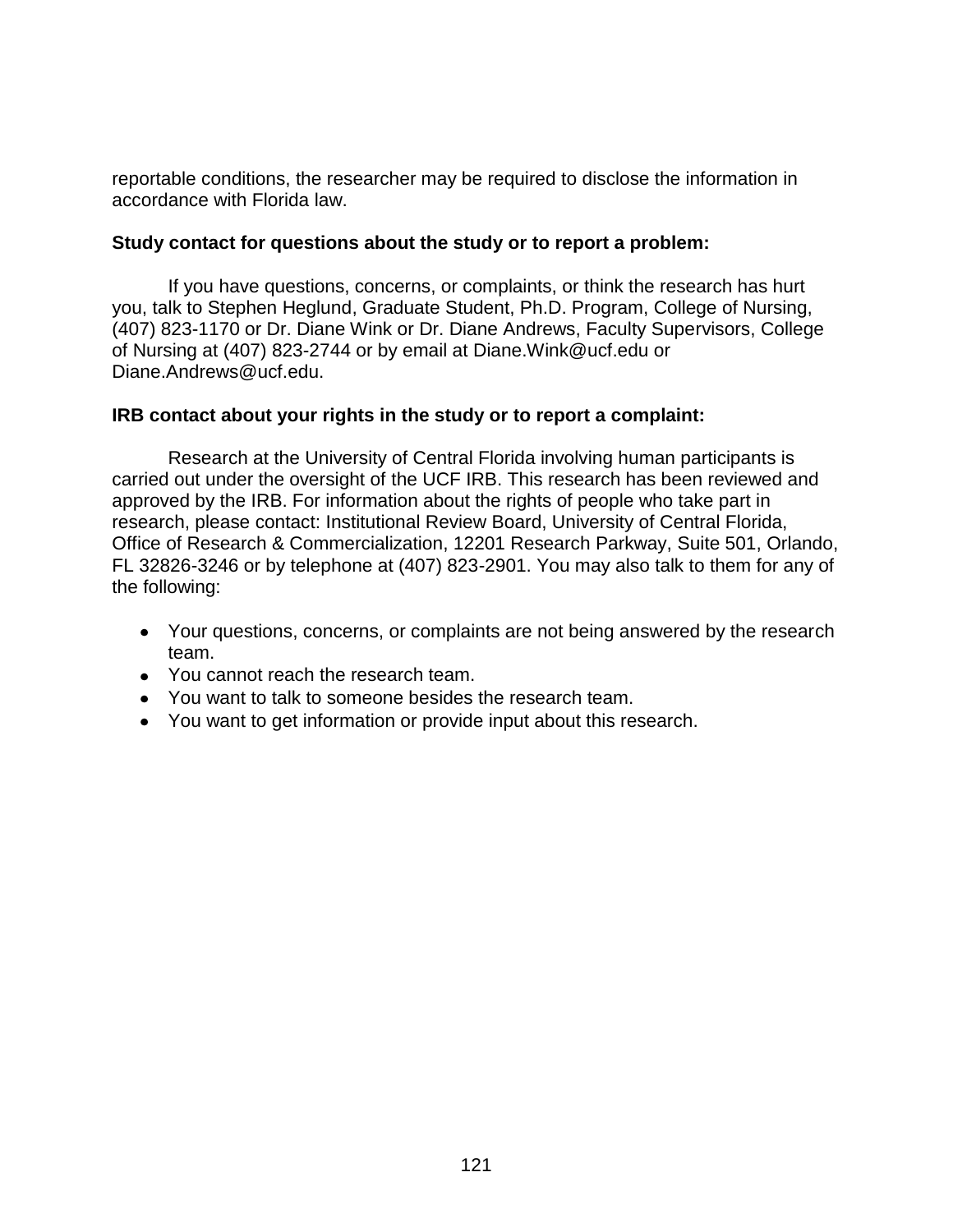reportable conditions, the researcher may be required to disclose the information in accordance with Florida law.

**Study contact for questions about the study or to report a problem:**

If you have questions, concerns, or complaints, or think the research has hurt you, talk to Stephen Heglund, Graduate Student, Ph.D. Program, College of Nursing, (407) 823-1170 or Dr. Diane Wink or Dr. Diane Andrews, Faculty Supervisors, College of Nursing at (407) 823-2744 or by email at Diane.Wink@ucf.edu or Diane.Andrews@ucf.edu.

**IRB contact about your rights in the study or to report a complaint:**

Research at the University of Central Florida involving human participants is carried out under the oversight of the UCF IRB. This research has been reviewed and approved by the IRB. For information about the rights of people who take part in research, please contact: Institutional Review Board, University of Central Florida, Office of Research & Commercialization, 12201 Research Parkway, Suite 501, Orlando, FL 32826-3246 or by telephone at (407) 823-2901. You may also talk to them for any of the following:

- Your questions, concerns, or complaints are not being answered by the research team.
- You cannot reach the research team.
- You want to talk to someone besides the research team.
- You want to get information or provide input about this research.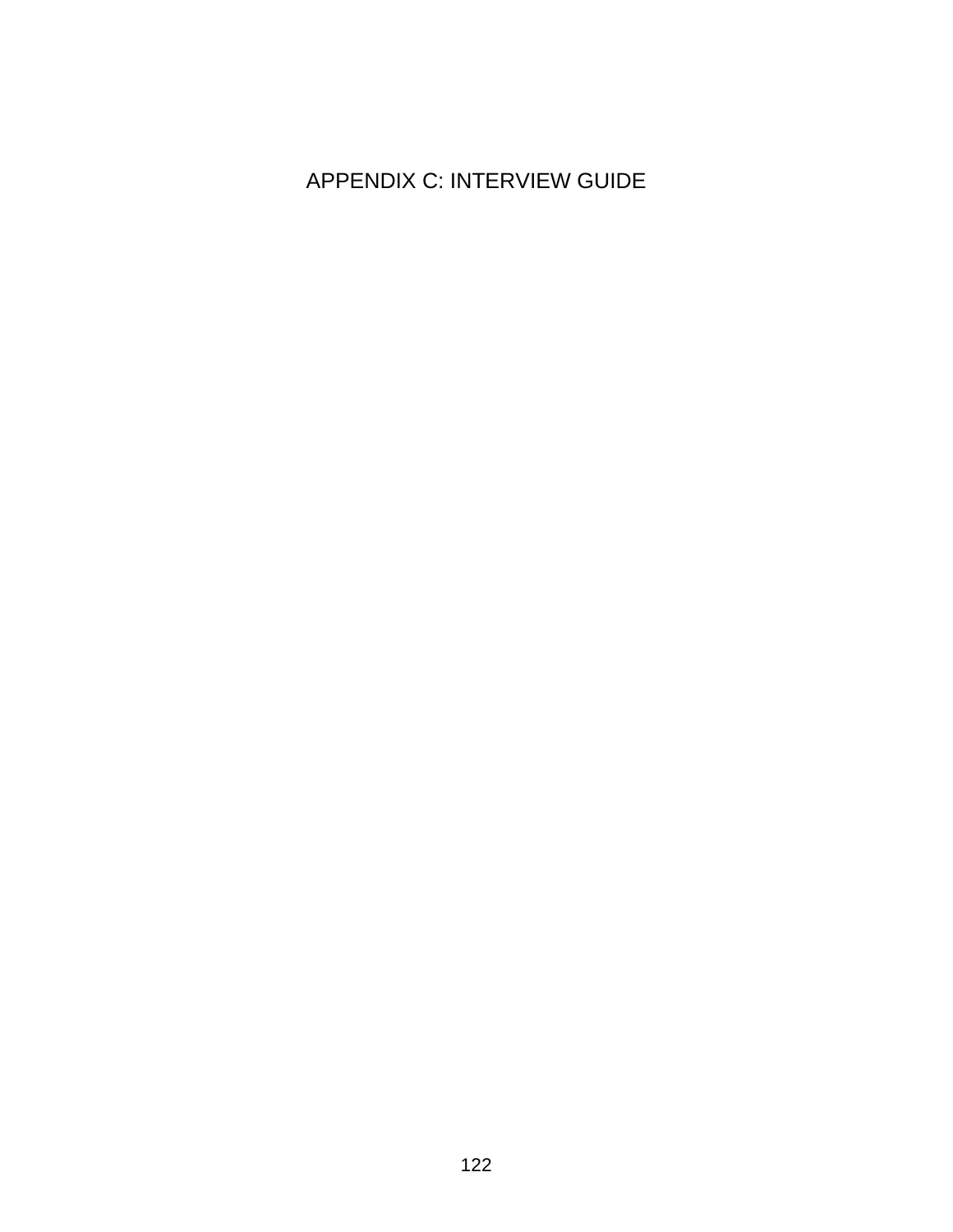# APPENDIX C: INTERVIEW GUIDE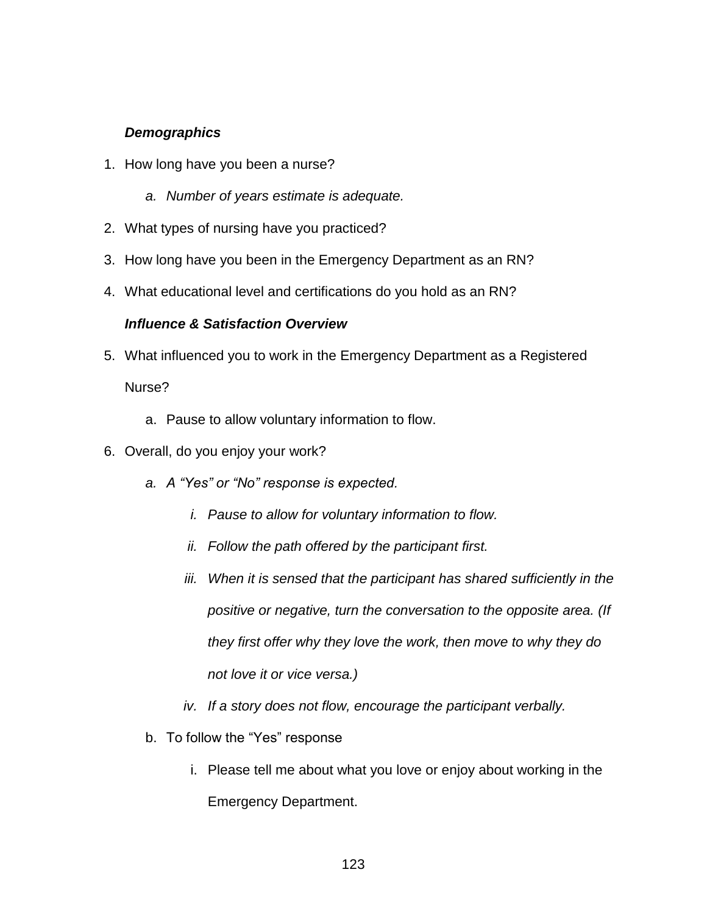***Demographics***

1. How long have you been a nurse?
   a. *Number of years estimate is adequate.*
2. What types of nursing have you practiced?
3. How long have you been in the Emergency Department as an RN?
4. What educational level and certifications do you hold as an RN?

***Influence & Satisfaction Overview***

5. What influenced you to work in the Emergency Department as a Registered Nurse?
   a. Pause to allow voluntary information to flow.
6. Overall, do you enjoy your work?
   a. *A "Yes" or "No" response is expected.*
      i. *Pause to allow for voluntary information to flow.*
      ii. *Follow the path offered by the participant first.*
      iii. *When it is sensed that the participant has shared sufficiently in the positive or negative, turn the conversation to the opposite area. (If they first offer why they love the work, then move to why they do not love it or vice versa.)*
      iv. *If a story does not flow, encourage the participant verbally.*
   b. To follow the "Yes" response
      i. Please tell me about what you love or enjoy about working in the Emergency Department.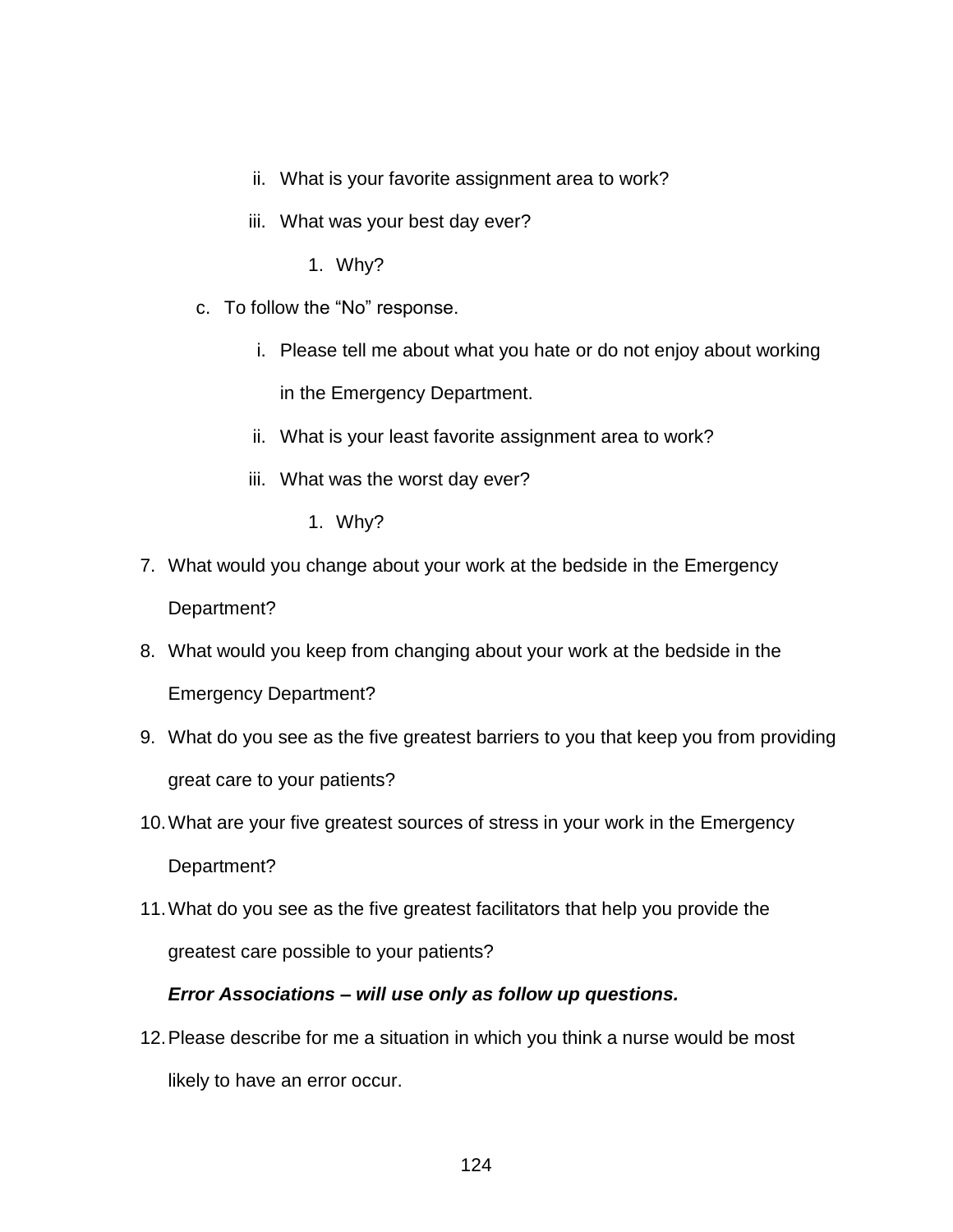ii. What is your favorite assignment area to work?

   iii. What was your best day ever?

      1. Why?

c. To follow the "No" response.

   i. Please tell me about what you hate or do not enjoy about working in the Emergency Department.

   ii. What is your least favorite assignment area to work?

   iii. What was the worst day ever?

      1. Why?

7. What would you change about your work at the bedside in the Emergency Department?
8. What would you keep from changing about your work at the bedside in the Emergency Department?
9. What do you see as the five greatest barriers to you that keep you from providing great care to your patients?
10. What are your five greatest sources of stress in your work in the Emergency Department?
11. What do you see as the five greatest facilitators that help you provide the greatest care possible to your patients?

    ***Error Associations – will use only as follow up questions.***

12. Please describe for me a situation in which you think a nurse would be most likely to have an error occur.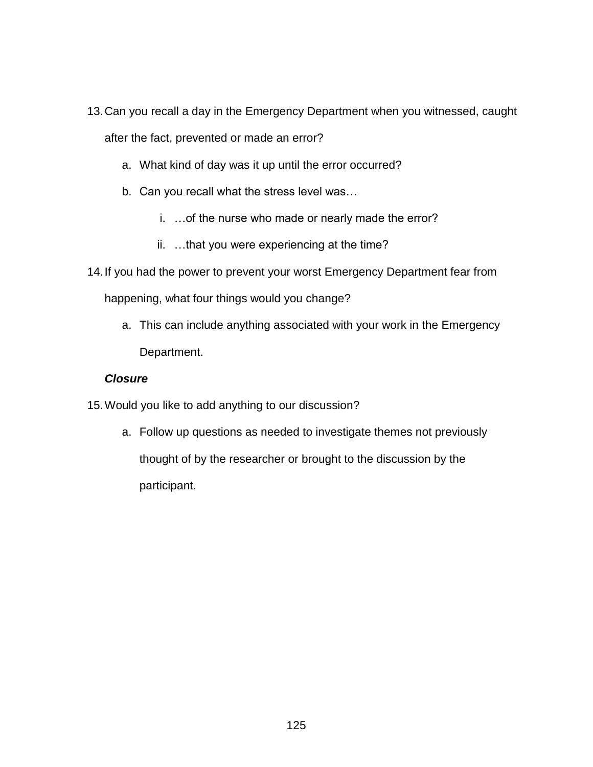13. Can you recall a day in the Emergency Department when you witnessed, caught after the fact, prevented or made an error?
    a. What kind of day was it up until the error occurred?
    b. Can you recall what the stress level was…
        i. …of the nurse who made or nearly made the error?
        ii. …that you were experiencing at the time?
14. If you had the power to prevent your worst Emergency Department fear from happening, what four things would you change?
    a. This can include anything associated with your work in the Emergency Department.

***Closure***

15. Would you like to add anything to our discussion?
    a. Follow up questions as needed to investigate themes not previously thought of by the researcher or brought to the discussion by the participant.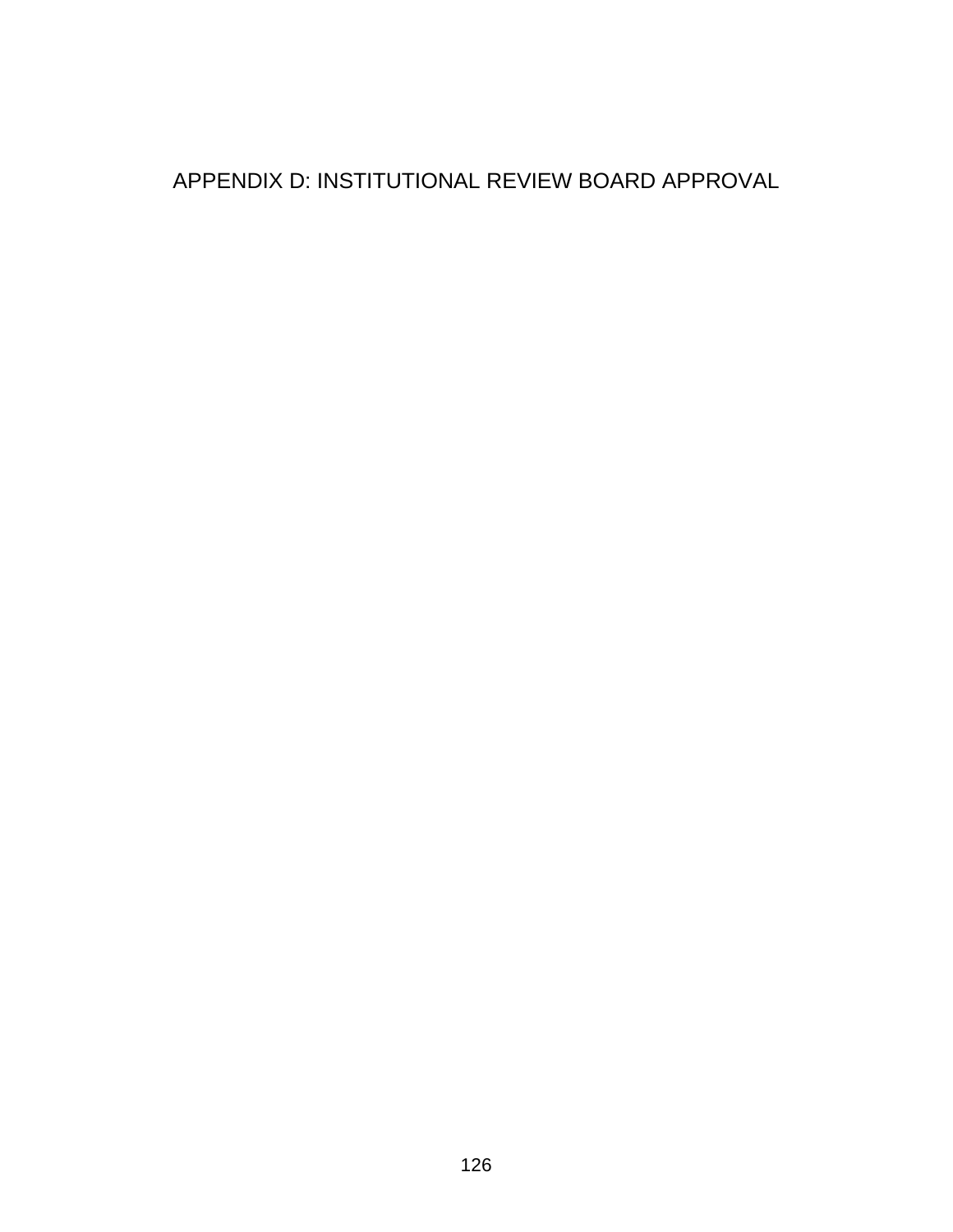# APPENDIX D: INSTITUTIONAL REVIEW BOARD APPROVAL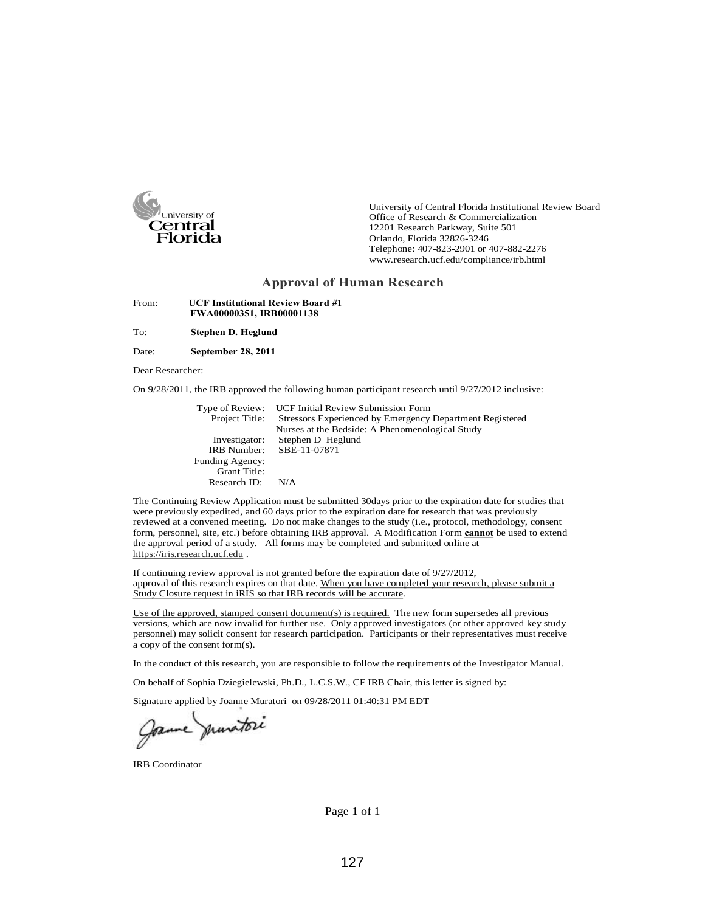University of Central Florida

University of Central Florida Institutional Review Board
Office of Research & Commercialization
12201 Research Parkway, Suite 501
Orlando, Florida 32826-3246
Telephone: 407-823-2901 or 407-882-2276
www.research.ucf.edu/compliance/irb.html

## Approval of Human Research

From: **UCF Institutional Review Board #1**
**FWA00000351, IRB00001138**

To: **Stephen D. Heglund**

Date: **September 28, 2011**

Dear Researcher:

On 9/28/2011, the IRB approved the following human participant research until 9/27/2012 inclusive:

Type of Review: UCF Initial Review Submission Form
Project Title: Stressors Experienced by Emergency Department Registered Nurses at the Bedside: A Phenomenological Study
Investigator: Stephen D Heglund
IRB Number: SBE-11-07871
Funding Agency:
Grant Title:
Research ID: N/A

The Continuing Review Application must be submitted 30days prior to the expiration date for studies that were previously expedited, and 60 days prior to the expiration date for research that was previously reviewed at a convened meeting. Do not make changes to the study (i.e., protocol, methodology, consent form, personnel, site, etc.) before obtaining IRB approval. A Modification Form **cannot** be used to extend the approval period of a study. All forms may be completed and submitted online at https://iris.research.ucf.edu .

If continuing review approval is not granted before the expiration date of 9/27/2012, approval of this research expires on that date. When you have completed your research, please submit a Study Closure request in iRIS so that IRB records will be accurate.

Use of the approved, stamped consent document(s) is required. The new form supersedes all previous versions, which are now invalid for further use. Only approved investigators (or other approved key study personnel) may solicit consent for research participation. Participants or their representatives must receive a copy of the consent form(s).

In the conduct of this research, you are responsible to follow the requirements of the Investigator Manual.

On behalf of Sophia Dziegielewski, Ph.D., L.C.S.W., CF IRB Chair, this letter is signed by:

Signature applied by Joanne Muratori on 09/28/2011 01:40:31 PM EDT

Joanne Muratori

IRB Coordinator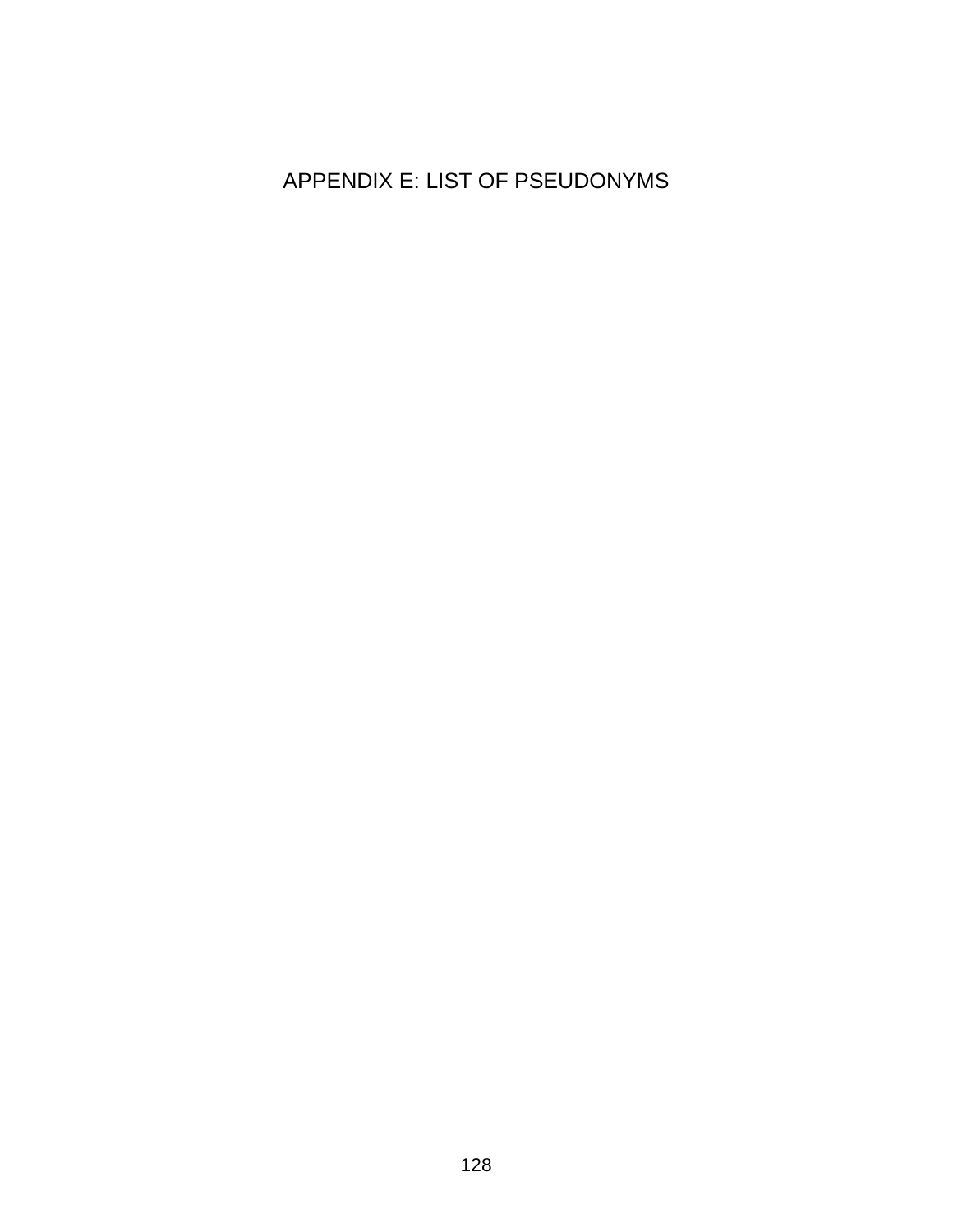# APPENDIX E: LIST OF PSEUDONYMS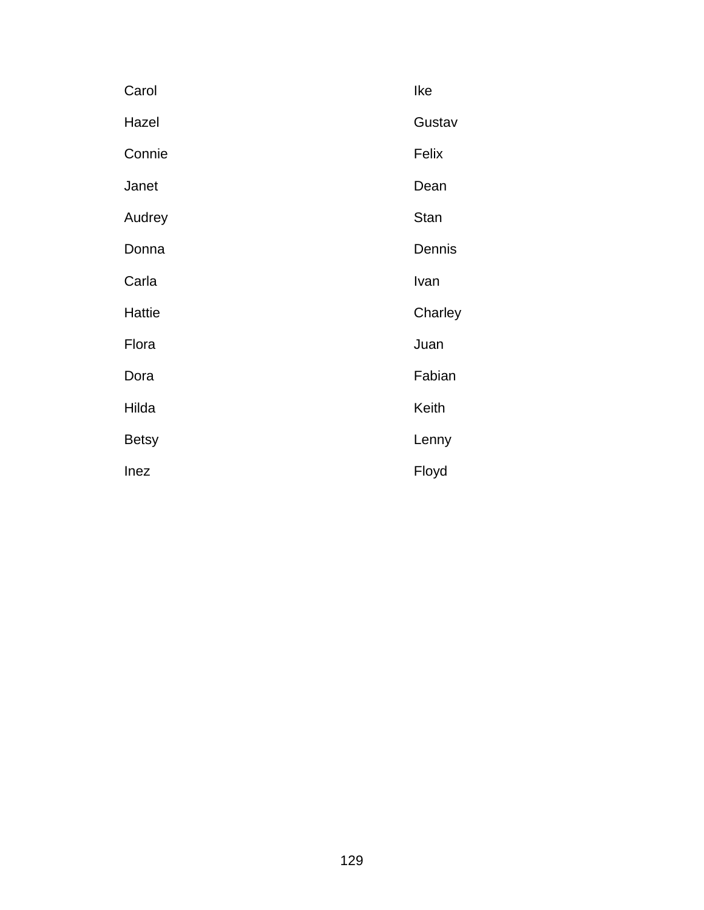Carol

Hazel

Connie

Janet

Audrey

Donna

Carla

Hattie

Flora

Dora

Hilda

Betsy

Inez

Ike

Gustav

Felix

Dean

Stan

Dennis

Ivan

Charley

Juan

Fabian

Keith

Lenny

Floyd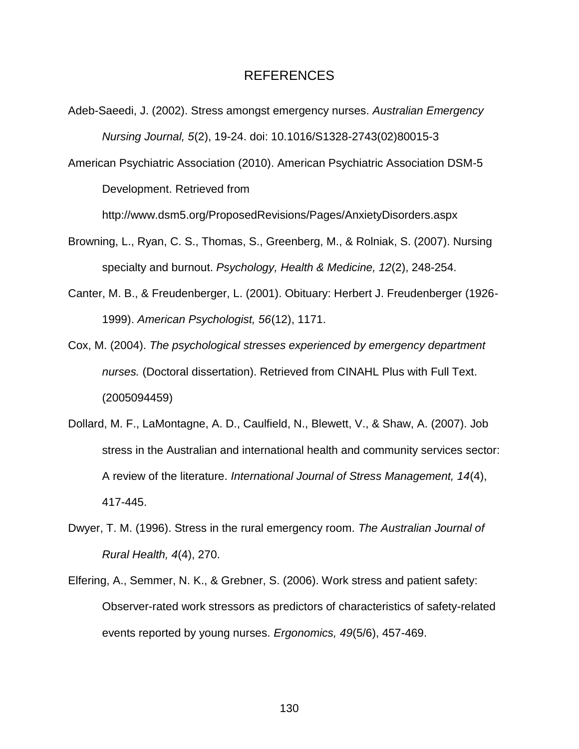# REFERENCES

Adeb-Saeedi, J. (2002). Stress amongst emergency nurses. *Australian Emergency Nursing Journal, 5*(2), 19-24. doi: 10.1016/S1328-2743(02)80015-3

American Psychiatric Association (2010). American Psychiatric Association DSM-5 Development. Retrieved from http://www.dsm5.org/ProposedRevisions/Pages/AnxietyDisorders.aspx

Browning, L., Ryan, C. S., Thomas, S., Greenberg, M., & Rolniak, S. (2007). Nursing specialty and burnout. *Psychology, Health & Medicine, 12*(2), 248-254.

Canter, M. B., & Freudenberger, L. (2001). Obituary: Herbert J. Freudenberger (1926-1999). *American Psychologist, 56*(12), 1171.

Cox, M. (2004). *The psychological stresses experienced by emergency department nurses.* (Doctoral dissertation). Retrieved from CINAHL Plus with Full Text. (2005094459)

Dollard, M. F., LaMontagne, A. D., Caulfield, N., Blewett, V., & Shaw, A. (2007). Job stress in the Australian and international health and community services sector: A review of the literature. *International Journal of Stress Management, 14*(4), 417-445.

Dwyer, T. M. (1996). Stress in the rural emergency room. *The Australian Journal of Rural Health, 4*(4), 270.

Elfering, A., Semmer, N. K., & Grebner, S. (2006). Work stress and patient safety: Observer-rated work stressors as predictors of characteristics of safety-related events reported by young nurses. *Ergonomics, 49*(5/6), 457-469.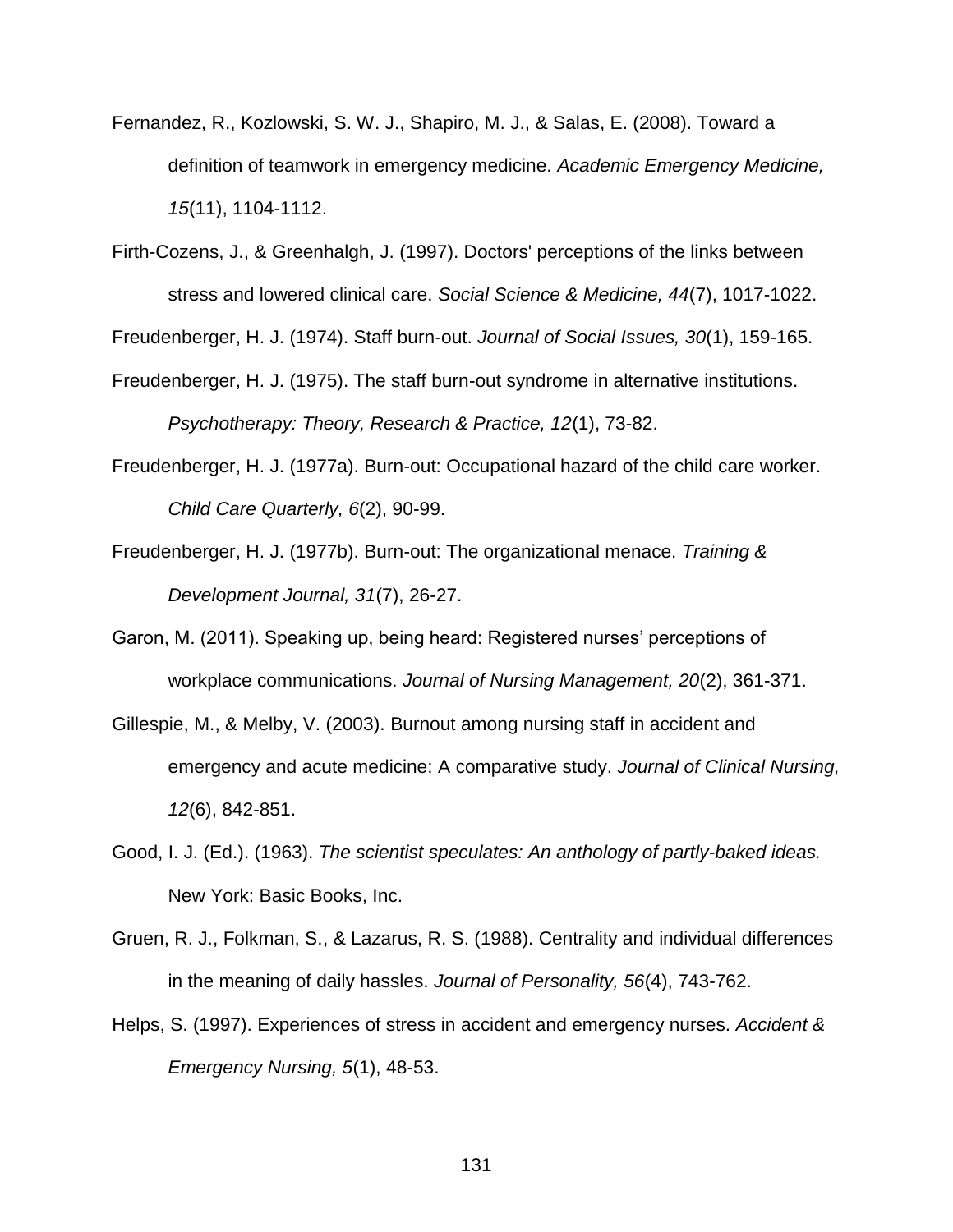Fernandez, R., Kozlowski, S. W. J., Shapiro, M. J., & Salas, E. (2008). Toward a definition of teamwork in emergency medicine. *Academic Emergency Medicine, 15*(11), 1104-1112.

Firth-Cozens, J., & Greenhalgh, J. (1997). Doctors' perceptions of the links between stress and lowered clinical care. *Social Science & Medicine, 44*(7), 1017-1022.

Freudenberger, H. J. (1974). Staff burn-out. *Journal of Social Issues, 30*(1), 159-165.

Freudenberger, H. J. (1975). The staff burn-out syndrome in alternative institutions. *Psychotherapy: Theory, Research & Practice, 12*(1), 73-82.

Freudenberger, H. J. (1977a). Burn-out: Occupational hazard of the child care worker. *Child Care Quarterly, 6*(2), 90-99.

Freudenberger, H. J. (1977b). Burn-out: The organizational menace. *Training & Development Journal, 31*(7), 26-27.

Garon, M. (2011). Speaking up, being heard: Registered nurses' perceptions of workplace communications. *Journal of Nursing Management, 20*(2), 361-371.

Gillespie, M., & Melby, V. (2003). Burnout among nursing staff in accident and emergency and acute medicine: A comparative study. *Journal of Clinical Nursing, 12*(6), 842-851.

Good, I. J. (Ed.). (1963). *The scientist speculates: An anthology of partly-baked ideas.* New York: Basic Books, Inc.

Gruen, R. J., Folkman, S., & Lazarus, R. S. (1988). Centrality and individual differences in the meaning of daily hassles. *Journal of Personality, 56*(4), 743-762.

Helps, S. (1997). Experiences of stress in accident and emergency nurses. *Accident & Emergency Nursing, 5*(1), 48-53.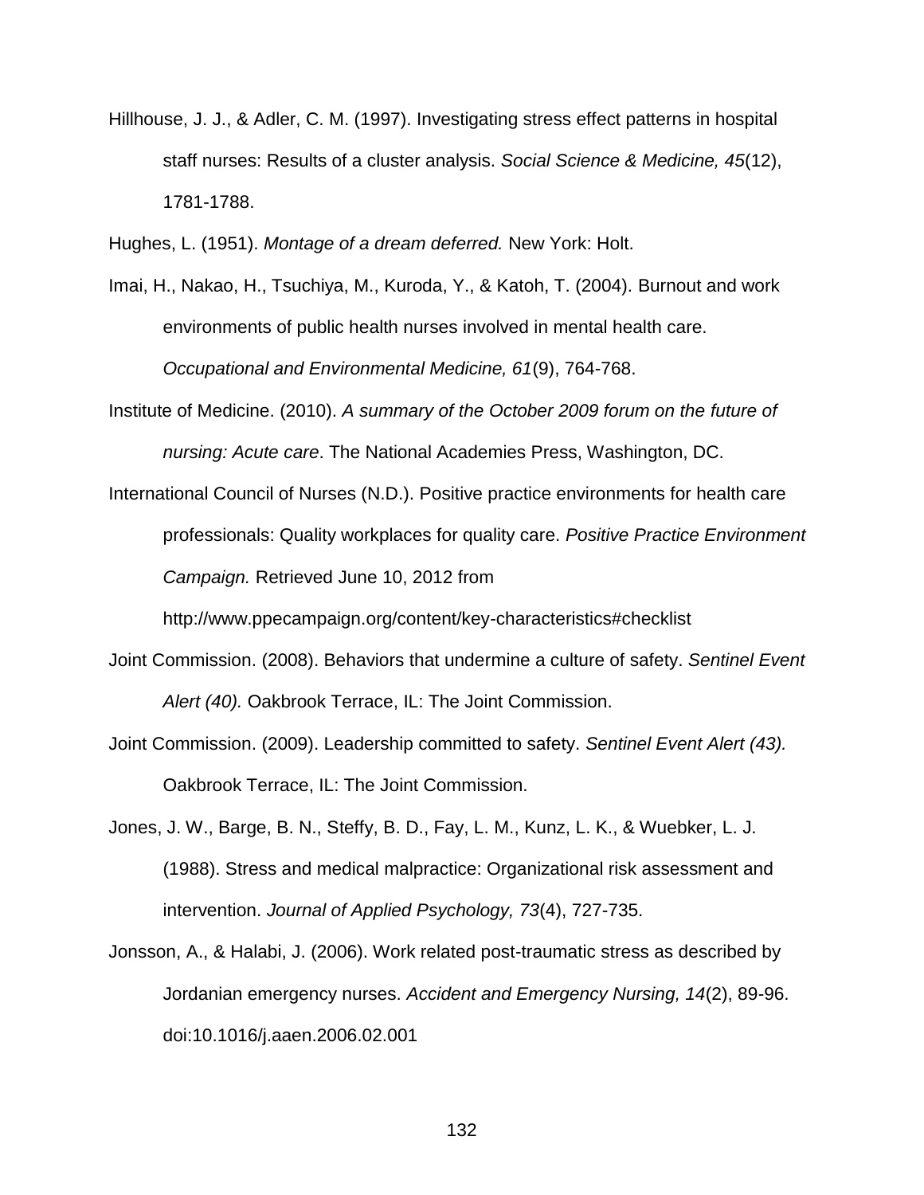Hillhouse, J. J., & Adler, C. M. (1997). Investigating stress effect patterns in hospital staff nurses: Results of a cluster analysis. *Social Science & Medicine, 45*(12), 1781-1788.

Hughes, L. (1951). *Montage of a dream deferred.* New York: Holt.

Imai, H., Nakao, H., Tsuchiya, M., Kuroda, Y., & Katoh, T. (2004). Burnout and work environments of public health nurses involved in mental health care. *Occupational and Environmental Medicine, 61*(9), 764-768.

Institute of Medicine. (2010). *A summary of the October 2009 forum on the future of nursing: Acute care*. The National Academies Press, Washington, DC.

International Council of Nurses (N.D.). Positive practice environments for health care professionals: Quality workplaces for quality care. *Positive Practice Environment Campaign.* Retrieved June 10, 2012 from http://www.ppecampaign.org/content/key-characteristics#checklist

Joint Commission. (2008). Behaviors that undermine a culture of safety. *Sentinel Event Alert (40).* Oakbrook Terrace, IL: The Joint Commission.

Joint Commission. (2009). Leadership committed to safety. *Sentinel Event Alert (43).* Oakbrook Terrace, IL: The Joint Commission.

Jones, J. W., Barge, B. N., Steffy, B. D., Fay, L. M., Kunz, L. K., & Wuebker, L. J. (1988). Stress and medical malpractice: Organizational risk assessment and intervention. *Journal of Applied Psychology, 73*(4), 727-735.

Jonsson, A., & Halabi, J. (2006). Work related post-traumatic stress as described by Jordanian emergency nurses. *Accident and Emergency Nursing, 14*(2), 89-96. doi:10.1016/j.aaen.2006.02.001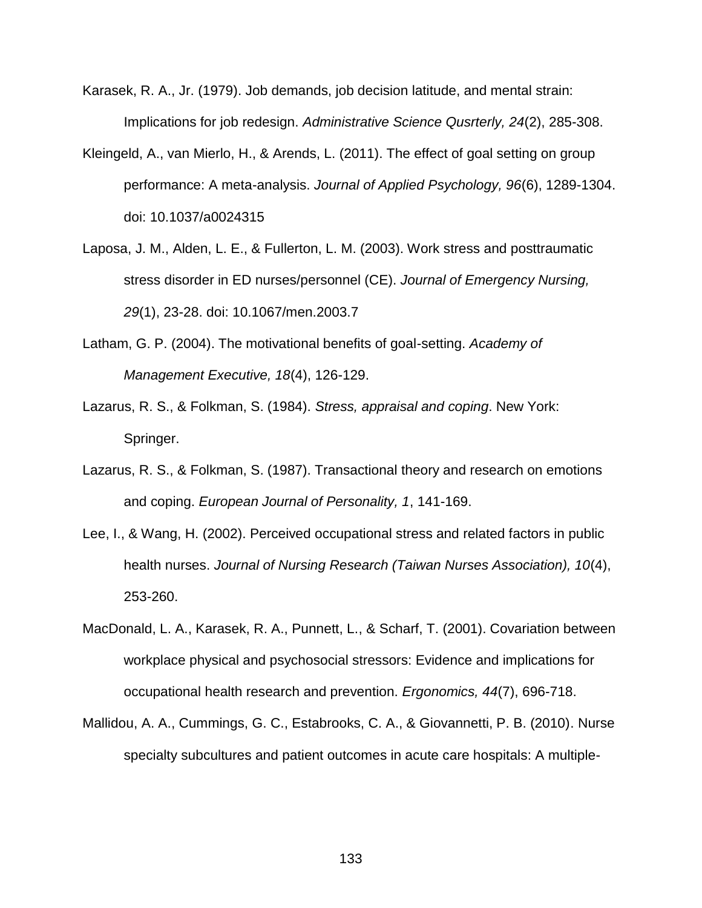Karasek, R. A., Jr. (1979). Job demands, job decision latitude, and mental strain: Implications for job redesign. *Administrative Science Qusrterly, 24*(2), 285-308.

Kleingeld, A., van Mierlo, H., & Arends, L. (2011). The effect of goal setting on group performance: A meta-analysis. *Journal of Applied Psychology, 96*(6), 1289-1304. doi: 10.1037/a0024315

Laposa, J. M., Alden, L. E., & Fullerton, L. M. (2003). Work stress and posttraumatic stress disorder in ED nurses/personnel (CE). *Journal of Emergency Nursing, 29*(1), 23-28. doi: 10.1067/men.2003.7

Latham, G. P. (2004). The motivational benefits of goal-setting. *Academy of Management Executive, 18*(4), 126-129.

Lazarus, R. S., & Folkman, S. (1984). *Stress, appraisal and coping*. New York: Springer.

Lazarus, R. S., & Folkman, S. (1987). Transactional theory and research on emotions and coping. *European Journal of Personality, 1*, 141-169.

Lee, I., & Wang, H. (2002). Perceived occupational stress and related factors in public health nurses. *Journal of Nursing Research (Taiwan Nurses Association), 10*(4), 253-260.

MacDonald, L. A., Karasek, R. A., Punnett, L., & Scharf, T. (2001). Covariation between workplace physical and psychosocial stressors: Evidence and implications for occupational health research and prevention. *Ergonomics, 44*(7), 696-718.

Mallidou, A. A., Cummings, G. C., Estabrooks, C. A., & Giovannetti, P. B. (2010). Nurse specialty subcultures and patient outcomes in acute care hospitals: A multiple-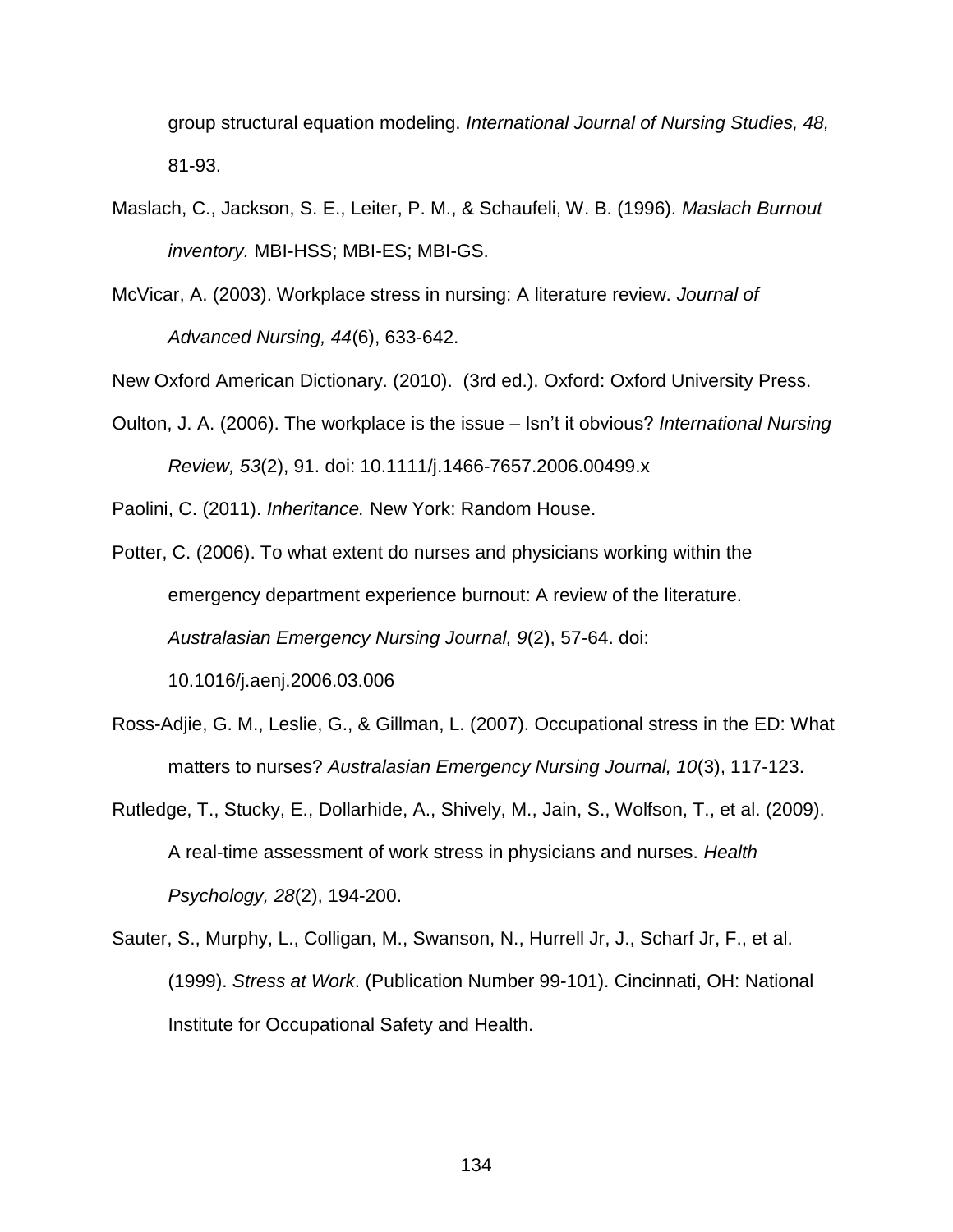group structural equation modeling. *International Journal of Nursing Studies, 48,* 81-93.

Maslach, C., Jackson, S. E., Leiter, P. M., & Schaufeli, W. B. (1996). *Maslach Burnout inventory.* MBI-HSS; MBI-ES; MBI-GS.

McVicar, A. (2003). Workplace stress in nursing: A literature review. *Journal of Advanced Nursing, 44*(6), 633-642.

New Oxford American Dictionary. (2010). (3rd ed.). Oxford: Oxford University Press.

Oulton, J. A. (2006). The workplace is the issue – Isn't it obvious? *International Nursing Review, 53*(2), 91. doi: 10.1111/j.1466-7657.2006.00499.x

Paolini, C. (2011). *Inheritance.* New York: Random House.

Potter, C. (2006). To what extent do nurses and physicians working within the emergency department experience burnout: A review of the literature. *Australasian Emergency Nursing Journal, 9*(2), 57-64. doi: 10.1016/j.aenj.2006.03.006

Ross-Adjie, G. M., Leslie, G., & Gillman, L. (2007). Occupational stress in the ED: What matters to nurses? *Australasian Emergency Nursing Journal, 10*(3), 117-123.

Rutledge, T., Stucky, E., Dollarhide, A., Shively, M., Jain, S., Wolfson, T., et al. (2009). A real-time assessment of work stress in physicians and nurses. *Health Psychology, 28*(2), 194-200.

Sauter, S., Murphy, L., Colligan, M., Swanson, N., Hurrell Jr, J., Scharf Jr, F., et al. (1999). *Stress at Work*. (Publication Number 99-101). Cincinnati, OH: National Institute for Occupational Safety and Health.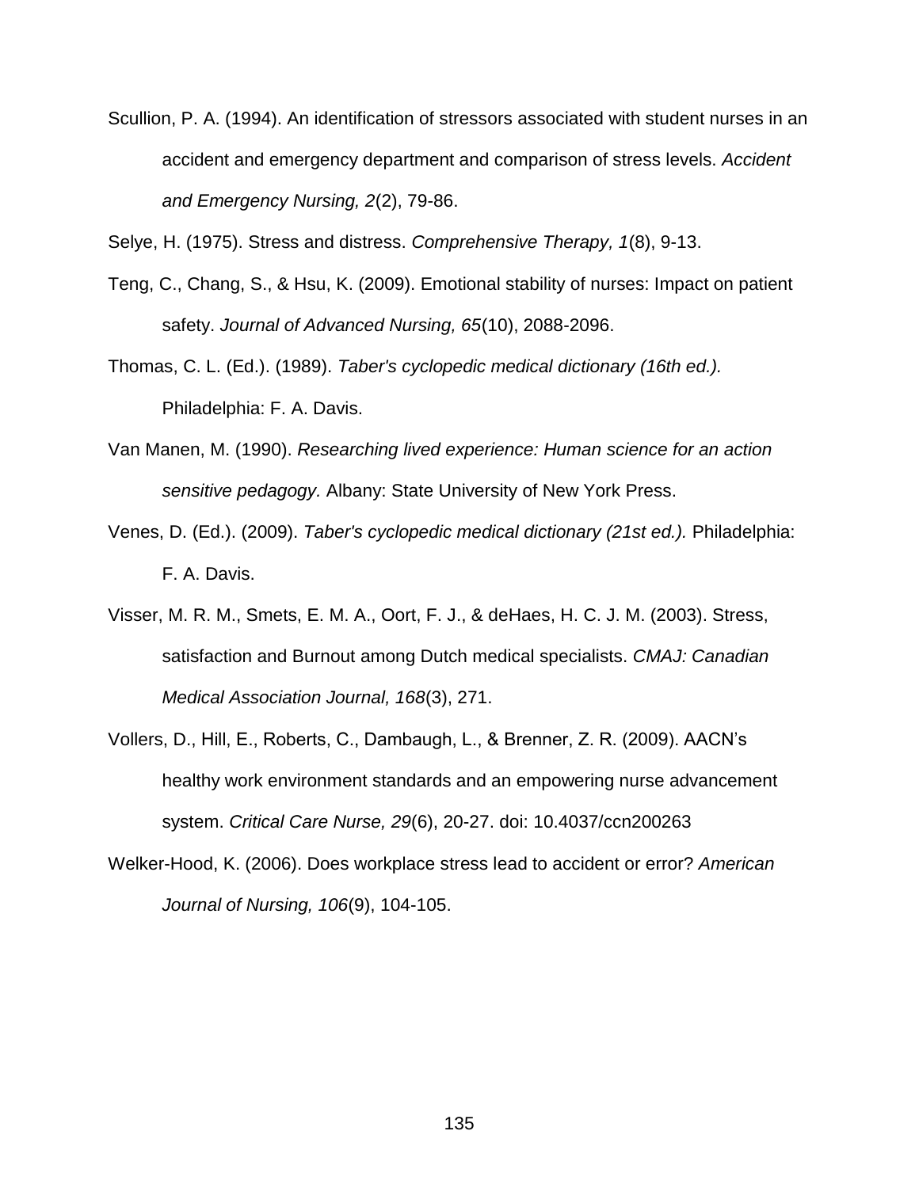Scullion, P. A. (1994). An identification of stressors associated with student nurses in an accident and emergency department and comparison of stress levels. *Accident and Emergency Nursing, 2*(2), 79-86.

Selye, H. (1975). Stress and distress. *Comprehensive Therapy, 1*(8), 9-13.

Teng, C., Chang, S., & Hsu, K. (2009). Emotional stability of nurses: Impact on patient safety. *Journal of Advanced Nursing, 65*(10), 2088-2096.

Thomas, C. L. (Ed.). (1989). *Taber's cyclopedic medical dictionary (16th ed.).* Philadelphia: F. A. Davis.

Van Manen, M. (1990). *Researching lived experience: Human science for an action sensitive pedagogy.* Albany: State University of New York Press.

Venes, D. (Ed.). (2009). *Taber's cyclopedic medical dictionary (21st ed.).* Philadelphia: F. A. Davis.

Visser, M. R. M., Smets, E. M. A., Oort, F. J., & deHaes, H. C. J. M. (2003). Stress, satisfaction and Burnout among Dutch medical specialists. *CMAJ: Canadian Medical Association Journal, 168*(3), 271.

Vollers, D., Hill, E., Roberts, C., Dambaugh, L., & Brenner, Z. R. (2009). AACN's healthy work environment standards and an empowering nurse advancement system. *Critical Care Nurse, 29*(6), 20-27. doi: 10.4037/ccn200263

Welker-Hood, K. (2006). Does workplace stress lead to accident or error? *American Journal of Nursing, 106*(9), 104-105.